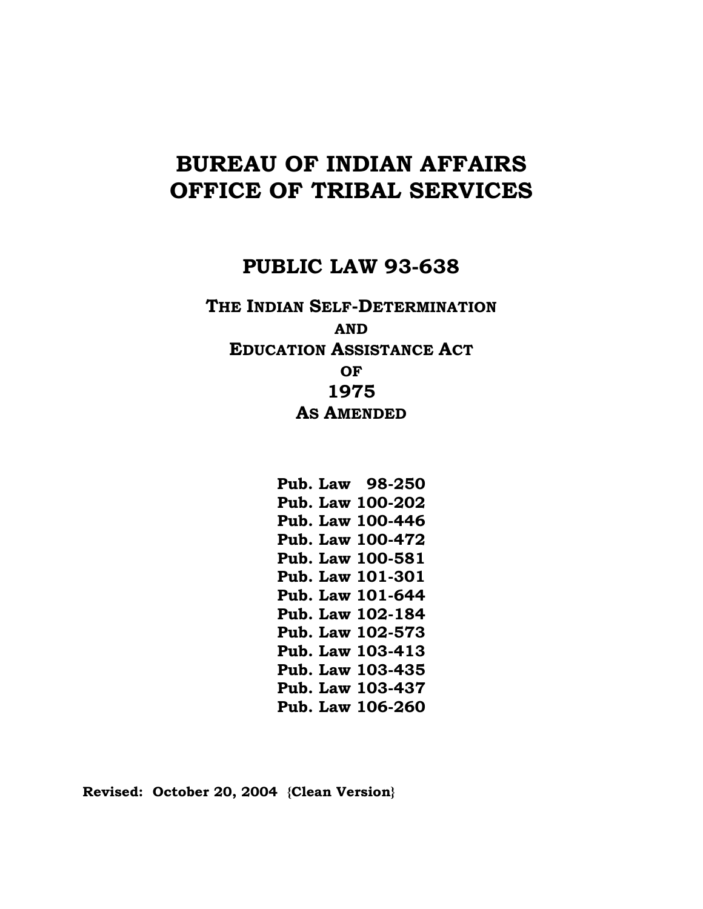# BUREAU OF INDIAN AFFAIRS
# OFFICE OF TRIBAL SERVICES

## PUBLIC LAW 93-638

### THE INDIAN SELF-DETERMINATION AND EDUCATION ASSISTANCE ACT OF 1975 AS AMENDED

**Pub. Law 98-250**
**Pub. Law 100-202**
**Pub. Law 100-446**
**Pub. Law 100-472**
**Pub. Law 100-581**
**Pub. Law 101-301**
**Pub. Law 101-644**
**Pub. Law 102-184**
**Pub. Law 102-573**
**Pub. Law 103-413**
**Pub. Law 103-435**
**Pub. Law 103-437**
**Pub. Law 106-260**

**Revised: October 20, 2004 {Clean Version}**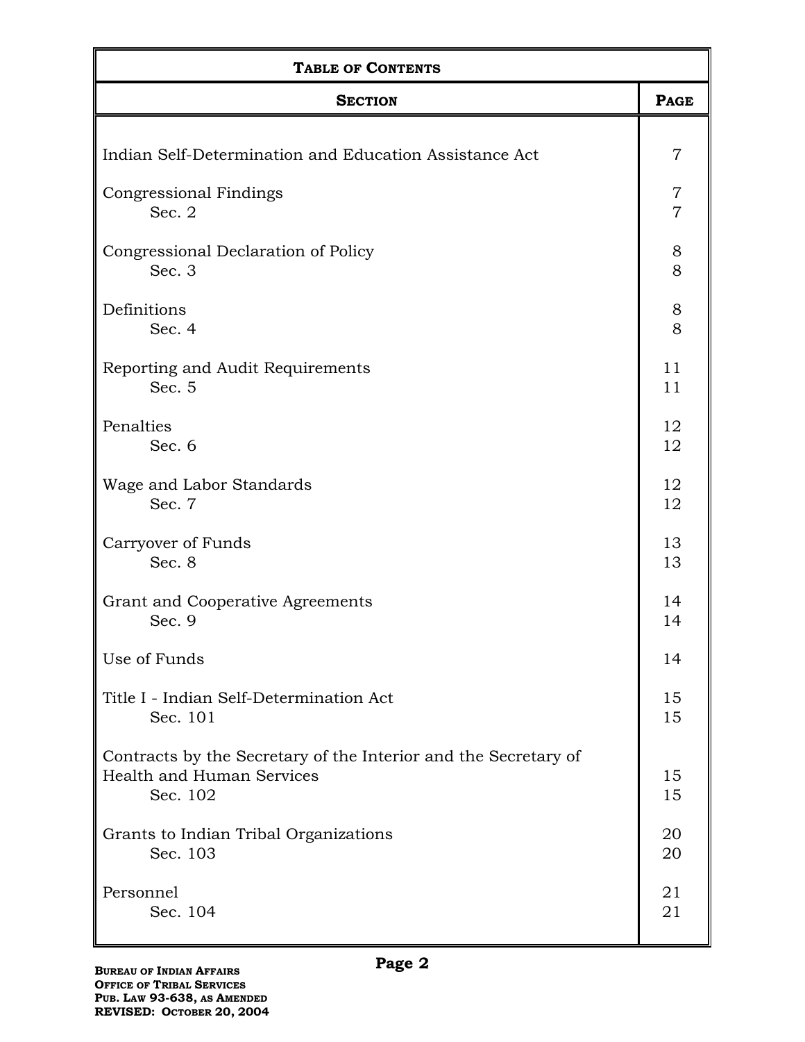| **TABLE OF CONTENTS** | |
|---|---|
| **SECTION** | **PAGE** |
| Indian Self-Determination and Education Assistance Act | 7 |
| Congressional Findings | 7 |
| Sec. 2 | 7 |
| Congressional Declaration of Policy | 8 |
| Sec. 3 | 8 |
| Definitions | 8 |
| Sec. 4 | 8 |
| Reporting and Audit Requirements | 11 |
| Sec. 5 | 11 |
| Penalties | 12 |
| Sec. 6 | 12 |
| Wage and Labor Standards | 12 |
| Sec. 7 | 12 |
| Carryover of Funds | 13 |
| Sec. 8 | 13 |
| Grant and Cooperative Agreements | 14 |
| Sec. 9 | 14 |
| Use of Funds | 14 |
| Title I - Indian Self-Determination Act | 15 |
| Sec. 101 | 15 |
| Contracts by the Secretary of the Interior and the Secretary of Health and Human Services | 15 |
| Sec. 102 | 15 |
| Grants to Indian Tribal Organizations | 20 |
| Sec. 103 | 20 |
| Personnel | 21 |
| Sec. 104 | 21 |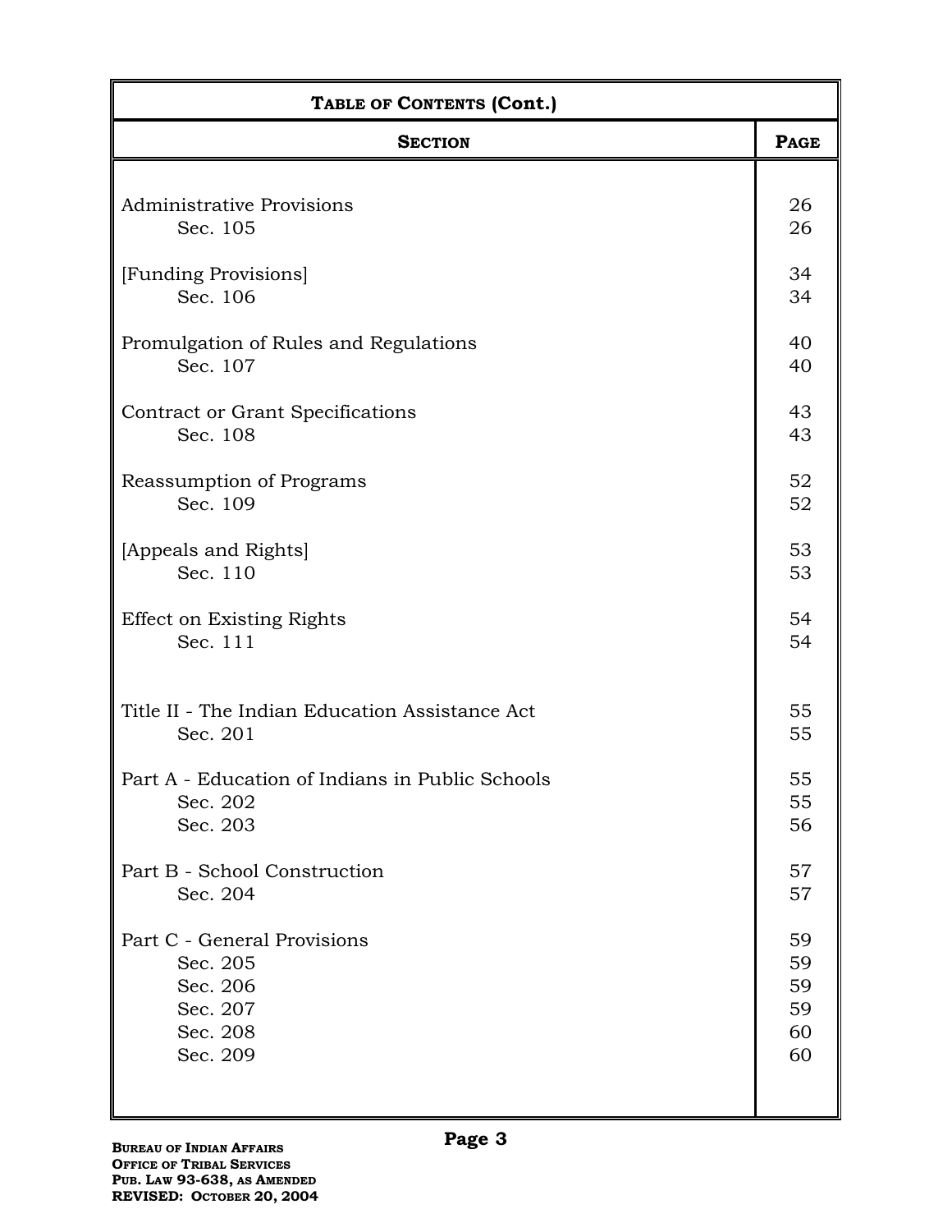| TABLE OF CONTENTS (Cont.) | |
|---|---|
| **SECTION** | **PAGE** |
| Administrative Provisions | 26 |
| Sec. 105 | 26 |
| [Funding Provisions] | 34 |
| Sec. 106 | 34 |
| Promulgation of Rules and Regulations | 40 |
| Sec. 107 | 40 |
| Contract or Grant Specifications | 43 |
| Sec. 108 | 43 |
| Reassumption of Programs | 52 |
| Sec. 109 | 52 |
| [Appeals and Rights] | 53 |
| Sec. 110 | 53 |
| Effect on Existing Rights | 54 |
| Sec. 111 | 54 |
| Title II - The Indian Education Assistance Act | 55 |
| Sec. 201 | 55 |
| Part A - Education of Indians in Public Schools | 55 |
| Sec. 202 | 55 |
| Sec. 203 | 56 |
| Part B - School Construction | 57 |
| Sec. 204 | 57 |
| Part C - General Provisions | 59 |
| Sec. 205 | 59 |
| Sec. 206 | 59 |
| Sec. 207 | 59 |
| Sec. 208 | 60 |
| Sec. 209 | 60 |

BUREAU OF INDIAN AFFAIRS
OFFICE OF TRIBAL SERVICES
PUB. LAW 93-638, AS AMENDED
REVISED: OCTOBER 20, 2004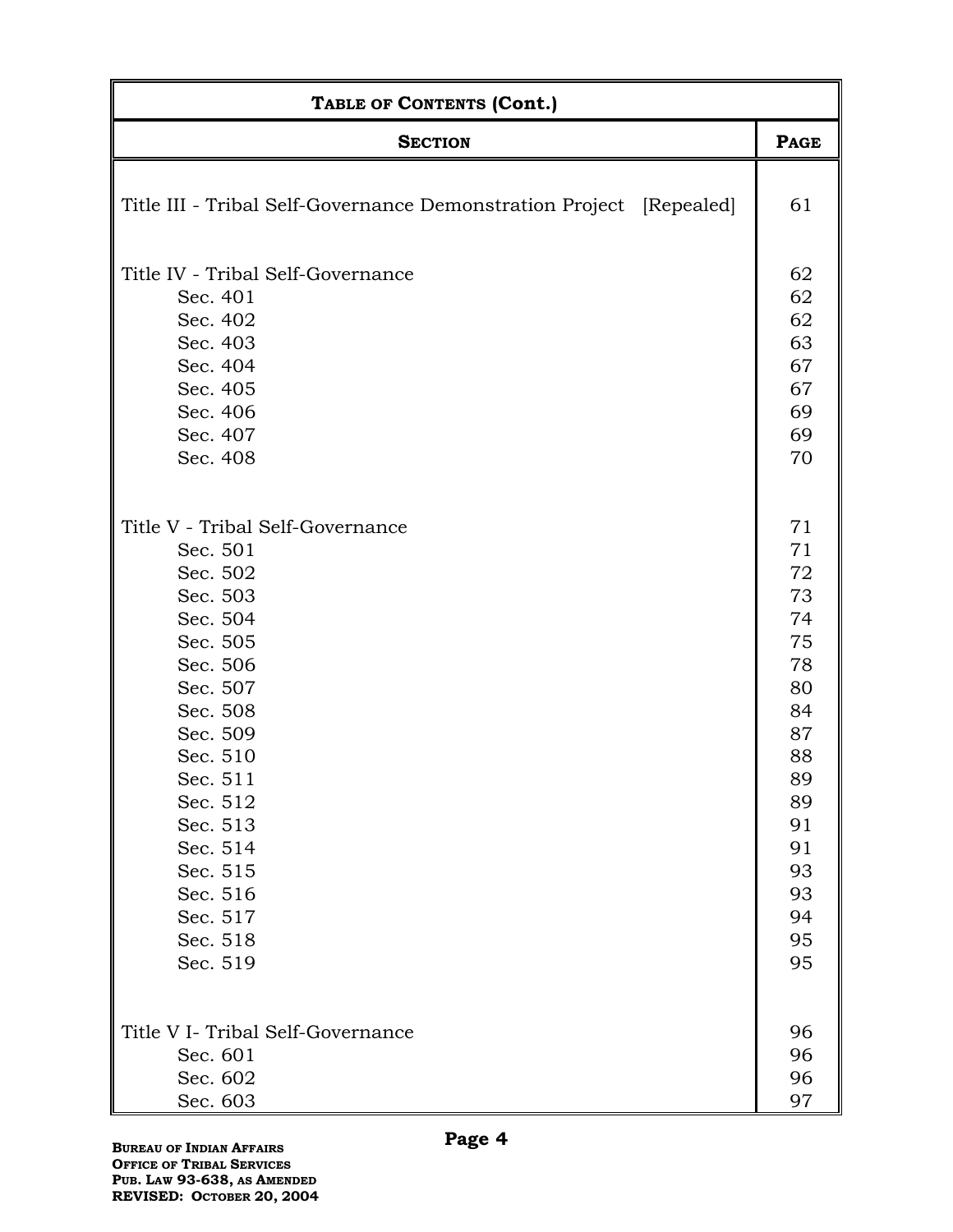| TABLE OF CONTENTS (Cont.) | |
|---|---|
| **SECTION** | **PAGE** |
| Title III - Tribal Self-Governance Demonstration Project [Repealed] | 61 |
| Title IV - Tribal Self-Governance | 62 |
| Sec. 401 | 62 |
| Sec. 402 | 62 |
| Sec. 403 | 63 |
| Sec. 404 | 67 |
| Sec. 405 | 67 |
| Sec. 406 | 69 |
| Sec. 407 | 69 |
| Sec. 408 | 70 |
| Title V - Tribal Self-Governance | 71 |
| Sec. 501 | 71 |
| Sec. 502 | 72 |
| Sec. 503 | 73 |
| Sec. 504 | 74 |
| Sec. 505 | 75 |
| Sec. 506 | 78 |
| Sec. 507 | 80 |
| Sec. 508 | 84 |
| Sec. 509 | 87 |
| Sec. 510 | 88 |
| Sec. 511 | 89 |
| Sec. 512 | 89 |
| Sec. 513 | 91 |
| Sec. 514 | 91 |
| Sec. 515 | 93 |
| Sec. 516 | 93 |
| Sec. 517 | 94 |
| Sec. 518 | 95 |
| Sec. 519 | 95 |
| Title V I- Tribal Self-Governance | 96 |
| Sec. 601 | 96 |
| Sec. 602 | 96 |
| Sec. 603 | 97 |

**BUREAU OF INDIAN AFFAIRS**
**OFFICE OF TRIBAL SERVICES**
**PUB. LAW 93-638, AS AMENDED**
**REVISED: OCTOBER 20, 2004**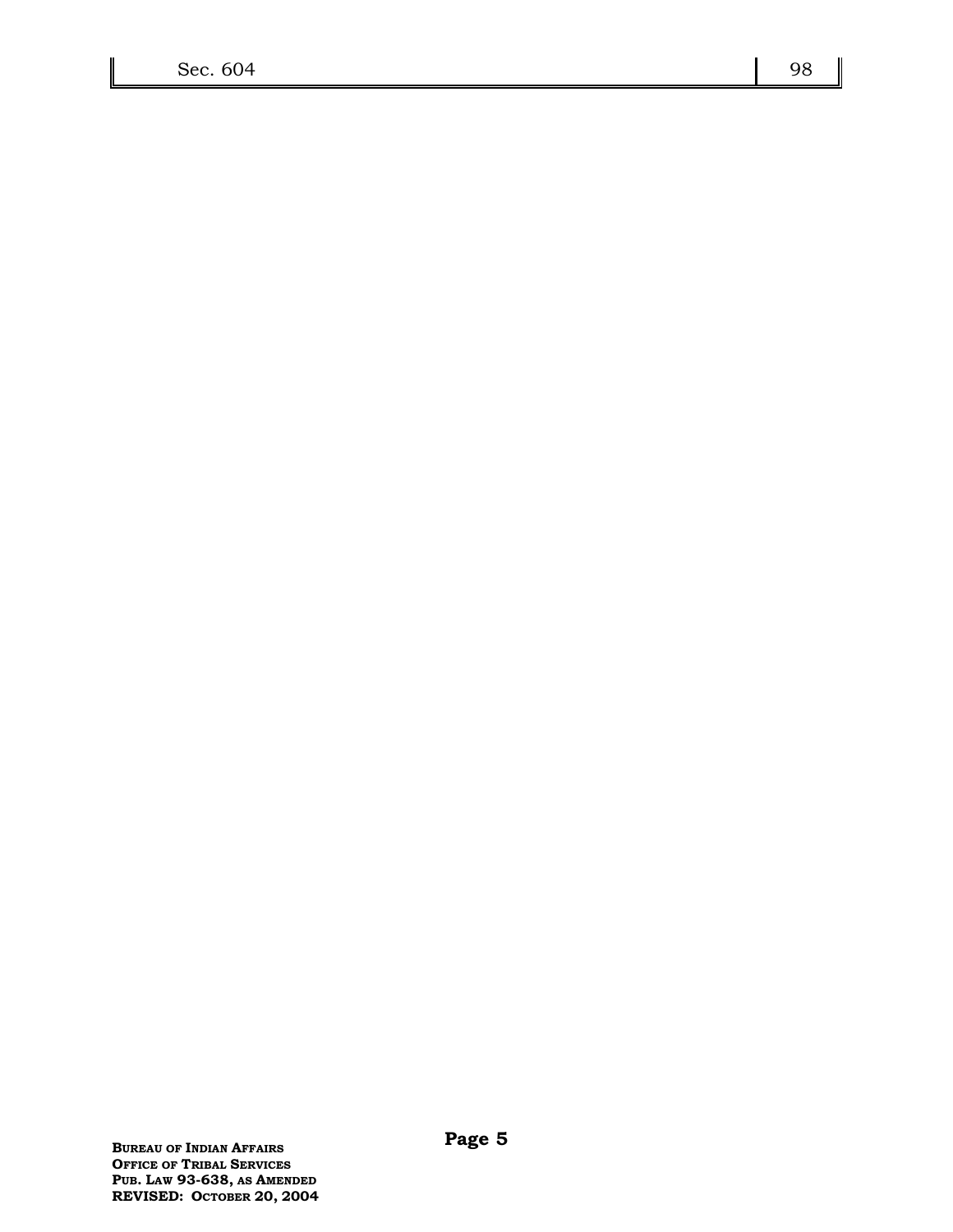| | |
|---|---|
| Sec. 604 | 98 |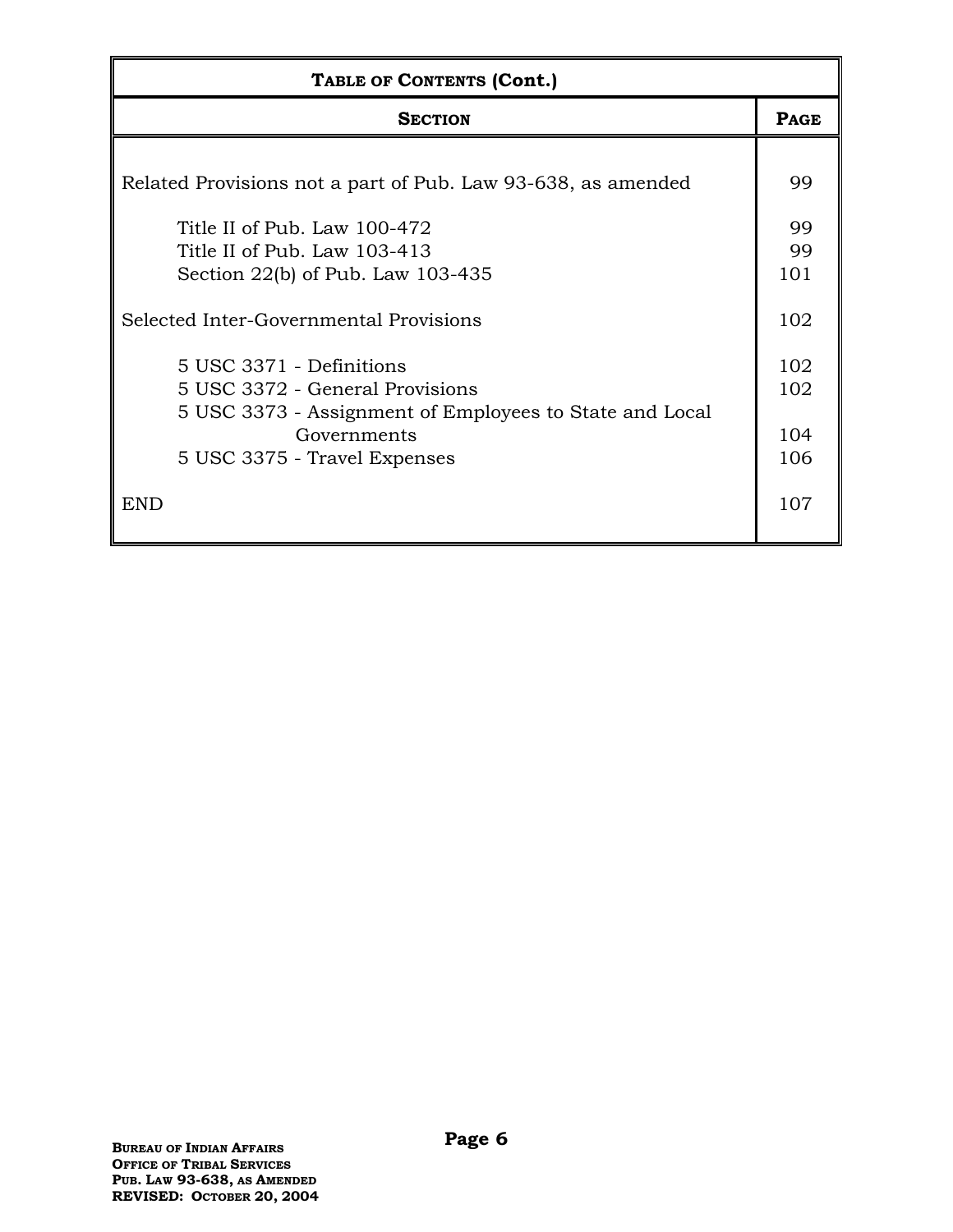| **TABLE OF CONTENTS (Cont.)** | |
|---|---|
| **SECTION** | **PAGE** |
| Related Provisions not a part of Pub. Law 93-638, as amended | 99 |
| Title II of Pub. Law 100-472 | 99 |
| Title II of Pub. Law 103-413 | 99 |
| Section 22(b) of Pub. Law 103-435 | 101 |
| Selected Inter-Governmental Provisions | 102 |
| 5 USC 3371 - Definitions | 102 |
| 5 USC 3372 - General Provisions | 102 |
| 5 USC 3373 - Assignment of Employees to State and Local Governments | 104 |
| 5 USC 3375 - Travel Expenses | 106 |
| END | 107 |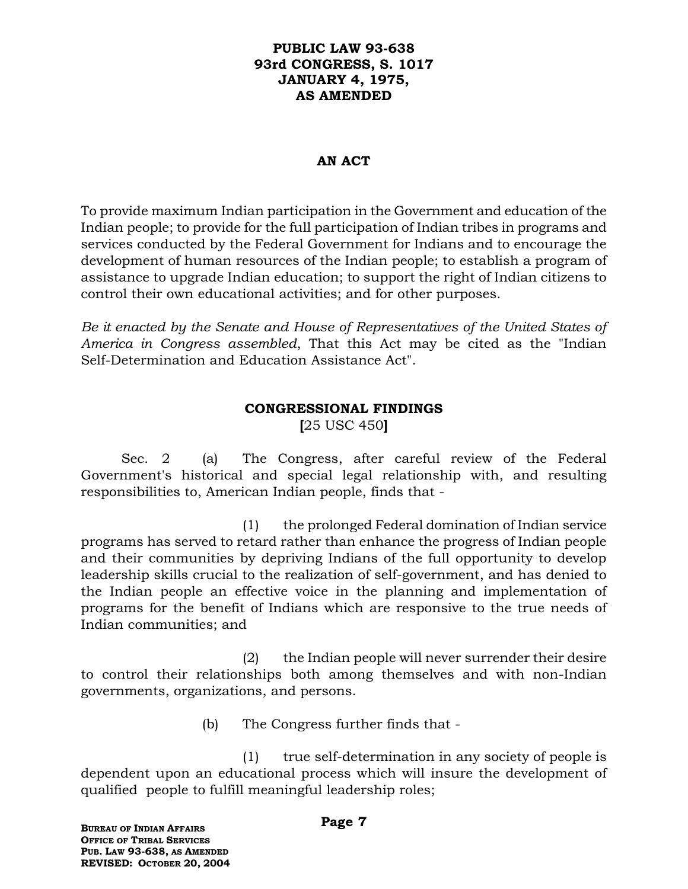**PUBLIC LAW 93-638**
**93rd CONGRESS, S. 1017**
**JANUARY 4, 1975,**
**AS AMENDED**

**AN ACT**

To provide maximum Indian participation in the Government and education of the Indian people; to provide for the full participation of Indian tribes in programs and services conducted by the Federal Government for Indians and to encourage the development of human resources of the Indian people; to establish a program of assistance to upgrade Indian education; to support the right of Indian citizens to control their own educational activities; and for other purposes.

*Be it enacted by the Senate and House of Representatives of the United States of America in Congress assembled*, That this Act may be cited as the "Indian Self-Determination and Education Assistance Act".

**CONGRESSIONAL FINDINGS**
**[**25 USC 450**]**

Sec. 2 (a) The Congress, after careful review of the Federal Government's historical and special legal relationship with, and resulting responsibilities to, American Indian people, finds that -

(1) the prolonged Federal domination of Indian service programs has served to retard rather than enhance the progress of Indian people and their communities by depriving Indians of the full opportunity to develop leadership skills crucial to the realization of self-government, and has denied to the Indian people an effective voice in the planning and implementation of programs for the benefit of Indians which are responsive to the true needs of Indian communities; and

(2) the Indian people will never surrender their desire to control their relationships both among themselves and with non-Indian governments, organizations, and persons.

(b) The Congress further finds that -

(1) true self-determination in any society of people is dependent upon an educational process which will insure the development of qualified people to fulfill meaningful leadership roles;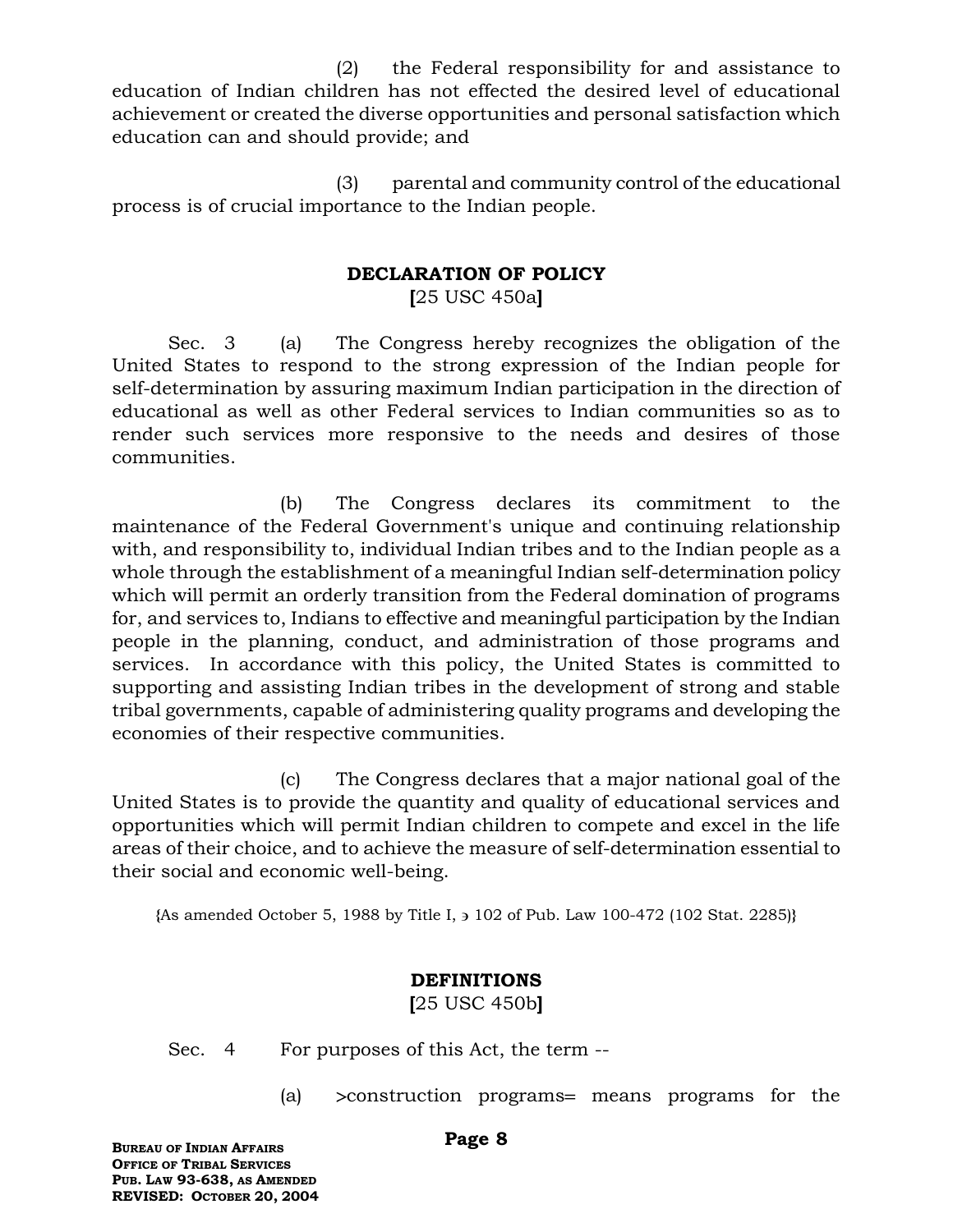(2) the Federal responsibility for and assistance to education of Indian children has not effected the desired level of educational achievement or created the diverse opportunities and personal satisfaction which education can and should provide; and

(3) parental and community control of the educational process is of crucial importance to the Indian people.

## DECLARATION OF POLICY
**[**25 USC 450a**]**

Sec. 3 (a) The Congress hereby recognizes the obligation of the United States to respond to the strong expression of the Indian people for self-determination by assuring maximum Indian participation in the direction of educational as well as other Federal services to Indian communities so as to render such services more responsive to the needs and desires of those communities.

(b) The Congress declares its commitment to the maintenance of the Federal Government's unique and continuing relationship with, and responsibility to, individual Indian tribes and to the Indian people as a whole through the establishment of a meaningful Indian self-determination policy which will permit an orderly transition from the Federal domination of programs for, and services to, Indians to effective and meaningful participation by the Indian people in the planning, conduct, and administration of those programs and services. In accordance with this policy, the United States is committed to supporting and assisting Indian tribes in the development of strong and stable tribal governments, capable of administering quality programs and developing the economies of their respective communities.

(c) The Congress declares that a major national goal of the United States is to provide the quantity and quality of educational services and opportunities which will permit Indian children to compete and excel in the life areas of their choice, and to achieve the measure of self-determination essential to their social and economic well-being.

{As amended October 5, 1988 by Title I, ϶ 102 of Pub. Law 100-472 (102 Stat. 2285)}

## DEFINITIONS
**[**25 USC 450b**]**

Sec. 4 For purposes of this Act, the term --

(a) >construction programs= means programs for the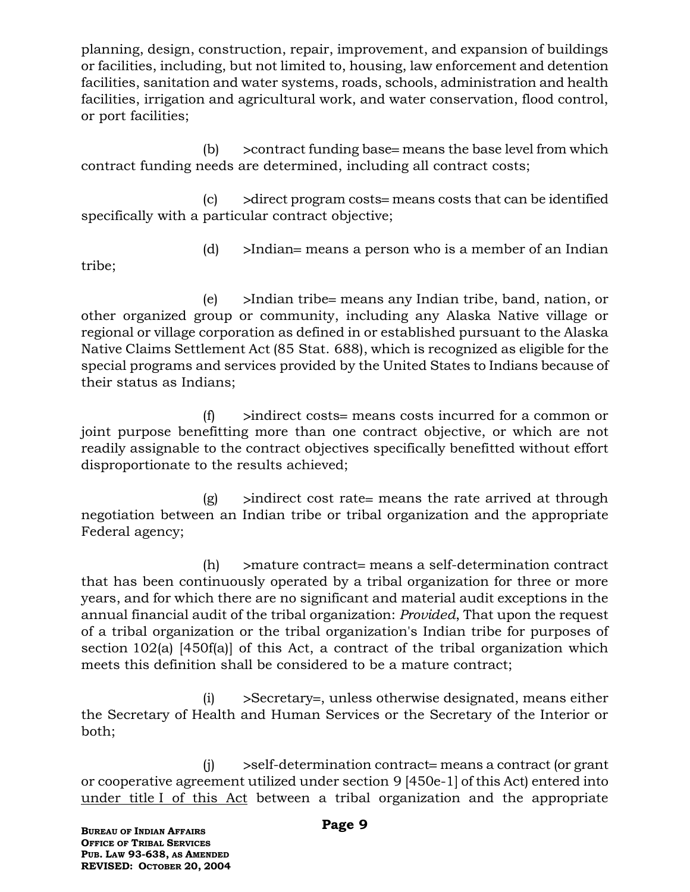planning, design, construction, repair, improvement, and expansion of buildings or facilities, including, but not limited to, housing, law enforcement and detention facilities, sanitation and water systems, roads, schools, administration and health facilities, irrigation and agricultural work, and water conservation, flood control, or port facilities;

(b) >contract funding base= means the base level from which contract funding needs are determined, including all contract costs;

(c) >direct program costs= means costs that can be identified specifically with a particular contract objective;

(d) >Indian= means a person who is a member of an Indian tribe;

(e) >Indian tribe= means any Indian tribe, band, nation, or other organized group or community, including any Alaska Native village or regional or village corporation as defined in or established pursuant to the Alaska Native Claims Settlement Act (85 Stat. 688), which is recognized as eligible for the special programs and services provided by the United States to Indians because of their status as Indians;

(f) >indirect costs= means costs incurred for a common or joint purpose benefitting more than one contract objective, or which are not readily assignable to the contract objectives specifically benefitted without effort disproportionate to the results achieved;

(g) >indirect cost rate= means the rate arrived at through negotiation between an Indian tribe or tribal organization and the appropriate Federal agency;

(h) >mature contract= means a self-determination contract that has been continuously operated by a tribal organization for three or more years, and for which there are no significant and material audit exceptions in the annual financial audit of the tribal organization: *Provided*, That upon the request of a tribal organization or the tribal organization's Indian tribe for purposes of section 102(a) [450f(a)] of this Act, a contract of the tribal organization which meets this definition shall be considered to be a mature contract;

(i) >Secretary=, unless otherwise designated, means either the Secretary of Health and Human Services or the Secretary of the Interior or both;

(j) >self-determination contract= means a contract (or grant or cooperative agreement utilized under section 9 [450e-1] of this Act) entered into under title I of this Act between a tribal organization and the appropriate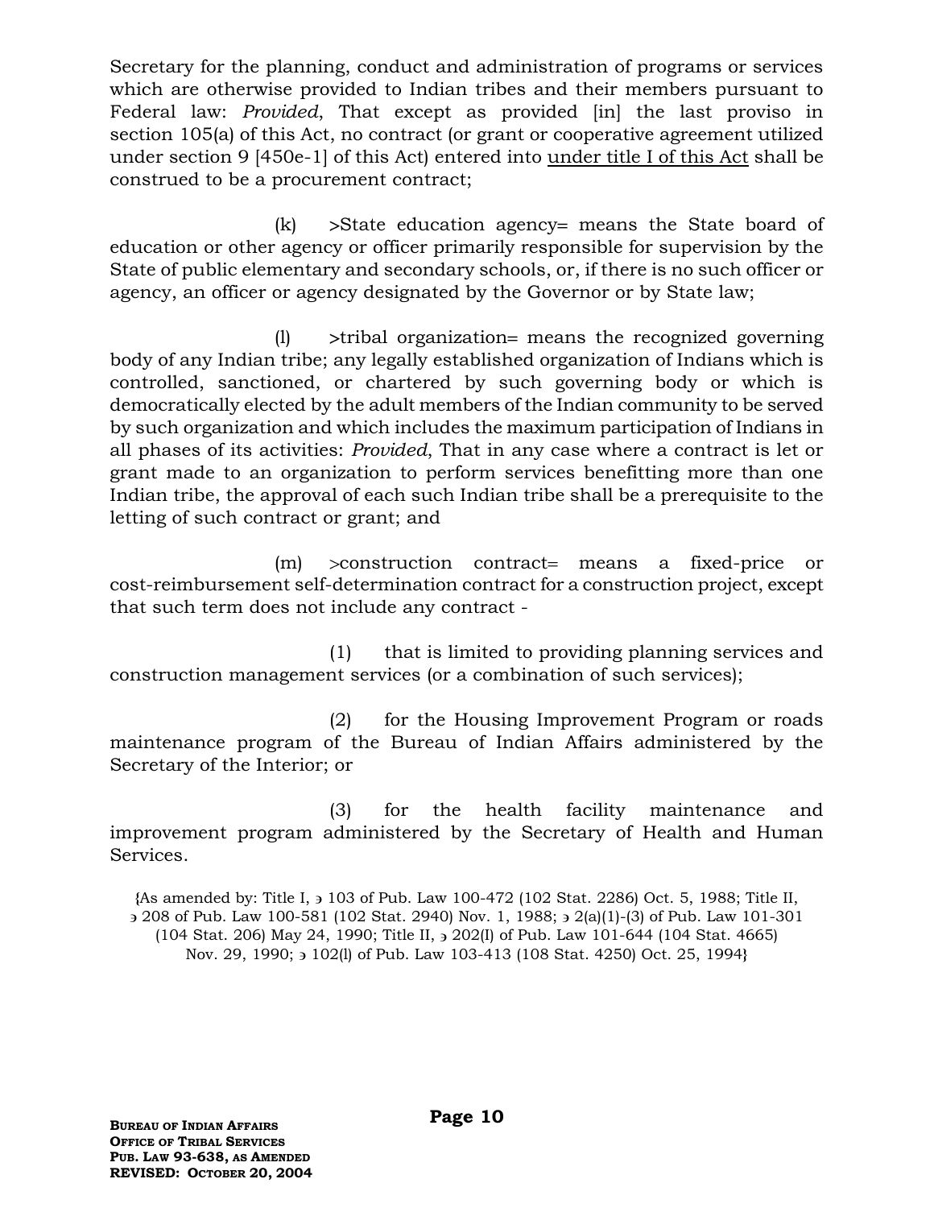Secretary for the planning, conduct and administration of programs or services which are otherwise provided to Indian tribes and their members pursuant to Federal law: *Provided*, That except as provided [in] the last proviso in section 105(a) of this Act, no contract (or grant or cooperative agreement utilized under section 9 [450e-1] of this Act) entered into <u>under title I of this Act</u> shall be construed to be a procurement contract;

(k) >State education agency= means the State board of education or other agency or officer primarily responsible for supervision by the State of public elementary and secondary schools, or, if there is no such officer or agency, an officer or agency designated by the Governor or by State law;

(l) >tribal organization= means the recognized governing body of any Indian tribe; any legally established organization of Indians which is controlled, sanctioned, or chartered by such governing body or which is democratically elected by the adult members of the Indian community to be served by such organization and which includes the maximum participation of Indians in all phases of its activities: *Provided*, That in any case where a contract is let or grant made to an organization to perform services benefitting more than one Indian tribe, the approval of each such Indian tribe shall be a prerequisite to the letting of such contract or grant; and

(m) >construction contract= means a fixed-price or cost-reimbursement self-determination contract for a construction project, except that such term does not include any contract -

(1) that is limited to providing planning services and construction management services (or a combination of such services);

(2) for the Housing Improvement Program or roads maintenance program of the Bureau of Indian Affairs administered by the Secretary of the Interior; or

(3) for the health facility maintenance and improvement program administered by the Secretary of Health and Human Services.

{As amended by: Title I, ' 103 of Pub. Law 100-472 (102 Stat. 2286) Oct. 5, 1988; Title II, ' 208 of Pub. Law 100-581 (102 Stat. 2940) Nov. 1, 1988; ' 2(a)(1)-(3) of Pub. Law 101-301 (104 Stat. 206) May 24, 1990; Title II, ' 202(I) of Pub. Law 101-644 (104 Stat. 4665) Nov. 29, 1990; ' 102(l) of Pub. Law 103-413 (108 Stat. 4250) Oct. 25, 1994}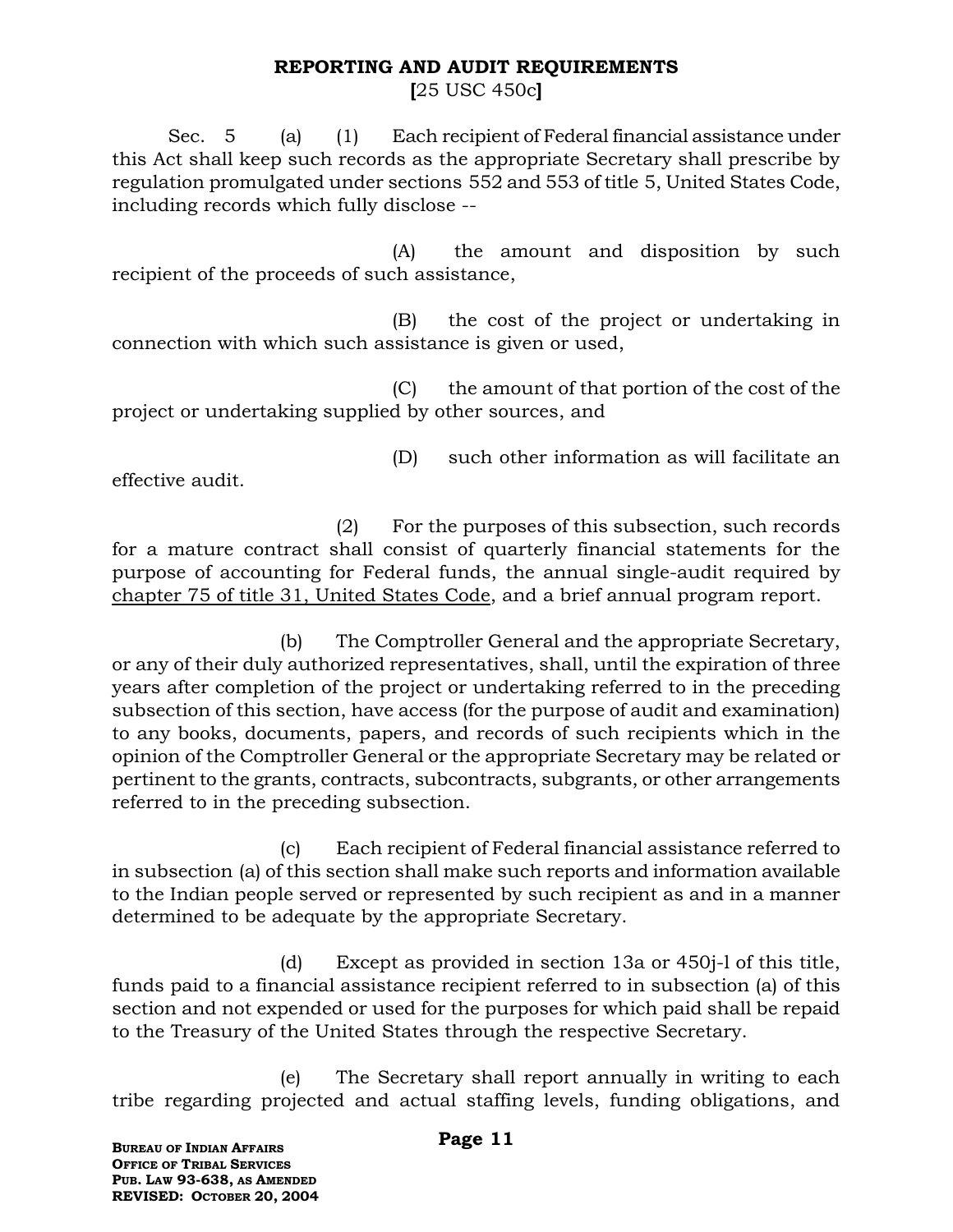## REPORTING AND AUDIT REQUIREMENTS

**[**25 USC 450c**]**

Sec. 5 (a) (1) Each recipient of Federal financial assistance under this Act shall keep such records as the appropriate Secretary shall prescribe by regulation promulgated under sections 552 and 553 of title 5, United States Code, including records which fully disclose --

(A) the amount and disposition by such recipient of the proceeds of such assistance,

(B) the cost of the project or undertaking in connection with which such assistance is given or used,

(C) the amount of that portion of the cost of the project or undertaking supplied by other sources, and

(D) such other information as will facilitate an effective audit.

(2) For the purposes of this subsection, such records for a mature contract shall consist of quarterly financial statements for the purpose of accounting for Federal funds, the annual single-audit required by chapter 75 of title 31, United States Code, and a brief annual program report.

(b) The Comptroller General and the appropriate Secretary, or any of their duly authorized representatives, shall, until the expiration of three years after completion of the project or undertaking referred to in the preceding subsection of this section, have access (for the purpose of audit and examination) to any books, documents, papers, and records of such recipients which in the opinion of the Comptroller General or the appropriate Secretary may be related or pertinent to the grants, contracts, subcontracts, subgrants, or other arrangements referred to in the preceding subsection.

(c) Each recipient of Federal financial assistance referred to in subsection (a) of this section shall make such reports and information available to the Indian people served or represented by such recipient as and in a manner determined to be adequate by the appropriate Secretary.

(d) Except as provided in section 13a or 450j-l of this title, funds paid to a financial assistance recipient referred to in subsection (a) of this section and not expended or used for the purposes for which paid shall be repaid to the Treasury of the United States through the respective Secretary.

(e) The Secretary shall report annually in writing to each tribe regarding projected and actual staffing levels, funding obligations, and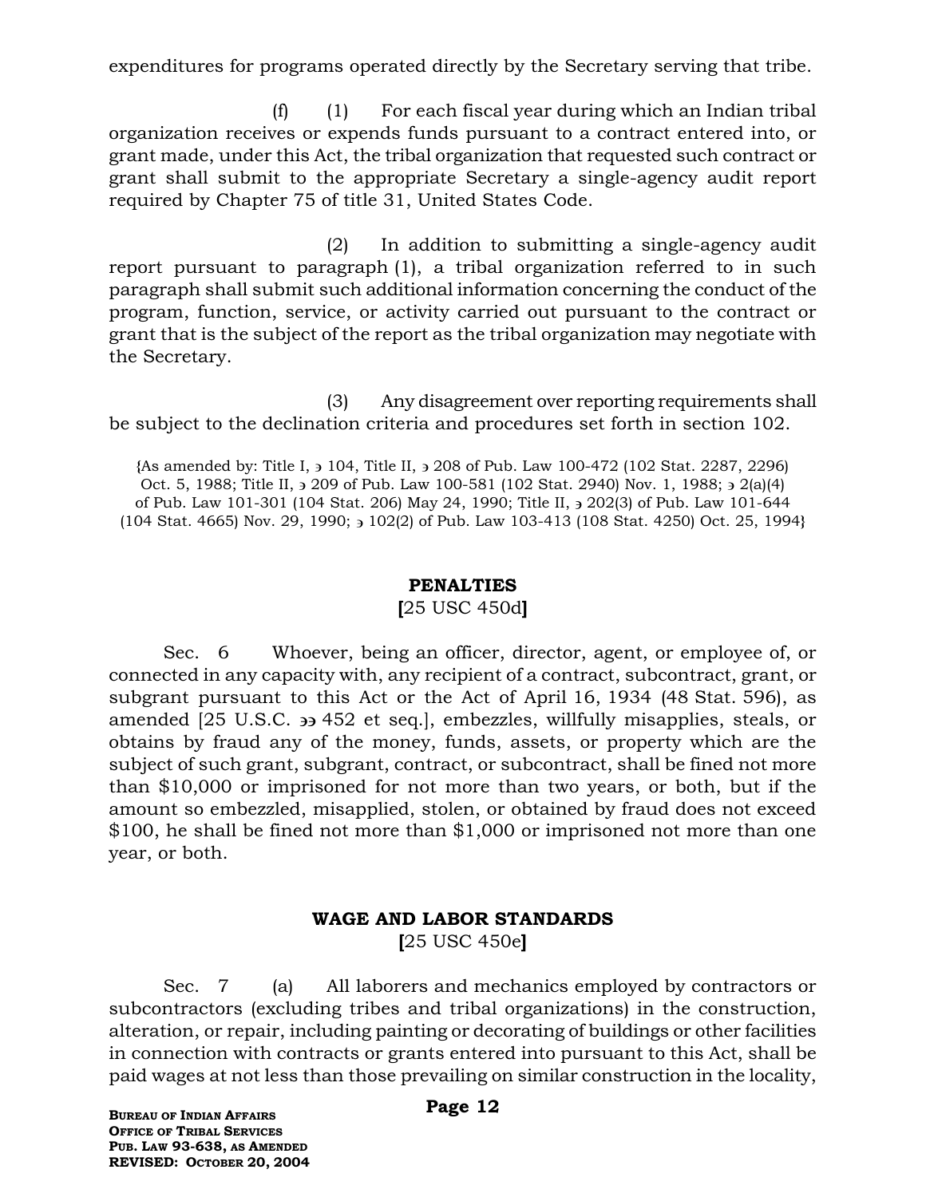expenditures for programs operated directly by the Secretary serving that tribe.

(f) (1) For each fiscal year during which an Indian tribal organization receives or expends funds pursuant to a contract entered into, or grant made, under this Act, the tribal organization that requested such contract or grant shall submit to the appropriate Secretary a single-agency audit report required by Chapter 75 of title 31, United States Code.

(2) In addition to submitting a single-agency audit report pursuant to paragraph (1), a tribal organization referred to in such paragraph shall submit such additional information concerning the conduct of the program, function, service, or activity carried out pursuant to the contract or grant that is the subject of the report as the tribal organization may negotiate with the Secretary.

(3) Any disagreement over reporting requirements shall be subject to the declination criteria and procedures set forth in section 102.

{As amended by: Title I, ϶ 104, Title II, ϶ 208 of Pub. Law 100-472 (102 Stat. 2287, 2296) Oct. 5, 1988; Title II, ϶ 209 of Pub. Law 100-581 (102 Stat. 2940) Nov. 1, 1988; ϶ 2(a)(4) of Pub. Law 101-301 (104 Stat. 206) May 24, 1990; Title II, ϶ 202(3) of Pub. Law 101-644 (104 Stat. 4665) Nov. 29, 1990; ϶ 102(2) of Pub. Law 103-413 (108 Stat. 4250) Oct. 25, 1994}

## PENALTIES

[25 USC 450d]

Sec. 6 Whoever, being an officer, director, agent, or employee of, or connected in any capacity with, any recipient of a contract, subcontract, grant, or subgrant pursuant to this Act or the Act of April 16, 1934 (48 Stat. 596), as amended [25 U.S.C. ϶϶ 452 et seq.], embezzles, willfully misapplies, steals, or obtains by fraud any of the money, funds, assets, or property which are the subject of such grant, subgrant, contract, or subcontract, shall be fined not more than $10,000 or imprisoned for not more than two years, or both, but if the amount so embezzled, misapplied, stolen, or obtained by fraud does not exceed $100, he shall be fined not more than $1,000 or imprisoned not more than one year, or both.

## WAGE AND LABOR STANDARDS

[25 USC 450e]

Sec. 7 (a) All laborers and mechanics employed by contractors or subcontractors (excluding tribes and tribal organizations) in the construction, alteration, or repair, including painting or decorating of buildings or other facilities in connection with contracts or grants entered into pursuant to this Act, shall be paid wages at not less than those prevailing on similar construction in the locality,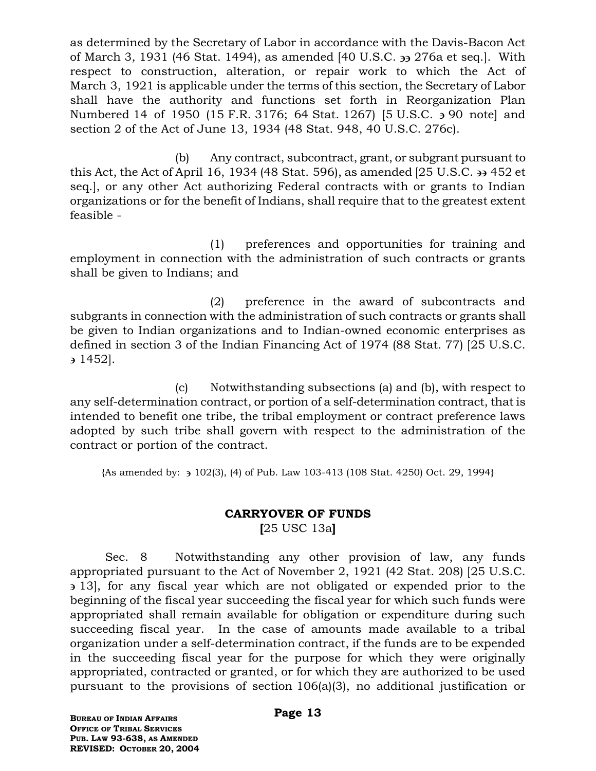as determined by the Secretary of Labor in accordance with the Davis-Bacon Act of March 3, 1931 (46 Stat. 1494), as amended [40 U.S.C. ϶϶ 276a et seq.]. With respect to construction, alteration, or repair work to which the Act of March 3, 1921 is applicable under the terms of this section, the Secretary of Labor shall have the authority and functions set forth in Reorganization Plan Numbered 14 of 1950 (15 F.R. 3176; 64 Stat. 1267) [5 U.S.C. ϶ 90 note] and section 2 of the Act of June 13, 1934 (48 Stat. 948, 40 U.S.C. 276c).

(b) Any contract, subcontract, grant, or subgrant pursuant to this Act, the Act of April 16, 1934 (48 Stat. 596), as amended [25 U.S.C. ϶϶ 452 et seq.], or any other Act authorizing Federal contracts with or grants to Indian organizations or for the benefit of Indians, shall require that to the greatest extent feasible -

(1) preferences and opportunities for training and employment in connection with the administration of such contracts or grants shall be given to Indians; and

(2) preference in the award of subcontracts and subgrants in connection with the administration of such contracts or grants shall be given to Indian organizations and to Indian-owned economic enterprises as defined in section 3 of the Indian Financing Act of 1974 (88 Stat. 77) [25 U.S.C. ϶ 1452].

(c) Notwithstanding subsections (a) and (b), with respect to any self-determination contract, or portion of a self-determination contract, that is intended to benefit one tribe, the tribal employment or contract preference laws adopted by such tribe shall govern with respect to the administration of the contract or portion of the contract.

{As amended by: ϶ 102(3), (4) of Pub. Law 103-413 (108 Stat. 4250) Oct. 29, 1994}

## CARRYOVER OF FUNDS
**[**25 USC 13a**]**

Sec. 8 Notwithstanding any other provision of law, any funds appropriated pursuant to the Act of November 2, 1921 (42 Stat. 208) [25 U.S.C. ϶ 13], for any fiscal year which are not obligated or expended prior to the beginning of the fiscal year succeeding the fiscal year for which such funds were appropriated shall remain available for obligation or expenditure during such succeeding fiscal year. In the case of amounts made available to a tribal organization under a self-determination contract, if the funds are to be expended in the succeeding fiscal year for the purpose for which they were originally appropriated, contracted or granted, or for which they are authorized to be used pursuant to the provisions of section 106(a)(3), no additional justification or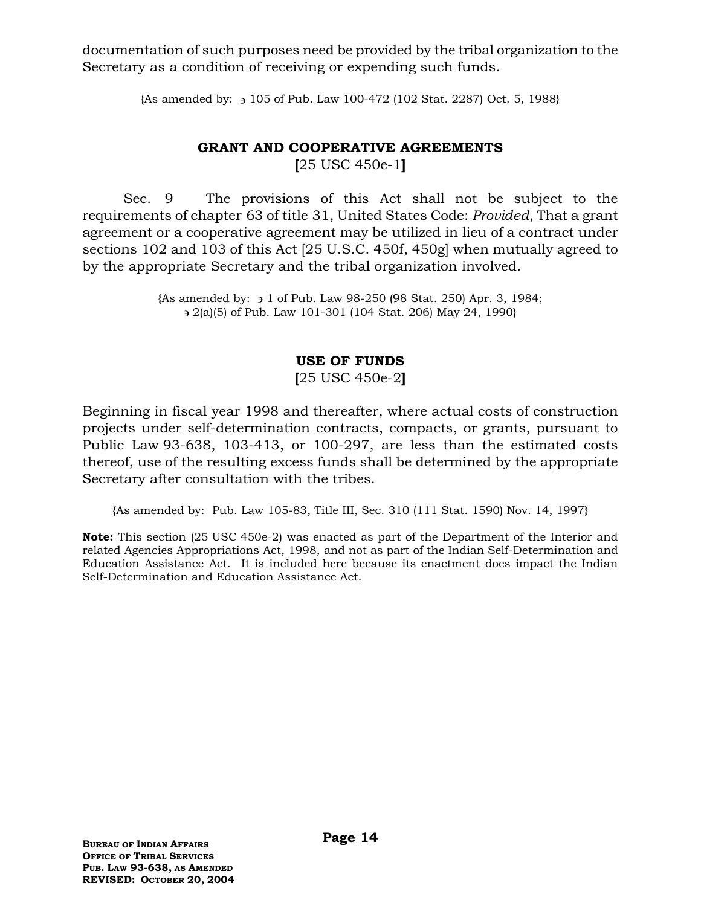documentation of such purposes need be provided by the tribal organization to the Secretary as a condition of receiving or expending such funds.

{As amended by: § 105 of Pub. Law 100-472 (102 Stat. 2287) Oct. 5, 1988}

## GRANT AND COOPERATIVE AGREEMENTS

**[**25 USC 450e-1**]**

Sec. 9 The provisions of this Act shall not be subject to the requirements of chapter 63 of title 31, United States Code: *Provided*, That a grant agreement or a cooperative agreement may be utilized in lieu of a contract under sections 102 and 103 of this Act [25 U.S.C. 450f, 450g] when mutually agreed to by the appropriate Secretary and the tribal organization involved.

{As amended by: § 1 of Pub. Law 98-250 (98 Stat. 250) Apr. 3, 1984; § 2(a)(5) of Pub. Law 101-301 (104 Stat. 206) May 24, 1990}

## USE OF FUNDS

**[**25 USC 450e-2**]**

Beginning in fiscal year 1998 and thereafter, where actual costs of construction projects under self-determination contracts, compacts, or grants, pursuant to Public Law 93-638, 103-413, or 100-297, are less than the estimated costs thereof, use of the resulting excess funds shall be determined by the appropriate Secretary after consultation with the tribes.

{As amended by: Pub. Law 105-83, Title III, Sec. 310 (111 Stat. 1590) Nov. 14, 1997}

**Note:** This section (25 USC 450e-2) was enacted as part of the Department of the Interior and related Agencies Appropriations Act, 1998, and not as part of the Indian Self-Determination and Education Assistance Act. It is included here because its enactment does impact the Indian Self-Determination and Education Assistance Act.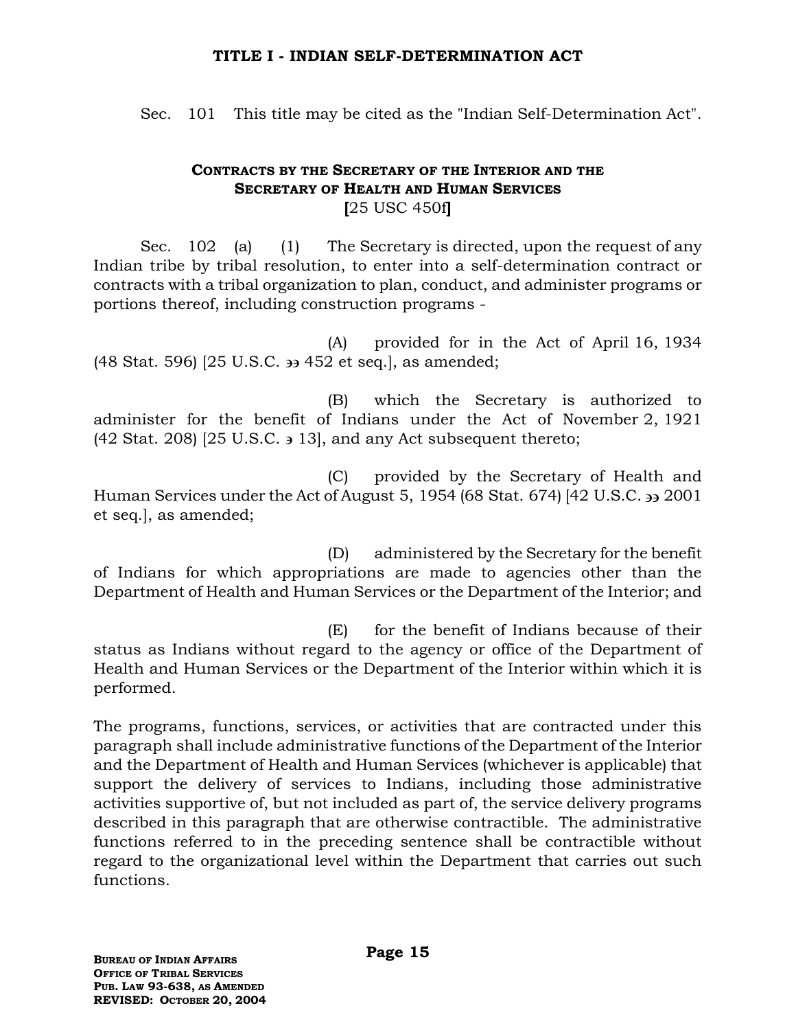## TITLE I - INDIAN SELF-DETERMINATION ACT

Sec. 101 This title may be cited as the "Indian Self-Determination Act".

### CONTRACTS BY THE SECRETARY OF THE INTERIOR AND THE SECRETARY OF HEALTH AND HUMAN SERVICES

**[**25 USC 450f**]**

Sec. 102 (a) (1) The Secretary is directed, upon the request of any Indian tribe by tribal resolution, to enter into a self-determination contract or contracts with a tribal organization to plan, conduct, and administer programs or portions thereof, including construction programs -

(A) provided for in the Act of April 16, 1934 (48 Stat. 596) [25 U.S.C. ᴈᴈ 452 et seq.], as amended;

(B) which the Secretary is authorized to administer for the benefit of Indians under the Act of November 2, 1921 (42 Stat. 208) [25 U.S.C. ᴈ 13], and any Act subsequent thereto;

(C) provided by the Secretary of Health and Human Services under the Act of August 5, 1954 (68 Stat. 674) [42 U.S.C. ᴈᴈ 2001 et seq.], as amended;

(D) administered by the Secretary for the benefit of Indians for which appropriations are made to agencies other than the Department of Health and Human Services or the Department of the Interior; and

(E) for the benefit of Indians because of their status as Indians without regard to the agency or office of the Department of Health and Human Services or the Department of the Interior within which it is performed.

The programs, functions, services, or activities that are contracted under this paragraph shall include administrative functions of the Department of the Interior and the Department of Health and Human Services (whichever is applicable) that support the delivery of services to Indians, including those administrative activities supportive of, but not included as part of, the service delivery programs described in this paragraph that are otherwise contractible. The administrative functions referred to in the preceding sentence shall be contractible without regard to the organizational level within the Department that carries out such functions.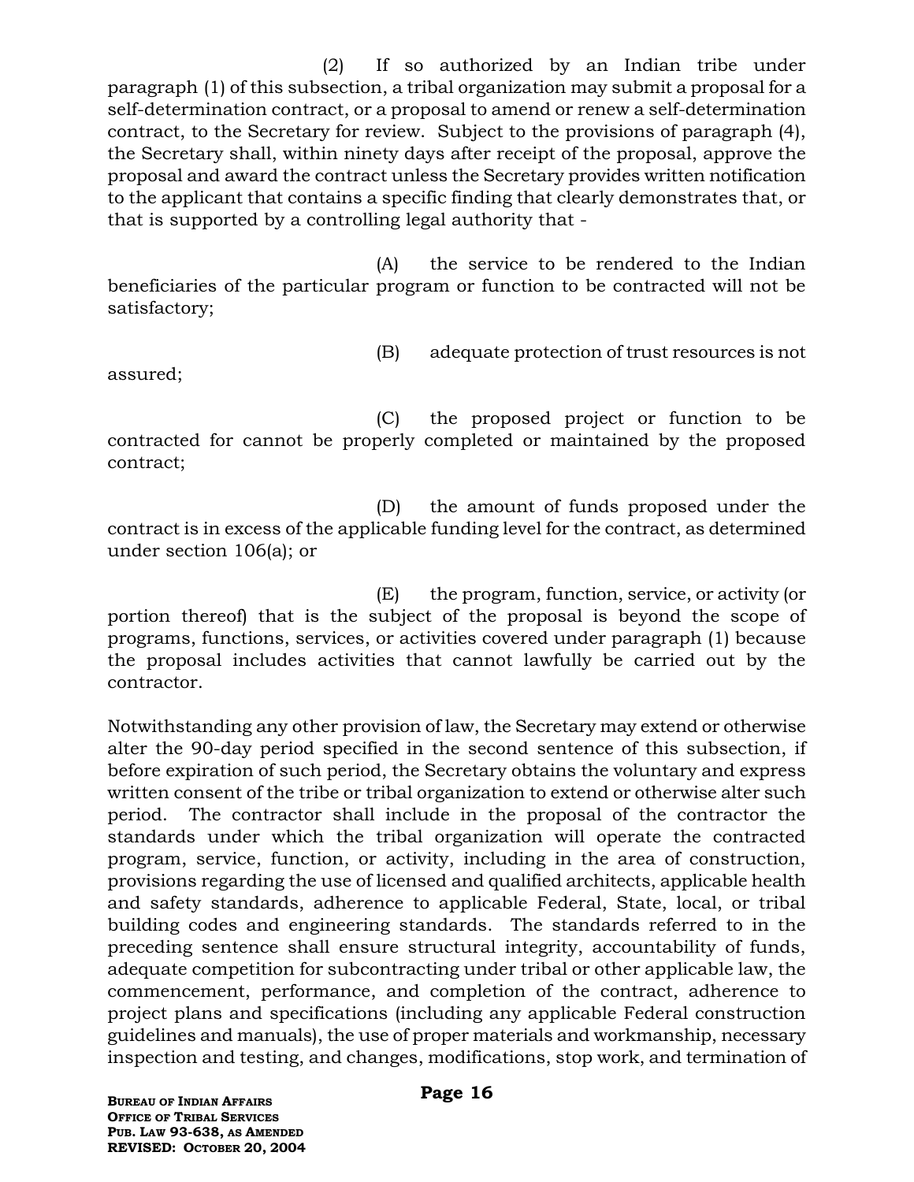(2) If so authorized by an Indian tribe under paragraph (1) of this subsection, a tribal organization may submit a proposal for a self-determination contract, or a proposal to amend or renew a self-determination contract, to the Secretary for review. Subject to the provisions of paragraph (4), the Secretary shall, within ninety days after receipt of the proposal, approve the proposal and award the contract unless the Secretary provides written notification to the applicant that contains a specific finding that clearly demonstrates that, or that is supported by a controlling legal authority that -

(A) the service to be rendered to the Indian beneficiaries of the particular program or function to be contracted will not be satisfactory;

(B) adequate protection of trust resources is not assured;

(C) the proposed project or function to be contracted for cannot be properly completed or maintained by the proposed contract;

(D) the amount of funds proposed under the contract is in excess of the applicable funding level for the contract, as determined under section 106(a); or

(E) the program, function, service, or activity (or portion thereof) that is the subject of the proposal is beyond the scope of programs, functions, services, or activities covered under paragraph (1) because the proposal includes activities that cannot lawfully be carried out by the contractor.

Notwithstanding any other provision of law, the Secretary may extend or otherwise alter the 90-day period specified in the second sentence of this subsection, if before expiration of such period, the Secretary obtains the voluntary and express written consent of the tribe or tribal organization to extend or otherwise alter such period. The contractor shall include in the proposal of the contractor the standards under which the tribal organization will operate the contracted program, service, function, or activity, including in the area of construction, provisions regarding the use of licensed and qualified architects, applicable health and safety standards, adherence to applicable Federal, State, local, or tribal building codes and engineering standards. The standards referred to in the preceding sentence shall ensure structural integrity, accountability of funds, adequate competition for subcontracting under tribal or other applicable law, the commencement, performance, and completion of the contract, adherence to project plans and specifications (including any applicable Federal construction guidelines and manuals), the use of proper materials and workmanship, necessary inspection and testing, and changes, modifications, stop work, and termination of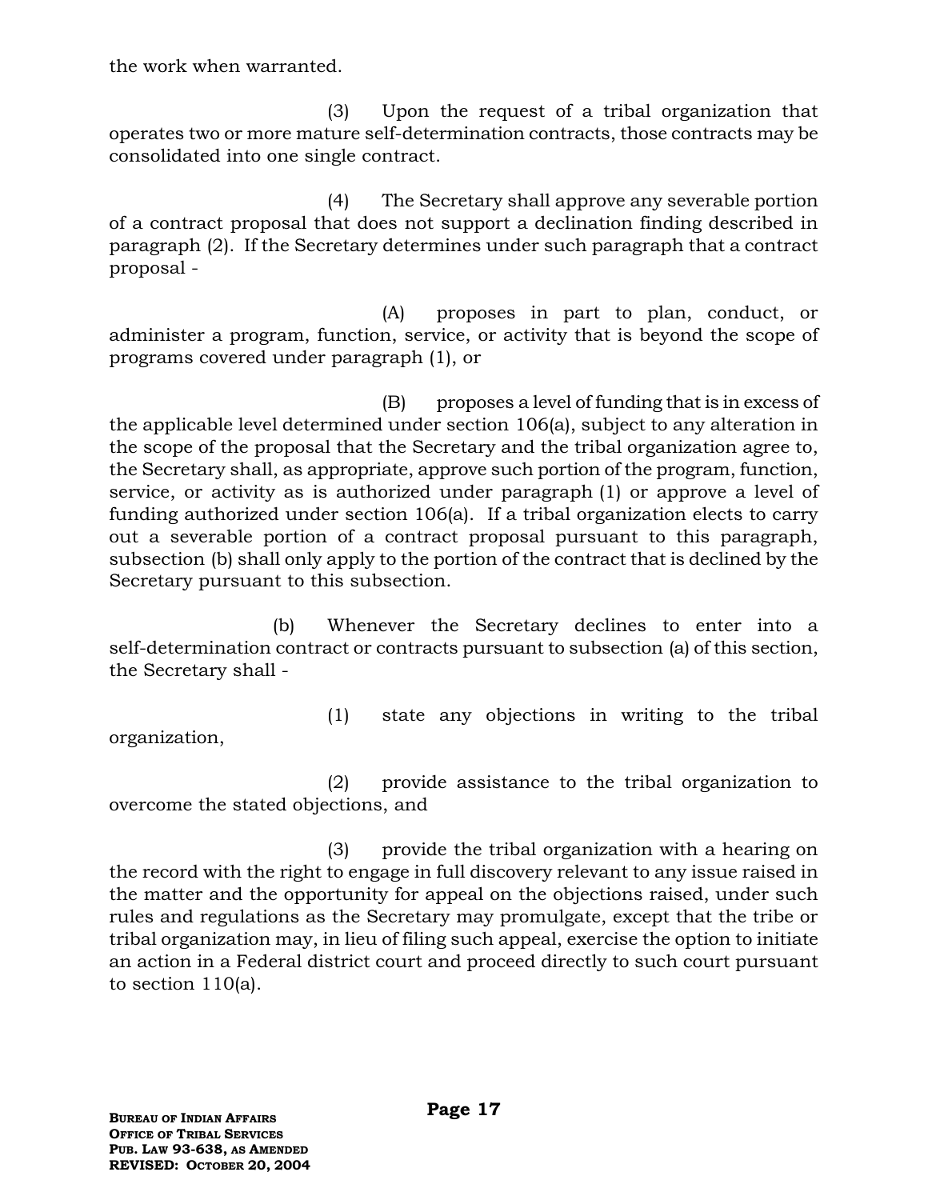the work when warranted.

(3) Upon the request of a tribal organization that operates two or more mature self-determination contracts, those contracts may be consolidated into one single contract.

(4) The Secretary shall approve any severable portion of a contract proposal that does not support a declination finding described in paragraph (2). If the Secretary determines under such paragraph that a contract proposal -

(A) proposes in part to plan, conduct, or administer a program, function, service, or activity that is beyond the scope of programs covered under paragraph (1), or

(B) proposes a level of funding that is in excess of the applicable level determined under section 106(a), subject to any alteration in the scope of the proposal that the Secretary and the tribal organization agree to, the Secretary shall, as appropriate, approve such portion of the program, function, service, or activity as is authorized under paragraph (1) or approve a level of funding authorized under section 106(a). If a tribal organization elects to carry out a severable portion of a contract proposal pursuant to this paragraph, subsection (b) shall only apply to the portion of the contract that is declined by the Secretary pursuant to this subsection.

(b) Whenever the Secretary declines to enter into a self-determination contract or contracts pursuant to subsection (a) of this section, the Secretary shall -

(1) state any objections in writing to the tribal organization,

(2) provide assistance to the tribal organization to overcome the stated objections, and

(3) provide the tribal organization with a hearing on the record with the right to engage in full discovery relevant to any issue raised in the matter and the opportunity for appeal on the objections raised, under such rules and regulations as the Secretary may promulgate, except that the tribe or tribal organization may, in lieu of filing such appeal, exercise the option to initiate an action in a Federal district court and proceed directly to such court pursuant to section 110(a).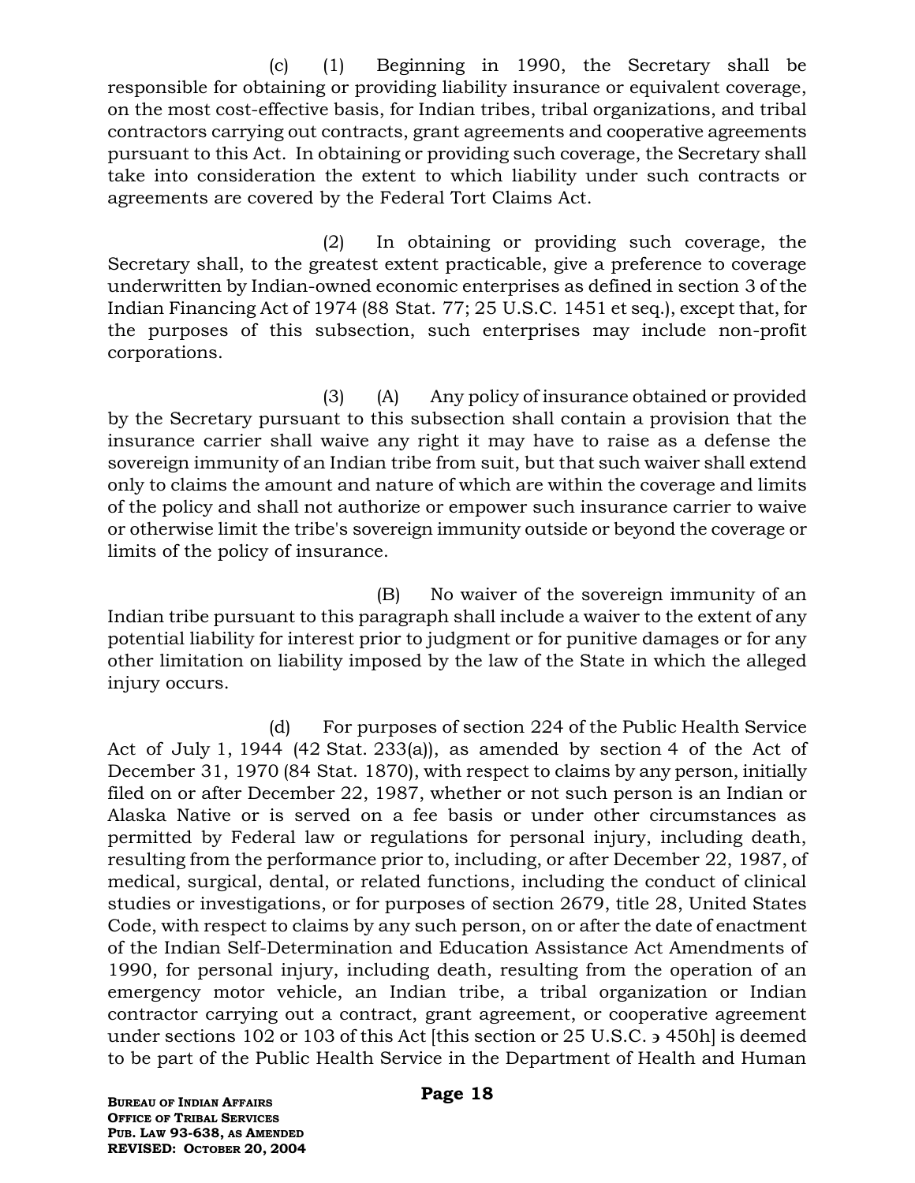(c) (1) Beginning in 1990, the Secretary shall be responsible for obtaining or providing liability insurance or equivalent coverage, on the most cost-effective basis, for Indian tribes, tribal organizations, and tribal contractors carrying out contracts, grant agreements and cooperative agreements pursuant to this Act. In obtaining or providing such coverage, the Secretary shall take into consideration the extent to which liability under such contracts or agreements are covered by the Federal Tort Claims Act.

(2) In obtaining or providing such coverage, the Secretary shall, to the greatest extent practicable, give a preference to coverage underwritten by Indian-owned economic enterprises as defined in section 3 of the Indian Financing Act of 1974 (88 Stat. 77; 25 U.S.C. 1451 et seq.), except that, for the purposes of this subsection, such enterprises may include non-profit corporations.

(3) (A) Any policy of insurance obtained or provided by the Secretary pursuant to this subsection shall contain a provision that the insurance carrier shall waive any right it may have to raise as a defense the sovereign immunity of an Indian tribe from suit, but that such waiver shall extend only to claims the amount and nature of which are within the coverage and limits of the policy and shall not authorize or empower such insurance carrier to waive or otherwise limit the tribe's sovereign immunity outside or beyond the coverage or limits of the policy of insurance.

(B) No waiver of the sovereign immunity of an Indian tribe pursuant to this paragraph shall include a waiver to the extent of any potential liability for interest prior to judgment or for punitive damages or for any other limitation on liability imposed by the law of the State in which the alleged injury occurs.

(d) For purposes of section 224 of the Public Health Service Act of July 1, 1944 (42 Stat. 233(a)), as amended by section 4 of the Act of December 31, 1970 (84 Stat. 1870), with respect to claims by any person, initially filed on or after December 22, 1987, whether or not such person is an Indian or Alaska Native or is served on a fee basis or under other circumstances as permitted by Federal law or regulations for personal injury, including death, resulting from the performance prior to, including, or after December 22, 1987, of medical, surgical, dental, or related functions, including the conduct of clinical studies or investigations, or for purposes of section 2679, title 28, United States Code, with respect to claims by any such person, on or after the date of enactment of the Indian Self-Determination and Education Assistance Act Amendments of 1990, for personal injury, including death, resulting from the operation of an emergency motor vehicle, an Indian tribe, a tribal organization or Indian contractor carrying out a contract, grant agreement, or cooperative agreement under sections 102 or 103 of this Act [this section or 25 U.S.C. § 450h] is deemed to be part of the Public Health Service in the Department of Health and Human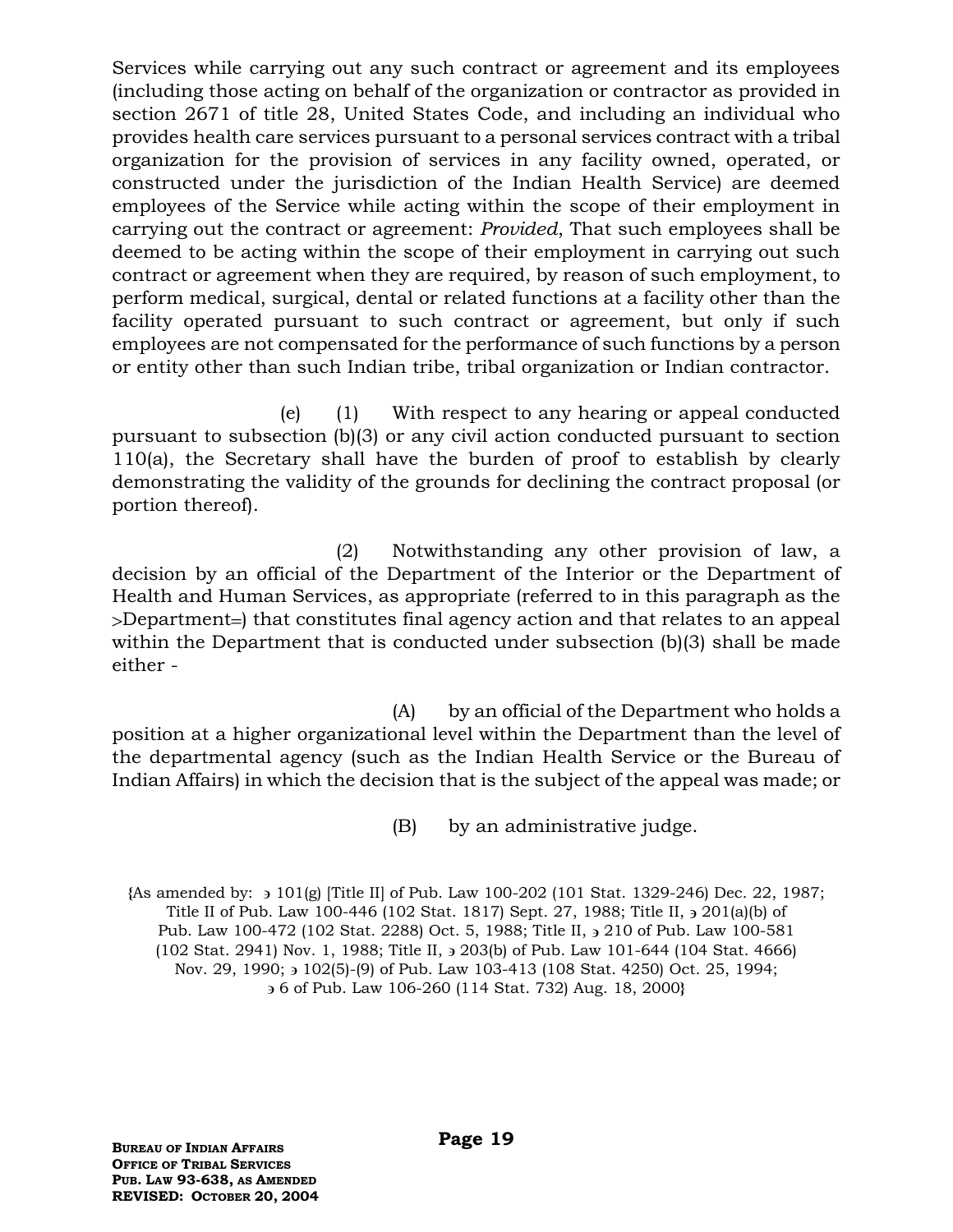Services while carrying out any such contract or agreement and its employees (including those acting on behalf of the organization or contractor as provided in section 2671 of title 28, United States Code, and including an individual who provides health care services pursuant to a personal services contract with a tribal organization for the provision of services in any facility owned, operated, or constructed under the jurisdiction of the Indian Health Service) are deemed employees of the Service while acting within the scope of their employment in carrying out the contract or agreement: *Provided*, That such employees shall be deemed to be acting within the scope of their employment in carrying out such contract or agreement when they are required, by reason of such employment, to perform medical, surgical, dental or related functions at a facility other than the facility operated pursuant to such contract or agreement, but only if such employees are not compensated for the performance of such functions by a person or entity other than such Indian tribe, tribal organization or Indian contractor.

(e) (1) With respect to any hearing or appeal conducted pursuant to subsection (b)(3) or any civil action conducted pursuant to section 110(a), the Secretary shall have the burden of proof to establish by clearly demonstrating the validity of the grounds for declining the contract proposal (or portion thereof).

(2) Notwithstanding any other provision of law, a decision by an official of the Department of the Interior or the Department of Health and Human Services, as appropriate (referred to in this paragraph as the >Department=) that constitutes final agency action and that relates to an appeal within the Department that is conducted under subsection (b)(3) shall be made either -

(A) by an official of the Department who holds a position at a higher organizational level within the Department than the level of the departmental agency (such as the Indian Health Service or the Bureau of Indian Affairs) in which the decision that is the subject of the appeal was made; or

(B) by an administrative judge.

{As amended by: ∋ 101(g) [Title II] of Pub. Law 100-202 (101 Stat. 1329-246) Dec. 22, 1987; Title II of Pub. Law 100-446 (102 Stat. 1817) Sept. 27, 1988; Title II, ∋ 201(a)(b) of Pub. Law 100-472 (102 Stat. 2288) Oct. 5, 1988; Title II, ∋ 210 of Pub. Law 100-581 (102 Stat. 2941) Nov. 1, 1988; Title II, ∋ 203(b) of Pub. Law 101-644 (104 Stat. 4666) Nov. 29, 1990; ∋ 102(5)-(9) of Pub. Law 103-413 (108 Stat. 4250) Oct. 25, 1994; ∋ 6 of Pub. Law 106-260 (114 Stat. 732) Aug. 18, 2000}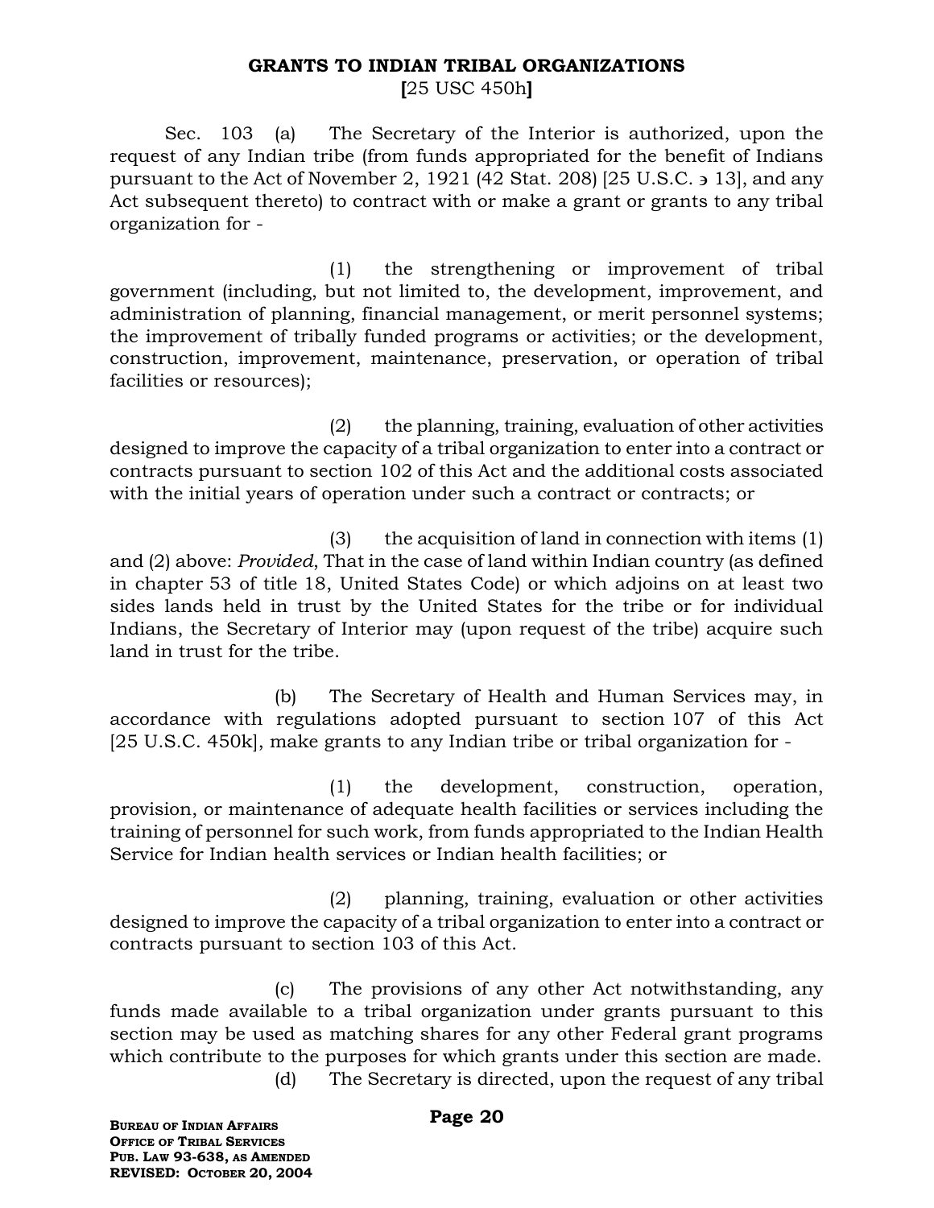**GRANTS TO INDIAN TRIBAL ORGANIZATIONS**
**[**25 USC 450h**]**

Sec. 103 (a) The Secretary of the Interior is authorized, upon the request of any Indian tribe (from funds appropriated for the benefit of Indians pursuant to the Act of November 2, 1921 (42 Stat. 208) [25 U.S.C. ∍ 13], and any Act subsequent thereto) to contract with or make a grant or grants to any tribal organization for -

(1) the strengthening or improvement of tribal government (including, but not limited to, the development, improvement, and administration of planning, financial management, or merit personnel systems; the improvement of tribally funded programs or activities; or the development, construction, improvement, maintenance, preservation, or operation of tribal facilities or resources);

(2) the planning, training, evaluation of other activities designed to improve the capacity of a tribal organization to enter into a contract or contracts pursuant to section 102 of this Act and the additional costs associated with the initial years of operation under such a contract or contracts; or

(3) the acquisition of land in connection with items (1) and (2) above: *Provided*, That in the case of land within Indian country (as defined in chapter 53 of title 18, United States Code) or which adjoins on at least two sides lands held in trust by the United States for the tribe or for individual Indians, the Secretary of Interior may (upon request of the tribe) acquire such land in trust for the tribe.

(b) The Secretary of Health and Human Services may, in accordance with regulations adopted pursuant to section 107 of this Act [25 U.S.C. 450k], make grants to any Indian tribe or tribal organization for -

(1) the development, construction, operation, provision, or maintenance of adequate health facilities or services including the training of personnel for such work, from funds appropriated to the Indian Health Service for Indian health services or Indian health facilities; or

(2) planning, training, evaluation or other activities designed to improve the capacity of a tribal organization to enter into a contract or contracts pursuant to section 103 of this Act.

(c) The provisions of any other Act notwithstanding, any funds made available to a tribal organization under grants pursuant to this section may be used as matching shares for any other Federal grant programs which contribute to the purposes for which grants under this section are made.

(d) The Secretary is directed, upon the request of any tribal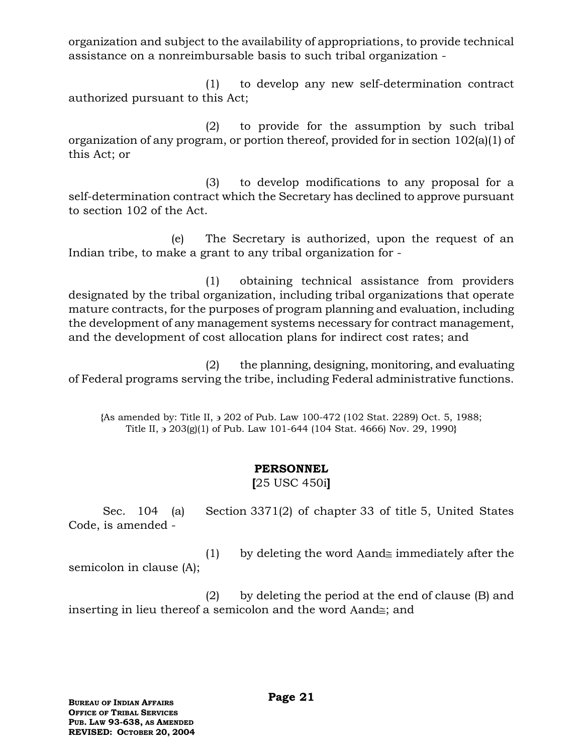organization and subject to the availability of appropriations, to provide technical assistance on a nonreimbursable basis to such tribal organization -

(1) to develop any new self-determination contract authorized pursuant to this Act;

(2) to provide for the assumption by such tribal organization of any program, or portion thereof, provided for in section 102(a)(1) of this Act; or

(3) to develop modifications to any proposal for a self-determination contract which the Secretary has declined to approve pursuant to section 102 of the Act.

(e) The Secretary is authorized, upon the request of an Indian tribe, to make a grant to any tribal organization for -

(1) obtaining technical assistance from providers designated by the tribal organization, including tribal organizations that operate mature contracts, for the purposes of program planning and evaluation, including the development of any management systems necessary for contract management, and the development of cost allocation plans for indirect cost rates; and

(2) the planning, designing, monitoring, and evaluating of Federal programs serving the tribe, including Federal administrative functions.

{As amended by: Title II, ϶ 202 of Pub. Law 100-472 (102 Stat. 2289) Oct. 5, 1988; Title II, ϶ 203(g)(1) of Pub. Law 101-644 (104 Stat. 4666) Nov. 29, 1990}

## PERSONNEL

**[**25 USC 450i**]**

Sec. 104 (a) Section 3371(2) of chapter 33 of title 5, United States Code, is amended -

(1) by deleting the word Aand≅ immediately after the semicolon in clause (A);

(2) by deleting the period at the end of clause (B) and inserting in lieu thereof a semicolon and the word Aand≅; and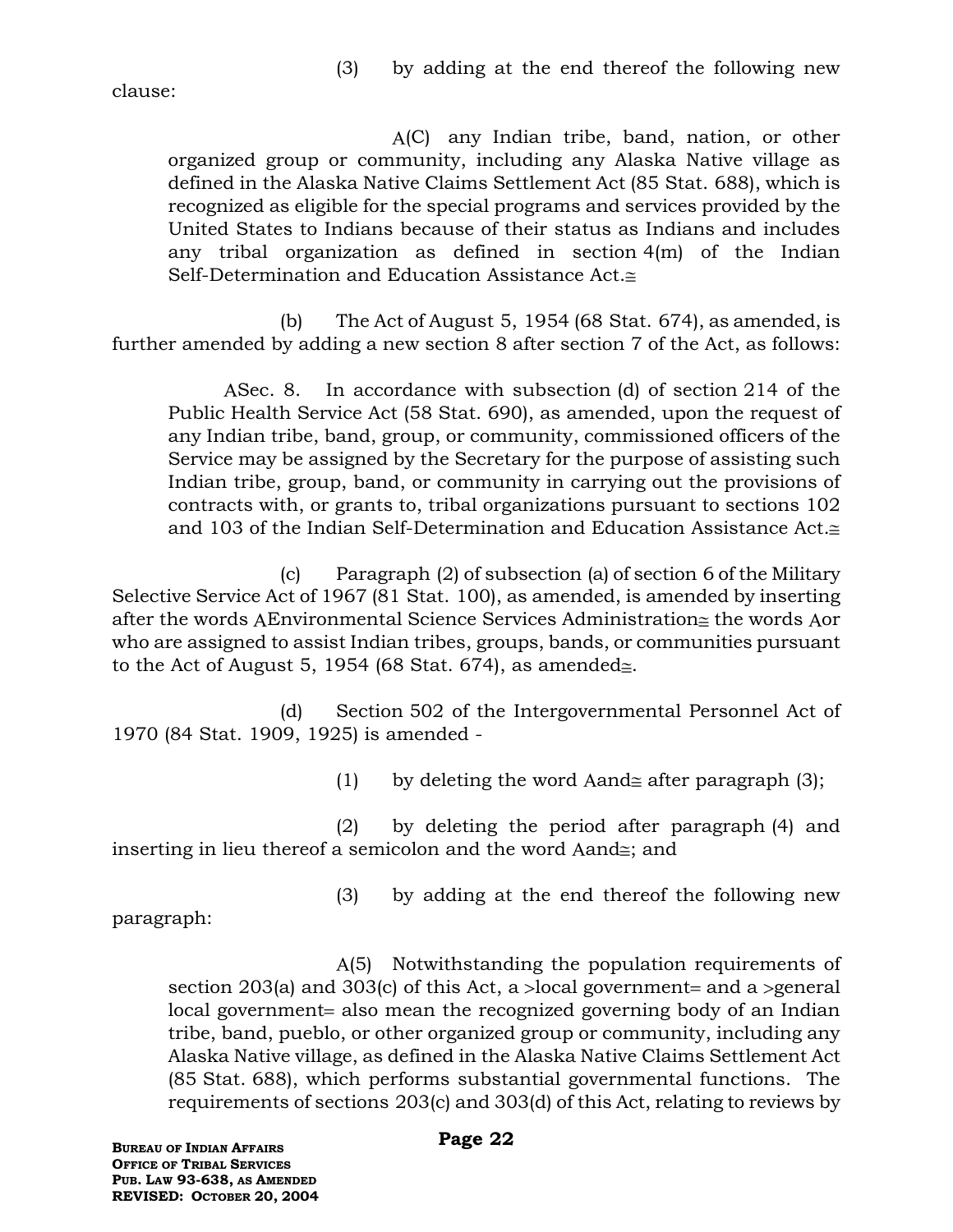(3) by adding at the end thereof the following new clause:

> A(C) any Indian tribe, band, nation, or other organized group or community, including any Alaska Native village as defined in the Alaska Native Claims Settlement Act (85 Stat. 688), which is recognized as eligible for the special programs and services provided by the United States to Indians because of their status as Indians and includes any tribal organization as defined in section 4(m) of the Indian Self-Determination and Education Assistance Act.≅

(b) The Act of August 5, 1954 (68 Stat. 674), as amended, is further amended by adding a new section 8 after section 7 of the Act, as follows:

> ASec. 8. In accordance with subsection (d) of section 214 of the Public Health Service Act (58 Stat. 690), as amended, upon the request of any Indian tribe, band, group, or community, commissioned officers of the Service may be assigned by the Secretary for the purpose of assisting such Indian tribe, group, band, or community in carrying out the provisions of contracts with, or grants to, tribal organizations pursuant to sections 102 and 103 of the Indian Self-Determination and Education Assistance Act.≅

(c) Paragraph (2) of subsection (a) of section 6 of the Military Selective Service Act of 1967 (81 Stat. 100), as amended, is amended by inserting after the words AEnvironmental Science Services Administration≅ the words Aor who are assigned to assist Indian tribes, groups, bands, or communities pursuant to the Act of August 5, 1954 (68 Stat. 674), as amended≅.

(d) Section 502 of the Intergovernmental Personnel Act of 1970 (84 Stat. 1909, 1925) is amended -

(1) by deleting the word Aand≅ after paragraph (3);

(2) by deleting the period after paragraph (4) and inserting in lieu thereof a semicolon and the word Aand≅; and

(3) by adding at the end thereof the following new paragraph:

> A(5) Notwithstanding the population requirements of section 203(a) and 303(c) of this Act, a >local government= and a >general local government= also mean the recognized governing body of an Indian tribe, band, pueblo, or other organized group or community, including any Alaska Native village, as defined in the Alaska Native Claims Settlement Act (85 Stat. 688), which performs substantial governmental functions. The requirements of sections 203(c) and 303(d) of this Act, relating to reviews by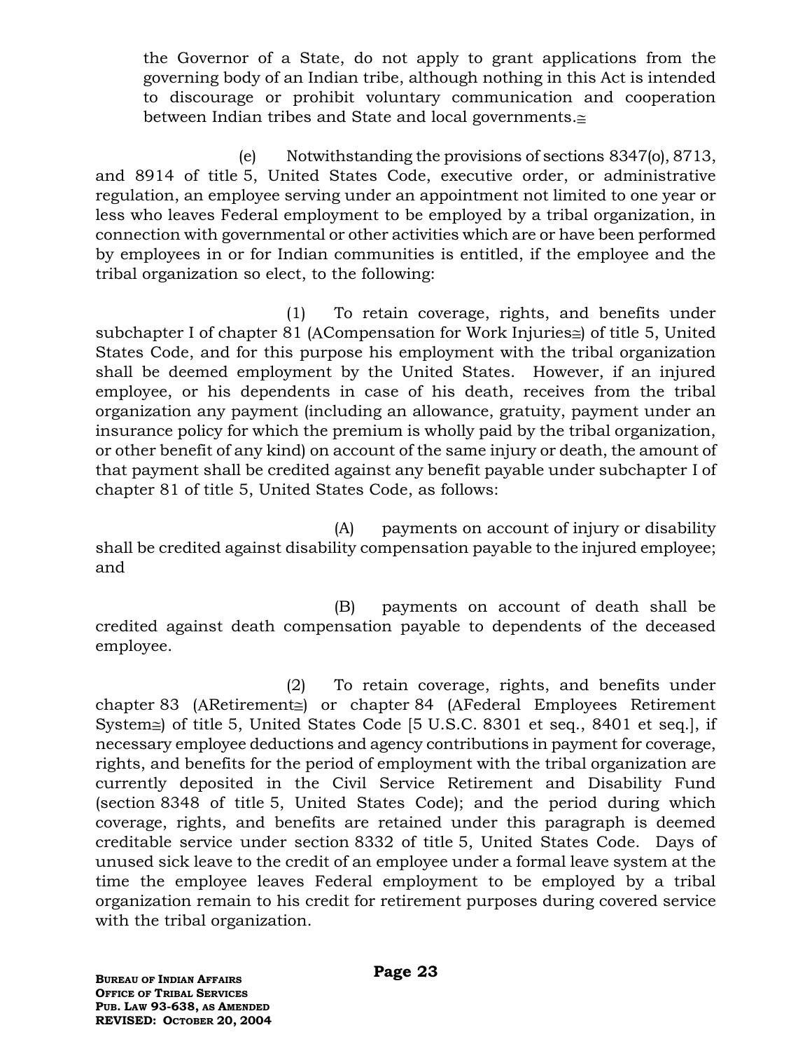the Governor of a State, do not apply to grant applications from the governing body of an Indian tribe, although nothing in this Act is intended to discourage or prohibit voluntary communication and cooperation between Indian tribes and State and local governments.≅

(e) Notwithstanding the provisions of sections 8347(o), 8713, and 8914 of title 5, United States Code, executive order, or administrative regulation, an employee serving under an appointment not limited to one year or less who leaves Federal employment to be employed by a tribal organization, in connection with governmental or other activities which are or have been performed by employees in or for Indian communities is entitled, if the employee and the tribal organization so elect, to the following:

(1) To retain coverage, rights, and benefits under subchapter I of chapter 81 (ACompensation for Work Injuries≅) of title 5, United States Code, and for this purpose his employment with the tribal organization shall be deemed employment by the United States. However, if an injured employee, or his dependents in case of his death, receives from the tribal organization any payment (including an allowance, gratuity, payment under an insurance policy for which the premium is wholly paid by the tribal organization, or other benefit of any kind) on account of the same injury or death, the amount of that payment shall be credited against any benefit payable under subchapter I of chapter 81 of title 5, United States Code, as follows:

(A) payments on account of injury or disability shall be credited against disability compensation payable to the injured employee; and

(B) payments on account of death shall be credited against death compensation payable to dependents of the deceased employee.

(2) To retain coverage, rights, and benefits under chapter 83 (ARetirement≅) or chapter 84 (AFederal Employees Retirement System≅) of title 5, United States Code [5 U.S.C. 8301 et seq., 8401 et seq.], if necessary employee deductions and agency contributions in payment for coverage, rights, and benefits for the period of employment with the tribal organization are currently deposited in the Civil Service Retirement and Disability Fund (section 8348 of title 5, United States Code); and the period during which coverage, rights, and benefits are retained under this paragraph is deemed creditable service under section 8332 of title 5, United States Code. Days of unused sick leave to the credit of an employee under a formal leave system at the time the employee leaves Federal employment to be employed by a tribal organization remain to his credit for retirement purposes during covered service with the tribal organization.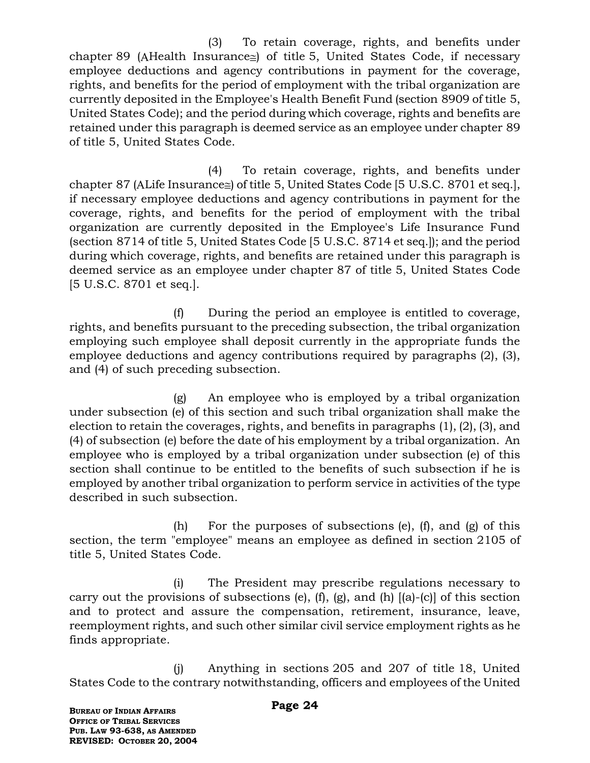(3) To retain coverage, rights, and benefits under chapter 89 (AHealth Insurance≅) of title 5, United States Code, if necessary employee deductions and agency contributions in payment for the coverage, rights, and benefits for the period of employment with the tribal organization are currently deposited in the Employee's Health Benefit Fund (section 8909 of title 5, United States Code); and the period during which coverage, rights and benefits are retained under this paragraph is deemed service as an employee under chapter 89 of title 5, United States Code.

(4) To retain coverage, rights, and benefits under chapter 87 (ALife Insurance≅) of title 5, United States Code [5 U.S.C. 8701 et seq.], if necessary employee deductions and agency contributions in payment for the coverage, rights, and benefits for the period of employment with the tribal organization are currently deposited in the Employee's Life Insurance Fund (section 8714 of title 5, United States Code [5 U.S.C. 8714 et seq.]); and the period during which coverage, rights, and benefits are retained under this paragraph is deemed service as an employee under chapter 87 of title 5, United States Code [5 U.S.C. 8701 et seq.].

(f) During the period an employee is entitled to coverage, rights, and benefits pursuant to the preceding subsection, the tribal organization employing such employee shall deposit currently in the appropriate funds the employee deductions and agency contributions required by paragraphs (2), (3), and (4) of such preceding subsection.

(g) An employee who is employed by a tribal organization under subsection (e) of this section and such tribal organization shall make the election to retain the coverages, rights, and benefits in paragraphs (1), (2), (3), and (4) of subsection (e) before the date of his employment by a tribal organization. An employee who is employed by a tribal organization under subsection (e) of this section shall continue to be entitled to the benefits of such subsection if he is employed by another tribal organization to perform service in activities of the type described in such subsection.

(h) For the purposes of subsections (e), (f), and (g) of this section, the term "employee" means an employee as defined in section 2105 of title 5, United States Code.

(i) The President may prescribe regulations necessary to carry out the provisions of subsections (e), (f), (g), and (h) [(a)-(c)] of this section and to protect and assure the compensation, retirement, insurance, leave, reemployment rights, and such other similar civil service employment rights as he finds appropriate.

(j) Anything in sections 205 and 207 of title 18, United States Code to the contrary notwithstanding, officers and employees of the United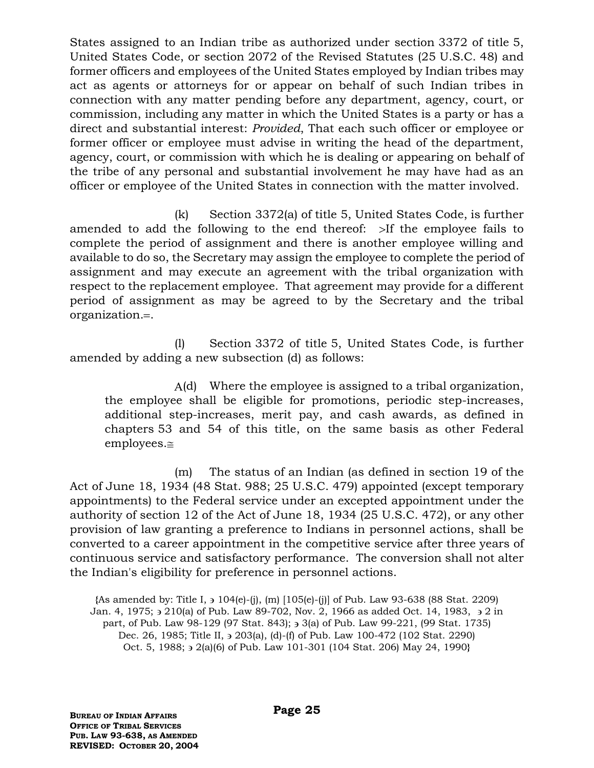States assigned to an Indian tribe as authorized under section 3372 of title 5, United States Code, or section 2072 of the Revised Statutes (25 U.S.C. 48) and former officers and employees of the United States employed by Indian tribes may act as agents or attorneys for or appear on behalf of such Indian tribes in connection with any matter pending before any department, agency, court, or commission, including any matter in which the United States is a party or has a direct and substantial interest: *Provided*, That each such officer or employee or former officer or employee must advise in writing the head of the department, agency, court, or commission with which he is dealing or appearing on behalf of the tribe of any personal and substantial involvement he may have had as an officer or employee of the United States in connection with the matter involved.

(k) Section 3372(a) of title 5, United States Code, is further amended to add the following to the end thereof: >If the employee fails to complete the period of assignment and there is another employee willing and available to do so, the Secretary may assign the employee to complete the period of assignment and may execute an agreement with the tribal organization with respect to the replacement employee. That agreement may provide for a different period of assignment as may be agreed to by the Secretary and the tribal organization.=.

(l) Section 3372 of title 5, United States Code, is further amended by adding a new subsection (d) as follows:

> A(d) Where the employee is assigned to a tribal organization, the employee shall be eligible for promotions, periodic step-increases, additional step-increases, merit pay, and cash awards, as defined in chapters 53 and 54 of this title, on the same basis as other Federal employees.≅

(m) The status of an Indian (as defined in section 19 of the Act of June 18, 1934 (48 Stat. 988; 25 U.S.C. 479) appointed (except temporary appointments) to the Federal service under an excepted appointment under the authority of section 12 of the Act of June 18, 1934 (25 U.S.C. 472), or any other provision of law granting a preference to Indians in personnel actions, shall be converted to a career appointment in the competitive service after three years of continuous service and satisfactory performance. The conversion shall not alter the Indian's eligibility for preference in personnel actions.

{As amended by: Title I, ∍ 104(e)-(j), (m) [105(e)-(j)] of Pub. Law 93-638 (88 Stat. 2209) Jan. 4, 1975; ∍ 210(a) of Pub. Law 89-702, Nov. 2, 1966 as added Oct. 14, 1983, ∍ 2 in part, of Pub. Law 98-129 (97 Stat. 843); ∍ 3(a) of Pub. Law 99-221, (99 Stat. 1735) Dec. 26, 1985; Title II, ∍ 203(a), (d)-(f) of Pub. Law 100-472 (102 Stat. 2290) Oct. 5, 1988; ∍ 2(a)(6) of Pub. Law 101-301 (104 Stat. 206) May 24, 1990}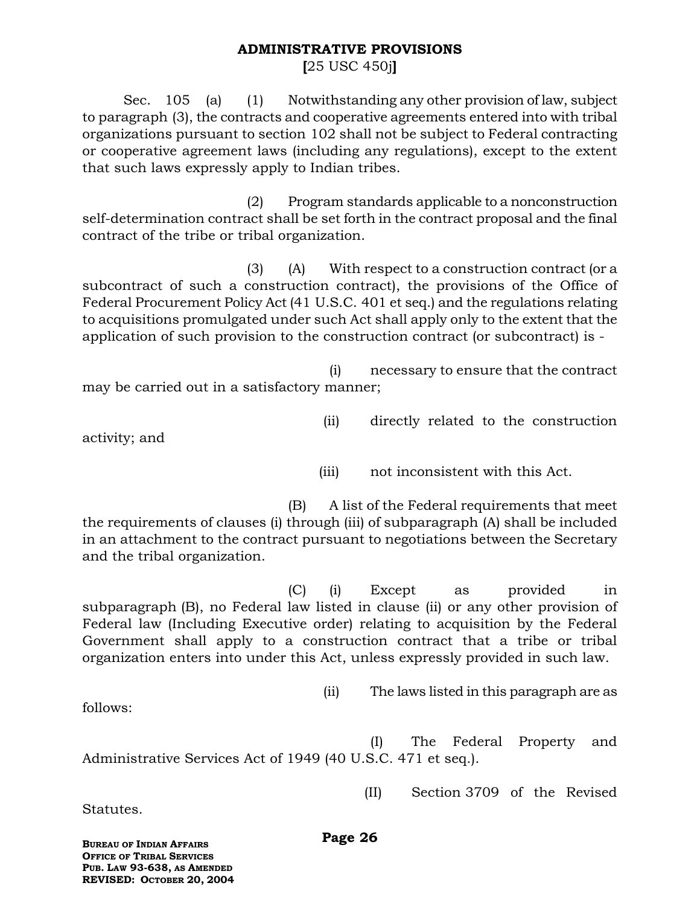## ADMINISTRATIVE PROVISIONS

**[**25 USC 450j**]**

Sec. 105 (a) (1) Notwithstanding any other provision of law, subject to paragraph (3), the contracts and cooperative agreements entered into with tribal organizations pursuant to section 102 shall not be subject to Federal contracting or cooperative agreement laws (including any regulations), except to the extent that such laws expressly apply to Indian tribes.

(2) Program standards applicable to a nonconstruction self-determination contract shall be set forth in the contract proposal and the final contract of the tribe or tribal organization.

(3) (A) With respect to a construction contract (or a subcontract of such a construction contract), the provisions of the Office of Federal Procurement Policy Act (41 U.S.C. 401 et seq.) and the regulations relating to acquisitions promulgated under such Act shall apply only to the extent that the application of such provision to the construction contract (or subcontract) is -

(i) necessary to ensure that the contract may be carried out in a satisfactory manner;

(ii) directly related to the construction activity; and

(iii) not inconsistent with this Act.

(B) A list of the Federal requirements that meet the requirements of clauses (i) through (iii) of subparagraph (A) shall be included in an attachment to the contract pursuant to negotiations between the Secretary and the tribal organization.

(C) (i) Except as provided in subparagraph (B), no Federal law listed in clause (ii) or any other provision of Federal law (Including Executive order) relating to acquisition by the Federal Government shall apply to a construction contract that a tribe or tribal organization enters into under this Act, unless expressly provided in such law.

(ii) The laws listed in this paragraph are as follows:

(I) The Federal Property and Administrative Services Act of 1949 (40 U.S.C. 471 et seq.).

(II) Section 3709 of the Revised Statutes.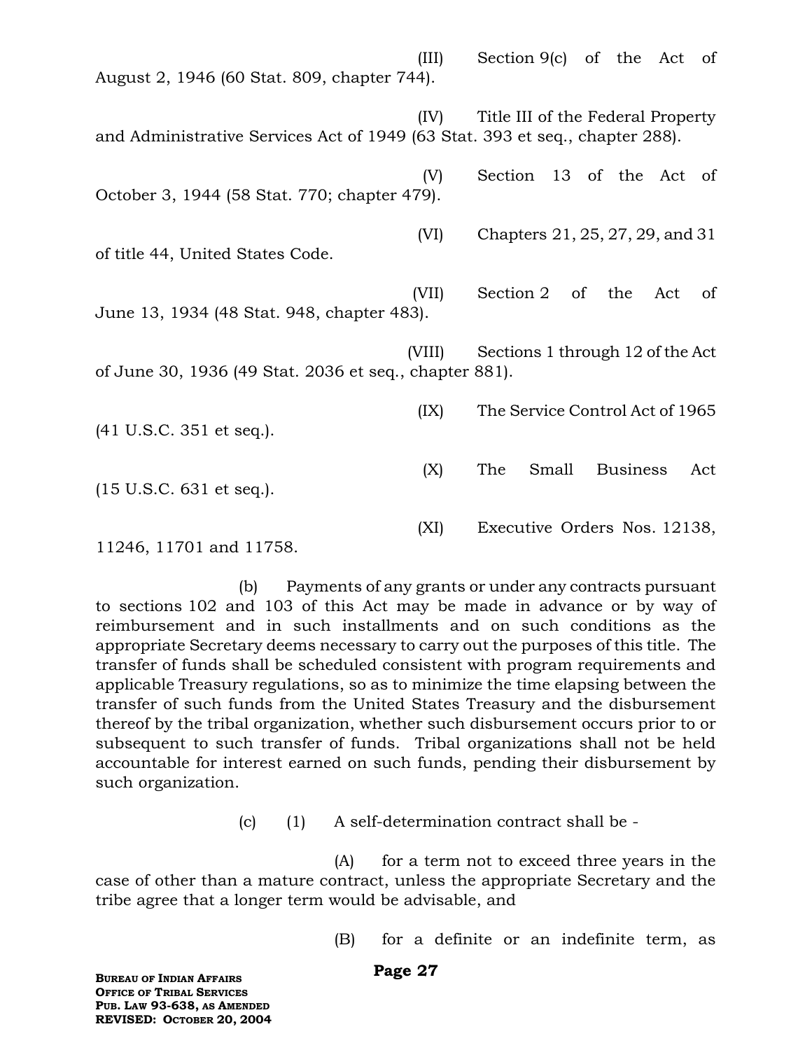(III) Section 9(c) of the Act of August 2, 1946 (60 Stat. 809, chapter 744).

(IV) Title III of the Federal Property and Administrative Services Act of 1949 (63 Stat. 393 et seq., chapter 288).

(V) Section 13 of the Act of October 3, 1944 (58 Stat. 770; chapter 479).

(VI) Chapters 21, 25, 27, 29, and 31 of title 44, United States Code.

(VII) Section 2 of the Act of June 13, 1934 (48 Stat. 948, chapter 483).

(VIII) Sections 1 through 12 of the Act of June 30, 1936 (49 Stat. 2036 et seq., chapter 881).

(IX) The Service Control Act of 1965 (41 U.S.C. 351 et seq.).

(X) The Small Business Act (15 U.S.C. 631 et seq.).

(XI) Executive Orders Nos. 12138, 11246, 11701 and 11758.

(b) Payments of any grants or under any contracts pursuant to sections 102 and 103 of this Act may be made in advance or by way of reimbursement and in such installments and on such conditions as the appropriate Secretary deems necessary to carry out the purposes of this title. The transfer of funds shall be scheduled consistent with program requirements and applicable Treasury regulations, so as to minimize the time elapsing between the transfer of such funds from the United States Treasury and the disbursement thereof by the tribal organization, whether such disbursement occurs prior to or subsequent to such transfer of funds. Tribal organizations shall not be held accountable for interest earned on such funds, pending their disbursement by such organization.

(c) (1) A self-determination contract shall be -

(A) for a term not to exceed three years in the case of other than a mature contract, unless the appropriate Secretary and the tribe agree that a longer term would be advisable, and

(B) for a definite or an indefinite term, as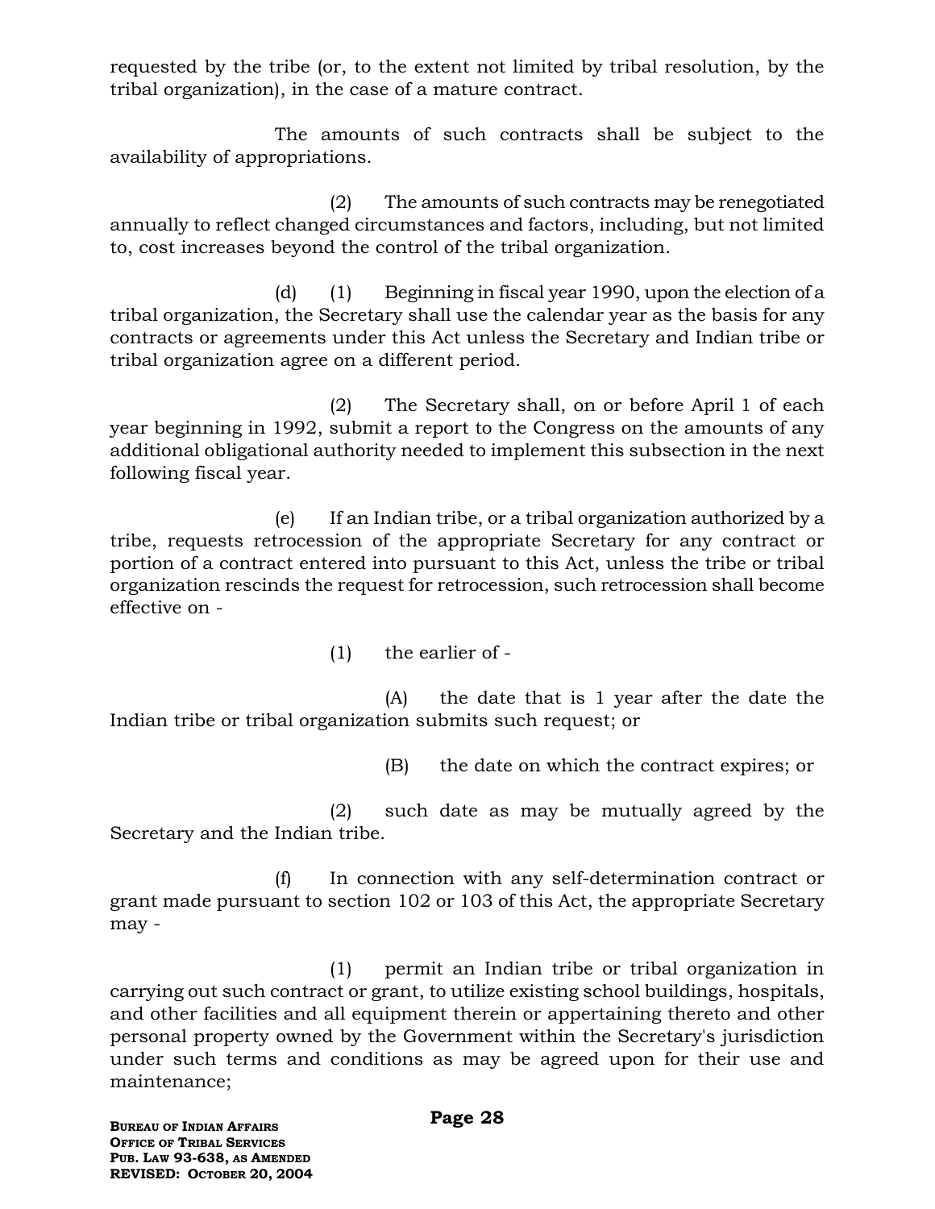requested by the tribe (or, to the extent not limited by tribal resolution, by the tribal organization), in the case of a mature contract.

The amounts of such contracts shall be subject to the availability of appropriations.

(2) The amounts of such contracts may be renegotiated annually to reflect changed circumstances and factors, including, but not limited to, cost increases beyond the control of the tribal organization.

(d) (1) Beginning in fiscal year 1990, upon the election of a tribal organization, the Secretary shall use the calendar year as the basis for any contracts or agreements under this Act unless the Secretary and Indian tribe or tribal organization agree on a different period.

(2) The Secretary shall, on or before April 1 of each year beginning in 1992, submit a report to the Congress on the amounts of any additional obligational authority needed to implement this subsection in the next following fiscal year.

(e) If an Indian tribe, or a tribal organization authorized by a tribe, requests retrocession of the appropriate Secretary for any contract or portion of a contract entered into pursuant to this Act, unless the tribe or tribal organization rescinds the request for retrocession, such retrocession shall become effective on -

(1) the earlier of -

(A) the date that is 1 year after the date the Indian tribe or tribal organization submits such request; or

(B) the date on which the contract expires; or

(2) such date as may be mutually agreed by the Secretary and the Indian tribe.

(f) In connection with any self-determination contract or grant made pursuant to section 102 or 103 of this Act, the appropriate Secretary may -

(1) permit an Indian tribe or tribal organization in carrying out such contract or grant, to utilize existing school buildings, hospitals, and other facilities and all equipment therein or appertaining thereto and other personal property owned by the Government within the Secretary's jurisdiction under such terms and conditions as may be agreed upon for their use and maintenance;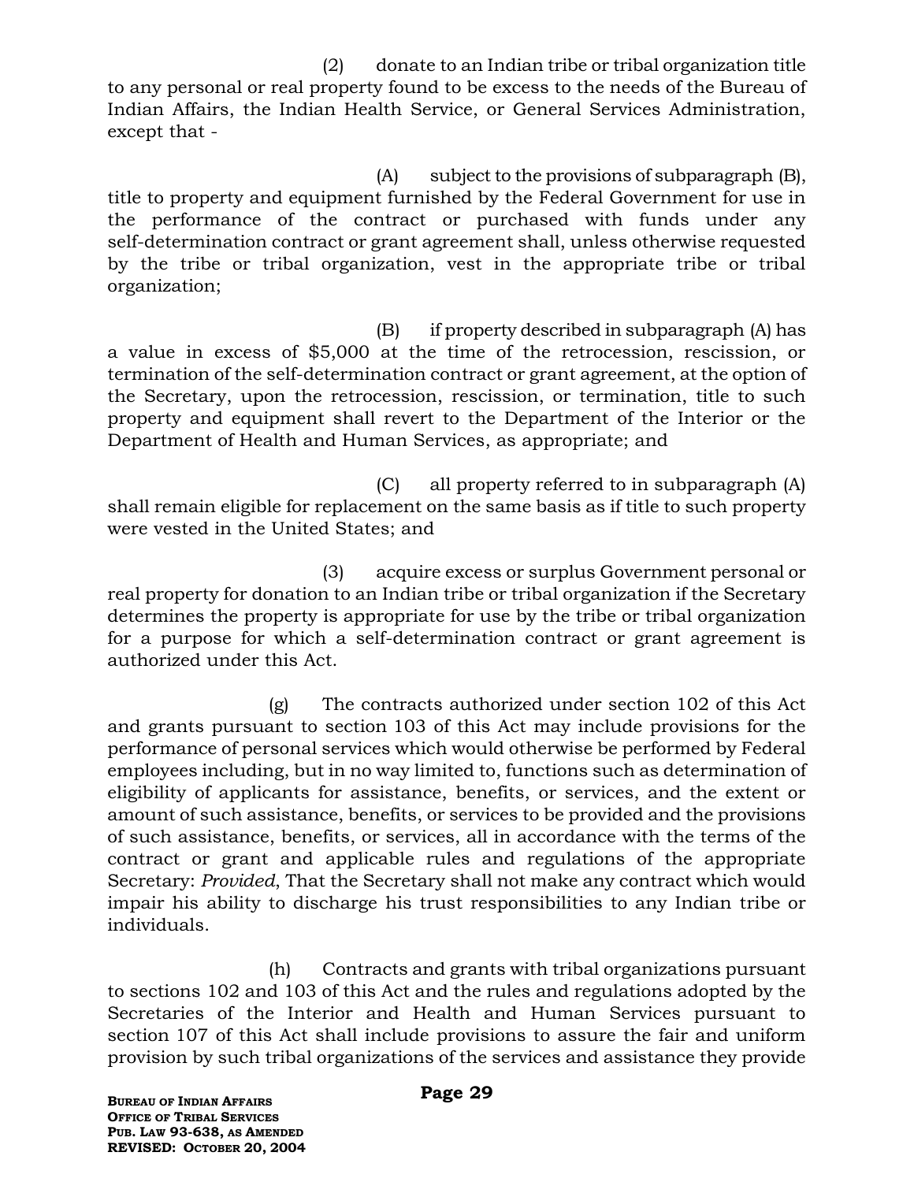(2) donate to an Indian tribe or tribal organization title to any personal or real property found to be excess to the needs of the Bureau of Indian Affairs, the Indian Health Service, or General Services Administration, except that -

(A) subject to the provisions of subparagraph (B), title to property and equipment furnished by the Federal Government for use in the performance of the contract or purchased with funds under any self-determination contract or grant agreement shall, unless otherwise requested by the tribe or tribal organization, vest in the appropriate tribe or tribal organization;

(B) if property described in subparagraph (A) has a value in excess of $5,000 at the time of the retrocession, rescission, or termination of the self-determination contract or grant agreement, at the option of the Secretary, upon the retrocession, rescission, or termination, title to such property and equipment shall revert to the Department of the Interior or the Department of Health and Human Services, as appropriate; and

(C) all property referred to in subparagraph (A) shall remain eligible for replacement on the same basis as if title to such property were vested in the United States; and

(3) acquire excess or surplus Government personal or real property for donation to an Indian tribe or tribal organization if the Secretary determines the property is appropriate for use by the tribe or tribal organization for a purpose for which a self-determination contract or grant agreement is authorized under this Act.

(g) The contracts authorized under section 102 of this Act and grants pursuant to section 103 of this Act may include provisions for the performance of personal services which would otherwise be performed by Federal employees including, but in no way limited to, functions such as determination of eligibility of applicants for assistance, benefits, or services, and the extent or amount of such assistance, benefits, or services to be provided and the provisions of such assistance, benefits, or services, all in accordance with the terms of the contract or grant and applicable rules and regulations of the appropriate Secretary: *Provided*, That the Secretary shall not make any contract which would impair his ability to discharge his trust responsibilities to any Indian tribe or individuals.

(h) Contracts and grants with tribal organizations pursuant to sections 102 and 103 of this Act and the rules and regulations adopted by the Secretaries of the Interior and Health and Human Services pursuant to section 107 of this Act shall include provisions to assure the fair and uniform provision by such tribal organizations of the services and assistance they provide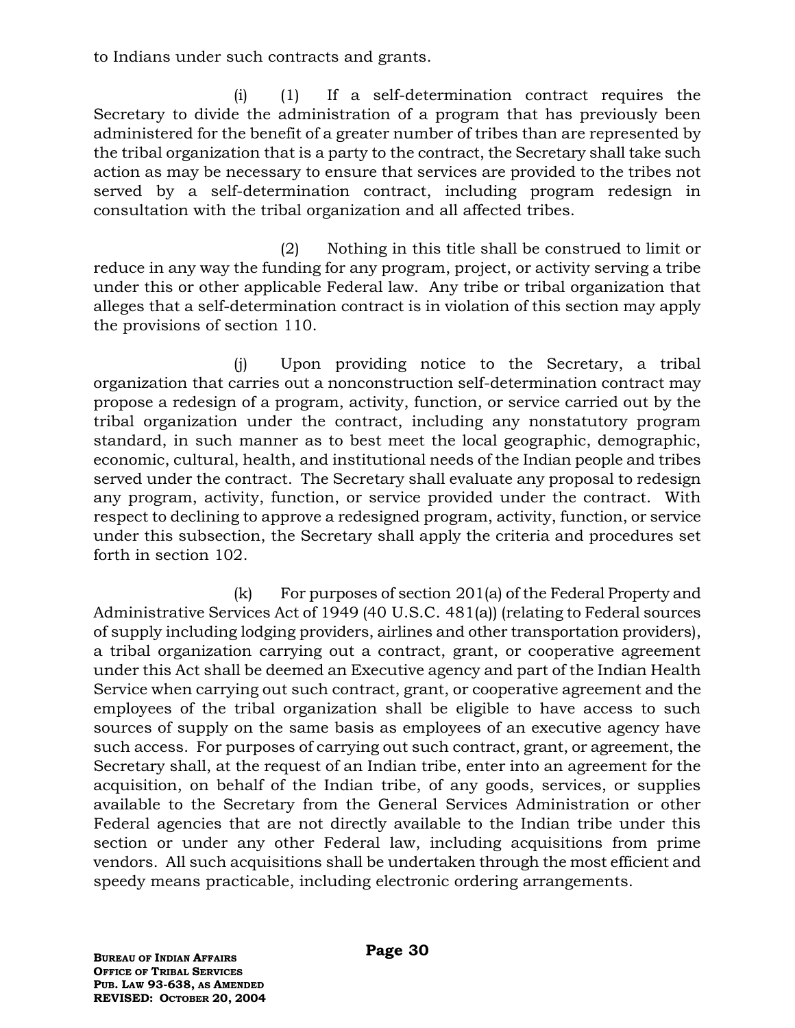to Indians under such contracts and grants.

(i) (1) If a self-determination contract requires the Secretary to divide the administration of a program that has previously been administered for the benefit of a greater number of tribes than are represented by the tribal organization that is a party to the contract, the Secretary shall take such action as may be necessary to ensure that services are provided to the tribes not served by a self-determination contract, including program redesign in consultation with the tribal organization and all affected tribes.

(2) Nothing in this title shall be construed to limit or reduce in any way the funding for any program, project, or activity serving a tribe under this or other applicable Federal law. Any tribe or tribal organization that alleges that a self-determination contract is in violation of this section may apply the provisions of section 110.

(j) Upon providing notice to the Secretary, a tribal organization that carries out a nonconstruction self-determination contract may propose a redesign of a program, activity, function, or service carried out by the tribal organization under the contract, including any nonstatutory program standard, in such manner as to best meet the local geographic, demographic, economic, cultural, health, and institutional needs of the Indian people and tribes served under the contract. The Secretary shall evaluate any proposal to redesign any program, activity, function, or service provided under the contract. With respect to declining to approve a redesigned program, activity, function, or service under this subsection, the Secretary shall apply the criteria and procedures set forth in section 102.

(k) For purposes of section 201(a) of the Federal Property and Administrative Services Act of 1949 (40 U.S.C. 481(a)) (relating to Federal sources of supply including lodging providers, airlines and other transportation providers), a tribal organization carrying out a contract, grant, or cooperative agreement under this Act shall be deemed an Executive agency and part of the Indian Health Service when carrying out such contract, grant, or cooperative agreement and the employees of the tribal organization shall be eligible to have access to such sources of supply on the same basis as employees of an executive agency have such access. For purposes of carrying out such contract, grant, or agreement, the Secretary shall, at the request of an Indian tribe, enter into an agreement for the acquisition, on behalf of the Indian tribe, of any goods, services, or supplies available to the Secretary from the General Services Administration or other Federal agencies that are not directly available to the Indian tribe under this section or under any other Federal law, including acquisitions from prime vendors. All such acquisitions shall be undertaken through the most efficient and speedy means practicable, including electronic ordering arrangements.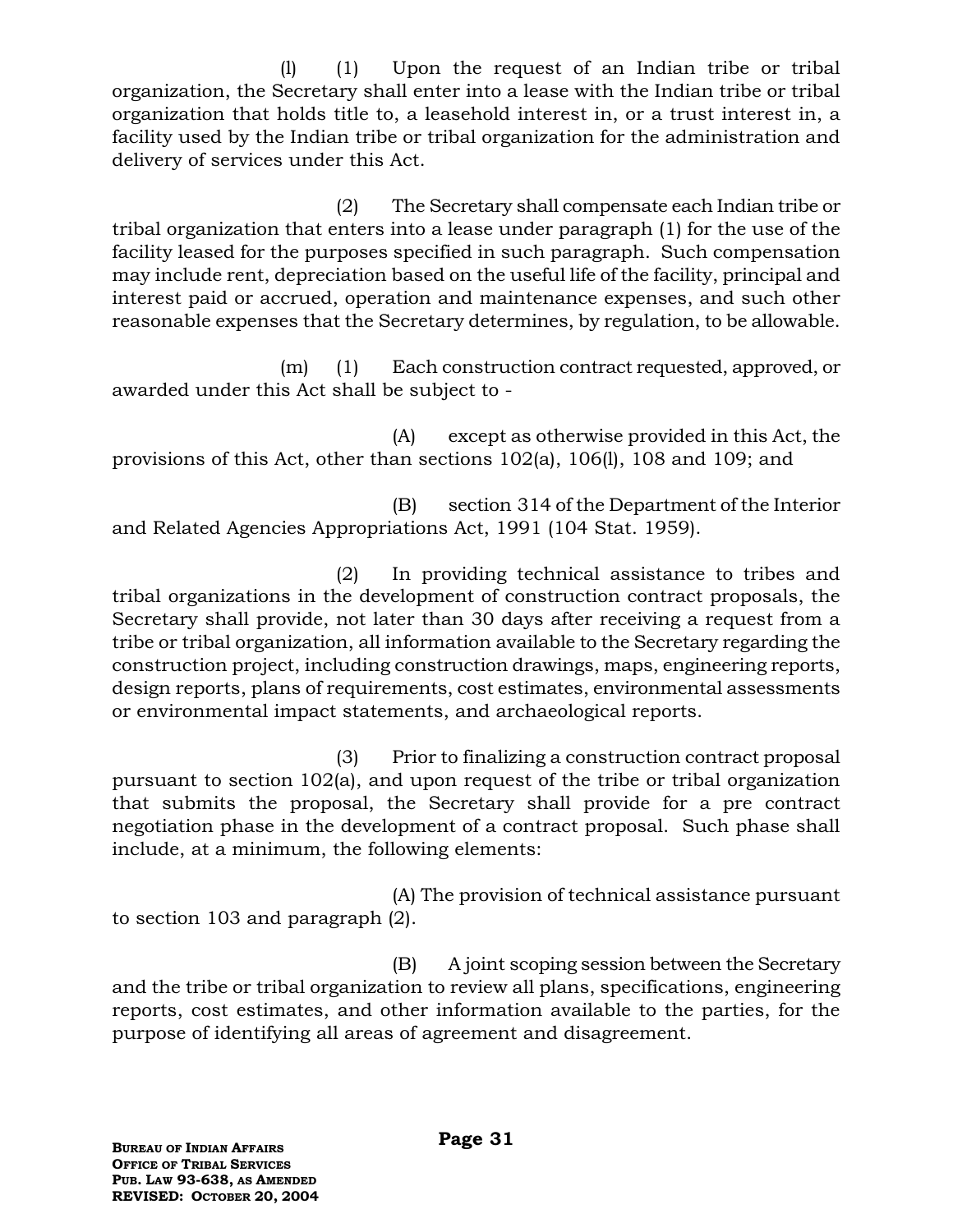(l) (1) Upon the request of an Indian tribe or tribal organization, the Secretary shall enter into a lease with the Indian tribe or tribal organization that holds title to, a leasehold interest in, or a trust interest in, a facility used by the Indian tribe or tribal organization for the administration and delivery of services under this Act.

(2) The Secretary shall compensate each Indian tribe or tribal organization that enters into a lease under paragraph (1) for the use of the facility leased for the purposes specified in such paragraph. Such compensation may include rent, depreciation based on the useful life of the facility, principal and interest paid or accrued, operation and maintenance expenses, and such other reasonable expenses that the Secretary determines, by regulation, to be allowable.

(m) (1) Each construction contract requested, approved, or awarded under this Act shall be subject to -

(A) except as otherwise provided in this Act, the provisions of this Act, other than sections 102(a), 106(l), 108 and 109; and

(B) section 314 of the Department of the Interior and Related Agencies Appropriations Act, 1991 (104 Stat. 1959).

(2) In providing technical assistance to tribes and tribal organizations in the development of construction contract proposals, the Secretary shall provide, not later than 30 days after receiving a request from a tribe or tribal organization, all information available to the Secretary regarding the construction project, including construction drawings, maps, engineering reports, design reports, plans of requirements, cost estimates, environmental assessments or environmental impact statements, and archaeological reports.

(3) Prior to finalizing a construction contract proposal pursuant to section 102(a), and upon request of the tribe or tribal organization that submits the proposal, the Secretary shall provide for a pre contract negotiation phase in the development of a contract proposal. Such phase shall include, at a minimum, the following elements:

(A) The provision of technical assistance pursuant to section 103 and paragraph (2).

(B) A joint scoping session between the Secretary and the tribe or tribal organization to review all plans, specifications, engineering reports, cost estimates, and other information available to the parties, for the purpose of identifying all areas of agreement and disagreement.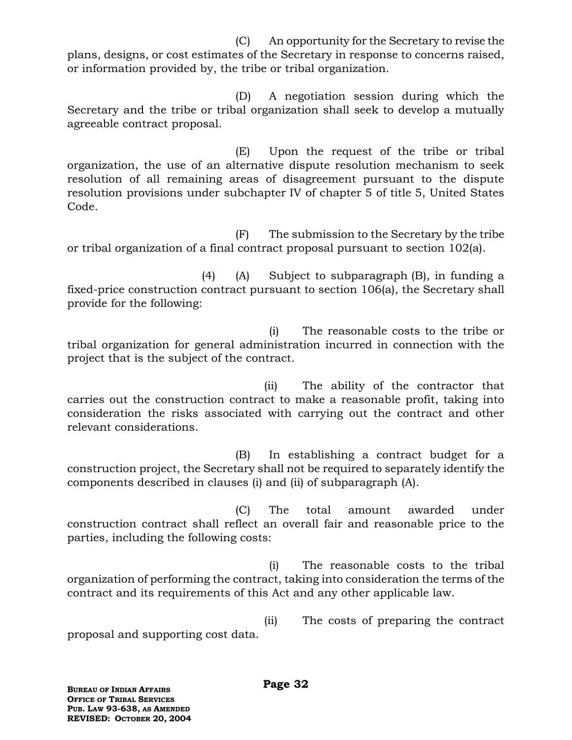(C) An opportunity for the Secretary to revise the plans, designs, or cost estimates of the Secretary in response to concerns raised, or information provided by, the tribe or tribal organization.

(D) A negotiation session during which the Secretary and the tribe or tribal organization shall seek to develop a mutually agreeable contract proposal.

(E) Upon the request of the tribe or tribal organization, the use of an alternative dispute resolution mechanism to seek resolution of all remaining areas of disagreement pursuant to the dispute resolution provisions under subchapter IV of chapter 5 of title 5, United States Code.

(F) The submission to the Secretary by the tribe or tribal organization of a final contract proposal pursuant to section 102(a).

(4) (A) Subject to subparagraph (B), in funding a fixed-price construction contract pursuant to section 106(a), the Secretary shall provide for the following:

(i) The reasonable costs to the tribe or tribal organization for general administration incurred in connection with the project that is the subject of the contract.

(ii) The ability of the contractor that carries out the construction contract to make a reasonable profit, taking into consideration the risks associated with carrying out the contract and other relevant considerations.

(B) In establishing a contract budget for a construction project, the Secretary shall not be required to separately identify the components described in clauses (i) and (ii) of subparagraph (A).

(C) The total amount awarded under construction contract shall reflect an overall fair and reasonable price to the parties, including the following costs:

(i) The reasonable costs to the tribal organization of performing the contract, taking into consideration the terms of the contract and its requirements of this Act and any other applicable law.

(ii) The costs of preparing the contract proposal and supporting cost data.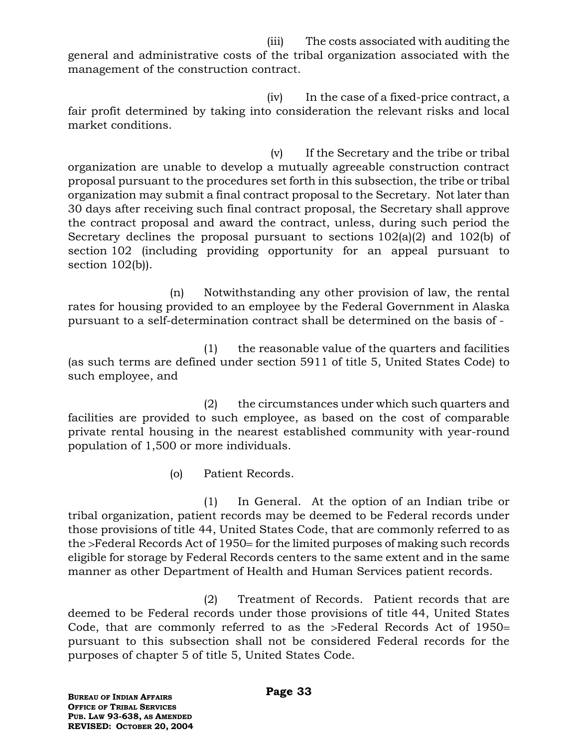(iii) The costs associated with auditing the general and administrative costs of the tribal organization associated with the management of the construction contract.

(iv) In the case of a fixed-price contract, a fair profit determined by taking into consideration the relevant risks and local market conditions.

(v) If the Secretary and the tribe or tribal organization are unable to develop a mutually agreeable construction contract proposal pursuant to the procedures set forth in this subsection, the tribe or tribal organization may submit a final contract proposal to the Secretary. Not later than 30 days after receiving such final contract proposal, the Secretary shall approve the contract proposal and award the contract, unless, during such period the Secretary declines the proposal pursuant to sections 102(a)(2) and 102(b) of section 102 (including providing opportunity for an appeal pursuant to section 102(b)).

(n) Notwithstanding any other provision of law, the rental rates for housing provided to an employee by the Federal Government in Alaska pursuant to a self-determination contract shall be determined on the basis of -

(1) the reasonable value of the quarters and facilities (as such terms are defined under section 5911 of title 5, United States Code) to such employee, and

(2) the circumstances under which such quarters and facilities are provided to such employee, as based on the cost of comparable private rental housing in the nearest established community with year-round population of 1,500 or more individuals.

(o) Patient Records.

(1) In General. At the option of an Indian tribe or tribal organization, patient records may be deemed to be Federal records under those provisions of title 44, United States Code, that are commonly referred to as the >Federal Records Act of 1950= for the limited purposes of making such records eligible for storage by Federal Records centers to the same extent and in the same manner as other Department of Health and Human Services patient records.

(2) Treatment of Records. Patient records that are deemed to be Federal records under those provisions of title 44, United States Code, that are commonly referred to as the >Federal Records Act of 1950= pursuant to this subsection shall not be considered Federal records for the purposes of chapter 5 of title 5, United States Code.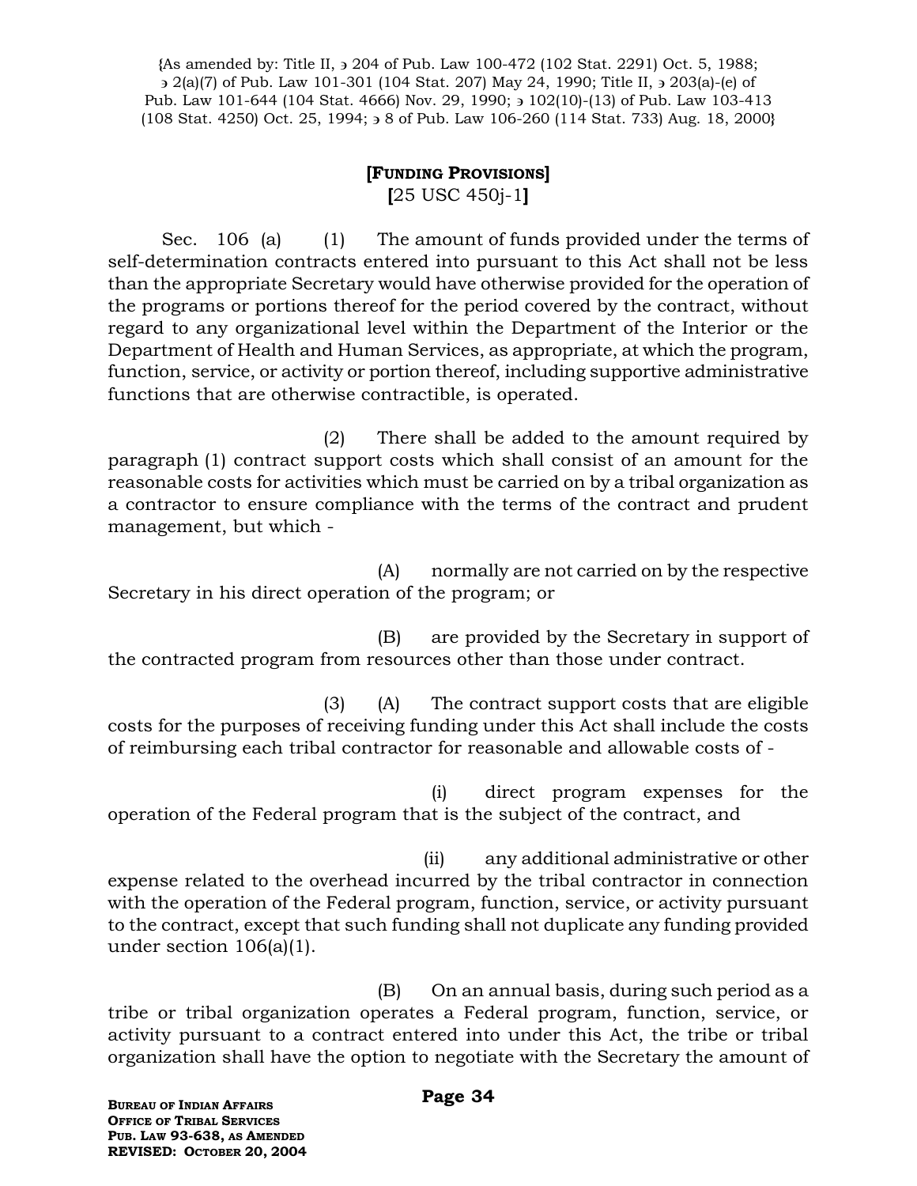{As amended by: Title II, § 204 of Pub. Law 100-472 (102 Stat. 2291) Oct. 5, 1988; § 2(a)(7) of Pub. Law 101-301 (104 Stat. 207) May 24, 1990; Title II, § 203(a)-(e) of Pub. Law 101-644 (104 Stat. 4666) Nov. 29, 1990; § 102(10)-(13) of Pub. Law 103-413 (108 Stat. 4250) Oct. 25, 1994; § 8 of Pub. Law 106-260 (114 Stat. 733) Aug. 18, 2000}

## [FUNDING PROVISIONS]
[25 USC 450j-1]

Sec. 106 (a) (1) The amount of funds provided under the terms of self-determination contracts entered into pursuant to this Act shall not be less than the appropriate Secretary would have otherwise provided for the operation of the programs or portions thereof for the period covered by the contract, without regard to any organizational level within the Department of the Interior or the Department of Health and Human Services, as appropriate, at which the program, function, service, or activity or portion thereof, including supportive administrative functions that are otherwise contractible, is operated.

(2) There shall be added to the amount required by paragraph (1) contract support costs which shall consist of an amount for the reasonable costs for activities which must be carried on by a tribal organization as a contractor to ensure compliance with the terms of the contract and prudent management, but which -

(A) normally are not carried on by the respective Secretary in his direct operation of the program; or

(B) are provided by the Secretary in support of the contracted program from resources other than those under contract.

(3) (A) The contract support costs that are eligible costs for the purposes of receiving funding under this Act shall include the costs of reimbursing each tribal contractor for reasonable and allowable costs of -

(i) direct program expenses for the operation of the Federal program that is the subject of the contract, and

(ii) any additional administrative or other expense related to the overhead incurred by the tribal contractor in connection with the operation of the Federal program, function, service, or activity pursuant to the contract, except that such funding shall not duplicate any funding provided under section 106(a)(1).

(B) On an annual basis, during such period as a tribe or tribal organization operates a Federal program, function, service, or activity pursuant to a contract entered into under this Act, the tribe or tribal organization shall have the option to negotiate with the Secretary the amount of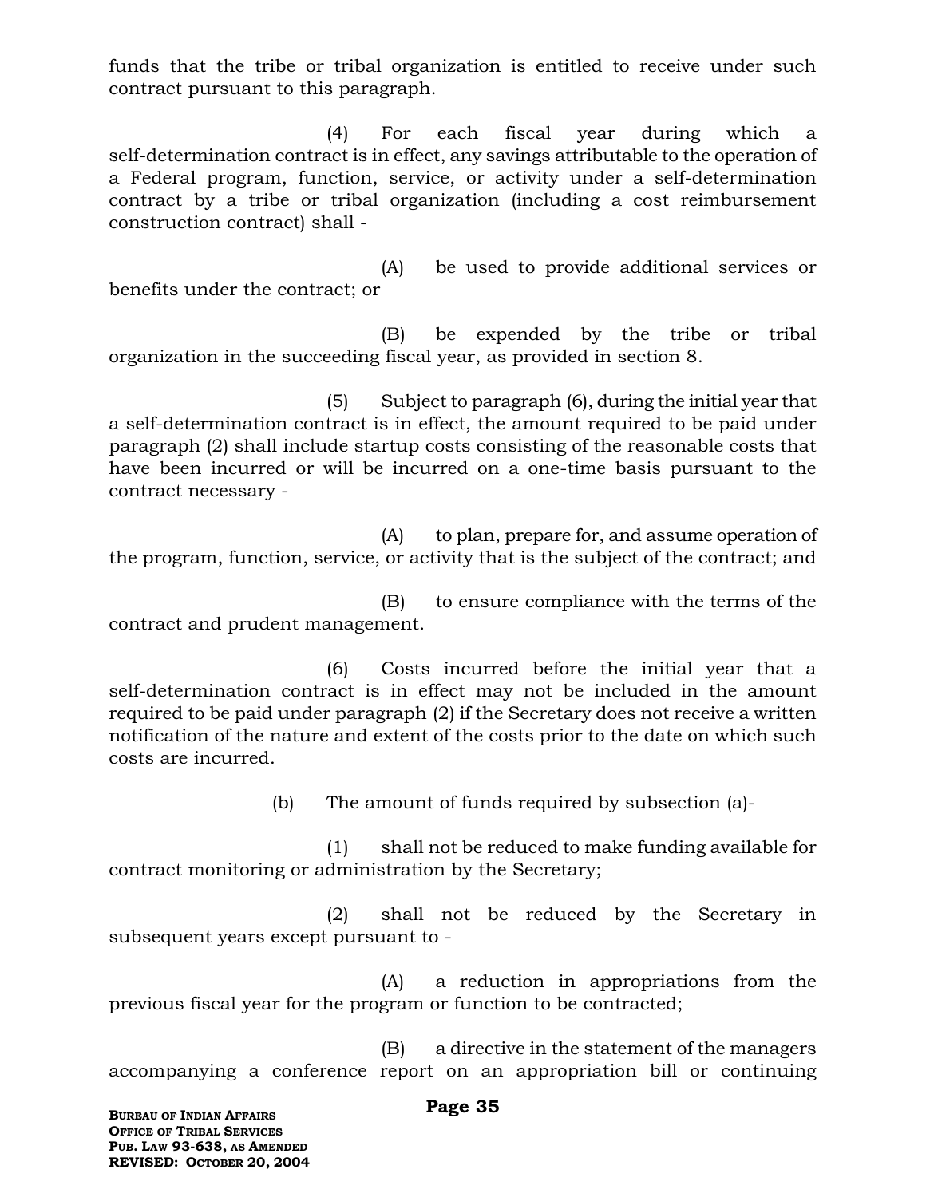funds that the tribe or tribal organization is entitled to receive under such contract pursuant to this paragraph.

(4) For each fiscal year during which a self-determination contract is in effect, any savings attributable to the operation of a Federal program, function, service, or activity under a self-determination contract by a tribe or tribal organization (including a cost reimbursement construction contract) shall -

(A) be used to provide additional services or benefits under the contract; or

(B) be expended by the tribe or tribal organization in the succeeding fiscal year, as provided in section 8.

(5) Subject to paragraph (6), during the initial year that a self-determination contract is in effect, the amount required to be paid under paragraph (2) shall include startup costs consisting of the reasonable costs that have been incurred or will be incurred on a one-time basis pursuant to the contract necessary -

(A) to plan, prepare for, and assume operation of the program, function, service, or activity that is the subject of the contract; and

(B) to ensure compliance with the terms of the contract and prudent management.

(6) Costs incurred before the initial year that a self-determination contract is in effect may not be included in the amount required to be paid under paragraph (2) if the Secretary does not receive a written notification of the nature and extent of the costs prior to the date on which such costs are incurred.

(b) The amount of funds required by subsection (a)-

(1) shall not be reduced to make funding available for contract monitoring or administration by the Secretary;

(2) shall not be reduced by the Secretary in subsequent years except pursuant to -

(A) a reduction in appropriations from the previous fiscal year for the program or function to be contracted;

(B) a directive in the statement of the managers accompanying a conference report on an appropriation bill or continuing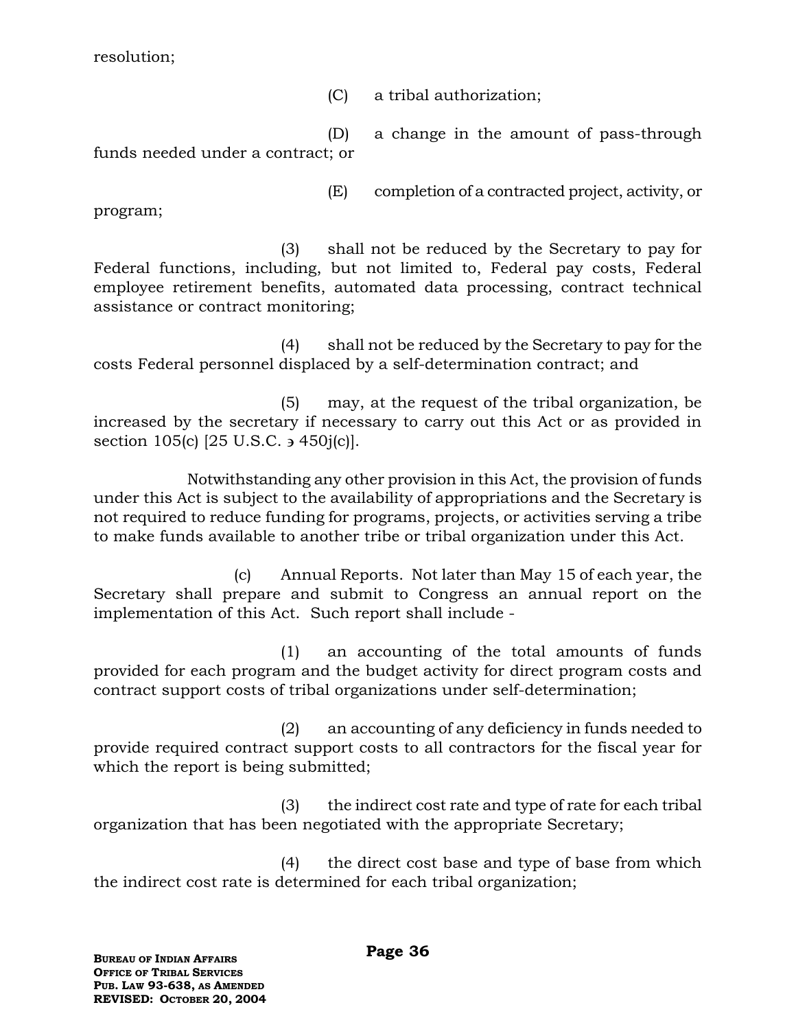resolution;

(C) a tribal authorization;

(D) a change in the amount of pass-through funds needed under a contract; or

(E) completion of a contracted project, activity, or program;

(3) shall not be reduced by the Secretary to pay for Federal functions, including, but not limited to, Federal pay costs, Federal employee retirement benefits, automated data processing, contract technical assistance or contract monitoring;

(4) shall not be reduced by the Secretary to pay for the costs Federal personnel displaced by a self-determination contract; and

(5) may, at the request of the tribal organization, be increased by the secretary if necessary to carry out this Act or as provided in section 105(c) [25 U.S.C. ∋ 450j(c)].

Notwithstanding any other provision in this Act, the provision of funds under this Act is subject to the availability of appropriations and the Secretary is not required to reduce funding for programs, projects, or activities serving a tribe to make funds available to another tribe or tribal organization under this Act.

(c) Annual Reports. Not later than May 15 of each year, the Secretary shall prepare and submit to Congress an annual report on the implementation of this Act. Such report shall include -

(1) an accounting of the total amounts of funds provided for each program and the budget activity for direct program costs and contract support costs of tribal organizations under self-determination;

(2) an accounting of any deficiency in funds needed to provide required contract support costs to all contractors for the fiscal year for which the report is being submitted;

(3) the indirect cost rate and type of rate for each tribal organization that has been negotiated with the appropriate Secretary;

(4) the direct cost base and type of base from which the indirect cost rate is determined for each tribal organization;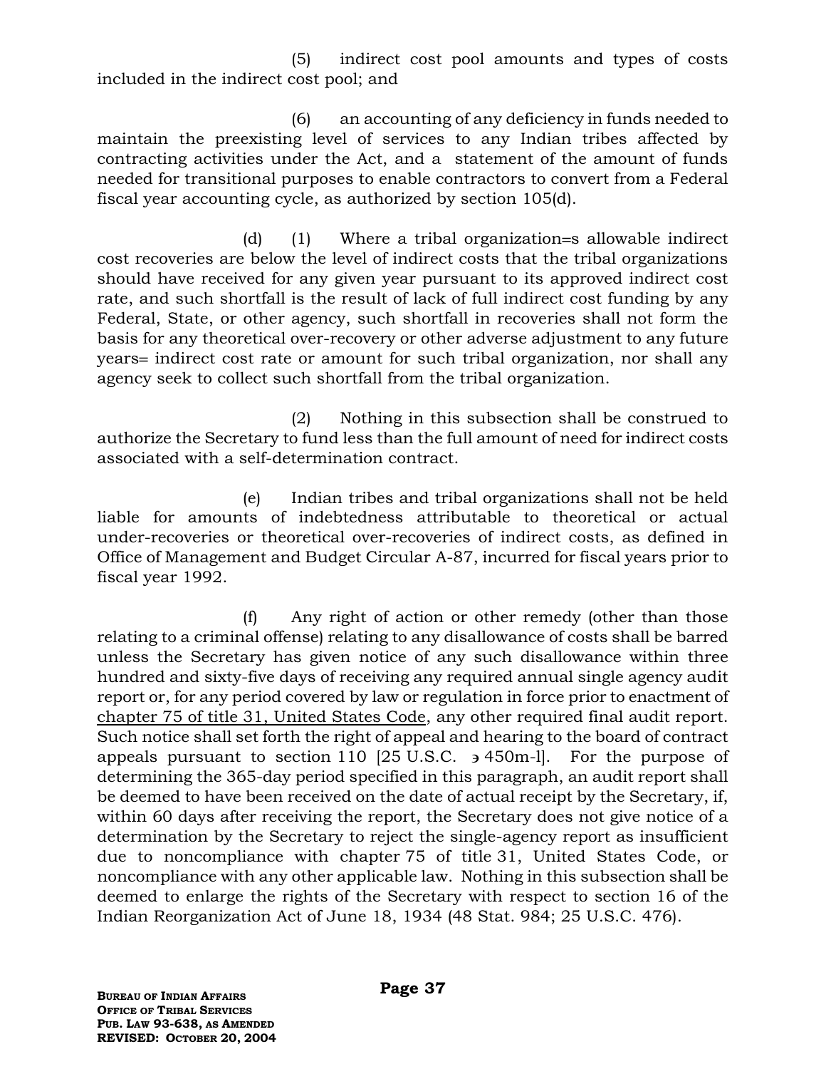(5) indirect cost pool amounts and types of costs included in the indirect cost pool; and

(6) an accounting of any deficiency in funds needed to maintain the preexisting level of services to any Indian tribes affected by contracting activities under the Act, and a statement of the amount of funds needed for transitional purposes to enable contractors to convert from a Federal fiscal year accounting cycle, as authorized by section 105(d).

(d) (1) Where a tribal organization=s allowable indirect cost recoveries are below the level of indirect costs that the tribal organizations should have received for any given year pursuant to its approved indirect cost rate, and such shortfall is the result of lack of full indirect cost funding by any Federal, State, or other agency, such shortfall in recoveries shall not form the basis for any theoretical over-recovery or other adverse adjustment to any future years= indirect cost rate or amount for such tribal organization, nor shall any agency seek to collect such shortfall from the tribal organization.

(2) Nothing in this subsection shall be construed to authorize the Secretary to fund less than the full amount of need for indirect costs associated with a self-determination contract.

(e) Indian tribes and tribal organizations shall not be held liable for amounts of indebtedness attributable to theoretical or actual under-recoveries or theoretical over-recoveries of indirect costs, as defined in Office of Management and Budget Circular A-87, incurred for fiscal years prior to fiscal year 1992.

(f) Any right of action or other remedy (other than those relating to a criminal offense) relating to any disallowance of costs shall be barred unless the Secretary has given notice of any such disallowance within three hundred and sixty-five days of receiving any required annual single agency audit report or, for any period covered by law or regulation in force prior to enactment of chapter 75 of title 31, United States Code, any other required final audit report. Such notice shall set forth the right of appeal and hearing to the board of contract appeals pursuant to section 110 [25 U.S.C. ∋ 450m-l]. For the purpose of determining the 365-day period specified in this paragraph, an audit report shall be deemed to have been received on the date of actual receipt by the Secretary, if, within 60 days after receiving the report, the Secretary does not give notice of a determination by the Secretary to reject the single-agency report as insufficient due to noncompliance with chapter 75 of title 31, United States Code, or noncompliance with any other applicable law. Nothing in this subsection shall be deemed to enlarge the rights of the Secretary with respect to section 16 of the Indian Reorganization Act of June 18, 1934 (48 Stat. 984; 25 U.S.C. 476).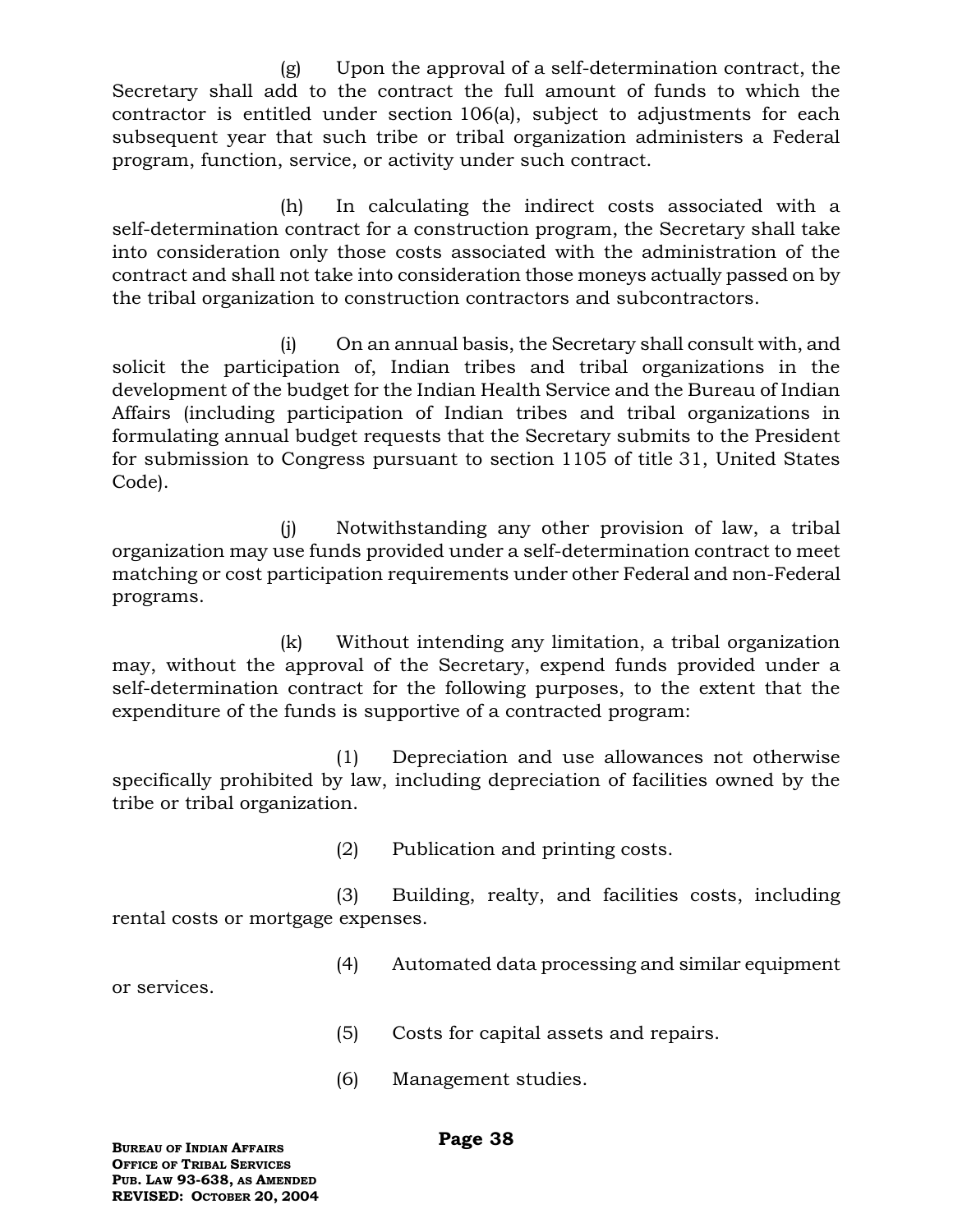(g) Upon the approval of a self-determination contract, the Secretary shall add to the contract the full amount of funds to which the contractor is entitled under section 106(a), subject to adjustments for each subsequent year that such tribe or tribal organization administers a Federal program, function, service, or activity under such contract.

(h) In calculating the indirect costs associated with a self-determination contract for a construction program, the Secretary shall take into consideration only those costs associated with the administration of the contract and shall not take into consideration those moneys actually passed on by the tribal organization to construction contractors and subcontractors.

(i) On an annual basis, the Secretary shall consult with, and solicit the participation of, Indian tribes and tribal organizations in the development of the budget for the Indian Health Service and the Bureau of Indian Affairs (including participation of Indian tribes and tribal organizations in formulating annual budget requests that the Secretary submits to the President for submission to Congress pursuant to section 1105 of title 31, United States Code).

(j) Notwithstanding any other provision of law, a tribal organization may use funds provided under a self-determination contract to meet matching or cost participation requirements under other Federal and non-Federal programs.

(k) Without intending any limitation, a tribal organization may, without the approval of the Secretary, expend funds provided under a self-determination contract for the following purposes, to the extent that the expenditure of the funds is supportive of a contracted program:

(1) Depreciation and use allowances not otherwise specifically prohibited by law, including depreciation of facilities owned by the tribe or tribal organization.

(2) Publication and printing costs.

(3) Building, realty, and facilities costs, including rental costs or mortgage expenses.

(4) Automated data processing and similar equipment or services.

(5) Costs for capital assets and repairs.

(6) Management studies.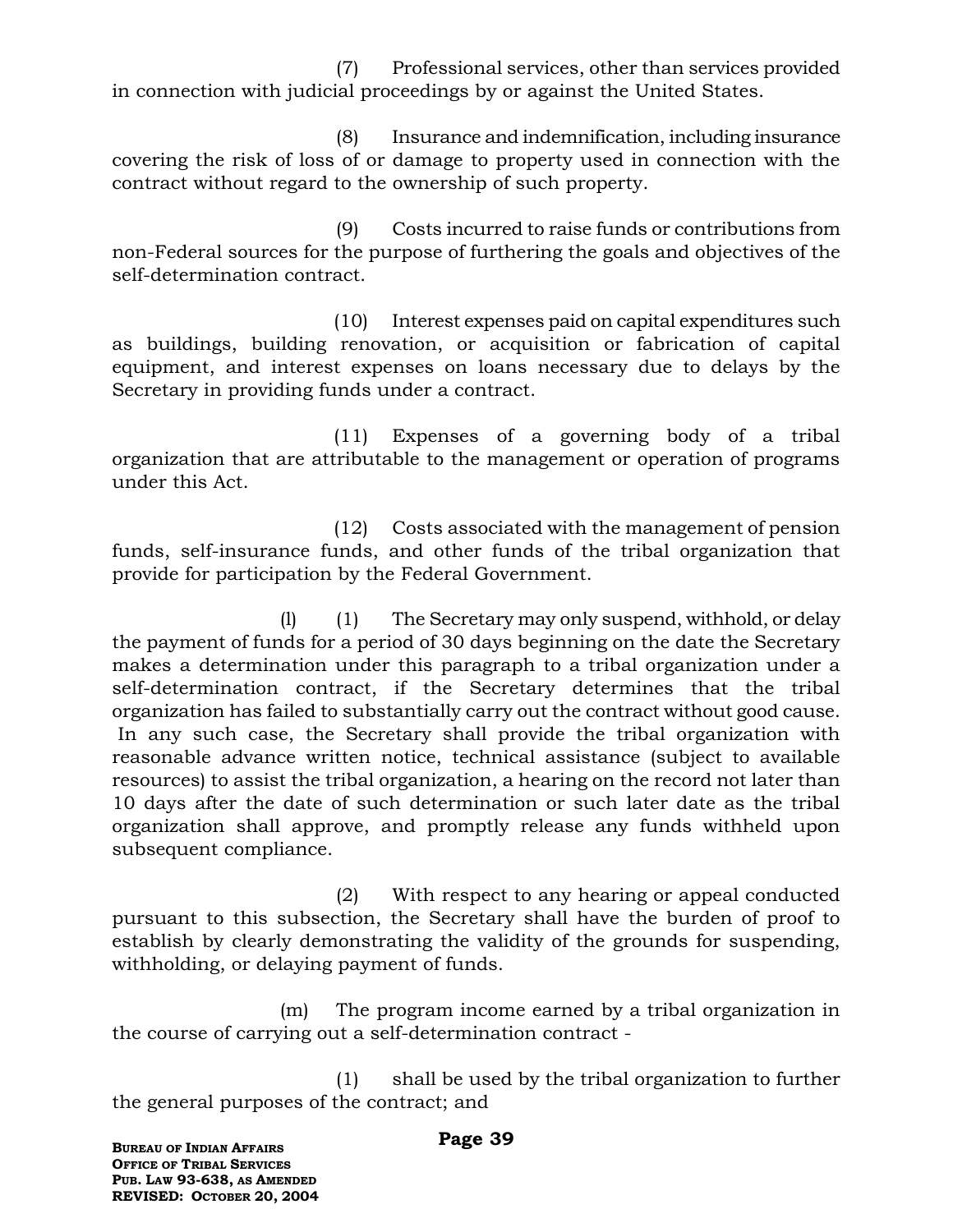(7) Professional services, other than services provided in connection with judicial proceedings by or against the United States.

(8) Insurance and indemnification, including insurance covering the risk of loss of or damage to property used in connection with the contract without regard to the ownership of such property.

(9) Costs incurred to raise funds or contributions from non-Federal sources for the purpose of furthering the goals and objectives of the self-determination contract.

(10) Interest expenses paid on capital expenditures such as buildings, building renovation, or acquisition or fabrication of capital equipment, and interest expenses on loans necessary due to delays by the Secretary in providing funds under a contract.

(11) Expenses of a governing body of a tribal organization that are attributable to the management or operation of programs under this Act.

(12) Costs associated with the management of pension funds, self-insurance funds, and other funds of the tribal organization that provide for participation by the Federal Government.

(l) (1) The Secretary may only suspend, withhold, or delay the payment of funds for a period of 30 days beginning on the date the Secretary makes a determination under this paragraph to a tribal organization under a self-determination contract, if the Secretary determines that the tribal organization has failed to substantially carry out the contract without good cause. In any such case, the Secretary shall provide the tribal organization with reasonable advance written notice, technical assistance (subject to available resources) to assist the tribal organization, a hearing on the record not later than 10 days after the date of such determination or such later date as the tribal organization shall approve, and promptly release any funds withheld upon subsequent compliance.

(2) With respect to any hearing or appeal conducted pursuant to this subsection, the Secretary shall have the burden of proof to establish by clearly demonstrating the validity of the grounds for suspending, withholding, or delaying payment of funds.

(m) The program income earned by a tribal organization in the course of carrying out a self-determination contract -

(1) shall be used by the tribal organization to further the general purposes of the contract; and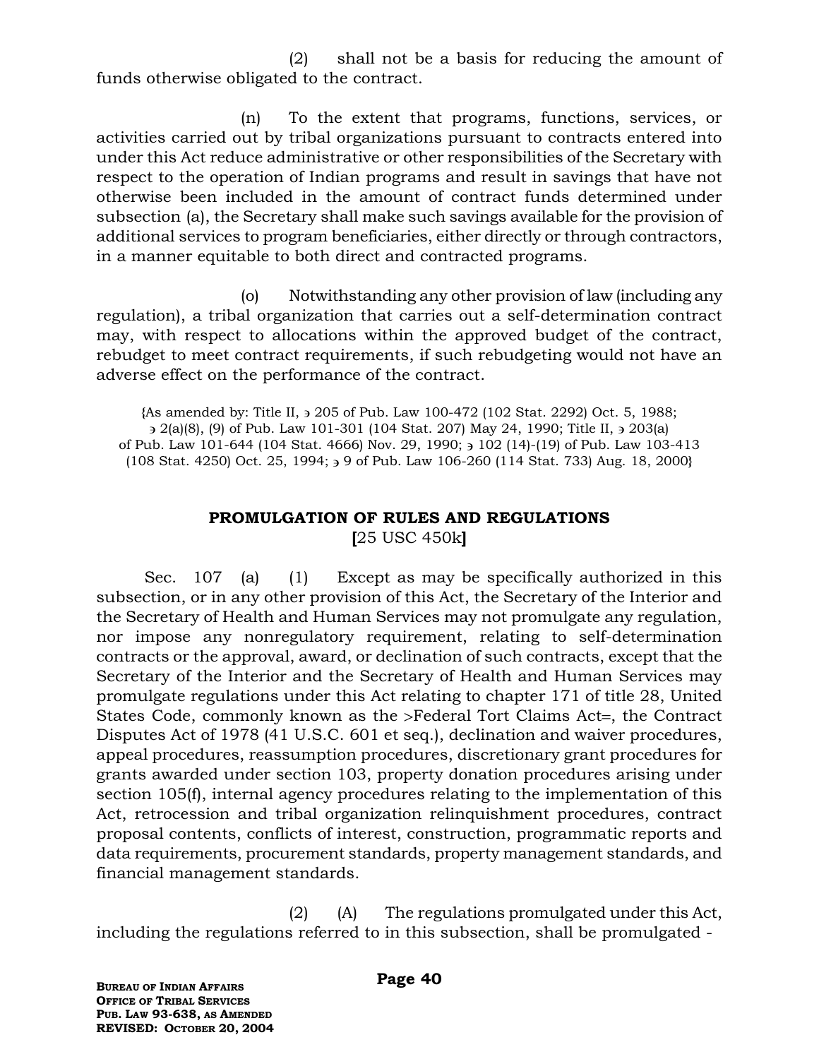(2) shall not be a basis for reducing the amount of funds otherwise obligated to the contract.

(n) To the extent that programs, functions, services, or activities carried out by tribal organizations pursuant to contracts entered into under this Act reduce administrative or other responsibilities of the Secretary with respect to the operation of Indian programs and result in savings that have not otherwise been included in the amount of contract funds determined under subsection (a), the Secretary shall make such savings available for the provision of additional services to program beneficiaries, either directly or through contractors, in a manner equitable to both direct and contracted programs.

(o) Notwithstanding any other provision of law (including any regulation), a tribal organization that carries out a self-determination contract may, with respect to allocations within the approved budget of the contract, rebudget to meet contract requirements, if such rebudgeting would not have an adverse effect on the performance of the contract.

{As amended by: Title II, ϶ 205 of Pub. Law 100-472 (102 Stat. 2292) Oct. 5, 1988; ϶ 2(a)(8), (9) of Pub. Law 101-301 (104 Stat. 207) May 24, 1990; Title II, ϶ 203(a) of Pub. Law 101-644 (104 Stat. 4666) Nov. 29, 1990; ϶ 102 (14)-(19) of Pub. Law 103-413 (108 Stat. 4250) Oct. 25, 1994; ϶ 9 of Pub. Law 106-260 (114 Stat. 733) Aug. 18, 2000}

## PROMULGATION OF RULES AND REGULATIONS
**[**25 USC 450k**]**

Sec. 107 (a) (1) Except as may be specifically authorized in this subsection, or in any other provision of this Act, the Secretary of the Interior and the Secretary of Health and Human Services may not promulgate any regulation, nor impose any nonregulatory requirement, relating to self-determination contracts or the approval, award, or declination of such contracts, except that the Secretary of the Interior and the Secretary of Health and Human Services may promulgate regulations under this Act relating to chapter 171 of title 28, United States Code, commonly known as the >Federal Tort Claims Act=, the Contract Disputes Act of 1978 (41 U.S.C. 601 et seq.), declination and waiver procedures, appeal procedures, reassumption procedures, discretionary grant procedures for grants awarded under section 103, property donation procedures arising under section 105(f), internal agency procedures relating to the implementation of this Act, retrocession and tribal organization relinquishment procedures, contract proposal contents, conflicts of interest, construction, programmatic reports and data requirements, procurement standards, property management standards, and financial management standards.

(2) (A) The regulations promulgated under this Act, including the regulations referred to in this subsection, shall be promulgated -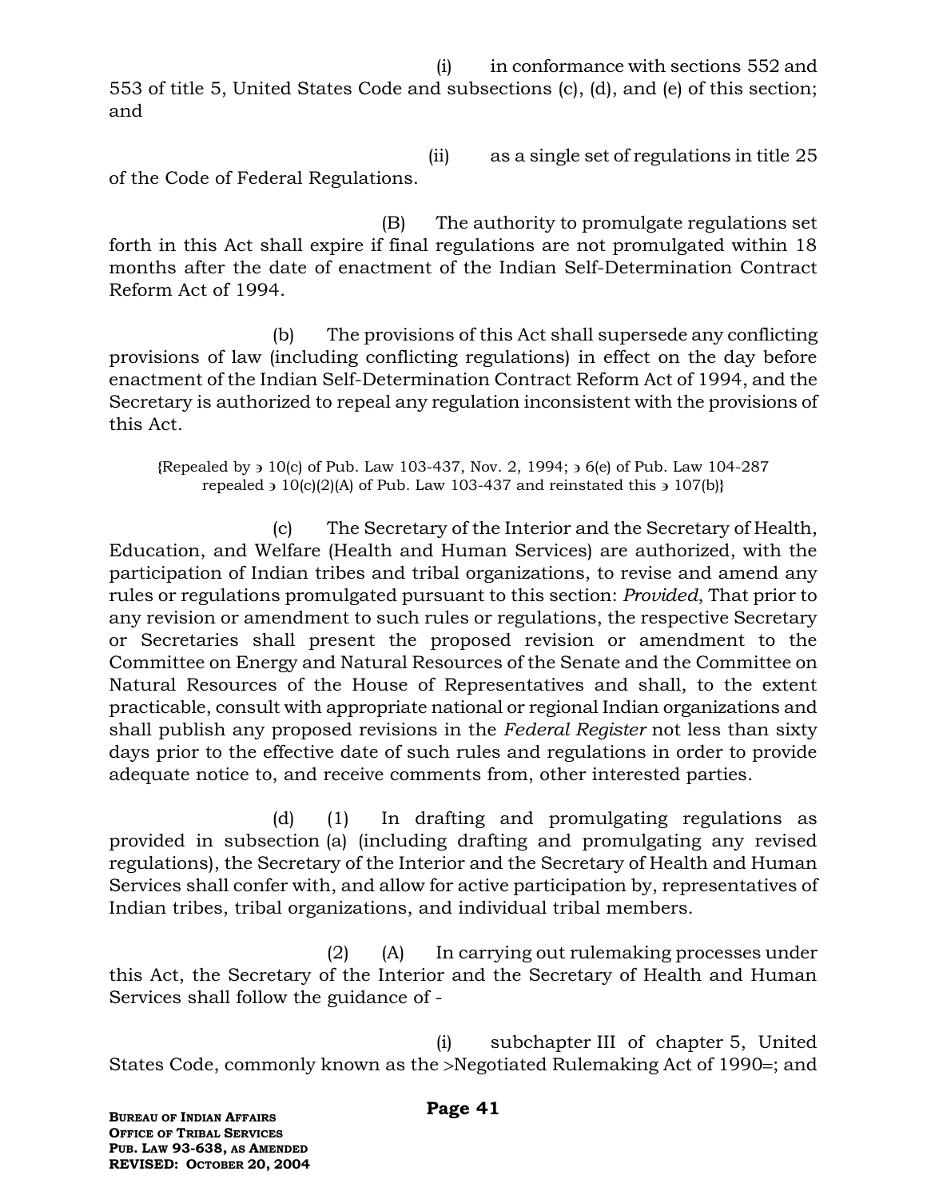(i) in conformance with sections 552 and 553 of title 5, United States Code and subsections (c), (d), and (e) of this section; and

(ii) as a single set of regulations in title 25 of the Code of Federal Regulations.

(B) The authority to promulgate regulations set forth in this Act shall expire if final regulations are not promulgated within 18 months after the date of enactment of the Indian Self-Determination Contract Reform Act of 1994.

(b) The provisions of this Act shall supersede any conflicting provisions of law (including conflicting regulations) in effect on the day before enactment of the Indian Self-Determination Contract Reform Act of 1994, and the Secretary is authorized to repeal any regulation inconsistent with the provisions of this Act.

{Repealed by ◌ 10(c) of Pub. Law 103-437, Nov. 2, 1994; ◌ 6(e) of Pub. Law 104-287 repealed ◌ 10(c)(2)(A) of Pub. Law 103-437 and reinstated this ◌ 107(b)}

(c) The Secretary of the Interior and the Secretary of Health, Education, and Welfare (Health and Human Services) are authorized, with the participation of Indian tribes and tribal organizations, to revise and amend any rules or regulations promulgated pursuant to this section: *Provided*, That prior to any revision or amendment to such rules or regulations, the respective Secretary or Secretaries shall present the proposed revision or amendment to the Committee on Energy and Natural Resources of the Senate and the Committee on Natural Resources of the House of Representatives and shall, to the extent practicable, consult with appropriate national or regional Indian organizations and shall publish any proposed revisions in the *Federal Register* not less than sixty days prior to the effective date of such rules and regulations in order to provide adequate notice to, and receive comments from, other interested parties.

(d) (1) In drafting and promulgating regulations as provided in subsection (a) (including drafting and promulgating any revised regulations), the Secretary of the Interior and the Secretary of Health and Human Services shall confer with, and allow for active participation by, representatives of Indian tribes, tribal organizations, and individual tribal members.

(2) (A) In carrying out rulemaking processes under this Act, the Secretary of the Interior and the Secretary of Health and Human Services shall follow the guidance of -

(i) subchapter III of chapter 5, United States Code, commonly known as the >Negotiated Rulemaking Act of 1990=; and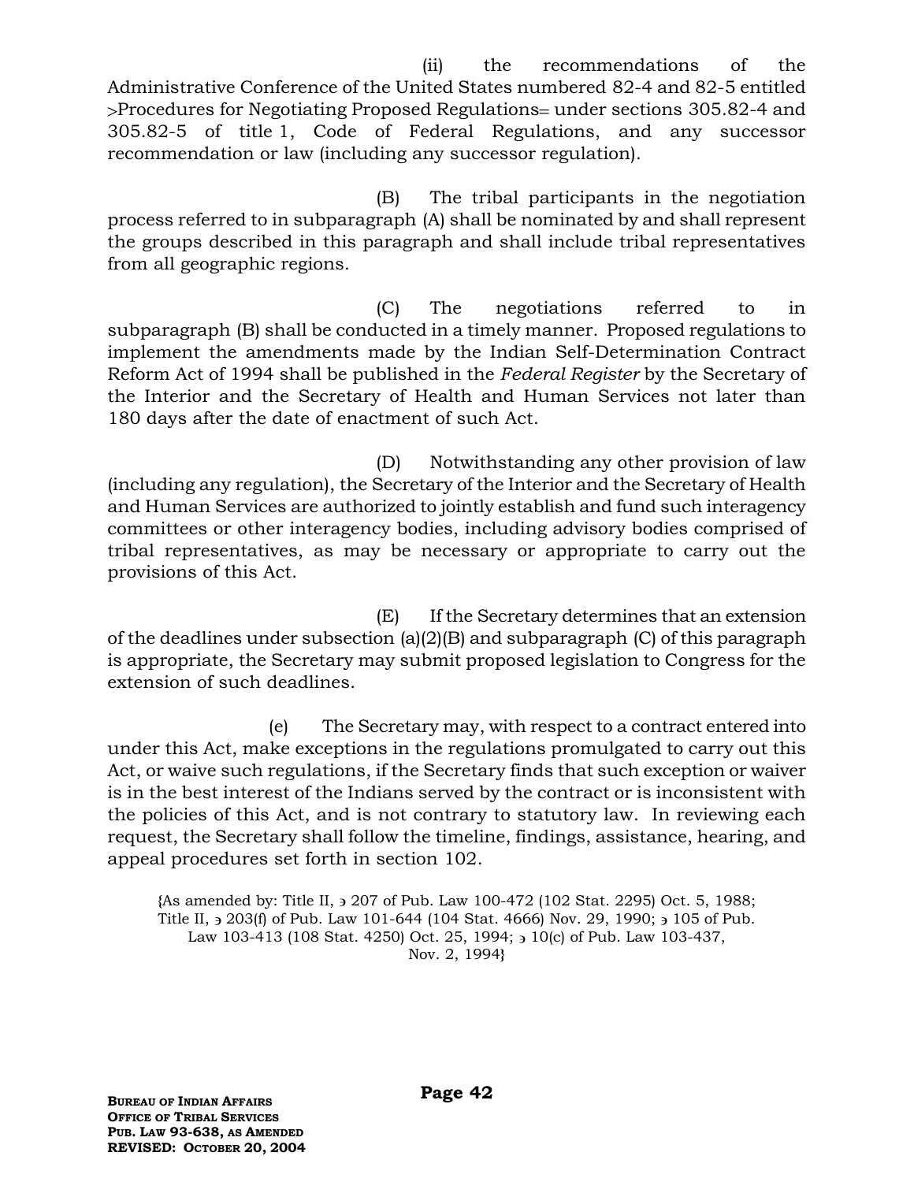(ii) the recommendations of the Administrative Conference of the United States numbered 82-4 and 82-5 entitled >Procedures for Negotiating Proposed Regulations= under sections 305.82-4 and 305.82-5 of title 1, Code of Federal Regulations, and any successor recommendation or law (including any successor regulation).

(B) The tribal participants in the negotiation process referred to in subparagraph (A) shall be nominated by and shall represent the groups described in this paragraph and shall include tribal representatives from all geographic regions.

(C) The negotiations referred to in subparagraph (B) shall be conducted in a timely manner. Proposed regulations to implement the amendments made by the Indian Self-Determination Contract Reform Act of 1994 shall be published in the *Federal Register* by the Secretary of the Interior and the Secretary of Health and Human Services not later than 180 days after the date of enactment of such Act.

(D) Notwithstanding any other provision of law (including any regulation), the Secretary of the Interior and the Secretary of Health and Human Services are authorized to jointly establish and fund such interagency committees or other interagency bodies, including advisory bodies comprised of tribal representatives, as may be necessary or appropriate to carry out the provisions of this Act.

(E) If the Secretary determines that an extension of the deadlines under subsection (a)(2)(B) and subparagraph (C) of this paragraph is appropriate, the Secretary may submit proposed legislation to Congress for the extension of such deadlines.

(e) The Secretary may, with respect to a contract entered into under this Act, make exceptions in the regulations promulgated to carry out this Act, or waive such regulations, if the Secretary finds that such exception or waiver is in the best interest of the Indians served by the contract or is inconsistent with the policies of this Act, and is not contrary to statutory law. In reviewing each request, the Secretary shall follow the timeline, findings, assistance, hearing, and appeal procedures set forth in section 102.

{As amended by: Title II, ϶ 207 of Pub. Law 100-472 (102 Stat. 2295) Oct. 5, 1988; Title II, ϶ 203(f) of Pub. Law 101-644 (104 Stat. 4666) Nov. 29, 1990; ϶ 105 of Pub. Law 103-413 (108 Stat. 4250) Oct. 25, 1994; ϶ 10(c) of Pub. Law 103-437, Nov. 2, 1994}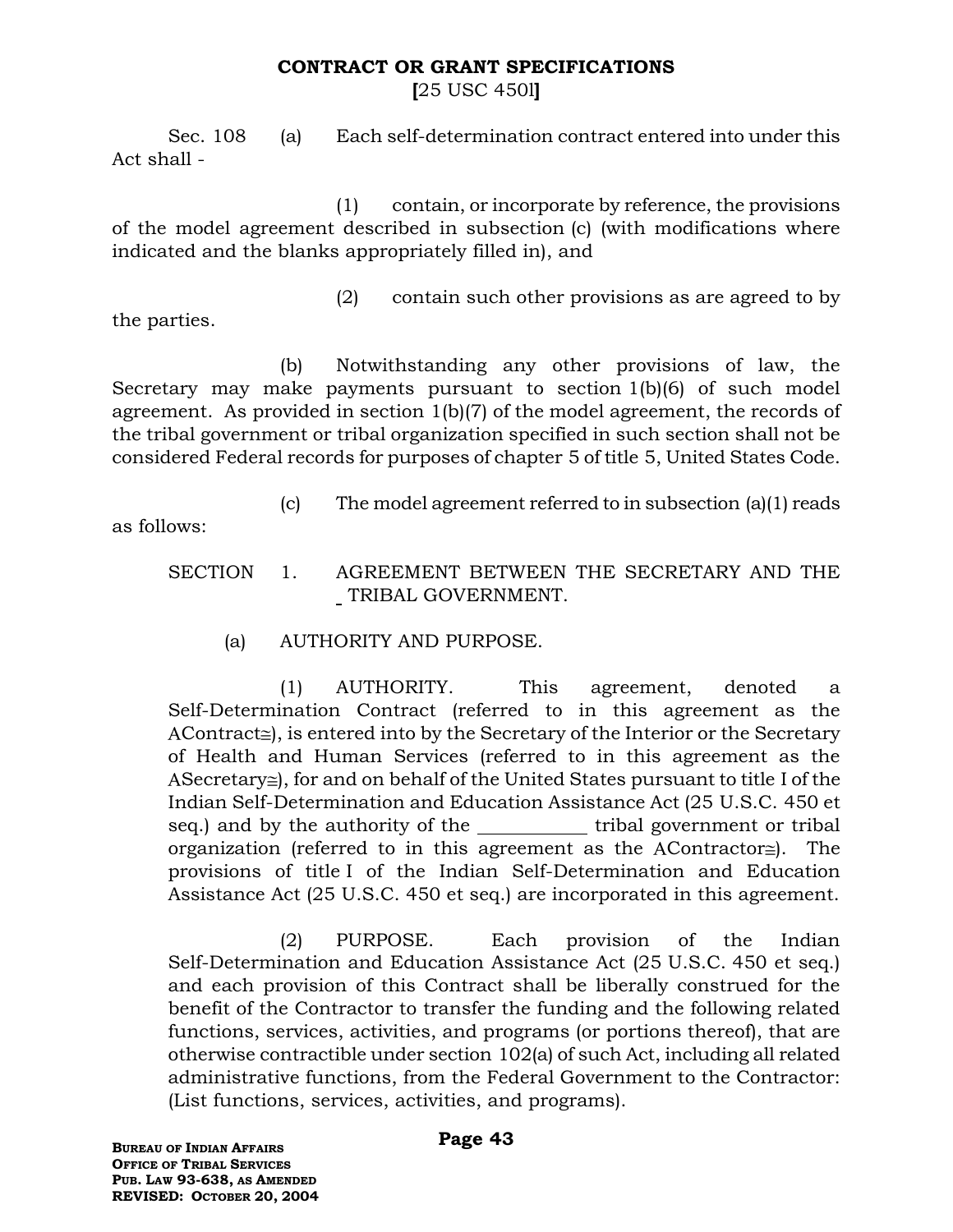## CONTRACT OR GRANT SPECIFICATIONS
**[**25 USC 450l**]**

Sec. 108 (a) Each self-determination contract entered into under this Act shall -

(1) contain, or incorporate by reference, the provisions of the model agreement described in subsection (c) (with modifications where indicated and the blanks appropriately filled in), and

(2) contain such other provisions as are agreed to by the parties.

(b) Notwithstanding any other provisions of law, the Secretary may make payments pursuant to section 1(b)(6) of such model agreement. As provided in section 1(b)(7) of the model agreement, the records of the tribal government or tribal organization specified in such section shall not be considered Federal records for purposes of chapter 5 of title 5, United States Code.

(c) The model agreement referred to in subsection (a)(1) reads as follows:

SECTION 1. AGREEMENT BETWEEN THE SECRETARY AND THE _ TRIBAL GOVERNMENT.

(a) AUTHORITY AND PURPOSE.

(1) AUTHORITY. This agreement, denoted a Self-Determination Contract (referred to in this agreement as the AContract≅), is entered into by the Secretary of the Interior or the Secretary of Health and Human Services (referred to in this agreement as the ASecretary≅), for and on behalf of the United States pursuant to title I of the Indian Self-Determination and Education Assistance Act (25 U.S.C. 450 et seq.) and by the authority of the ____________ tribal government or tribal organization (referred to in this agreement as the AContractor≅). The provisions of title I of the Indian Self-Determination and Education Assistance Act (25 U.S.C. 450 et seq.) are incorporated in this agreement.

(2) PURPOSE. Each provision of the Indian Self-Determination and Education Assistance Act (25 U.S.C. 450 et seq.) and each provision of this Contract shall be liberally construed for the benefit of the Contractor to transfer the funding and the following related functions, services, activities, and programs (or portions thereof), that are otherwise contractible under section 102(a) of such Act, including all related administrative functions, from the Federal Government to the Contractor: (List functions, services, activities, and programs).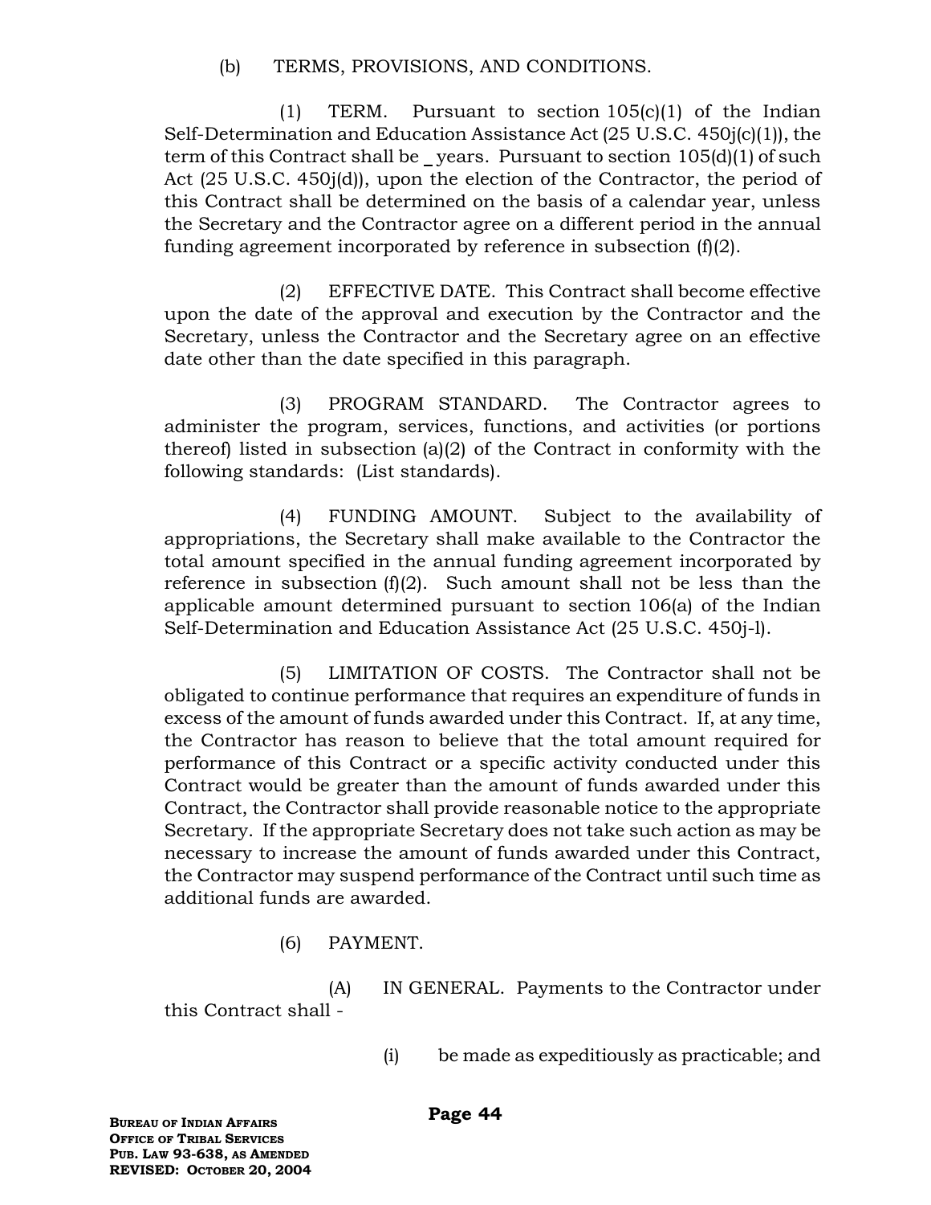(b) TERMS, PROVISIONS, AND CONDITIONS.

(1) TERM. Pursuant to section 105(c)(1) of the Indian Self-Determination and Education Assistance Act (25 U.S.C. 450j(c)(1)), the term of this Contract shall be _ years. Pursuant to section 105(d)(1) of such Act (25 U.S.C. 450j(d)), upon the election of the Contractor, the period of this Contract shall be determined on the basis of a calendar year, unless the Secretary and the Contractor agree on a different period in the annual funding agreement incorporated by reference in subsection (f)(2).

(2) EFFECTIVE DATE. This Contract shall become effective upon the date of the approval and execution by the Contractor and the Secretary, unless the Contractor and the Secretary agree on an effective date other than the date specified in this paragraph.

(3) PROGRAM STANDARD. The Contractor agrees to administer the program, services, functions, and activities (or portions thereof) listed in subsection (a)(2) of the Contract in conformity with the following standards: (List standards).

(4) FUNDING AMOUNT. Subject to the availability of appropriations, the Secretary shall make available to the Contractor the total amount specified in the annual funding agreement incorporated by reference in subsection (f)(2). Such amount shall not be less than the applicable amount determined pursuant to section 106(a) of the Indian Self-Determination and Education Assistance Act (25 U.S.C. 450j-l).

(5) LIMITATION OF COSTS. The Contractor shall not be obligated to continue performance that requires an expenditure of funds in excess of the amount of funds awarded under this Contract. If, at any time, the Contractor has reason to believe that the total amount required for performance of this Contract or a specific activity conducted under this Contract would be greater than the amount of funds awarded under this Contract, the Contractor shall provide reasonable notice to the appropriate Secretary. If the appropriate Secretary does not take such action as may be necessary to increase the amount of funds awarded under this Contract, the Contractor may suspend performance of the Contract until such time as additional funds are awarded.

(6) PAYMENT.

(A) IN GENERAL. Payments to the Contractor under this Contract shall -

(i) be made as expeditiously as practicable; and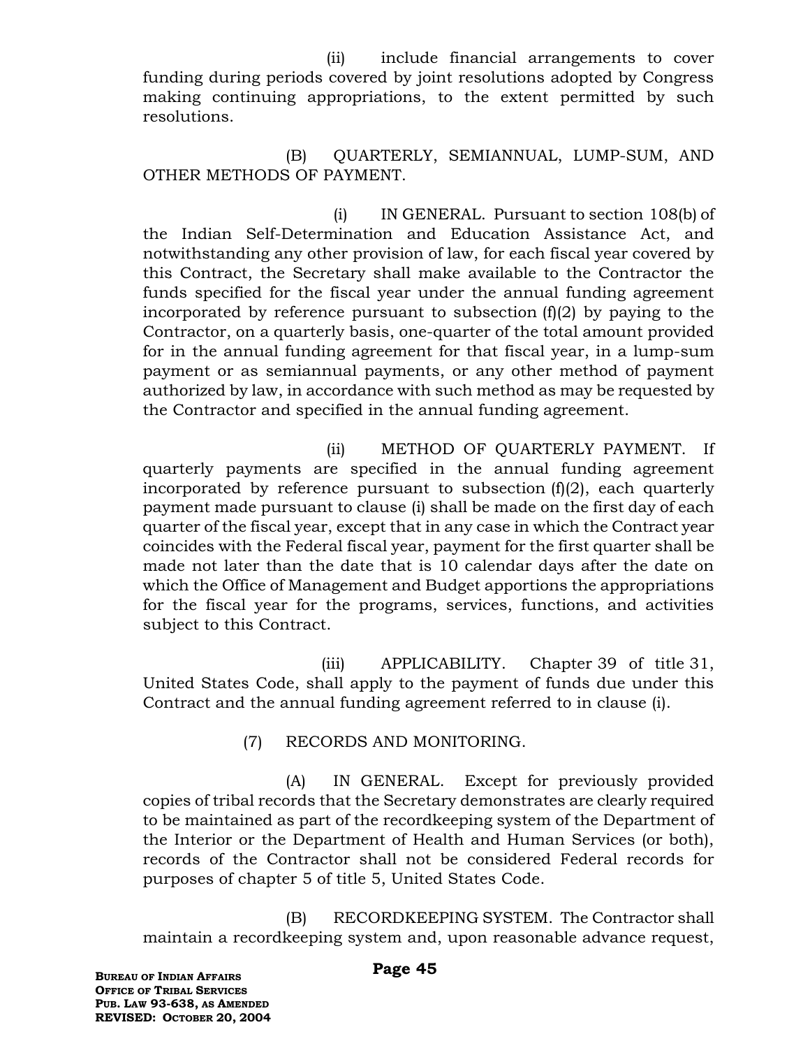(ii) include financial arrangements to cover funding during periods covered by joint resolutions adopted by Congress making continuing appropriations, to the extent permitted by such resolutions.

(B) QUARTERLY, SEMIANNUAL, LUMP-SUM, AND OTHER METHODS OF PAYMENT.

(i) IN GENERAL. Pursuant to section 108(b) of the Indian Self-Determination and Education Assistance Act, and notwithstanding any other provision of law, for each fiscal year covered by this Contract, the Secretary shall make available to the Contractor the funds specified for the fiscal year under the annual funding agreement incorporated by reference pursuant to subsection (f)(2) by paying to the Contractor, on a quarterly basis, one-quarter of the total amount provided for in the annual funding agreement for that fiscal year, in a lump-sum payment or as semiannual payments, or any other method of payment authorized by law, in accordance with such method as may be requested by the Contractor and specified in the annual funding agreement.

(ii) METHOD OF QUARTERLY PAYMENT. If quarterly payments are specified in the annual funding agreement incorporated by reference pursuant to subsection (f)(2), each quarterly payment made pursuant to clause (i) shall be made on the first day of each quarter of the fiscal year, except that in any case in which the Contract year coincides with the Federal fiscal year, payment for the first quarter shall be made not later than the date that is 10 calendar days after the date on which the Office of Management and Budget apportions the appropriations for the fiscal year for the programs, services, functions, and activities subject to this Contract.

(iii) APPLICABILITY. Chapter 39 of title 31, United States Code, shall apply to the payment of funds due under this Contract and the annual funding agreement referred to in clause (i).

(7) RECORDS AND MONITORING.

(A) IN GENERAL. Except for previously provided copies of tribal records that the Secretary demonstrates are clearly required to be maintained as part of the recordkeeping system of the Department of the Interior or the Department of Health and Human Services (or both), records of the Contractor shall not be considered Federal records for purposes of chapter 5 of title 5, United States Code.

(B) RECORDKEEPING SYSTEM. The Contractor shall maintain a recordkeeping system and, upon reasonable advance request,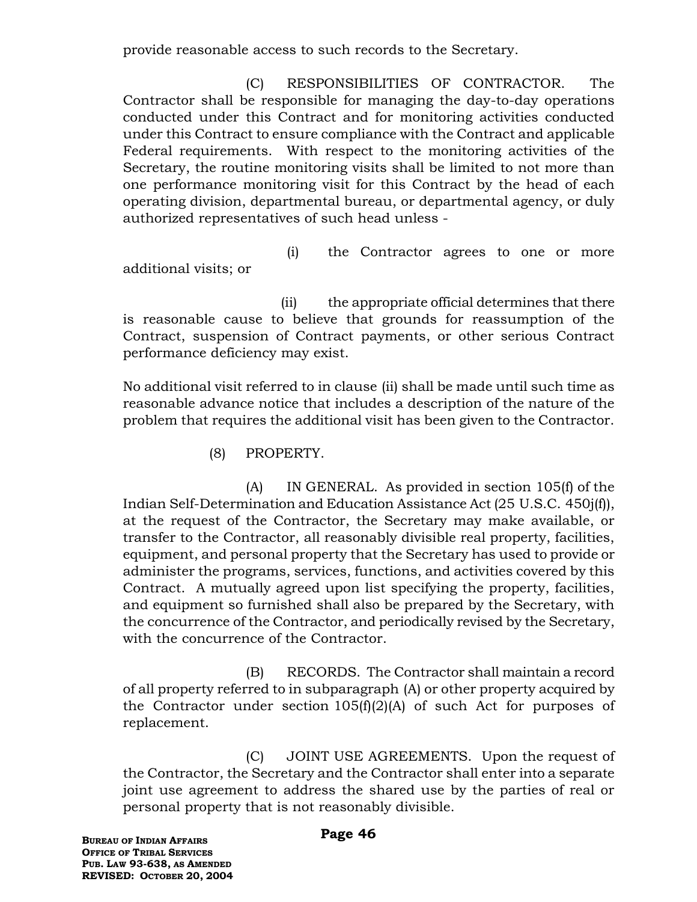provide reasonable access to such records to the Secretary.

(C) RESPONSIBILITIES OF CONTRACTOR. The Contractor shall be responsible for managing the day-to-day operations conducted under this Contract and for monitoring activities conducted under this Contract to ensure compliance with the Contract and applicable Federal requirements. With respect to the monitoring activities of the Secretary, the routine monitoring visits shall be limited to not more than one performance monitoring visit for this Contract by the head of each operating division, departmental bureau, or departmental agency, or duly authorized representatives of such head unless -

(i) the Contractor agrees to one or more additional visits; or

(ii) the appropriate official determines that there is reasonable cause to believe that grounds for reassumption of the Contract, suspension of Contract payments, or other serious Contract performance deficiency may exist.

No additional visit referred to in clause (ii) shall be made until such time as reasonable advance notice that includes a description of the nature of the problem that requires the additional visit has been given to the Contractor.

(8) PROPERTY.

(A) IN GENERAL. As provided in section 105(f) of the Indian Self-Determination and Education Assistance Act (25 U.S.C. 450j(f)), at the request of the Contractor, the Secretary may make available, or transfer to the Contractor, all reasonably divisible real property, facilities, equipment, and personal property that the Secretary has used to provide or administer the programs, services, functions, and activities covered by this Contract. A mutually agreed upon list specifying the property, facilities, and equipment so furnished shall also be prepared by the Secretary, with the concurrence of the Contractor, and periodically revised by the Secretary, with the concurrence of the Contractor.

(B) RECORDS. The Contractor shall maintain a record of all property referred to in subparagraph (A) or other property acquired by the Contractor under section 105(f)(2)(A) of such Act for purposes of replacement.

(C) JOINT USE AGREEMENTS. Upon the request of the Contractor, the Secretary and the Contractor shall enter into a separate joint use agreement to address the shared use by the parties of real or personal property that is not reasonably divisible.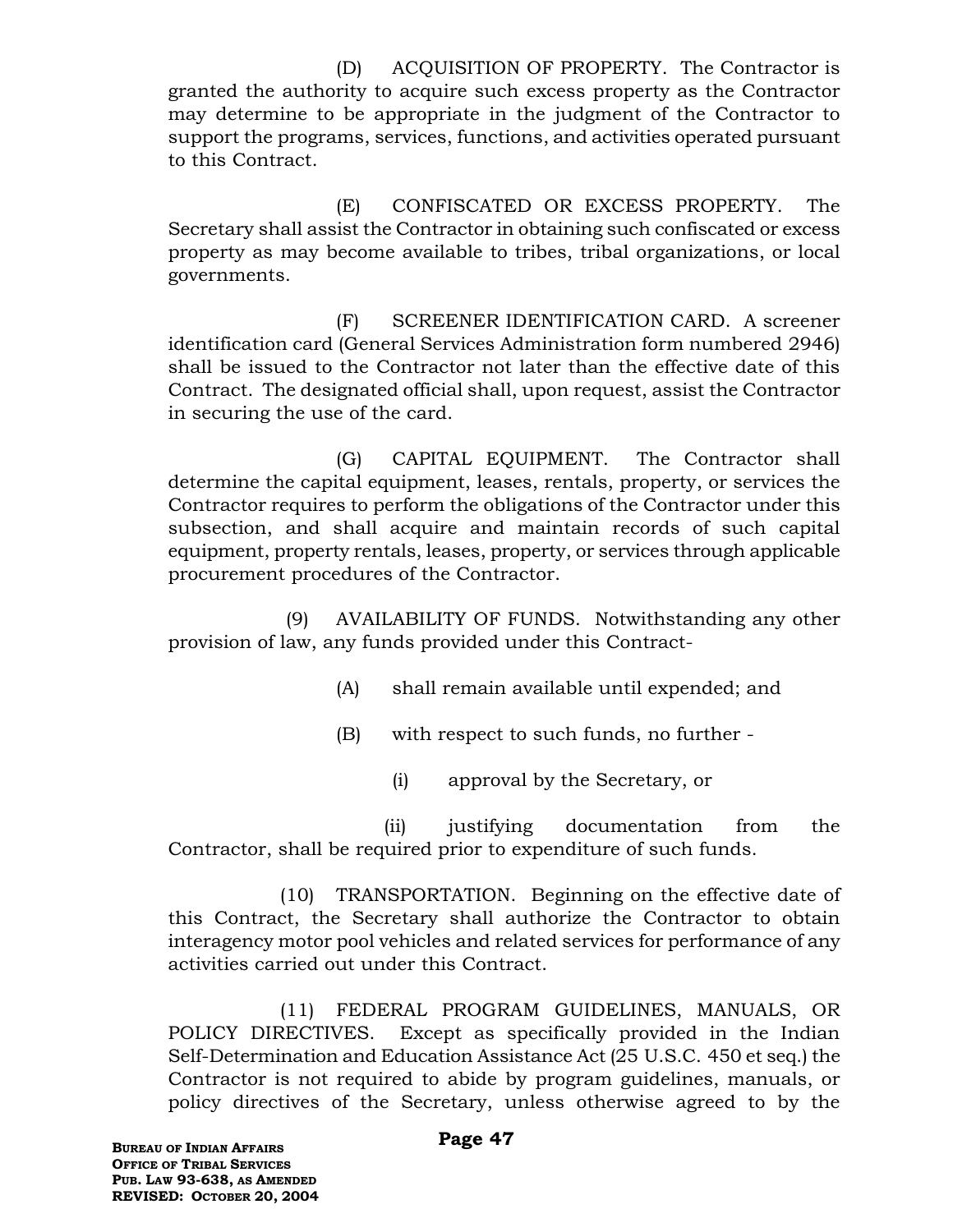(D) ACQUISITION OF PROPERTY. The Contractor is granted the authority to acquire such excess property as the Contractor may determine to be appropriate in the judgment of the Contractor to support the programs, services, functions, and activities operated pursuant to this Contract.

(E) CONFISCATED OR EXCESS PROPERTY. The Secretary shall assist the Contractor in obtaining such confiscated or excess property as may become available to tribes, tribal organizations, or local governments.

(F) SCREENER IDENTIFICATION CARD. A screener identification card (General Services Administration form numbered 2946) shall be issued to the Contractor not later than the effective date of this Contract. The designated official shall, upon request, assist the Contractor in securing the use of the card.

(G) CAPITAL EQUIPMENT. The Contractor shall determine the capital equipment, leases, rentals, property, or services the Contractor requires to perform the obligations of the Contractor under this subsection, and shall acquire and maintain records of such capital equipment, property rentals, leases, property, or services through applicable procurement procedures of the Contractor.

(9) AVAILABILITY OF FUNDS. Notwithstanding any other provision of law, any funds provided under this Contract-

(A) shall remain available until expended; and

(B) with respect to such funds, no further -

(i) approval by the Secretary, or

(ii) justifying documentation from the Contractor, shall be required prior to expenditure of such funds.

(10) TRANSPORTATION. Beginning on the effective date of this Contract, the Secretary shall authorize the Contractor to obtain interagency motor pool vehicles and related services for performance of any activities carried out under this Contract.

(11) FEDERAL PROGRAM GUIDELINES, MANUALS, OR POLICY DIRECTIVES. Except as specifically provided in the Indian Self-Determination and Education Assistance Act (25 U.S.C. 450 et seq.) the Contractor is not required to abide by program guidelines, manuals, or policy directives of the Secretary, unless otherwise agreed to by the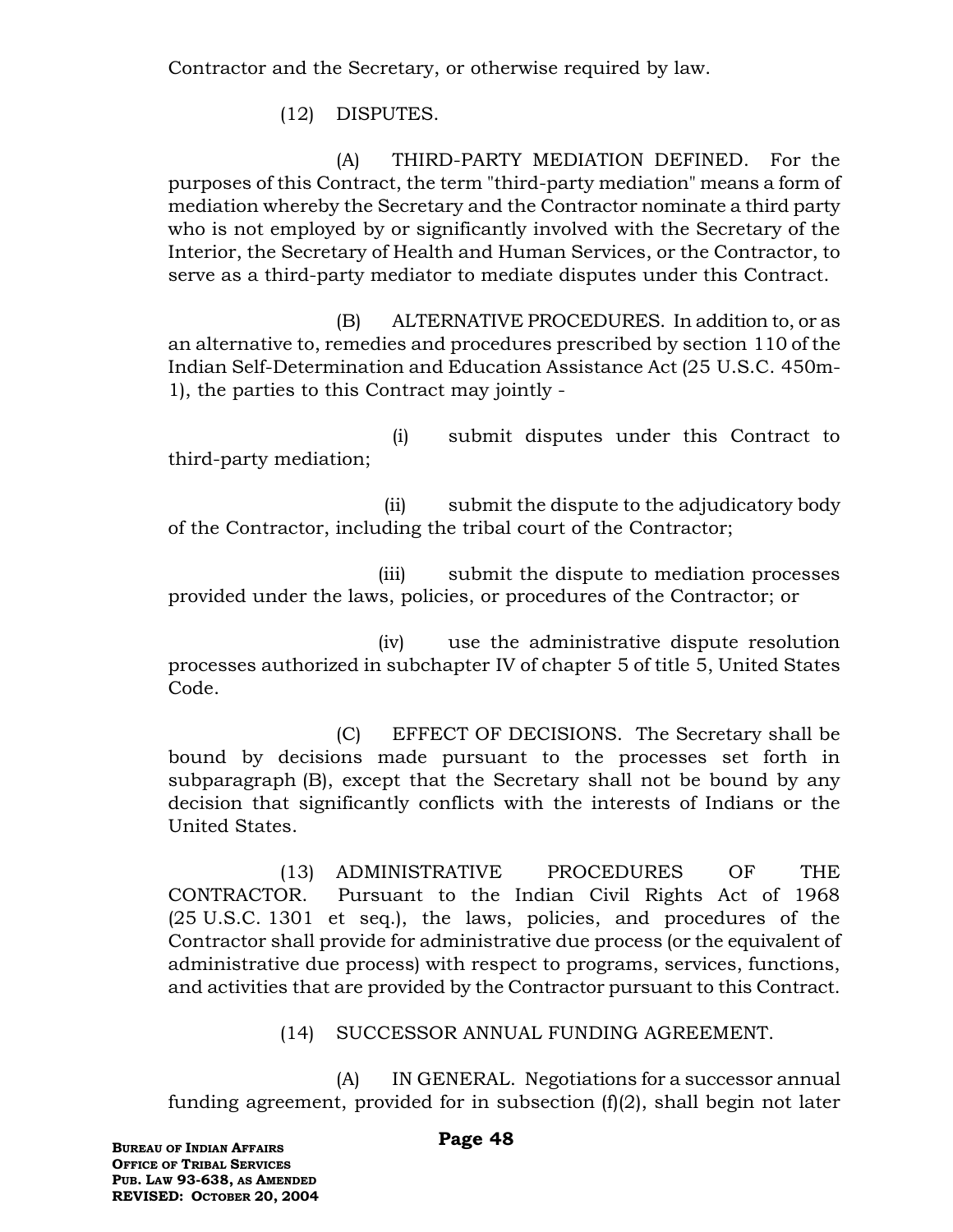Contractor and the Secretary, or otherwise required by law.

(12) DISPUTES.

(A) THIRD-PARTY MEDIATION DEFINED. For the purposes of this Contract, the term "third-party mediation" means a form of mediation whereby the Secretary and the Contractor nominate a third party who is not employed by or significantly involved with the Secretary of the Interior, the Secretary of Health and Human Services, or the Contractor, to serve as a third-party mediator to mediate disputes under this Contract.

(B) ALTERNATIVE PROCEDURES. In addition to, or as an alternative to, remedies and procedures prescribed by section 110 of the Indian Self-Determination and Education Assistance Act (25 U.S.C. 450m-1), the parties to this Contract may jointly -

(i) submit disputes under this Contract to third-party mediation;

(ii) submit the dispute to the adjudicatory body of the Contractor, including the tribal court of the Contractor;

(iii) submit the dispute to mediation processes provided under the laws, policies, or procedures of the Contractor; or

(iv) use the administrative dispute resolution processes authorized in subchapter IV of chapter 5 of title 5, United States Code.

(C) EFFECT OF DECISIONS. The Secretary shall be bound by decisions made pursuant to the processes set forth in subparagraph (B), except that the Secretary shall not be bound by any decision that significantly conflicts with the interests of Indians or the United States.

(13) ADMINISTRATIVE PROCEDURES OF THE CONTRACTOR. Pursuant to the Indian Civil Rights Act of 1968 (25 U.S.C. 1301 et seq.), the laws, policies, and procedures of the Contractor shall provide for administrative due process (or the equivalent of administrative due process) with respect to programs, services, functions, and activities that are provided by the Contractor pursuant to this Contract.

(14) SUCCESSOR ANNUAL FUNDING AGREEMENT.

(A) IN GENERAL. Negotiations for a successor annual funding agreement, provided for in subsection (f)(2), shall begin not later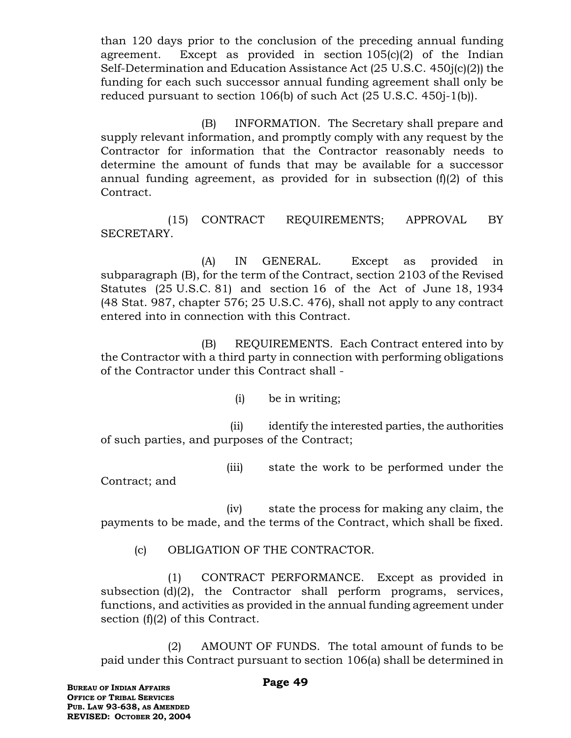than 120 days prior to the conclusion of the preceding annual funding agreement. Except as provided in section 105(c)(2) of the Indian Self-Determination and Education Assistance Act (25 U.S.C. 450j(c)(2)) the funding for each such successor annual funding agreement shall only be reduced pursuant to section 106(b) of such Act (25 U.S.C. 450j-1(b)).

(B) INFORMATION. The Secretary shall prepare and supply relevant information, and promptly comply with any request by the Contractor for information that the Contractor reasonably needs to determine the amount of funds that may be available for a successor annual funding agreement, as provided for in subsection (f)(2) of this Contract.

(15) CONTRACT REQUIREMENTS; APPROVAL BY SECRETARY.

(A) IN GENERAL. Except as provided in subparagraph (B), for the term of the Contract, section 2103 of the Revised Statutes (25 U.S.C. 81) and section 16 of the Act of June 18, 1934 (48 Stat. 987, chapter 576; 25 U.S.C. 476), shall not apply to any contract entered into in connection with this Contract.

(B) REQUIREMENTS. Each Contract entered into by the Contractor with a third party in connection with performing obligations of the Contractor under this Contract shall -

(i) be in writing;

(ii) identify the interested parties, the authorities of such parties, and purposes of the Contract;

(iii) state the work to be performed under the Contract; and

(iv) state the process for making any claim, the payments to be made, and the terms of the Contract, which shall be fixed.

(c) OBLIGATION OF THE CONTRACTOR.

(1) CONTRACT PERFORMANCE. Except as provided in subsection (d)(2), the Contractor shall perform programs, services, functions, and activities as provided in the annual funding agreement under section (f)(2) of this Contract.

(2) AMOUNT OF FUNDS. The total amount of funds to be paid under this Contract pursuant to section 106(a) shall be determined in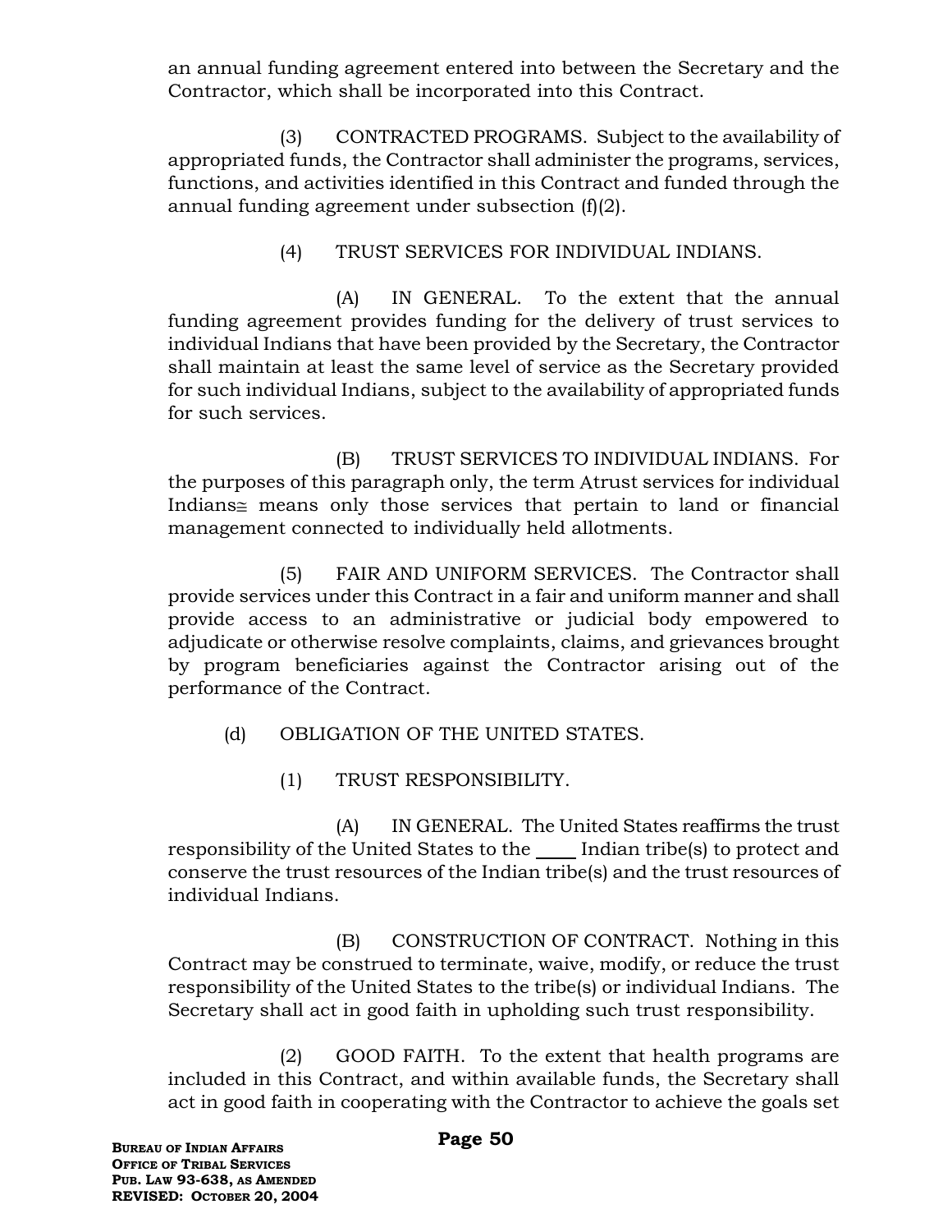an annual funding agreement entered into between the Secretary and the Contractor, which shall be incorporated into this Contract.

(3) CONTRACTED PROGRAMS. Subject to the availability of appropriated funds, the Contractor shall administer the programs, services, functions, and activities identified in this Contract and funded through the annual funding agreement under subsection (f)(2).

(4) TRUST SERVICES FOR INDIVIDUAL INDIANS.

(A) IN GENERAL. To the extent that the annual funding agreement provides funding for the delivery of trust services to individual Indians that have been provided by the Secretary, the Contractor shall maintain at least the same level of service as the Secretary provided for such individual Indians, subject to the availability of appropriated funds for such services.

(B) TRUST SERVICES TO INDIVIDUAL INDIANS. For the purposes of this paragraph only, the term Atrust services for individual Indians≅ means only those services that pertain to land or financial management connected to individually held allotments.

(5) FAIR AND UNIFORM SERVICES. The Contractor shall provide services under this Contract in a fair and uniform manner and shall provide access to an administrative or judicial body empowered to adjudicate or otherwise resolve complaints, claims, and grievances brought by program beneficiaries against the Contractor arising out of the performance of the Contract.

(d) OBLIGATION OF THE UNITED STATES.

(1) TRUST RESPONSIBILITY.

(A) IN GENERAL. The United States reaffirms the trust responsibility of the United States to the ____ Indian tribe(s) to protect and conserve the trust resources of the Indian tribe(s) and the trust resources of individual Indians.

(B) CONSTRUCTION OF CONTRACT. Nothing in this Contract may be construed to terminate, waive, modify, or reduce the trust responsibility of the United States to the tribe(s) or individual Indians. The Secretary shall act in good faith in upholding such trust responsibility.

(2) GOOD FAITH. To the extent that health programs are included in this Contract, and within available funds, the Secretary shall act in good faith in cooperating with the Contractor to achieve the goals set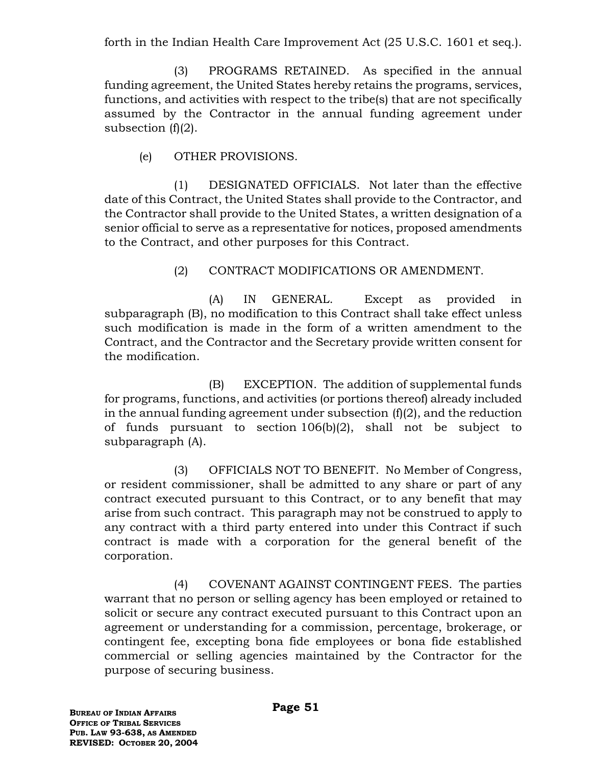forth in the Indian Health Care Improvement Act (25 U.S.C. 1601 et seq.).

(3) PROGRAMS RETAINED. As specified in the annual funding agreement, the United States hereby retains the programs, services, functions, and activities with respect to the tribe(s) that are not specifically assumed by the Contractor in the annual funding agreement under subsection (f)(2).

(e) OTHER PROVISIONS.

(1) DESIGNATED OFFICIALS. Not later than the effective date of this Contract, the United States shall provide to the Contractor, and the Contractor shall provide to the United States, a written designation of a senior official to serve as a representative for notices, proposed amendments to the Contract, and other purposes for this Contract.

(2) CONTRACT MODIFICATIONS OR AMENDMENT.

(A) IN GENERAL. Except as provided in subparagraph (B), no modification to this Contract shall take effect unless such modification is made in the form of a written amendment to the Contract, and the Contractor and the Secretary provide written consent for the modification.

(B) EXCEPTION. The addition of supplemental funds for programs, functions, and activities (or portions thereof) already included in the annual funding agreement under subsection (f)(2), and the reduction of funds pursuant to section 106(b)(2), shall not be subject to subparagraph (A).

(3) OFFICIALS NOT TO BENEFIT. No Member of Congress, or resident commissioner, shall be admitted to any share or part of any contract executed pursuant to this Contract, or to any benefit that may arise from such contract. This paragraph may not be construed to apply to any contract with a third party entered into under this Contract if such contract is made with a corporation for the general benefit of the corporation.

(4) COVENANT AGAINST CONTINGENT FEES. The parties warrant that no person or selling agency has been employed or retained to solicit or secure any contract executed pursuant to this Contract upon an agreement or understanding for a commission, percentage, brokerage, or contingent fee, excepting bona fide employees or bona fide established commercial or selling agencies maintained by the Contractor for the purpose of securing business.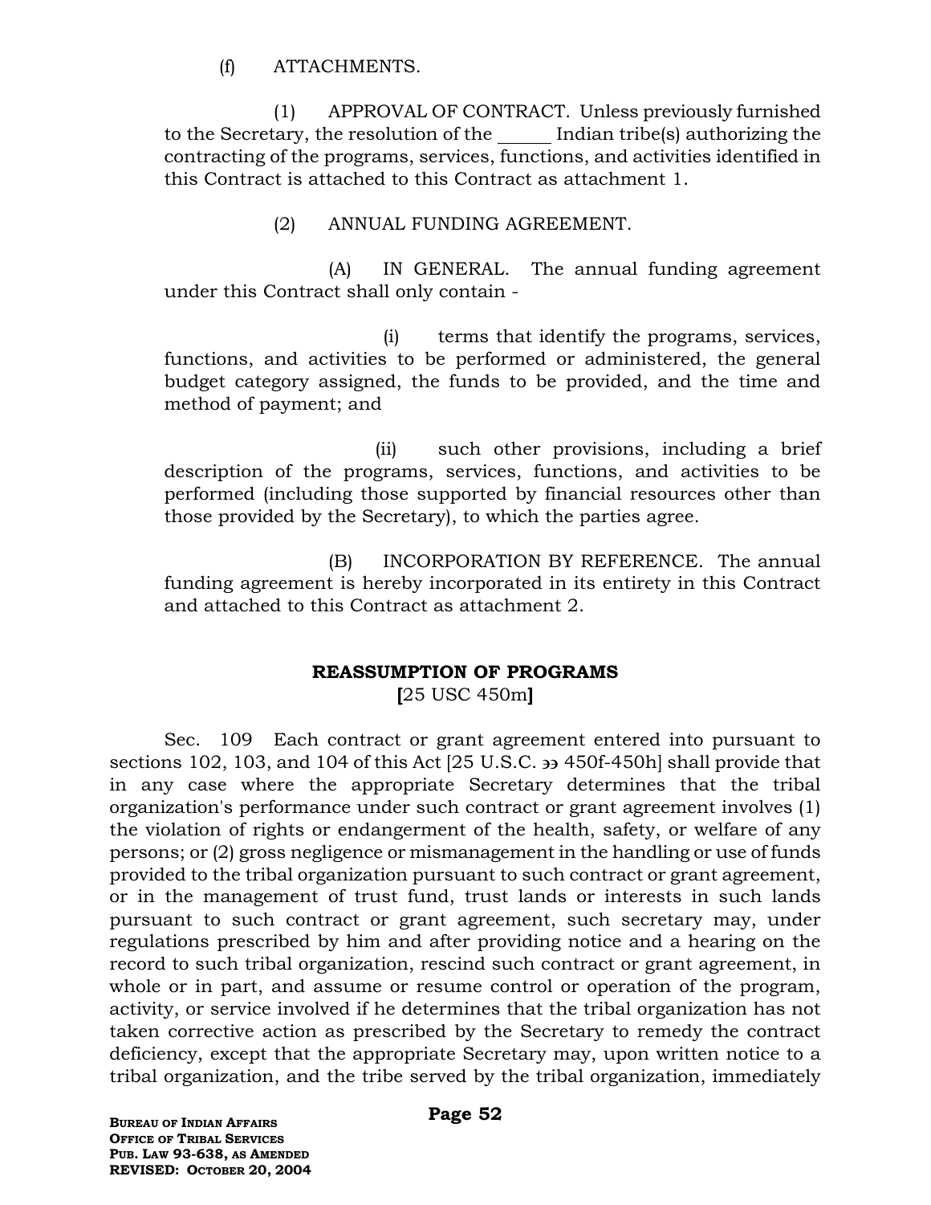(f) ATTACHMENTS.

(1) APPROVAL OF CONTRACT. Unless previously furnished to the Secretary, the resolution of the ______ Indian tribe(s) authorizing the contracting of the programs, services, functions, and activities identified in this Contract is attached to this Contract as attachment 1.

(2) ANNUAL FUNDING AGREEMENT.

(A) IN GENERAL. The annual funding agreement under this Contract shall only contain -

(i) terms that identify the programs, services, functions, and activities to be performed or administered, the general budget category assigned, the funds to be provided, and the time and method of payment; and

(ii) such other provisions, including a brief description of the programs, services, functions, and activities to be performed (including those supported by financial resources other than those provided by the Secretary), to which the parties agree.

(B) INCORPORATION BY REFERENCE. The annual funding agreement is hereby incorporated in its entirety in this Contract and attached to this Contract as attachment 2.

**REASSUMPTION OF PROGRAMS**
**[**25 USC 450m**]**

Sec. 109 Each contract or grant agreement entered into pursuant to sections 102, 103, and 104 of this Act [25 U.S.C. §§ 450f-450h] shall provide that in any case where the appropriate Secretary determines that the tribal organization's performance under such contract or grant agreement involves (1) the violation of rights or endangerment of the health, safety, or welfare of any persons; or (2) gross negligence or mismanagement in the handling or use of funds provided to the tribal organization pursuant to such contract or grant agreement, or in the management of trust fund, trust lands or interests in such lands pursuant to such contract or grant agreement, such secretary may, under regulations prescribed by him and after providing notice and a hearing on the record to such tribal organization, rescind such contract or grant agreement, in whole or in part, and assume or resume control or operation of the program, activity, or service involved if he determines that the tribal organization has not taken corrective action as prescribed by the Secretary to remedy the contract deficiency, except that the appropriate Secretary may, upon written notice to a tribal organization, and the tribe served by the tribal organization, immediately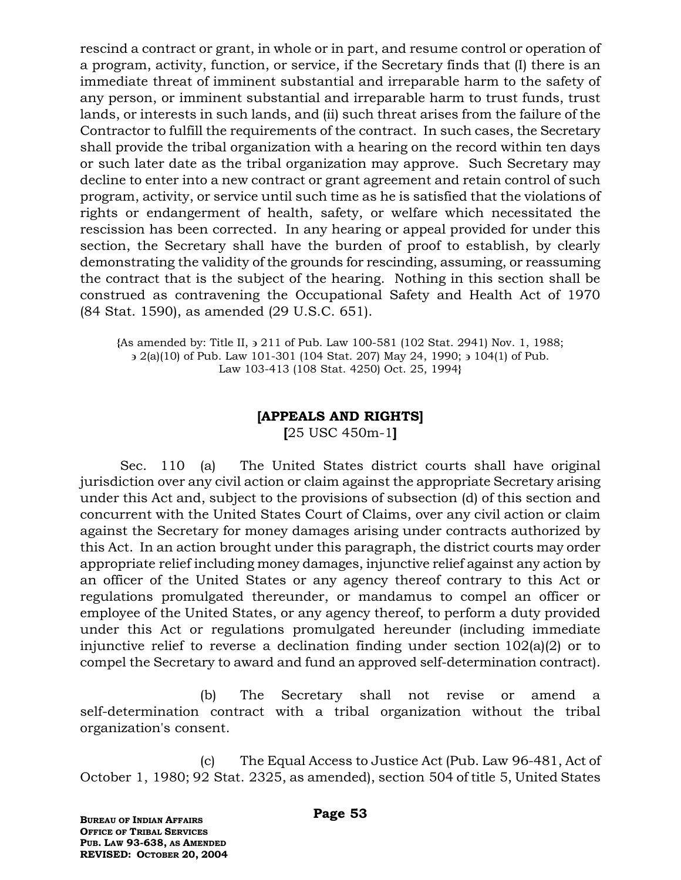rescind a contract or grant, in whole or in part, and resume control or operation of a program, activity, function, or service, if the Secretary finds that (I) there is an immediate threat of imminent substantial and irreparable harm to the safety of any person, or imminent substantial and irreparable harm to trust funds, trust lands, or interests in such lands, and (ii) such threat arises from the failure of the Contractor to fulfill the requirements of the contract. In such cases, the Secretary shall provide the tribal organization with a hearing on the record within ten days or such later date as the tribal organization may approve. Such Secretary may decline to enter into a new contract or grant agreement and retain control of such program, activity, or service until such time as he is satisfied that the violations of rights or endangerment of health, safety, or welfare which necessitated the rescission has been corrected. In any hearing or appeal provided for under this section, the Secretary shall have the burden of proof to establish, by clearly demonstrating the validity of the grounds for rescinding, assuming, or reassuming the contract that is the subject of the hearing. Nothing in this section shall be construed as contravening the Occupational Safety and Health Act of 1970 (84 Stat. 1590), as amended (29 U.S.C. 651).

{As amended by: Title II, ȝ 211 of Pub. Law 100-581 (102 Stat. 2941) Nov. 1, 1988; ȝ 2(a)(10) of Pub. Law 101-301 (104 Stat. 207) May 24, 1990; ȝ 104(1) of Pub. Law 103-413 (108 Stat. 4250) Oct. 25, 1994}

## [APPEALS AND RIGHTS]

[25 USC 450m-1]

Sec. 110 (a) The United States district courts shall have original jurisdiction over any civil action or claim against the appropriate Secretary arising under this Act and, subject to the provisions of subsection (d) of this section and concurrent with the United States Court of Claims, over any civil action or claim against the Secretary for money damages arising under contracts authorized by this Act. In an action brought under this paragraph, the district courts may order appropriate relief including money damages, injunctive relief against any action by an officer of the United States or any agency thereof contrary to this Act or regulations promulgated thereunder, or mandamus to compel an officer or employee of the United States, or any agency thereof, to perform a duty provided under this Act or regulations promulgated hereunder (including immediate injunctive relief to reverse a declination finding under section 102(a)(2) or to compel the Secretary to award and fund an approved self-determination contract).

(b) The Secretary shall not revise or amend a self-determination contract with a tribal organization without the tribal organization's consent.

(c) The Equal Access to Justice Act (Pub. Law 96-481, Act of October 1, 1980; 92 Stat. 2325, as amended), section 504 of title 5, United States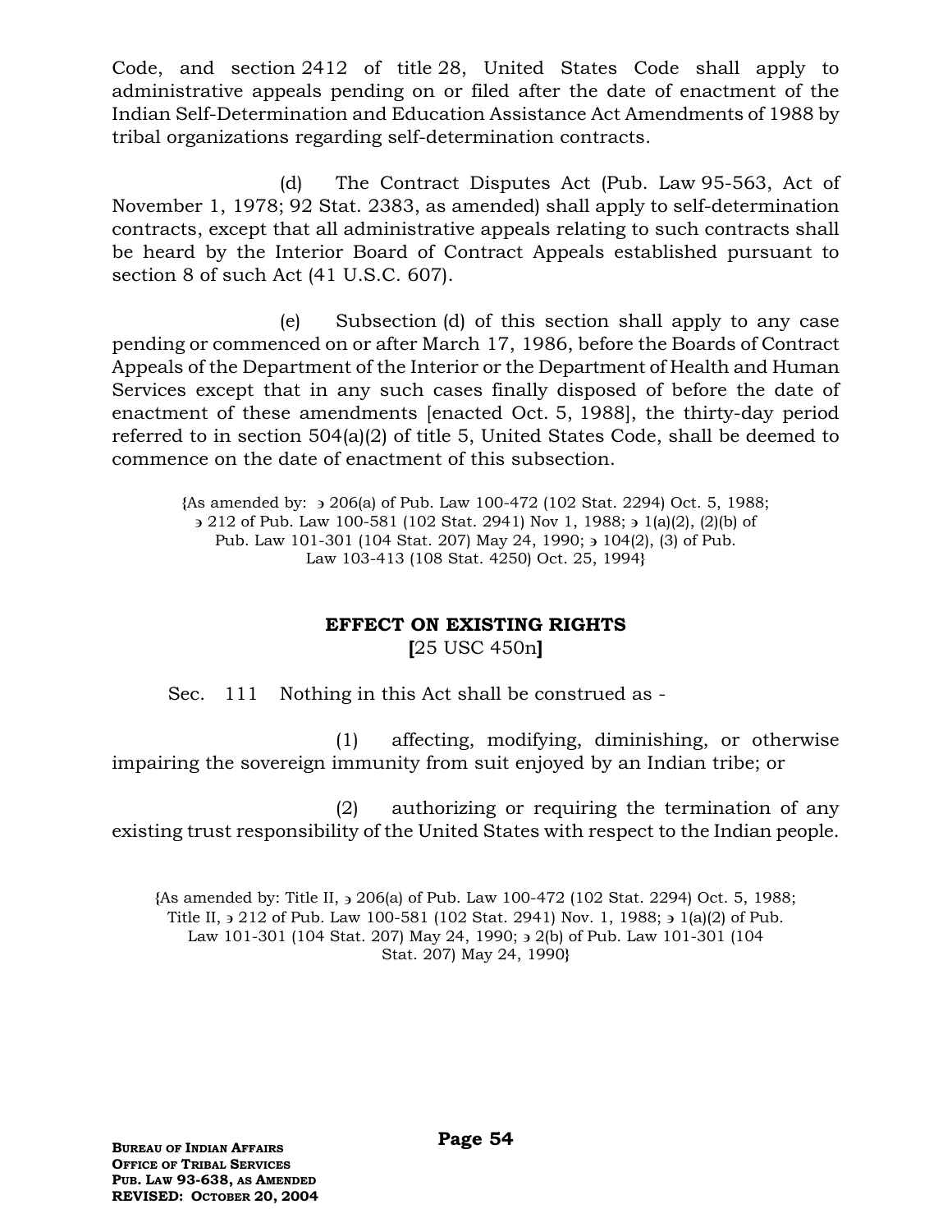Code, and section 2412 of title 28, United States Code shall apply to administrative appeals pending on or filed after the date of enactment of the Indian Self-Determination and Education Assistance Act Amendments of 1988 by tribal organizations regarding self-determination contracts.

(d) The Contract Disputes Act (Pub. Law 95-563, Act of November 1, 1978; 92 Stat. 2383, as amended) shall apply to self-determination contracts, except that all administrative appeals relating to such contracts shall be heard by the Interior Board of Contract Appeals established pursuant to section 8 of such Act (41 U.S.C. 607).

(e) Subsection (d) of this section shall apply to any case pending or commenced on or after March 17, 1986, before the Boards of Contract Appeals of the Department of the Interior or the Department of Health and Human Services except that in any such cases finally disposed of before the date of enactment of these amendments [enacted Oct. 5, 1988], the thirty-day period referred to in section 504(a)(2) of title 5, United States Code, shall be deemed to commence on the date of enactment of this subsection.

{As amended by: ȝ 206(a) of Pub. Law 100-472 (102 Stat. 2294) Oct. 5, 1988; ȝ 212 of Pub. Law 100-581 (102 Stat. 2941) Nov 1, 1988; ȝ 1(a)(2), (2)(b) of Pub. Law 101-301 (104 Stat. 207) May 24, 1990; ȝ 104(2), (3) of Pub. Law 103-413 (108 Stat. 4250) Oct. 25, 1994}

## EFFECT ON EXISTING RIGHTS

**[**25 USC 450n**]**

Sec. 111 Nothing in this Act shall be construed as -

(1) affecting, modifying, diminishing, or otherwise impairing the sovereign immunity from suit enjoyed by an Indian tribe; or

(2) authorizing or requiring the termination of any existing trust responsibility of the United States with respect to the Indian people.

{As amended by: Title II, ȝ 206(a) of Pub. Law 100-472 (102 Stat. 2294) Oct. 5, 1988; Title II, ȝ 212 of Pub. Law 100-581 (102 Stat. 2941) Nov. 1, 1988; ȝ 1(a)(2) of Pub. Law 101-301 (104 Stat. 207) May 24, 1990; ȝ 2(b) of Pub. Law 101-301 (104 Stat. 207) May 24, 1990}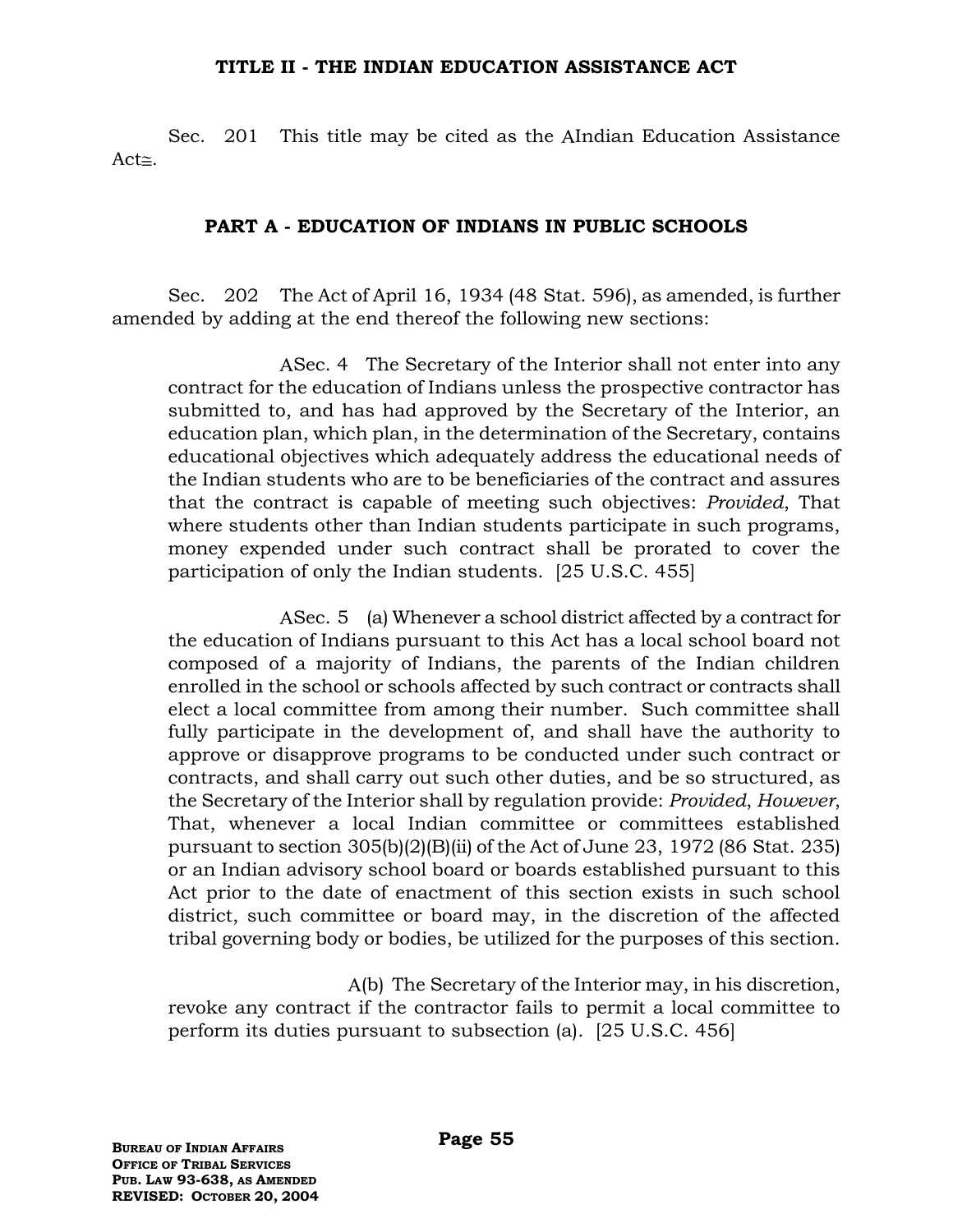## TITLE II - THE INDIAN EDUCATION ASSISTANCE ACT

Sec. 201 This title may be cited as the AIndian Education Assistance Act≅.

### PART A - EDUCATION OF INDIANS IN PUBLIC SCHOOLS

Sec. 202 The Act of April 16, 1934 (48 Stat. 596), as amended, is further amended by adding at the end thereof the following new sections:

> ASec. 4 The Secretary of the Interior shall not enter into any contract for the education of Indians unless the prospective contractor has submitted to, and has had approved by the Secretary of the Interior, an education plan, which plan, in the determination of the Secretary, contains educational objectives which adequately address the educational needs of the Indian students who are to be beneficiaries of the contract and assures that the contract is capable of meeting such objectives: *Provided*, That where students other than Indian students participate in such programs, money expended under such contract shall be prorated to cover the participation of only the Indian students. [25 U.S.C. 455]
>
> ASec. 5 (a) Whenever a school district affected by a contract for the education of Indians pursuant to this Act has a local school board not composed of a majority of Indians, the parents of the Indian children enrolled in the school or schools affected by such contract or contracts shall elect a local committee from among their number. Such committee shall fully participate in the development of, and shall have the authority to approve or disapprove programs to be conducted under such contract or contracts, and shall carry out such other duties, and be so structured, as the Secretary of the Interior shall by regulation provide: *Provided*, *However*, That, whenever a local Indian committee or committees established pursuant to section 305(b)(2)(B)(ii) of the Act of June 23, 1972 (86 Stat. 235) or an Indian advisory school board or boards established pursuant to this Act prior to the date of enactment of this section exists in such school district, such committee or board may, in the discretion of the affected tribal governing body or bodies, be utilized for the purposes of this section.
>
> A(b) The Secretary of the Interior may, in his discretion, revoke any contract if the contractor fails to permit a local committee to perform its duties pursuant to subsection (a). [25 U.S.C. 456]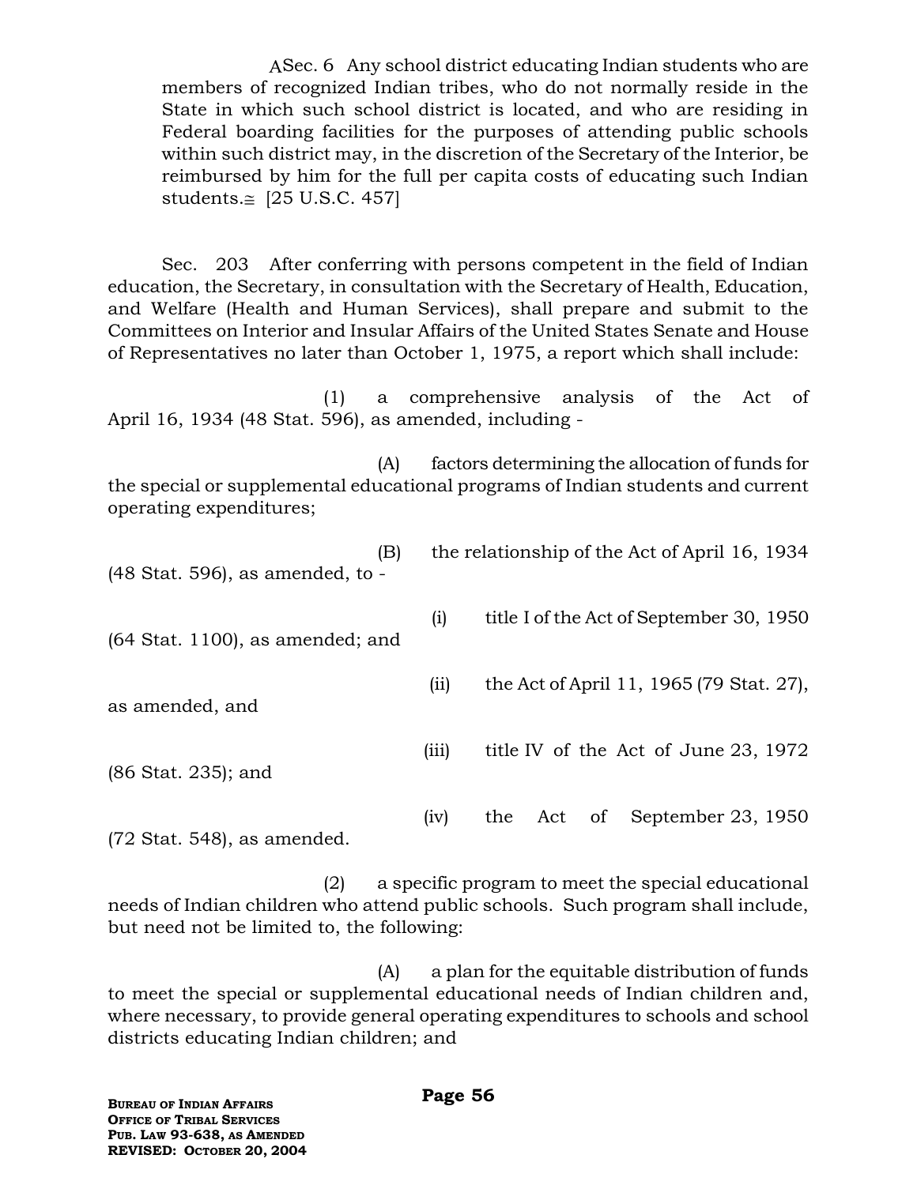ASec. 6 Any school district educating Indian students who are members of recognized Indian tribes, who do not normally reside in the State in which such school district is located, and who are residing in Federal boarding facilities for the purposes of attending public schools within such district may, in the discretion of the Secretary of the Interior, be reimbursed by him for the full per capita costs of educating such Indian students.≅ [25 U.S.C. 457]

Sec. 203 After conferring with persons competent in the field of Indian education, the Secretary, in consultation with the Secretary of Health, Education, and Welfare (Health and Human Services), shall prepare and submit to the Committees on Interior and Insular Affairs of the United States Senate and House of Representatives no later than October 1, 1975, a report which shall include:

(1) a comprehensive analysis of the Act of April 16, 1934 (48 Stat. 596), as amended, including -

(A) factors determining the allocation of funds for the special or supplemental educational programs of Indian students and current operating expenditures;

(B) the relationship of the Act of April 16, 1934 (48 Stat. 596), as amended, to -

(i) title I of the Act of September 30, 1950 (64 Stat. 1100), as amended; and

(ii) the Act of April 11, 1965 (79 Stat. 27), as amended, and

(iii) title IV of the Act of June 23, 1972 (86 Stat. 235); and

(iv) the Act of September 23, 1950 (72 Stat. 548), as amended.

(2) a specific program to meet the special educational needs of Indian children who attend public schools. Such program shall include, but need not be limited to, the following:

(A) a plan for the equitable distribution of funds to meet the special or supplemental educational needs of Indian children and, where necessary, to provide general operating expenditures to schools and school districts educating Indian children; and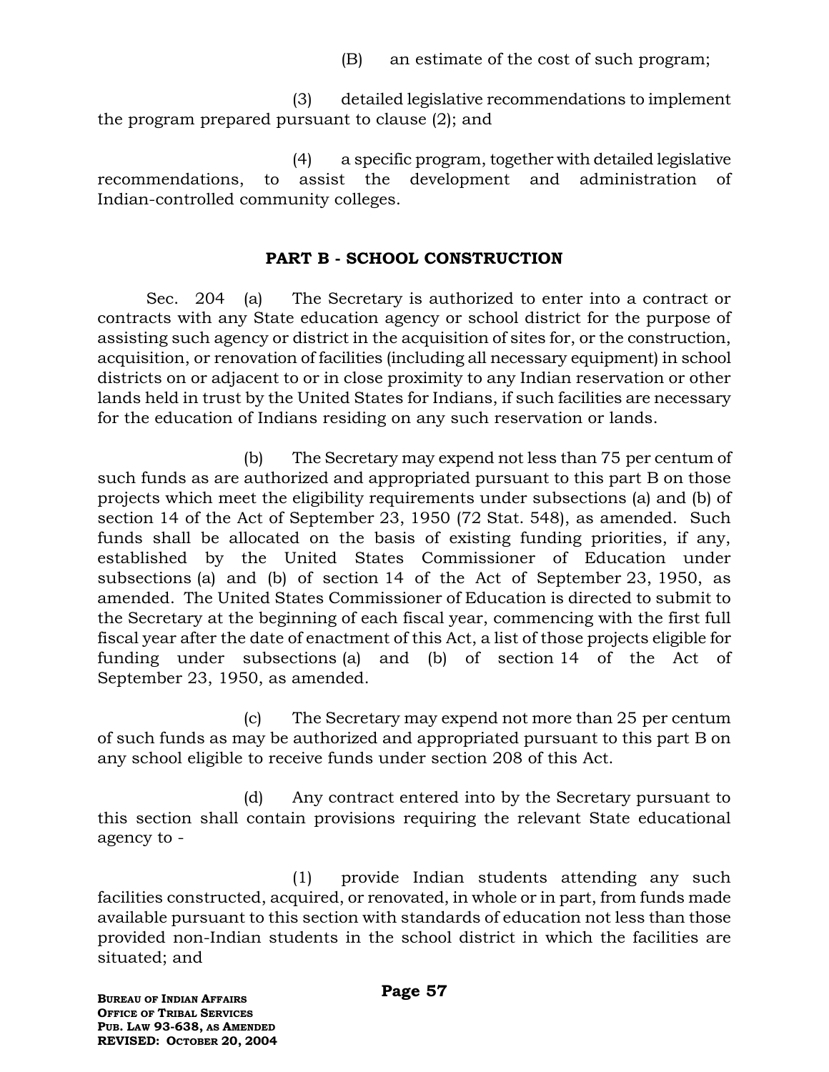(B) an estimate of the cost of such program;

(3) detailed legislative recommendations to implement the program prepared pursuant to clause (2); and

(4) a specific program, together with detailed legislative recommendations, to assist the development and administration of Indian-controlled community colleges.

## PART B - SCHOOL CONSTRUCTION

Sec. 204 (a) The Secretary is authorized to enter into a contract or contracts with any State education agency or school district for the purpose of assisting such agency or district in the acquisition of sites for, or the construction, acquisition, or renovation of facilities (including all necessary equipment) in school districts on or adjacent to or in close proximity to any Indian reservation or other lands held in trust by the United States for Indians, if such facilities are necessary for the education of Indians residing on any such reservation or lands.

(b) The Secretary may expend not less than 75 per centum of such funds as are authorized and appropriated pursuant to this part B on those projects which meet the eligibility requirements under subsections (a) and (b) of section 14 of the Act of September 23, 1950 (72 Stat. 548), as amended. Such funds shall be allocated on the basis of existing funding priorities, if any, established by the United States Commissioner of Education under subsections (a) and (b) of section 14 of the Act of September 23, 1950, as amended. The United States Commissioner of Education is directed to submit to the Secretary at the beginning of each fiscal year, commencing with the first full fiscal year after the date of enactment of this Act, a list of those projects eligible for funding under subsections (a) and (b) of section 14 of the Act of September 23, 1950, as amended.

(c) The Secretary may expend not more than 25 per centum of such funds as may be authorized and appropriated pursuant to this part B on any school eligible to receive funds under section 208 of this Act.

(d) Any contract entered into by the Secretary pursuant to this section shall contain provisions requiring the relevant State educational agency to -

(1) provide Indian students attending any such facilities constructed, acquired, or renovated, in whole or in part, from funds made available pursuant to this section with standards of education not less than those provided non-Indian students in the school district in which the facilities are situated; and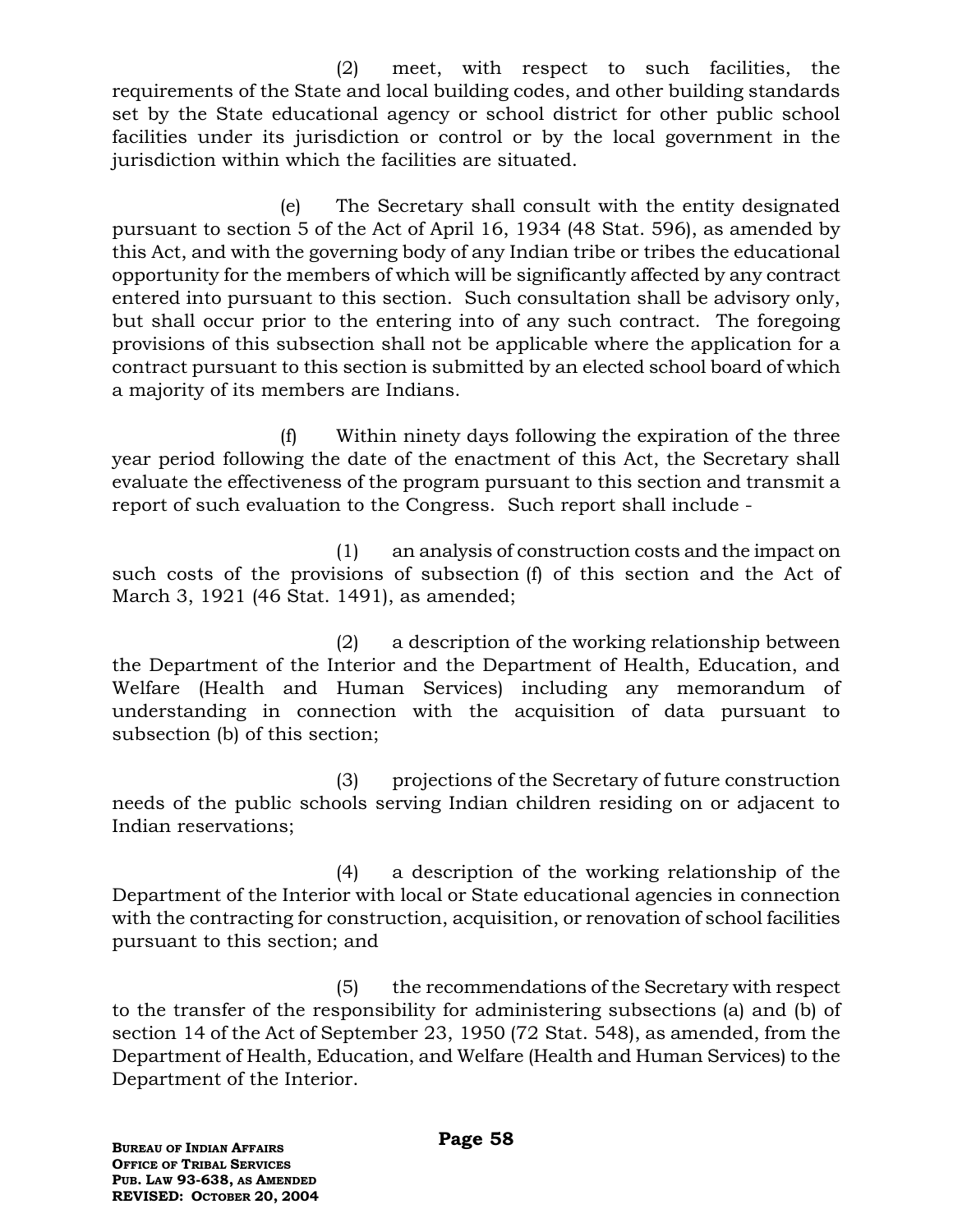(2) meet, with respect to such facilities, the requirements of the State and local building codes, and other building standards set by the State educational agency or school district for other public school facilities under its jurisdiction or control or by the local government in the jurisdiction within which the facilities are situated.

(e) The Secretary shall consult with the entity designated pursuant to section 5 of the Act of April 16, 1934 (48 Stat. 596), as amended by this Act, and with the governing body of any Indian tribe or tribes the educational opportunity for the members of which will be significantly affected by any contract entered into pursuant to this section. Such consultation shall be advisory only, but shall occur prior to the entering into of any such contract. The foregoing provisions of this subsection shall not be applicable where the application for a contract pursuant to this section is submitted by an elected school board of which a majority of its members are Indians.

(f) Within ninety days following the expiration of the three year period following the date of the enactment of this Act, the Secretary shall evaluate the effectiveness of the program pursuant to this section and transmit a report of such evaluation to the Congress. Such report shall include -

(1) an analysis of construction costs and the impact on such costs of the provisions of subsection (f) of this section and the Act of March 3, 1921 (46 Stat. 1491), as amended;

(2) a description of the working relationship between the Department of the Interior and the Department of Health, Education, and Welfare (Health and Human Services) including any memorandum of understanding in connection with the acquisition of data pursuant to subsection (b) of this section;

(3) projections of the Secretary of future construction needs of the public schools serving Indian children residing on or adjacent to Indian reservations;

(4) a description of the working relationship of the Department of the Interior with local or State educational agencies in connection with the contracting for construction, acquisition, or renovation of school facilities pursuant to this section; and

(5) the recommendations of the Secretary with respect to the transfer of the responsibility for administering subsections (a) and (b) of section 14 of the Act of September 23, 1950 (72 Stat. 548), as amended, from the Department of Health, Education, and Welfare (Health and Human Services) to the Department of the Interior.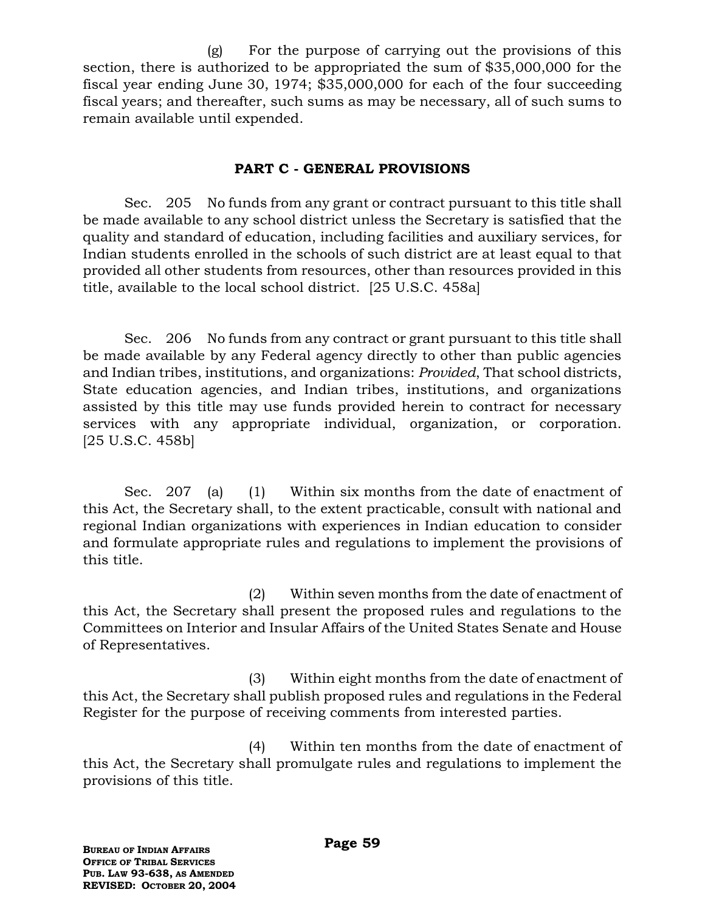(g) For the purpose of carrying out the provisions of this section, there is authorized to be appropriated the sum of $35,000,000 for the fiscal year ending June 30, 1974; $35,000,000 for each of the four succeeding fiscal years; and thereafter, such sums as may be necessary, all of such sums to remain available until expended.

## PART C - GENERAL PROVISIONS

Sec. 205 No funds from any grant or contract pursuant to this title shall be made available to any school district unless the Secretary is satisfied that the quality and standard of education, including facilities and auxiliary services, for Indian students enrolled in the schools of such district are at least equal to that provided all other students from resources, other than resources provided in this title, available to the local school district. [25 U.S.C. 458a]

Sec. 206 No funds from any contract or grant pursuant to this title shall be made available by any Federal agency directly to other than public agencies and Indian tribes, institutions, and organizations: *Provided*, That school districts, State education agencies, and Indian tribes, institutions, and organizations assisted by this title may use funds provided herein to contract for necessary services with any appropriate individual, organization, or corporation. [25 U.S.C. 458b]

Sec. 207 (a) (1) Within six months from the date of enactment of this Act, the Secretary shall, to the extent practicable, consult with national and regional Indian organizations with experiences in Indian education to consider and formulate appropriate rules and regulations to implement the provisions of this title.

(2) Within seven months from the date of enactment of this Act, the Secretary shall present the proposed rules and regulations to the Committees on Interior and Insular Affairs of the United States Senate and House of Representatives.

(3) Within eight months from the date of enactment of this Act, the Secretary shall publish proposed rules and regulations in the Federal Register for the purpose of receiving comments from interested parties.

(4) Within ten months from the date of enactment of this Act, the Secretary shall promulgate rules and regulations to implement the provisions of this title.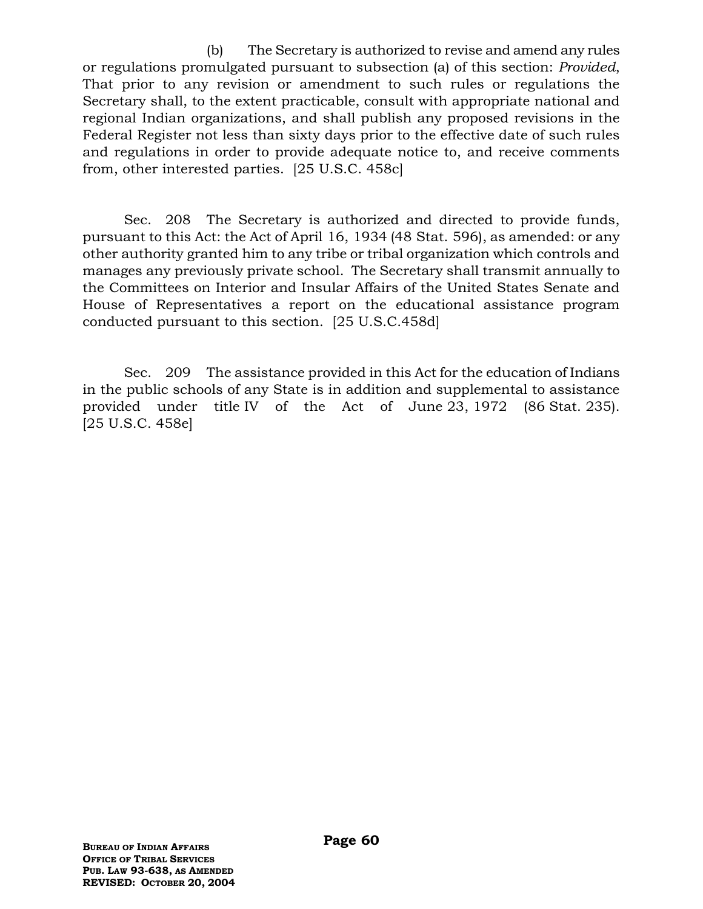(b) The Secretary is authorized to revise and amend any rules or regulations promulgated pursuant to subsection (a) of this section: *Provided*, That prior to any revision or amendment to such rules or regulations the Secretary shall, to the extent practicable, consult with appropriate national and regional Indian organizations, and shall publish any proposed revisions in the Federal Register not less than sixty days prior to the effective date of such rules and regulations in order to provide adequate notice to, and receive comments from, other interested parties. [25 U.S.C. 458c]

Sec. 208 The Secretary is authorized and directed to provide funds, pursuant to this Act: the Act of April 16, 1934 (48 Stat. 596), as amended: or any other authority granted him to any tribe or tribal organization which controls and manages any previously private school. The Secretary shall transmit annually to the Committees on Interior and Insular Affairs of the United States Senate and House of Representatives a report on the educational assistance program conducted pursuant to this section. [25 U.S.C.458d]

Sec. 209 The assistance provided in this Act for the education of Indians in the public schools of any State is in addition and supplemental to assistance provided under title IV of the Act of June 23, 1972 (86 Stat. 235). [25 U.S.C. 458e]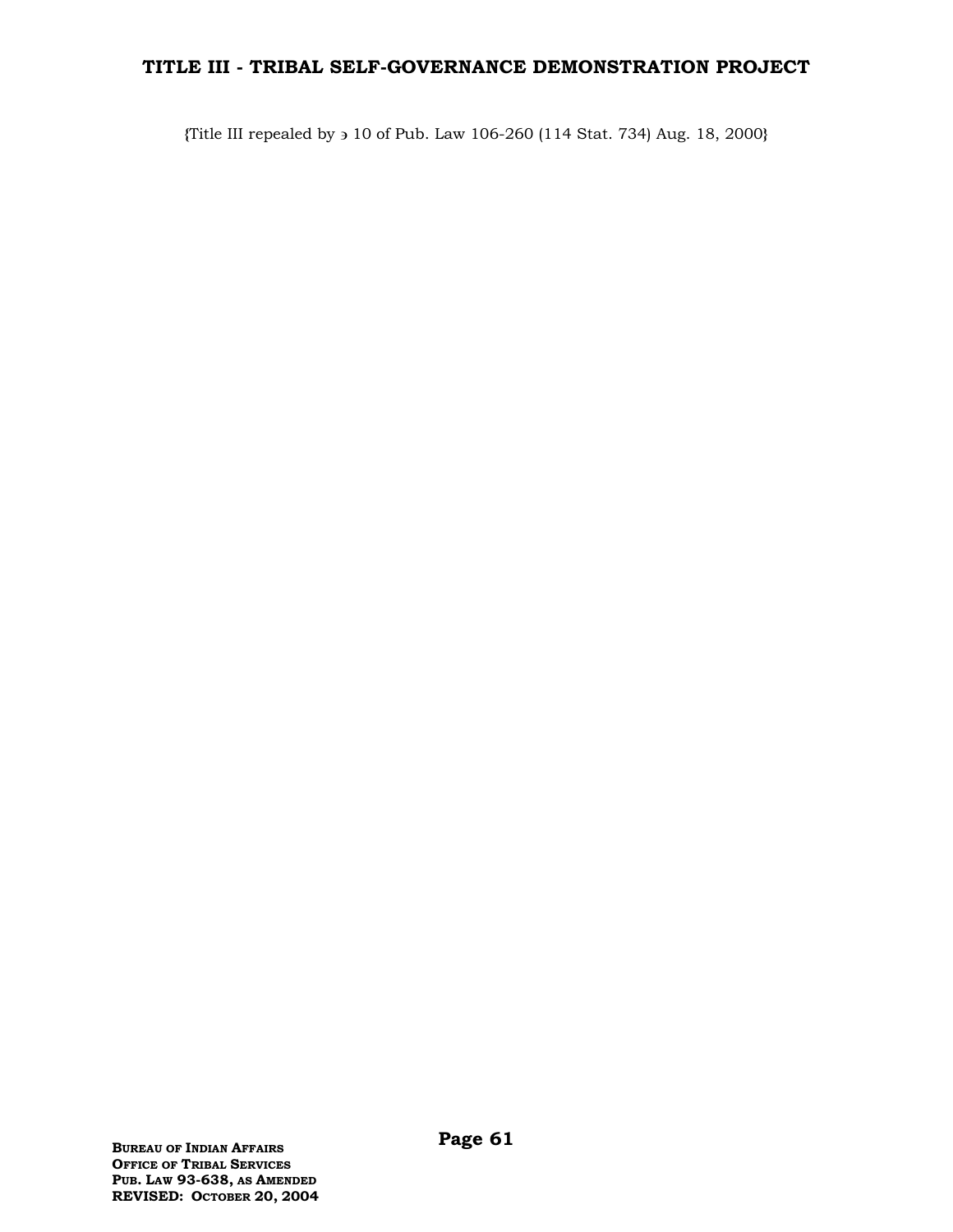# TITLE III - TRIBAL SELF-GOVERNANCE DEMONSTRATION PROJECT

{Title III repealed by ↄ 10 of Pub. Law 106-260 (114 Stat. 734) Aug. 18, 2000}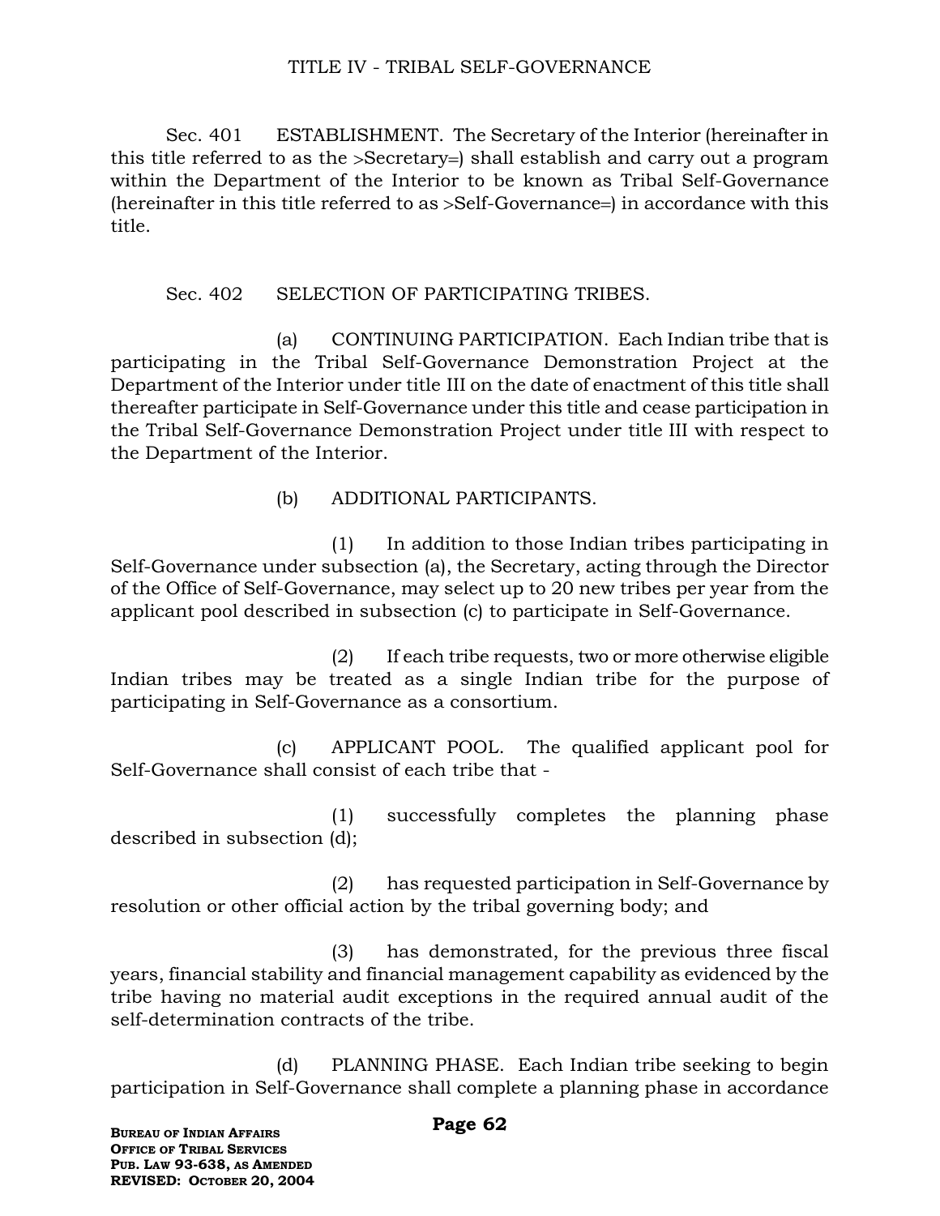# TITLE IV - TRIBAL SELF-GOVERNANCE

Sec. 401 ESTABLISHMENT. The Secretary of the Interior (hereinafter in this title referred to as the >Secretary=) shall establish and carry out a program within the Department of the Interior to be known as Tribal Self-Governance (hereinafter in this title referred to as >Self-Governance=) in accordance with this title.

Sec. 402 SELECTION OF PARTICIPATING TRIBES.

(a) CONTINUING PARTICIPATION. Each Indian tribe that is participating in the Tribal Self-Governance Demonstration Project at the Department of the Interior under title III on the date of enactment of this title shall thereafter participate in Self-Governance under this title and cease participation in the Tribal Self-Governance Demonstration Project under title III with respect to the Department of the Interior.

(b) ADDITIONAL PARTICIPANTS.

(1) In addition to those Indian tribes participating in Self-Governance under subsection (a), the Secretary, acting through the Director of the Office of Self-Governance, may select up to 20 new tribes per year from the applicant pool described in subsection (c) to participate in Self-Governance.

(2) If each tribe requests, two or more otherwise eligible Indian tribes may be treated as a single Indian tribe for the purpose of participating in Self-Governance as a consortium.

(c) APPLICANT POOL. The qualified applicant pool for Self-Governance shall consist of each tribe that -

(1) successfully completes the planning phase described in subsection (d);

(2) has requested participation in Self-Governance by resolution or other official action by the tribal governing body; and

(3) has demonstrated, for the previous three fiscal years, financial stability and financial management capability as evidenced by the tribe having no material audit exceptions in the required annual audit of the self-determination contracts of the tribe.

(d) PLANNING PHASE. Each Indian tribe seeking to begin participation in Self-Governance shall complete a planning phase in accordance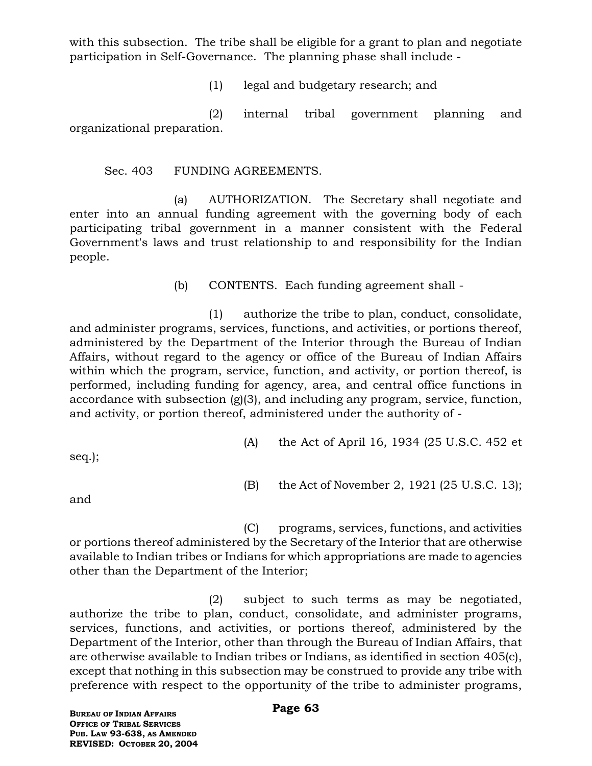with this subsection. The tribe shall be eligible for a grant to plan and negotiate participation in Self-Governance. The planning phase shall include -

(1) legal and budgetary research; and

(2) internal tribal government planning and organizational preparation.

Sec. 403 FUNDING AGREEMENTS.

(a) AUTHORIZATION. The Secretary shall negotiate and enter into an annual funding agreement with the governing body of each participating tribal government in a manner consistent with the Federal Government's laws and trust relationship to and responsibility for the Indian people.

(b) CONTENTS. Each funding agreement shall -

(1) authorize the tribe to plan, conduct, consolidate, and administer programs, services, functions, and activities, or portions thereof, administered by the Department of the Interior through the Bureau of Indian Affairs, without regard to the agency or office of the Bureau of Indian Affairs within which the program, service, function, and activity, or portion thereof, is performed, including funding for agency, area, and central office functions in accordance with subsection (g)(3), and including any program, service, function, and activity, or portion thereof, administered under the authority of -

(A) the Act of April 16, 1934 (25 U.S.C. 452 et seq.);

(B) the Act of November 2, 1921 (25 U.S.C. 13); and

(C) programs, services, functions, and activities or portions thereof administered by the Secretary of the Interior that are otherwise available to Indian tribes or Indians for which appropriations are made to agencies other than the Department of the Interior;

(2) subject to such terms as may be negotiated, authorize the tribe to plan, conduct, consolidate, and administer programs, services, functions, and activities, or portions thereof, administered by the Department of the Interior, other than through the Bureau of Indian Affairs, that are otherwise available to Indian tribes or Indians, as identified in section 405(c), except that nothing in this subsection may be construed to provide any tribe with preference with respect to the opportunity of the tribe to administer programs,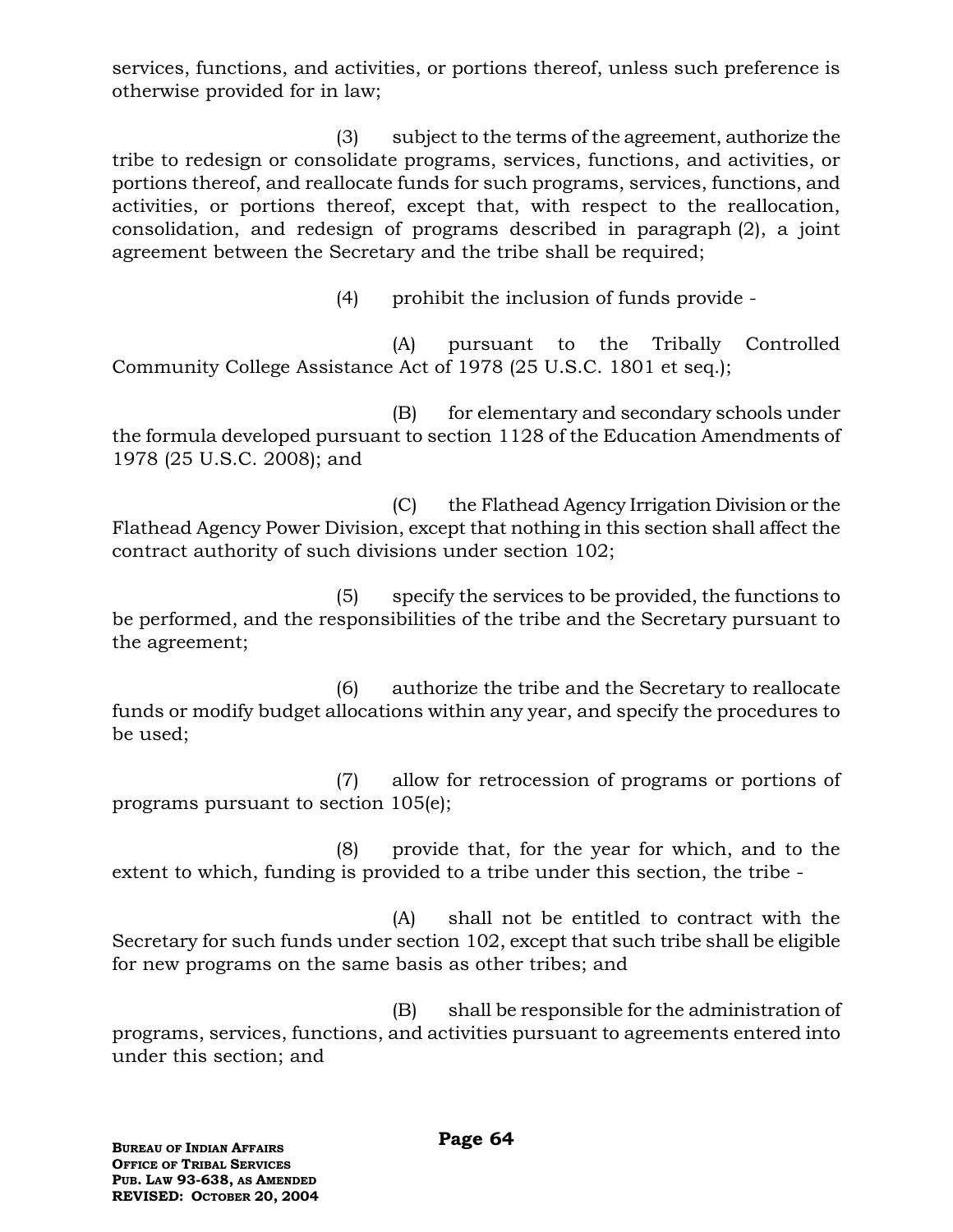services, functions, and activities, or portions thereof, unless such preference is otherwise provided for in law;

(3) subject to the terms of the agreement, authorize the tribe to redesign or consolidate programs, services, functions, and activities, or portions thereof, and reallocate funds for such programs, services, functions, and activities, or portions thereof, except that, with respect to the reallocation, consolidation, and redesign of programs described in paragraph (2), a joint agreement between the Secretary and the tribe shall be required;

(4) prohibit the inclusion of funds provide -

(A) pursuant to the Tribally Controlled Community College Assistance Act of 1978 (25 U.S.C. 1801 et seq.);

(B) for elementary and secondary schools under the formula developed pursuant to section 1128 of the Education Amendments of 1978 (25 U.S.C. 2008); and

(C) the Flathead Agency Irrigation Division or the Flathead Agency Power Division, except that nothing in this section shall affect the contract authority of such divisions under section 102;

(5) specify the services to be provided, the functions to be performed, and the responsibilities of the tribe and the Secretary pursuant to the agreement;

(6) authorize the tribe and the Secretary to reallocate funds or modify budget allocations within any year, and specify the procedures to be used;

(7) allow for retrocession of programs or portions of programs pursuant to section 105(e);

(8) provide that, for the year for which, and to the extent to which, funding is provided to a tribe under this section, the tribe -

(A) shall not be entitled to contract with the Secretary for such funds under section 102, except that such tribe shall be eligible for new programs on the same basis as other tribes; and

(B) shall be responsible for the administration of programs, services, functions, and activities pursuant to agreements entered into under this section; and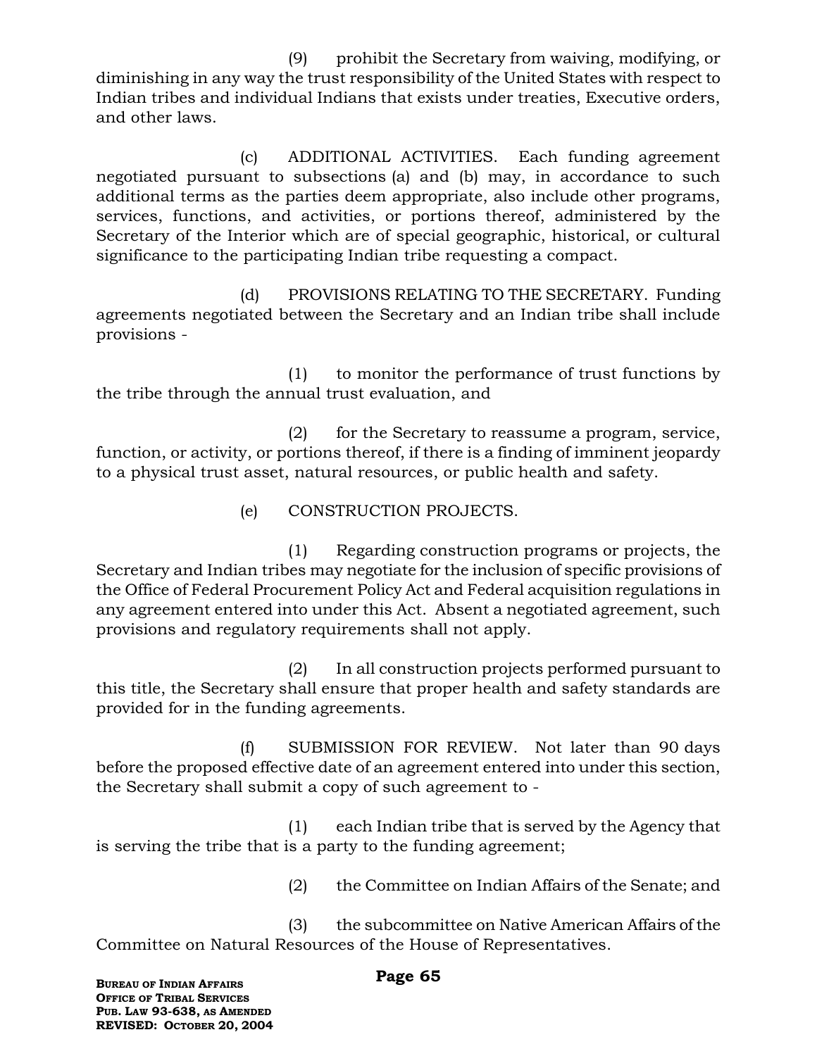(9) prohibit the Secretary from waiving, modifying, or diminishing in any way the trust responsibility of the United States with respect to Indian tribes and individual Indians that exists under treaties, Executive orders, and other laws.

(c) ADDITIONAL ACTIVITIES. Each funding agreement negotiated pursuant to subsections (a) and (b) may, in accordance to such additional terms as the parties deem appropriate, also include other programs, services, functions, and activities, or portions thereof, administered by the Secretary of the Interior which are of special geographic, historical, or cultural significance to the participating Indian tribe requesting a compact.

(d) PROVISIONS RELATING TO THE SECRETARY. Funding agreements negotiated between the Secretary and an Indian tribe shall include provisions -

(1) to monitor the performance of trust functions by the tribe through the annual trust evaluation, and

(2) for the Secretary to reassume a program, service, function, or activity, or portions thereof, if there is a finding of imminent jeopardy to a physical trust asset, natural resources, or public health and safety.

(e) CONSTRUCTION PROJECTS.

(1) Regarding construction programs or projects, the Secretary and Indian tribes may negotiate for the inclusion of specific provisions of the Office of Federal Procurement Policy Act and Federal acquisition regulations in any agreement entered into under this Act. Absent a negotiated agreement, such provisions and regulatory requirements shall not apply.

(2) In all construction projects performed pursuant to this title, the Secretary shall ensure that proper health and safety standards are provided for in the funding agreements.

(f) SUBMISSION FOR REVIEW. Not later than 90 days before the proposed effective date of an agreement entered into under this section, the Secretary shall submit a copy of such agreement to -

(1) each Indian tribe that is served by the Agency that is serving the tribe that is a party to the funding agreement;

(2) the Committee on Indian Affairs of the Senate; and

(3) the subcommittee on Native American Affairs of the Committee on Natural Resources of the House of Representatives.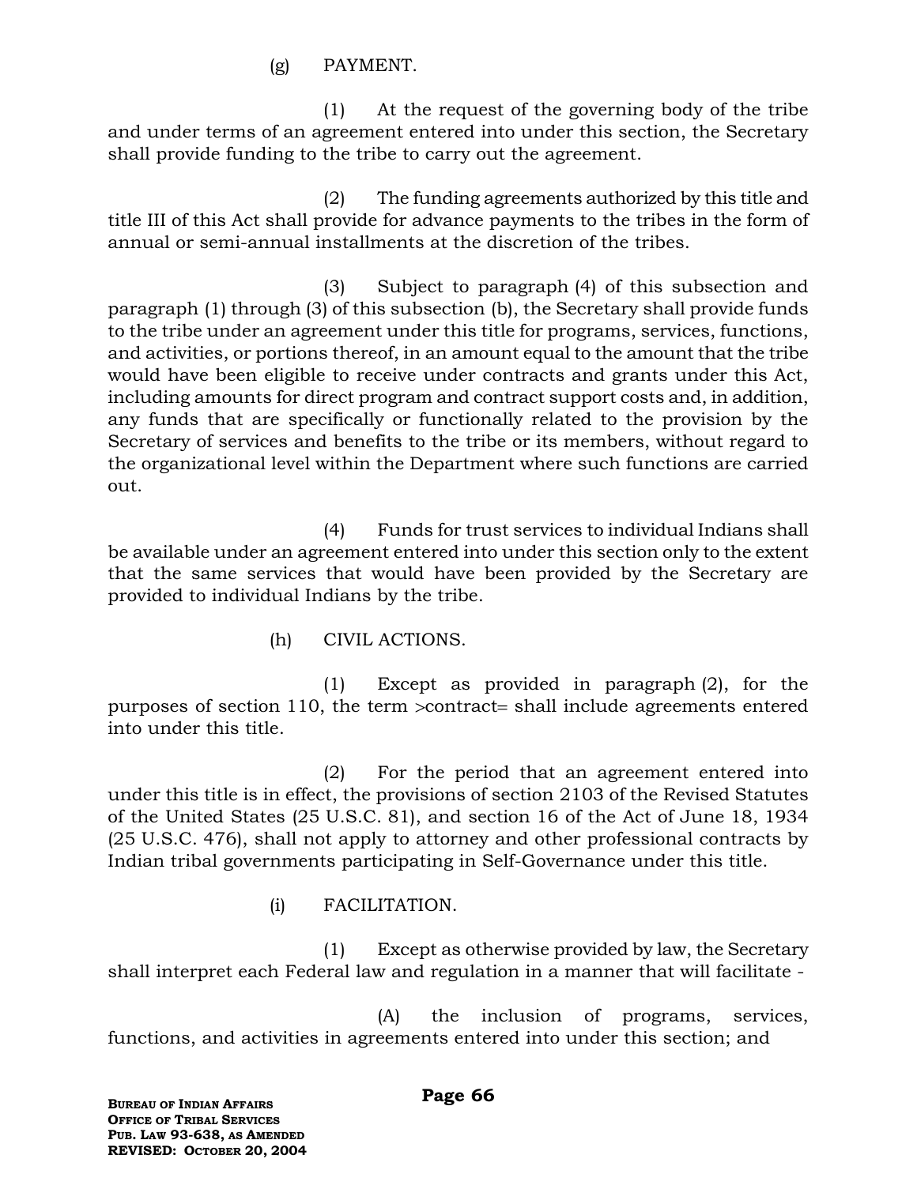(g) PAYMENT.

(1) At the request of the governing body of the tribe and under terms of an agreement entered into under this section, the Secretary shall provide funding to the tribe to carry out the agreement.

(2) The funding agreements authorized by this title and title III of this Act shall provide for advance payments to the tribes in the form of annual or semi-annual installments at the discretion of the tribes.

(3) Subject to paragraph (4) of this subsection and paragraph (1) through (3) of this subsection (b), the Secretary shall provide funds to the tribe under an agreement under this title for programs, services, functions, and activities, or portions thereof, in an amount equal to the amount that the tribe would have been eligible to receive under contracts and grants under this Act, including amounts for direct program and contract support costs and, in addition, any funds that are specifically or functionally related to the provision by the Secretary of services and benefits to the tribe or its members, without regard to the organizational level within the Department where such functions are carried out.

(4) Funds for trust services to individual Indians shall be available under an agreement entered into under this section only to the extent that the same services that would have been provided by the Secretary are provided to individual Indians by the tribe.

(h) CIVIL ACTIONS.

(1) Except as provided in paragraph (2), for the purposes of section 110, the term >contract= shall include agreements entered into under this title.

(2) For the period that an agreement entered into under this title is in effect, the provisions of section 2103 of the Revised Statutes of the United States (25 U.S.C. 81), and section 16 of the Act of June 18, 1934 (25 U.S.C. 476), shall not apply to attorney and other professional contracts by Indian tribal governments participating in Self-Governance under this title.

(i) FACILITATION.

(1) Except as otherwise provided by law, the Secretary shall interpret each Federal law and regulation in a manner that will facilitate -

(A) the inclusion of programs, services, functions, and activities in agreements entered into under this section; and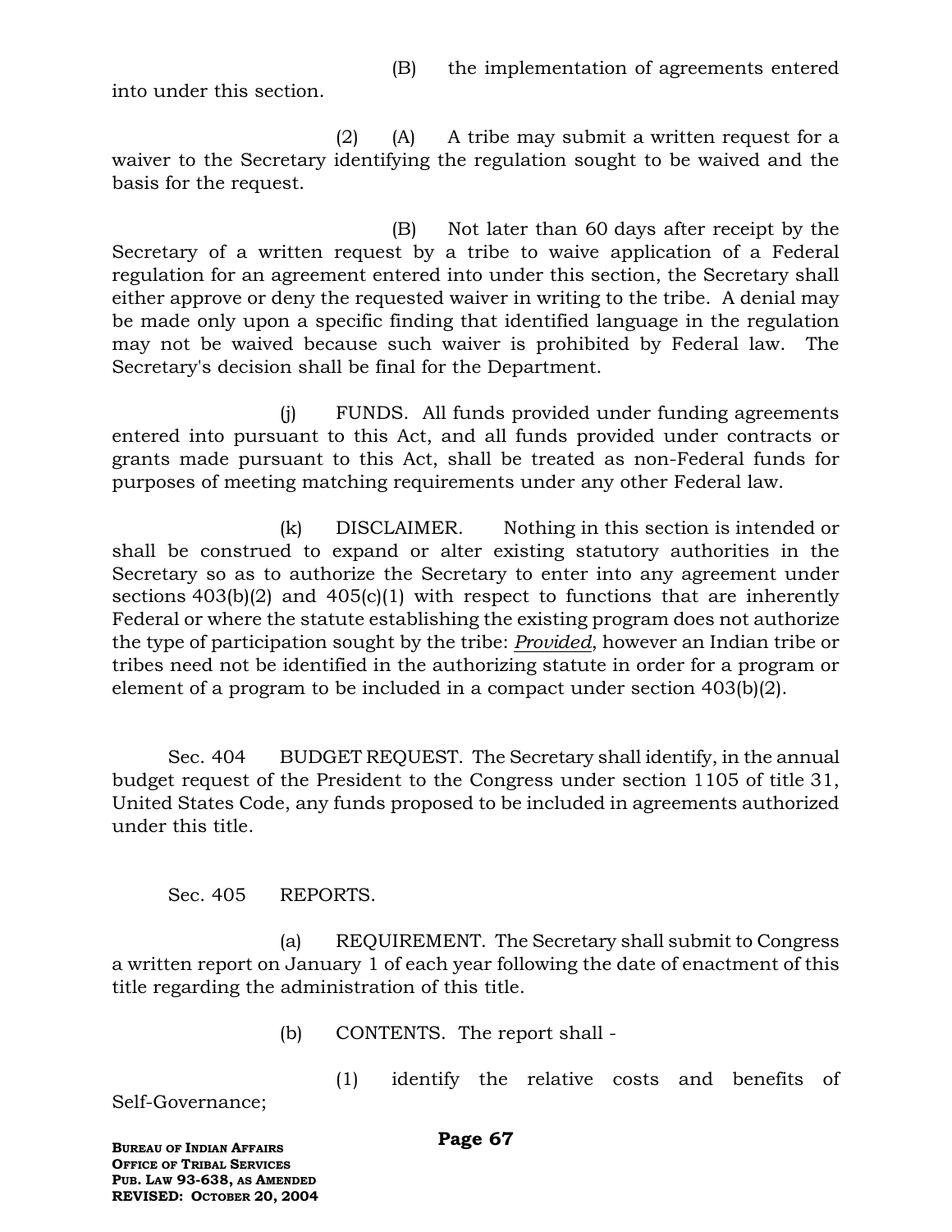(B) the implementation of agreements entered into under this section.

(2) (A) A tribe may submit a written request for a waiver to the Secretary identifying the regulation sought to be waived and the basis for the request.

(B) Not later than 60 days after receipt by the Secretary of a written request by a tribe to waive application of a Federal regulation for an agreement entered into under this section, the Secretary shall either approve or deny the requested waiver in writing to the tribe. A denial may be made only upon a specific finding that identified language in the regulation may not be waived because such waiver is prohibited by Federal law. The Secretary's decision shall be final for the Department.

(j) FUNDS. All funds provided under funding agreements entered into pursuant to this Act, and all funds provided under contracts or grants made pursuant to this Act, shall be treated as non-Federal funds for purposes of meeting matching requirements under any other Federal law.

(k) DISCLAIMER. Nothing in this section is intended or shall be construed to expand or alter existing statutory authorities in the Secretary so as to authorize the Secretary to enter into any agreement under sections 403(b)(2) and 405(c)(1) with respect to functions that are inherently Federal or where the statute establishing the existing program does not authorize the type of participation sought by the tribe: *Provided*, however an Indian tribe or tribes need not be identified in the authorizing statute in order for a program or element of a program to be included in a compact under section 403(b)(2).

Sec. 404 BUDGET REQUEST. The Secretary shall identify, in the annual budget request of the President to the Congress under section 1105 of title 31, United States Code, any funds proposed to be included in agreements authorized under this title.

Sec. 405 REPORTS.

(a) REQUIREMENT. The Secretary shall submit to Congress a written report on January 1 of each year following the date of enactment of this title regarding the administration of this title.

(b) CONTENTS. The report shall -

(1) identify the relative costs and benefits of Self-Governance;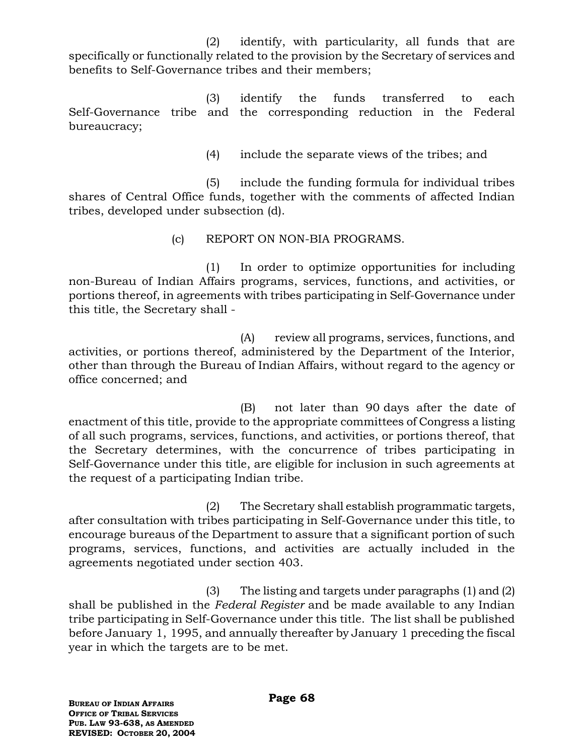(2) identify, with particularity, all funds that are specifically or functionally related to the provision by the Secretary of services and benefits to Self-Governance tribes and their members;

(3) identify the funds transferred to each Self-Governance tribe and the corresponding reduction in the Federal bureaucracy;

(4) include the separate views of the tribes; and

(5) include the funding formula for individual tribes shares of Central Office funds, together with the comments of affected Indian tribes, developed under subsection (d).

(c) REPORT ON NON-BIA PROGRAMS.

(1) In order to optimize opportunities for including non-Bureau of Indian Affairs programs, services, functions, and activities, or portions thereof, in agreements with tribes participating in Self-Governance under this title, the Secretary shall -

(A) review all programs, services, functions, and activities, or portions thereof, administered by the Department of the Interior, other than through the Bureau of Indian Affairs, without regard to the agency or office concerned; and

(B) not later than 90 days after the date of enactment of this title, provide to the appropriate committees of Congress a listing of all such programs, services, functions, and activities, or portions thereof, that the Secretary determines, with the concurrence of tribes participating in Self-Governance under this title, are eligible for inclusion in such agreements at the request of a participating Indian tribe.

(2) The Secretary shall establish programmatic targets, after consultation with tribes participating in Self-Governance under this title, to encourage bureaus of the Department to assure that a significant portion of such programs, services, functions, and activities are actually included in the agreements negotiated under section 403.

(3) The listing and targets under paragraphs (1) and (2) shall be published in the *Federal Register* and be made available to any Indian tribe participating in Self-Governance under this title. The list shall be published before January 1, 1995, and annually thereafter by January 1 preceding the fiscal year in which the targets are to be met.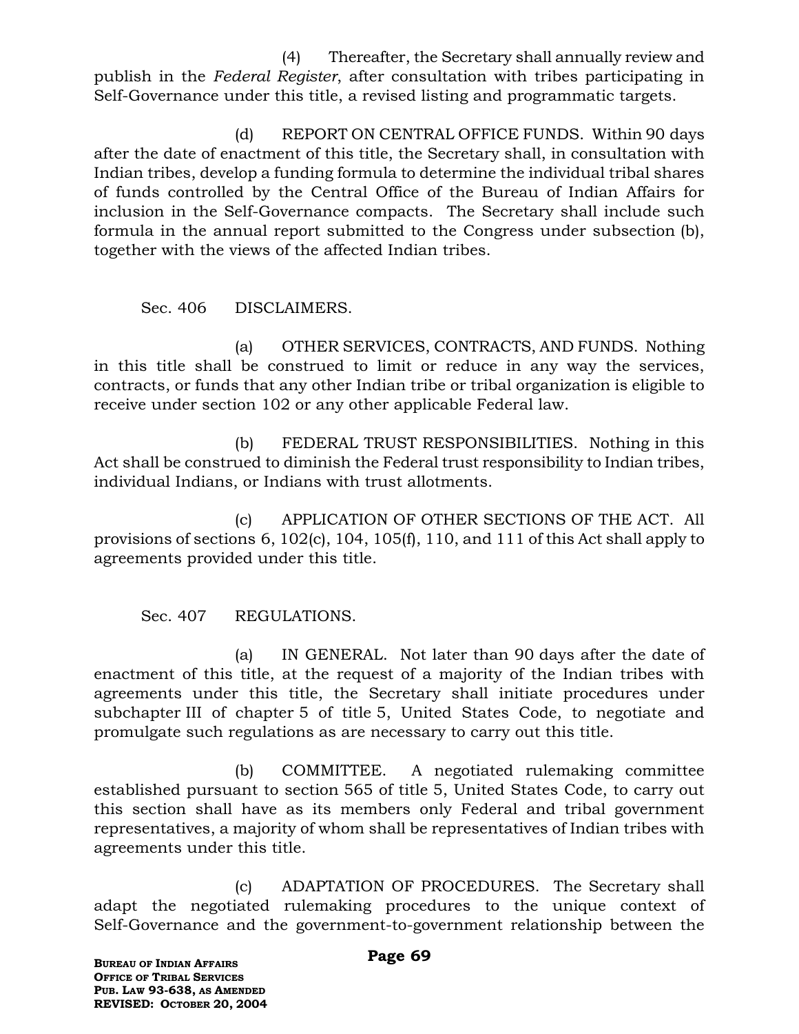(4) Thereafter, the Secretary shall annually review and publish in the *Federal Register*, after consultation with tribes participating in Self-Governance under this title, a revised listing and programmatic targets.

(d) REPORT ON CENTRAL OFFICE FUNDS. Within 90 days after the date of enactment of this title, the Secretary shall, in consultation with Indian tribes, develop a funding formula to determine the individual tribal shares of funds controlled by the Central Office of the Bureau of Indian Affairs for inclusion in the Self-Governance compacts. The Secretary shall include such formula in the annual report submitted to the Congress under subsection (b), together with the views of the affected Indian tribes.

Sec. 406 DISCLAIMERS.

(a) OTHER SERVICES, CONTRACTS, AND FUNDS. Nothing in this title shall be construed to limit or reduce in any way the services, contracts, or funds that any other Indian tribe or tribal organization is eligible to receive under section 102 or any other applicable Federal law.

(b) FEDERAL TRUST RESPONSIBILITIES. Nothing in this Act shall be construed to diminish the Federal trust responsibility to Indian tribes, individual Indians, or Indians with trust allotments.

(c) APPLICATION OF OTHER SECTIONS OF THE ACT. All provisions of sections 6, 102(c), 104, 105(f), 110, and 111 of this Act shall apply to agreements provided under this title.

Sec. 407 REGULATIONS.

(a) IN GENERAL. Not later than 90 days after the date of enactment of this title, at the request of a majority of the Indian tribes with agreements under this title, the Secretary shall initiate procedures under subchapter III of chapter 5 of title 5, United States Code, to negotiate and promulgate such regulations as are necessary to carry out this title.

(b) COMMITTEE. A negotiated rulemaking committee established pursuant to section 565 of title 5, United States Code, to carry out this section shall have as its members only Federal and tribal government representatives, a majority of whom shall be representatives of Indian tribes with agreements under this title.

(c) ADAPTATION OF PROCEDURES. The Secretary shall adapt the negotiated rulemaking procedures to the unique context of Self-Governance and the government-to-government relationship between the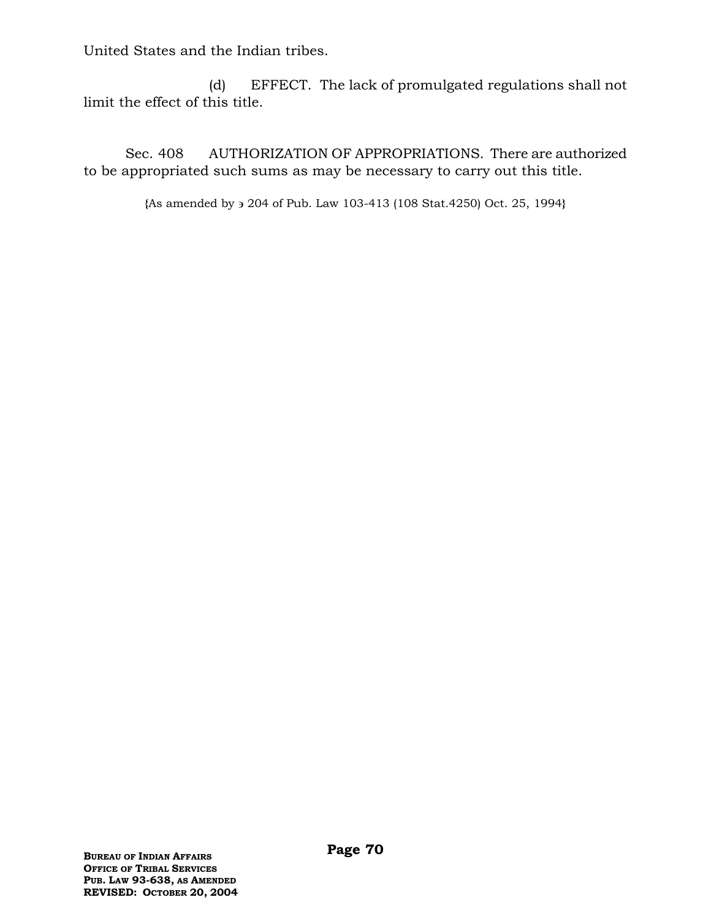United States and the Indian tribes.

(d) EFFECT. The lack of promulgated regulations shall not limit the effect of this title.

Sec. 408 AUTHORIZATION OF APPROPRIATIONS. There are authorized to be appropriated such sums as may be necessary to carry out this title.

{As amended by § 204 of Pub. Law 103-413 (108 Stat.4250) Oct. 25, 1994}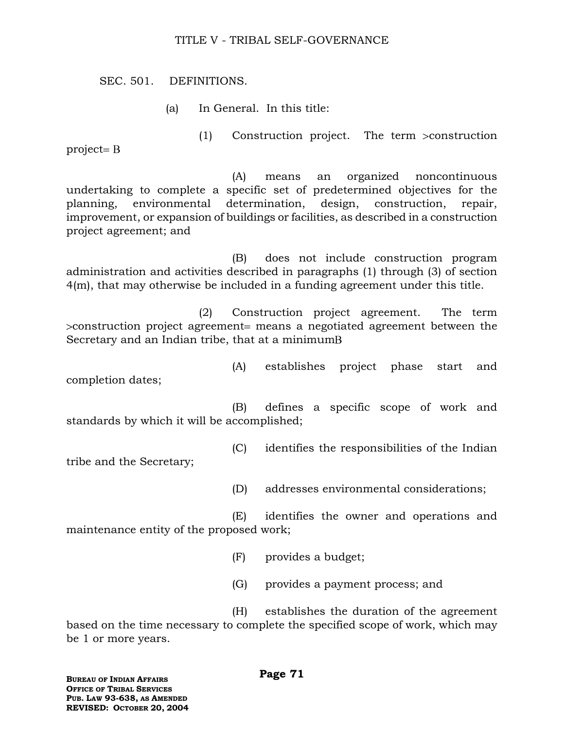# TITLE V - TRIBAL SELF-GOVERNANCE

## SEC. 501. DEFINITIONS.

(a) In General. In this title:

(1) Construction project. The term >construction project= B

(A) means an organized noncontinuous undertaking to complete a specific set of predetermined objectives for the planning, environmental determination, design, construction, repair, improvement, or expansion of buildings or facilities, as described in a construction project agreement; and

(B) does not include construction program administration and activities described in paragraphs (1) through (3) of section 4(m), that may otherwise be included in a funding agreement under this title.

(2) Construction project agreement. The term >construction project agreement= means a negotiated agreement between the Secretary and an Indian tribe, that at a minimumB

(A) establishes project phase start and completion dates;

(B) defines a specific scope of work and standards by which it will be accomplished;

(C) identifies the responsibilities of the Indian tribe and the Secretary;

(D) addresses environmental considerations;

(E) identifies the owner and operations and maintenance entity of the proposed work;

(F) provides a budget;

(G) provides a payment process; and

(H) establishes the duration of the agreement based on the time necessary to complete the specified scope of work, which may be 1 or more years.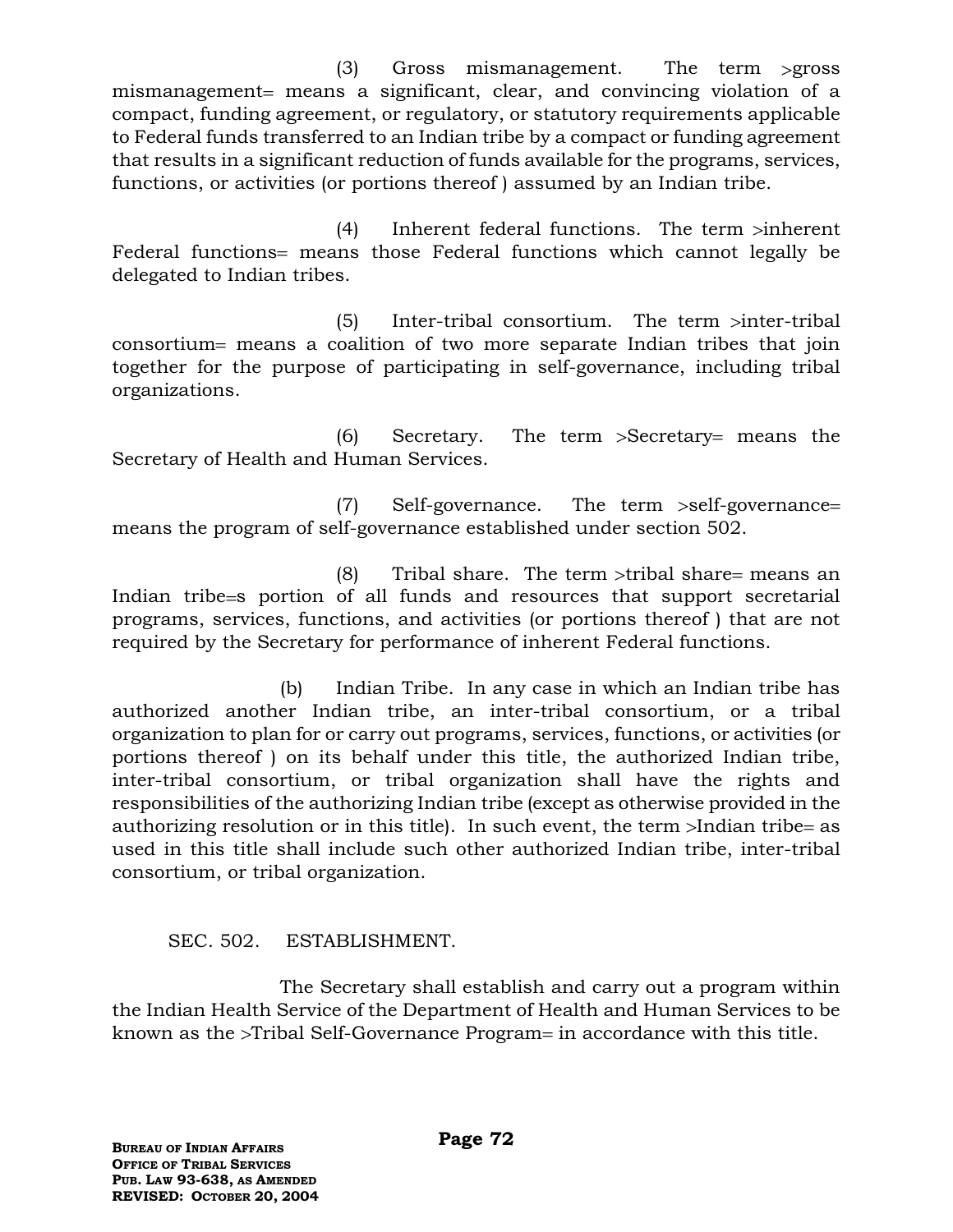(3) Gross mismanagement. The term >gross mismanagement= means a significant, clear, and convincing violation of a compact, funding agreement, or regulatory, or statutory requirements applicable to Federal funds transferred to an Indian tribe by a compact or funding agreement that results in a significant reduction of funds available for the programs, services, functions, or activities (or portions thereof ) assumed by an Indian tribe.

(4) Inherent federal functions. The term >inherent Federal functions= means those Federal functions which cannot legally be delegated to Indian tribes.

(5) Inter-tribal consortium. The term >inter-tribal consortium= means a coalition of two more separate Indian tribes that join together for the purpose of participating in self-governance, including tribal organizations.

(6) Secretary. The term >Secretary= means the Secretary of Health and Human Services.

(7) Self-governance. The term >self-governance= means the program of self-governance established under section 502.

(8) Tribal share. The term >tribal share= means an Indian tribe=s portion of all funds and resources that support secretarial programs, services, functions, and activities (or portions thereof ) that are not required by the Secretary for performance of inherent Federal functions.

(b) Indian Tribe. In any case in which an Indian tribe has authorized another Indian tribe, an inter-tribal consortium, or a tribal organization to plan for or carry out programs, services, functions, or activities (or portions thereof ) on its behalf under this title, the authorized Indian tribe, inter-tribal consortium, or tribal organization shall have the rights and responsibilities of the authorizing Indian tribe (except as otherwise provided in the authorizing resolution or in this title). In such event, the term >Indian tribe= as used in this title shall include such other authorized Indian tribe, inter-tribal consortium, or tribal organization.

SEC. 502. ESTABLISHMENT.

The Secretary shall establish and carry out a program within the Indian Health Service of the Department of Health and Human Services to be known as the >Tribal Self-Governance Program= in accordance with this title.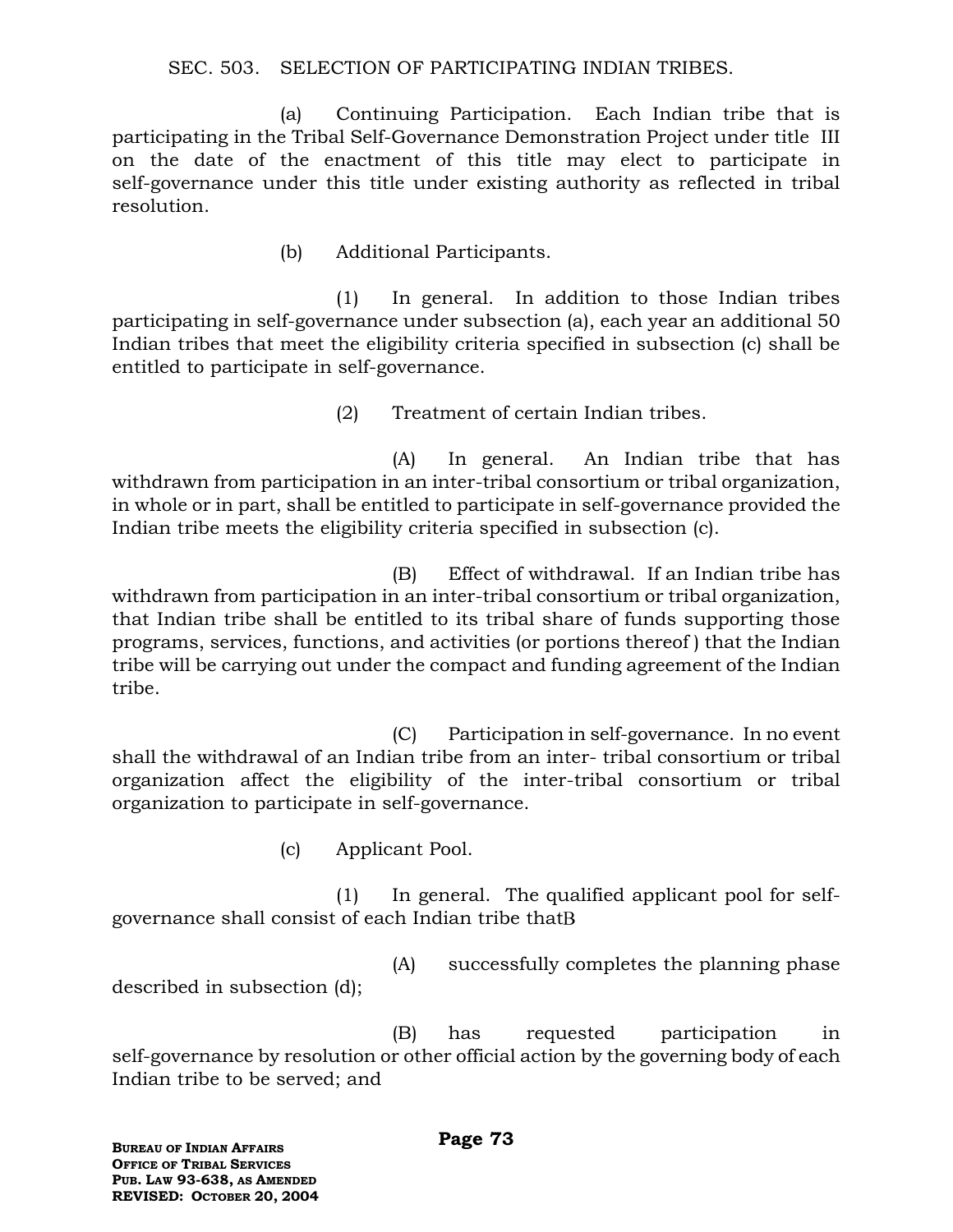SEC. 503. SELECTION OF PARTICIPATING INDIAN TRIBES.

(a) Continuing Participation. Each Indian tribe that is participating in the Tribal Self-Governance Demonstration Project under title III on the date of the enactment of this title may elect to participate in self-governance under this title under existing authority as reflected in tribal resolution.

(b) Additional Participants.

(1) In general. In addition to those Indian tribes participating in self-governance under subsection (a), each year an additional 50 Indian tribes that meet the eligibility criteria specified in subsection (c) shall be entitled to participate in self-governance.

(2) Treatment of certain Indian tribes.

(A) In general. An Indian tribe that has withdrawn from participation in an inter-tribal consortium or tribal organization, in whole or in part, shall be entitled to participate in self-governance provided the Indian tribe meets the eligibility criteria specified in subsection (c).

(B) Effect of withdrawal. If an Indian tribe has withdrawn from participation in an inter-tribal consortium or tribal organization, that Indian tribe shall be entitled to its tribal share of funds supporting those programs, services, functions, and activities (or portions thereof ) that the Indian tribe will be carrying out under the compact and funding agreement of the Indian tribe.

(C) Participation in self-governance. In no event shall the withdrawal of an Indian tribe from an inter- tribal consortium or tribal organization affect the eligibility of the inter-tribal consortium or tribal organization to participate in self-governance.

(c) Applicant Pool.

(1) In general. The qualified applicant pool for self-governance shall consist of each Indian tribe thatB

(A) successfully completes the planning phase described in subsection (d);

(B) has requested participation in self-governance by resolution or other official action by the governing body of each Indian tribe to be served; and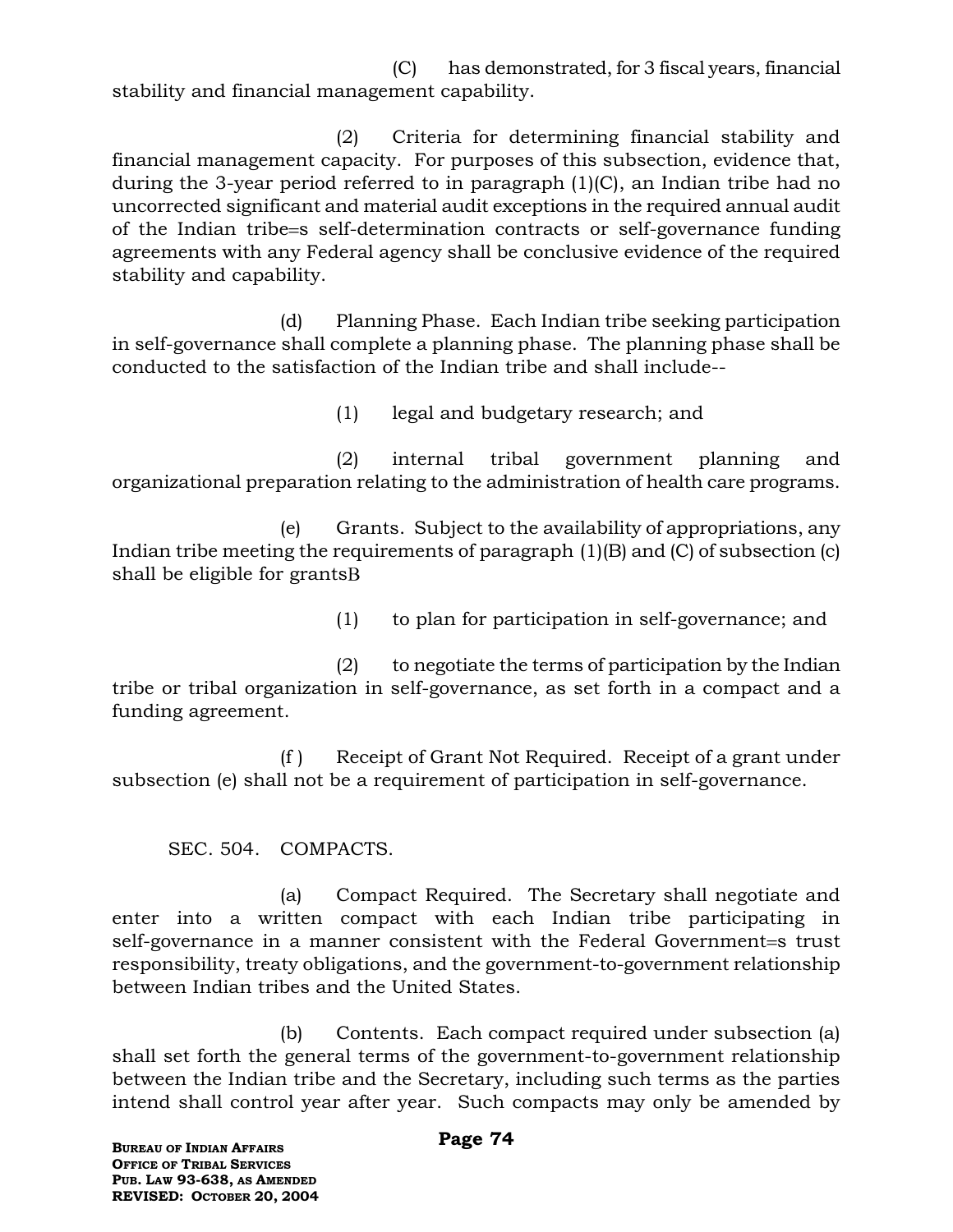(C) has demonstrated, for 3 fiscal years, financial stability and financial management capability.

(2) Criteria for determining financial stability and financial management capacity. For purposes of this subsection, evidence that, during the 3-year period referred to in paragraph (1)(C), an Indian tribe had no uncorrected significant and material audit exceptions in the required annual audit of the Indian tribe=s self-determination contracts or self-governance funding agreements with any Federal agency shall be conclusive evidence of the required stability and capability.

(d) Planning Phase. Each Indian tribe seeking participation in self-governance shall complete a planning phase. The planning phase shall be conducted to the satisfaction of the Indian tribe and shall include--

(1) legal and budgetary research; and

(2) internal tribal government planning and organizational preparation relating to the administration of health care programs.

(e) Grants. Subject to the availability of appropriations, any Indian tribe meeting the requirements of paragraph (1)(B) and (C) of subsection (c) shall be eligible for grantsB

(1) to plan for participation in self-governance; and

(2) to negotiate the terms of participation by the Indian tribe or tribal organization in self-governance, as set forth in a compact and a funding agreement.

(f ) Receipt of Grant Not Required. Receipt of a grant under subsection (e) shall not be a requirement of participation in self-governance.

SEC. 504. COMPACTS.

(a) Compact Required. The Secretary shall negotiate and enter into a written compact with each Indian tribe participating in self-governance in a manner consistent with the Federal Government=s trust responsibility, treaty obligations, and the government-to-government relationship between Indian tribes and the United States.

(b) Contents. Each compact required under subsection (a) shall set forth the general terms of the government-to-government relationship between the Indian tribe and the Secretary, including such terms as the parties intend shall control year after year. Such compacts may only be amended by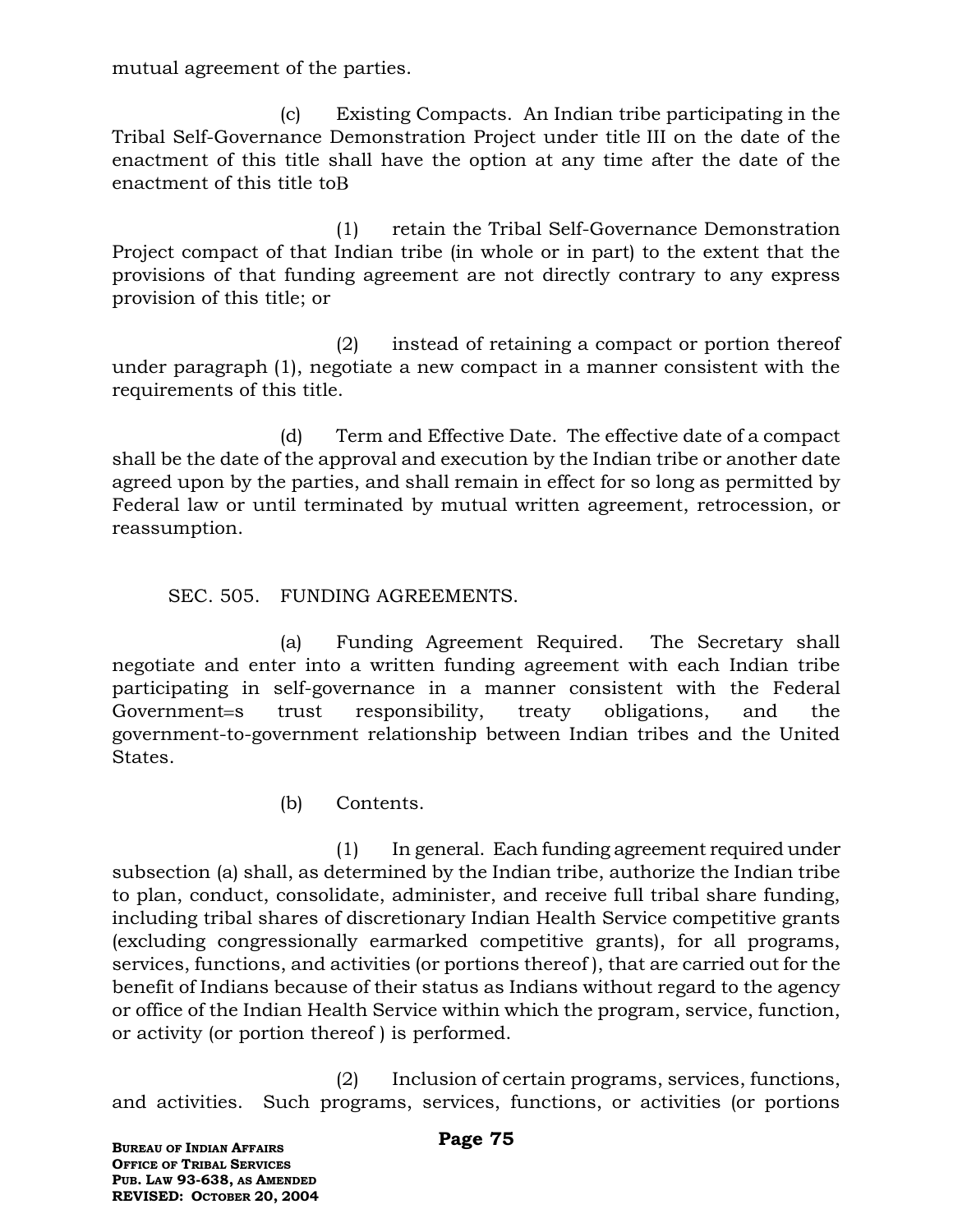mutual agreement of the parties.

(c) Existing Compacts. An Indian tribe participating in the Tribal Self-Governance Demonstration Project under title III on the date of the enactment of this title shall have the option at any time after the date of the enactment of this title toB

(1) retain the Tribal Self-Governance Demonstration Project compact of that Indian tribe (in whole or in part) to the extent that the provisions of that funding agreement are not directly contrary to any express provision of this title; or

(2) instead of retaining a compact or portion thereof under paragraph (1), negotiate a new compact in a manner consistent with the requirements of this title.

(d) Term and Effective Date. The effective date of a compact shall be the date of the approval and execution by the Indian tribe or another date agreed upon by the parties, and shall remain in effect for so long as permitted by Federal law or until terminated by mutual written agreement, retrocession, or reassumption.

SEC. 505. FUNDING AGREEMENTS.

(a) Funding Agreement Required. The Secretary shall negotiate and enter into a written funding agreement with each Indian tribe participating in self-governance in a manner consistent with the Federal Government=s trust responsibility, treaty obligations, and the government-to-government relationship between Indian tribes and the United States.

(b) Contents.

(1) In general. Each funding agreement required under subsection (a) shall, as determined by the Indian tribe, authorize the Indian tribe to plan, conduct, consolidate, administer, and receive full tribal share funding, including tribal shares of discretionary Indian Health Service competitive grants (excluding congressionally earmarked competitive grants), for all programs, services, functions, and activities (or portions thereof ), that are carried out for the benefit of Indians because of their status as Indians without regard to the agency or office of the Indian Health Service within which the program, service, function, or activity (or portion thereof ) is performed.

(2) Inclusion of certain programs, services, functions, and activities. Such programs, services, functions, or activities (or portions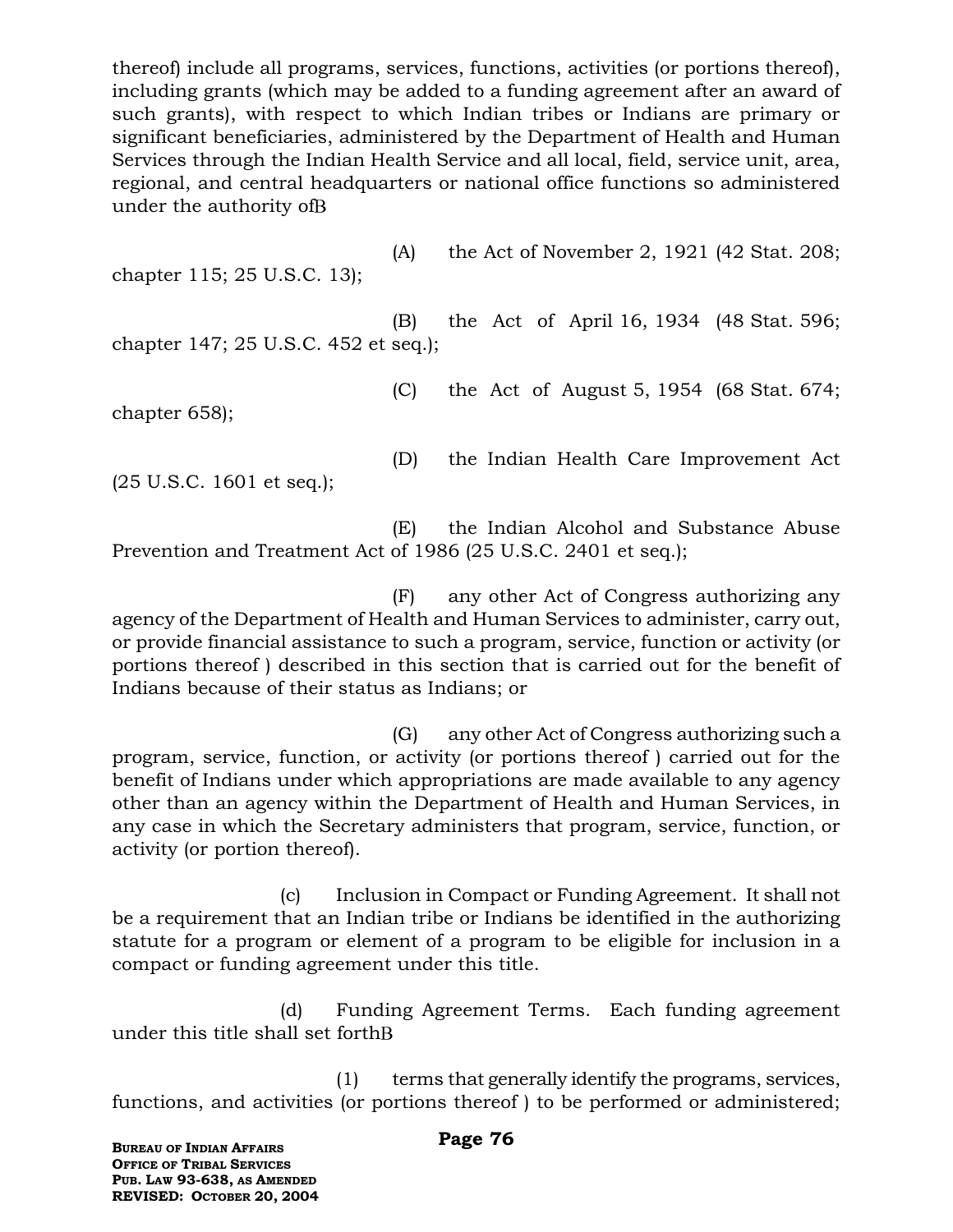thereof) include all programs, services, functions, activities (or portions thereof), including grants (which may be added to a funding agreement after an award of such grants), with respect to which Indian tribes or Indians are primary or significant beneficiaries, administered by the Department of Health and Human Services through the Indian Health Service and all local, field, service unit, area, regional, and central headquarters or national office functions so administered under the authority ofB

(A) the Act of November 2, 1921 (42 Stat. 208; chapter 115; 25 U.S.C. 13);

(B) the Act of April 16, 1934 (48 Stat. 596; chapter 147; 25 U.S.C. 452 et seq.);

(C) the Act of August 5, 1954 (68 Stat. 674; chapter 658);

(D) the Indian Health Care Improvement Act (25 U.S.C. 1601 et seq.);

(E) the Indian Alcohol and Substance Abuse Prevention and Treatment Act of 1986 (25 U.S.C. 2401 et seq.);

(F) any other Act of Congress authorizing any agency of the Department of Health and Human Services to administer, carry out, or provide financial assistance to such a program, service, function or activity (or portions thereof ) described in this section that is carried out for the benefit of Indians because of their status as Indians; or

(G) any other Act of Congress authorizing such a program, service, function, or activity (or portions thereof ) carried out for the benefit of Indians under which appropriations are made available to any agency other than an agency within the Department of Health and Human Services, in any case in which the Secretary administers that program, service, function, or activity (or portion thereof).

(c) Inclusion in Compact or Funding Agreement. It shall not be a requirement that an Indian tribe or Indians be identified in the authorizing statute for a program or element of a program to be eligible for inclusion in a compact or funding agreement under this title.

(d) Funding Agreement Terms. Each funding agreement under this title shall set forthB

(1) terms that generally identify the programs, services, functions, and activities (or portions thereof ) to be performed or administered;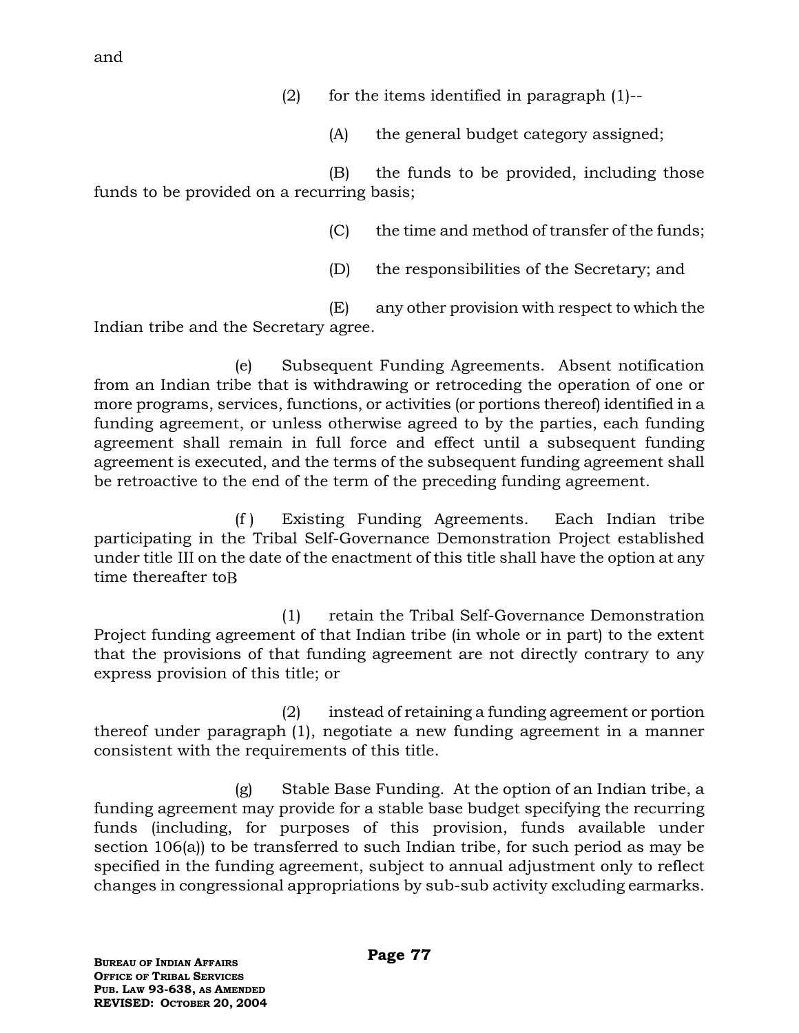and

(2) for the items identified in paragraph (1)--

(A) the general budget category assigned;

(B) the funds to be provided, including those funds to be provided on a recurring basis;

(C) the time and method of transfer of the funds;

(D) the responsibilities of the Secretary; and

(E) any other provision with respect to which the Indian tribe and the Secretary agree.

(e) Subsequent Funding Agreements. Absent notification from an Indian tribe that is withdrawing or retroceding the operation of one or more programs, services, functions, or activities (or portions thereof) identified in a funding agreement, or unless otherwise agreed to by the parties, each funding agreement shall remain in full force and effect until a subsequent funding agreement is executed, and the terms of the subsequent funding agreement shall be retroactive to the end of the term of the preceding funding agreement.

(f ) Existing Funding Agreements. Each Indian tribe participating in the Tribal Self-Governance Demonstration Project established under title III on the date of the enactment of this title shall have the option at any time thereafter toB

(1) retain the Tribal Self-Governance Demonstration Project funding agreement of that Indian tribe (in whole or in part) to the extent that the provisions of that funding agreement are not directly contrary to any express provision of this title; or

(2) instead of retaining a funding agreement or portion thereof under paragraph (1), negotiate a new funding agreement in a manner consistent with the requirements of this title.

(g) Stable Base Funding. At the option of an Indian tribe, a funding agreement may provide for a stable base budget specifying the recurring funds (including, for purposes of this provision, funds available under section 106(a)) to be transferred to such Indian tribe, for such period as may be specified in the funding agreement, subject to annual adjustment only to reflect changes in congressional appropriations by sub-sub activity excluding earmarks.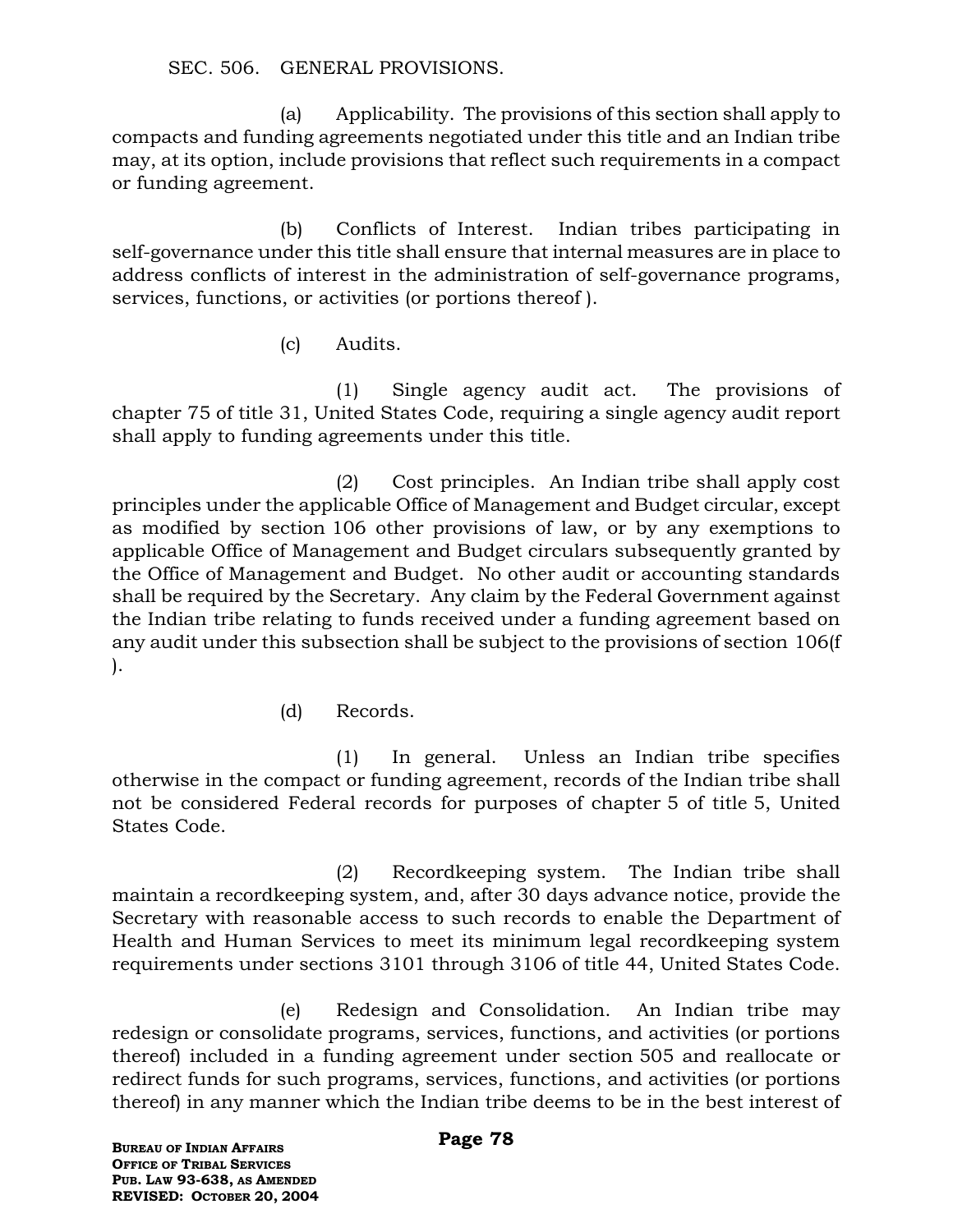SEC. 506. GENERAL PROVISIONS.

(a) Applicability. The provisions of this section shall apply to compacts and funding agreements negotiated under this title and an Indian tribe may, at its option, include provisions that reflect such requirements in a compact or funding agreement.

(b) Conflicts of Interest. Indian tribes participating in self-governance under this title shall ensure that internal measures are in place to address conflicts of interest in the administration of self-governance programs, services, functions, or activities (or portions thereof ).

(c) Audits.

(1) Single agency audit act. The provisions of chapter 75 of title 31, United States Code, requiring a single agency audit report shall apply to funding agreements under this title.

(2) Cost principles. An Indian tribe shall apply cost principles under the applicable Office of Management and Budget circular, except as modified by section 106 other provisions of law, or by any exemptions to applicable Office of Management and Budget circulars subsequently granted by the Office of Management and Budget. No other audit or accounting standards shall be required by the Secretary. Any claim by the Federal Government against the Indian tribe relating to funds received under a funding agreement based on any audit under this subsection shall be subject to the provisions of section 106(f ).

(d) Records.

(1) In general. Unless an Indian tribe specifies otherwise in the compact or funding agreement, records of the Indian tribe shall not be considered Federal records for purposes of chapter 5 of title 5, United States Code.

(2) Recordkeeping system. The Indian tribe shall maintain a recordkeeping system, and, after 30 days advance notice, provide the Secretary with reasonable access to such records to enable the Department of Health and Human Services to meet its minimum legal recordkeeping system requirements under sections 3101 through 3106 of title 44, United States Code.

(e) Redesign and Consolidation. An Indian tribe may redesign or consolidate programs, services, functions, and activities (or portions thereof) included in a funding agreement under section 505 and reallocate or redirect funds for such programs, services, functions, and activities (or portions thereof) in any manner which the Indian tribe deems to be in the best interest of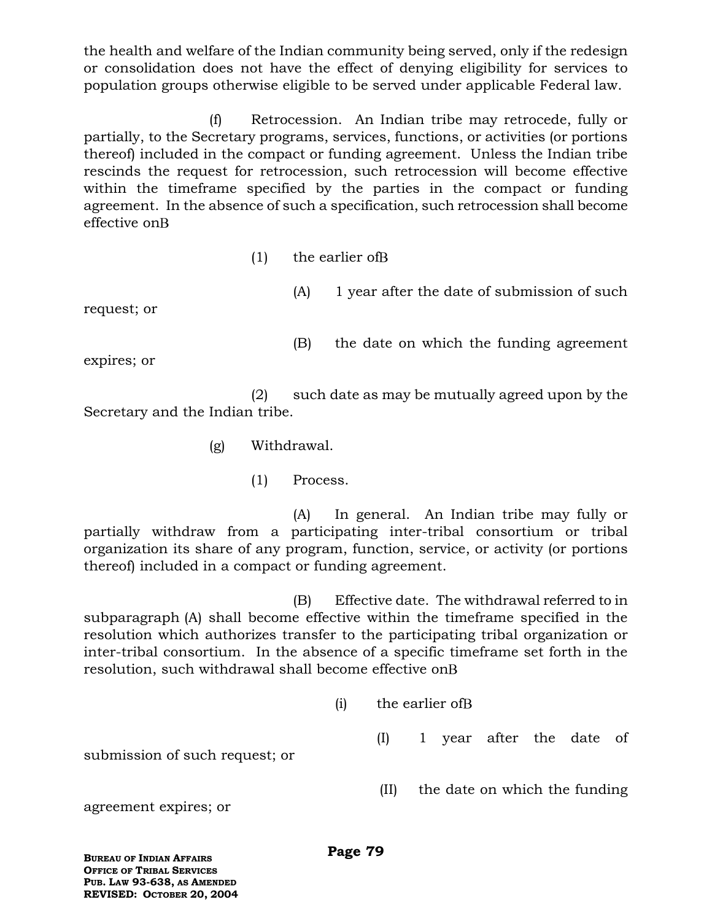the health and welfare of the Indian community being served, only if the redesign or consolidation does not have the effect of denying eligibility for services to population groups otherwise eligible to be served under applicable Federal law.

(f) Retrocession. An Indian tribe may retrocede, fully or partially, to the Secretary programs, services, functions, or activities (or portions thereof) included in the compact or funding agreement. Unless the Indian tribe rescinds the request for retrocession, such retrocession will become effective within the timeframe specified by the parties in the compact or funding agreement. In the absence of such a specification, such retrocession shall become effective onB

(1) the earlier ofB

(A) 1 year after the date of submission of such request; or

(B) the date on which the funding agreement expires; or

(2) such date as may be mutually agreed upon by the Secretary and the Indian tribe.

(g) Withdrawal.

(1) Process.

(A) In general. An Indian tribe may fully or partially withdraw from a participating inter-tribal consortium or tribal organization its share of any program, function, service, or activity (or portions thereof) included in a compact or funding agreement.

(B) Effective date. The withdrawal referred to in subparagraph (A) shall become effective within the timeframe specified in the resolution which authorizes transfer to the participating tribal organization or inter-tribal consortium. In the absence of a specific timeframe set forth in the resolution, such withdrawal shall become effective onB

(i) the earlier ofB

(I) 1 year after the date of submission of such request; or

(II) the date on which the funding agreement expires; or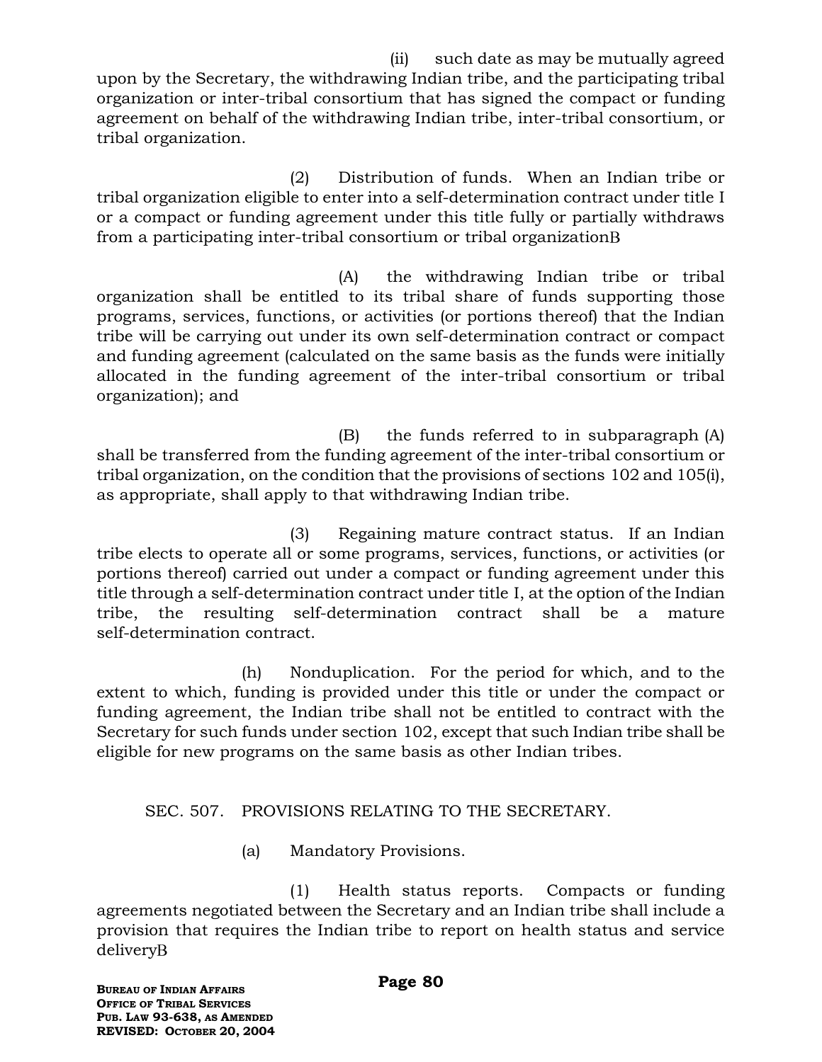(ii) such date as may be mutually agreed upon by the Secretary, the withdrawing Indian tribe, and the participating tribal organization or inter-tribal consortium that has signed the compact or funding agreement on behalf of the withdrawing Indian tribe, inter-tribal consortium, or tribal organization.

(2) Distribution of funds. When an Indian tribe or tribal organization eligible to enter into a self-determination contract under title I or a compact or funding agreement under this title fully or partially withdraws from a participating inter-tribal consortium or tribal organizationB

(A) the withdrawing Indian tribe or tribal organization shall be entitled to its tribal share of funds supporting those programs, services, functions, or activities (or portions thereof) that the Indian tribe will be carrying out under its own self-determination contract or compact and funding agreement (calculated on the same basis as the funds were initially allocated in the funding agreement of the inter-tribal consortium or tribal organization); and

(B) the funds referred to in subparagraph (A) shall be transferred from the funding agreement of the inter-tribal consortium or tribal organization, on the condition that the provisions of sections 102 and 105(i), as appropriate, shall apply to that withdrawing Indian tribe.

(3) Regaining mature contract status. If an Indian tribe elects to operate all or some programs, services, functions, or activities (or portions thereof) carried out under a compact or funding agreement under this title through a self-determination contract under title I, at the option of the Indian tribe, the resulting self-determination contract shall be a mature self-determination contract.

(h) Nonduplication. For the period for which, and to the extent to which, funding is provided under this title or under the compact or funding agreement, the Indian tribe shall not be entitled to contract with the Secretary for such funds under section 102, except that such Indian tribe shall be eligible for new programs on the same basis as other Indian tribes.

SEC. 507. PROVISIONS RELATING TO THE SECRETARY.

(a) Mandatory Provisions.

(1) Health status reports. Compacts or funding agreements negotiated between the Secretary and an Indian tribe shall include a provision that requires the Indian tribe to report on health status and service deliveryB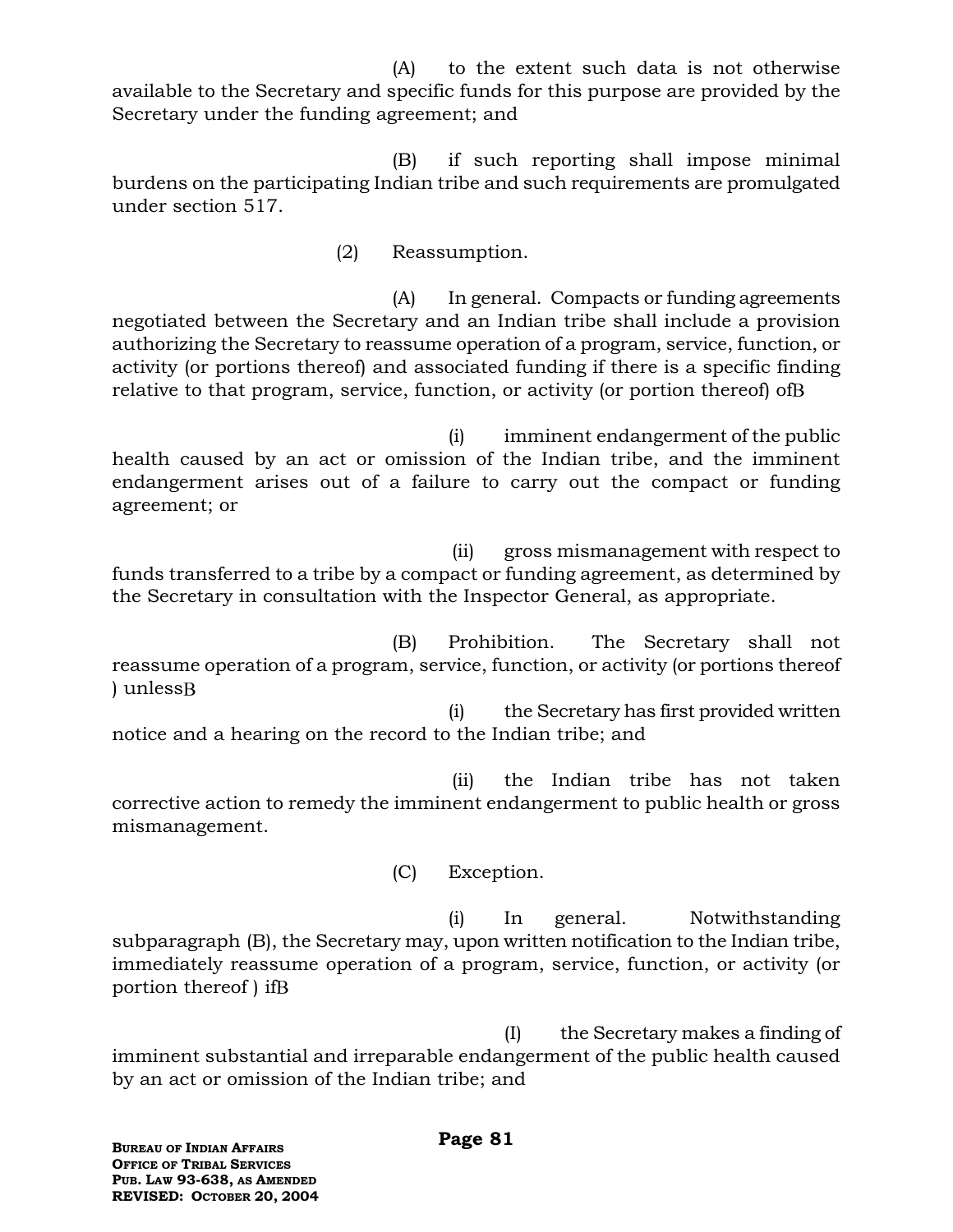(A) to the extent such data is not otherwise available to the Secretary and specific funds for this purpose are provided by the Secretary under the funding agreement; and

(B) if such reporting shall impose minimal burdens on the participating Indian tribe and such requirements are promulgated under section 517.

(2) Reassumption.

(A) In general. Compacts or funding agreements negotiated between the Secretary and an Indian tribe shall include a provision authorizing the Secretary to reassume operation of a program, service, function, or activity (or portions thereof) and associated funding if there is a specific finding relative to that program, service, function, or activity (or portion thereof) ofB

(i) imminent endangerment of the public health caused by an act or omission of the Indian tribe, and the imminent endangerment arises out of a failure to carry out the compact or funding agreement; or

(ii) gross mismanagement with respect to funds transferred to a tribe by a compact or funding agreement, as determined by the Secretary in consultation with the Inspector General, as appropriate.

(B) Prohibition. The Secretary shall not reassume operation of a program, service, function, or activity (or portions thereof ) unlessB

(i) the Secretary has first provided written notice and a hearing on the record to the Indian tribe; and

(ii) the Indian tribe has not taken corrective action to remedy the imminent endangerment to public health or gross mismanagement.

(C) Exception.

(i) In general. Notwithstanding subparagraph (B), the Secretary may, upon written notification to the Indian tribe, immediately reassume operation of a program, service, function, or activity (or portion thereof ) ifB

(I) the Secretary makes a finding of imminent substantial and irreparable endangerment of the public health caused by an act or omission of the Indian tribe; and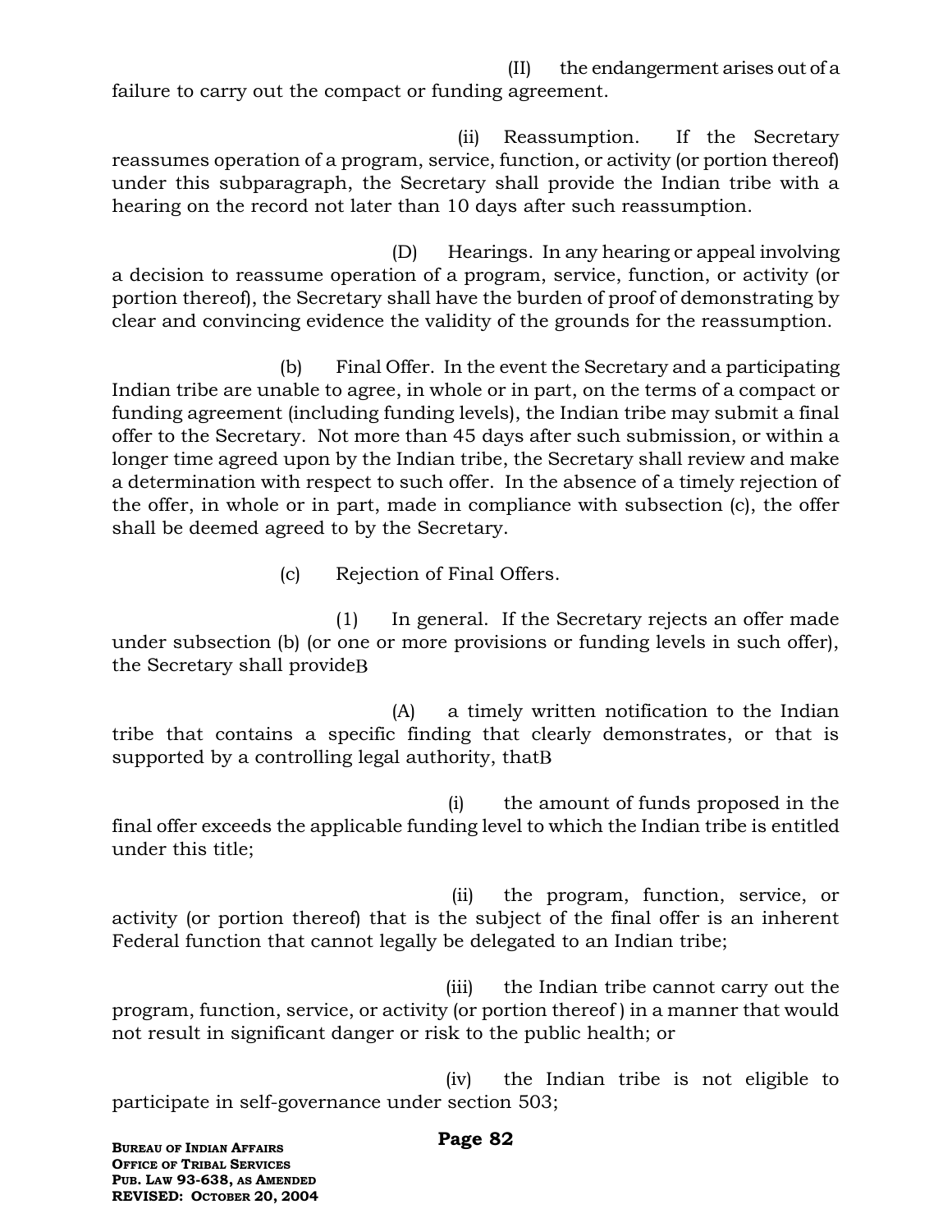(II) the endangerment arises out of a failure to carry out the compact or funding agreement.

(ii) Reassumption. If the Secretary reassumes operation of a program, service, function, or activity (or portion thereof) under this subparagraph, the Secretary shall provide the Indian tribe with a hearing on the record not later than 10 days after such reassumption.

(D) Hearings. In any hearing or appeal involving a decision to reassume operation of a program, service, function, or activity (or portion thereof), the Secretary shall have the burden of proof of demonstrating by clear and convincing evidence the validity of the grounds for the reassumption.

(b) Final Offer. In the event the Secretary and a participating Indian tribe are unable to agree, in whole or in part, on the terms of a compact or funding agreement (including funding levels), the Indian tribe may submit a final offer to the Secretary. Not more than 45 days after such submission, or within a longer time agreed upon by the Indian tribe, the Secretary shall review and make a determination with respect to such offer. In the absence of a timely rejection of the offer, in whole or in part, made in compliance with subsection (c), the offer shall be deemed agreed to by the Secretary.

(c) Rejection of Final Offers.

(1) In general. If the Secretary rejects an offer made under subsection (b) (or one or more provisions or funding levels in such offer), the Secretary shall provideB

(A) a timely written notification to the Indian tribe that contains a specific finding that clearly demonstrates, or that is supported by a controlling legal authority, thatB

(i) the amount of funds proposed in the final offer exceeds the applicable funding level to which the Indian tribe is entitled under this title;

(ii) the program, function, service, or activity (or portion thereof) that is the subject of the final offer is an inherent Federal function that cannot legally be delegated to an Indian tribe;

(iii) the Indian tribe cannot carry out the program, function, service, or activity (or portion thereof ) in a manner that would not result in significant danger or risk to the public health; or

(iv) the Indian tribe is not eligible to participate in self-governance under section 503;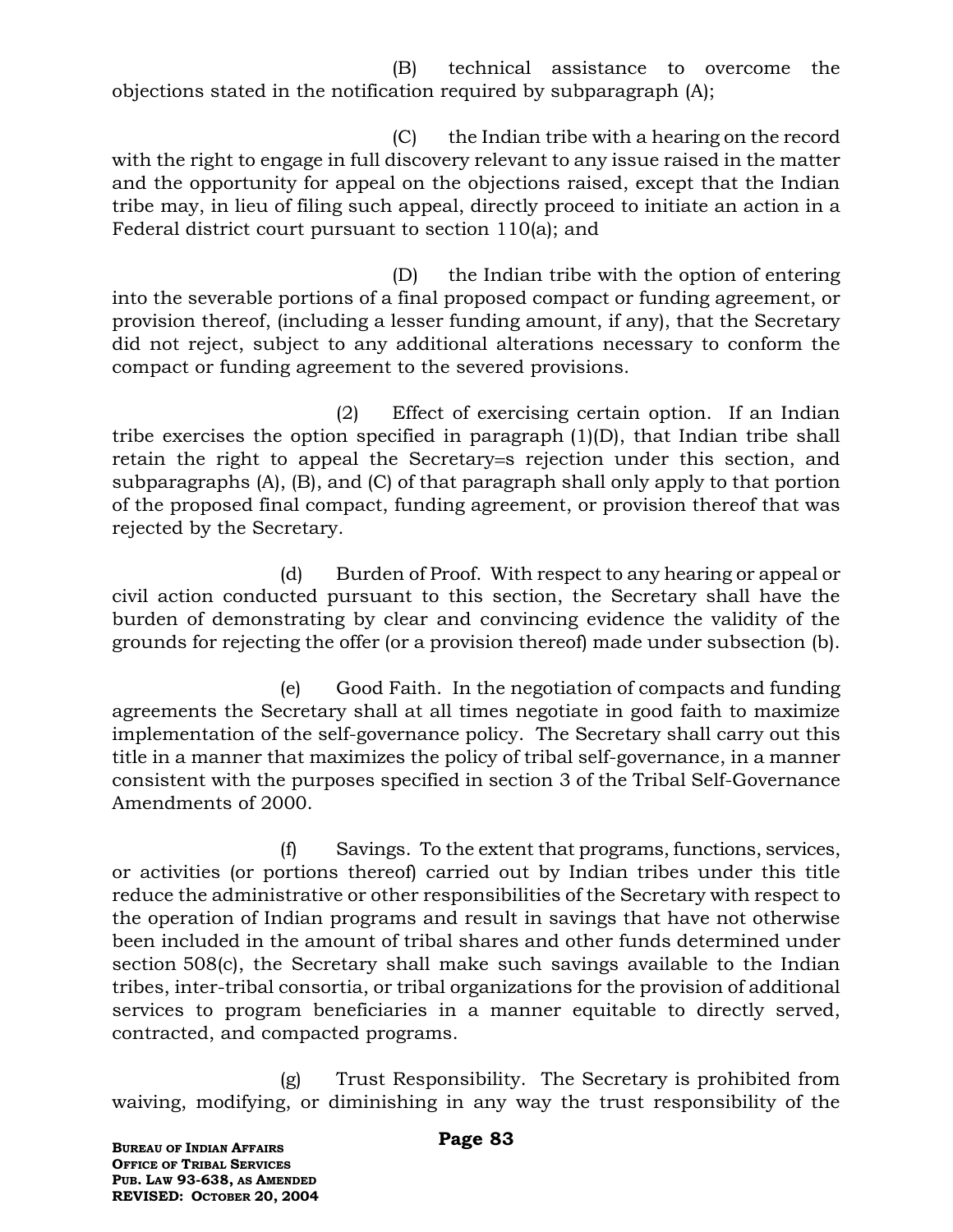(B) technical assistance to overcome the objections stated in the notification required by subparagraph (A);

(C) the Indian tribe with a hearing on the record with the right to engage in full discovery relevant to any issue raised in the matter and the opportunity for appeal on the objections raised, except that the Indian tribe may, in lieu of filing such appeal, directly proceed to initiate an action in a Federal district court pursuant to section 110(a); and

(D) the Indian tribe with the option of entering into the severable portions of a final proposed compact or funding agreement, or provision thereof, (including a lesser funding amount, if any), that the Secretary did not reject, subject to any additional alterations necessary to conform the compact or funding agreement to the severed provisions.

(2) Effect of exercising certain option. If an Indian tribe exercises the option specified in paragraph (1)(D), that Indian tribe shall retain the right to appeal the Secretary=s rejection under this section, and subparagraphs (A), (B), and (C) of that paragraph shall only apply to that portion of the proposed final compact, funding agreement, or provision thereof that was rejected by the Secretary.

(d) Burden of Proof. With respect to any hearing or appeal or civil action conducted pursuant to this section, the Secretary shall have the burden of demonstrating by clear and convincing evidence the validity of the grounds for rejecting the offer (or a provision thereof) made under subsection (b).

(e) Good Faith. In the negotiation of compacts and funding agreements the Secretary shall at all times negotiate in good faith to maximize implementation of the self-governance policy. The Secretary shall carry out this title in a manner that maximizes the policy of tribal self-governance, in a manner consistent with the purposes specified in section 3 of the Tribal Self-Governance Amendments of 2000.

(f) Savings. To the extent that programs, functions, services, or activities (or portions thereof) carried out by Indian tribes under this title reduce the administrative or other responsibilities of the Secretary with respect to the operation of Indian programs and result in savings that have not otherwise been included in the amount of tribal shares and other funds determined under section 508(c), the Secretary shall make such savings available to the Indian tribes, inter-tribal consortia, or tribal organizations for the provision of additional services to program beneficiaries in a manner equitable to directly served, contracted, and compacted programs.

(g) Trust Responsibility. The Secretary is prohibited from waiving, modifying, or diminishing in any way the trust responsibility of the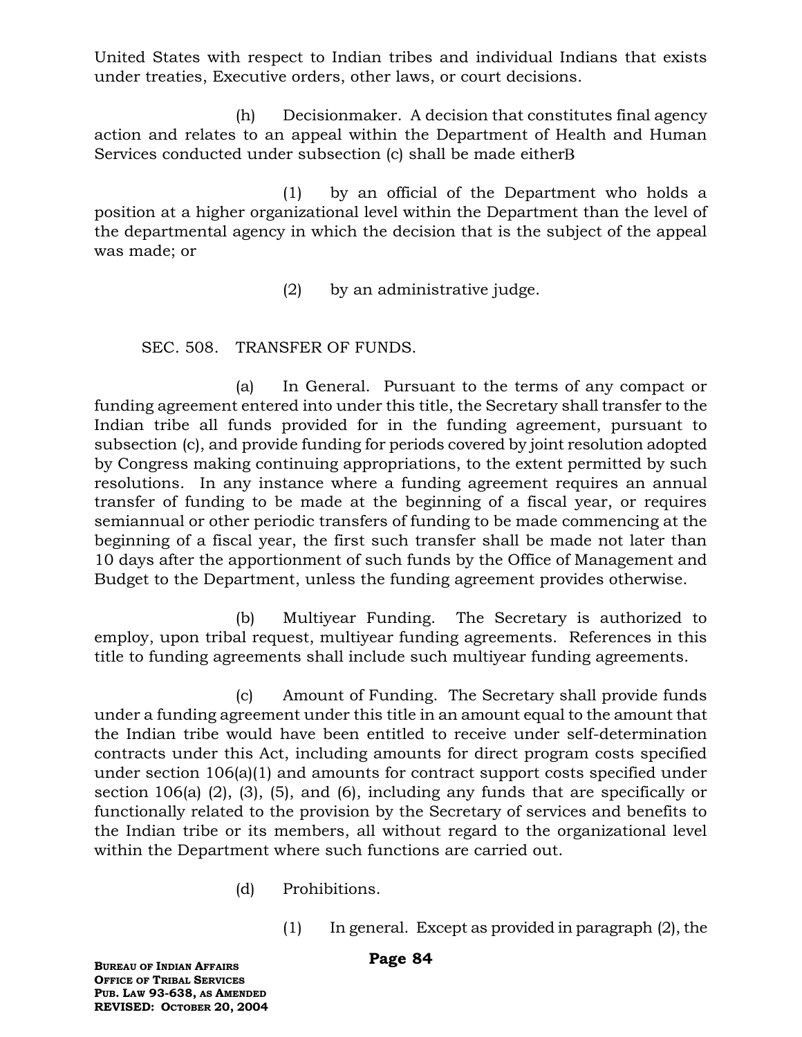United States with respect to Indian tribes and individual Indians that exists under treaties, Executive orders, other laws, or court decisions.

(h) Decisionmaker. A decision that constitutes final agency action and relates to an appeal within the Department of Health and Human Services conducted under subsection (c) shall be made eitherB

(1) by an official of the Department who holds a position at a higher organizational level within the Department than the level of the departmental agency in which the decision that is the subject of the appeal was made; or

(2) by an administrative judge.

SEC. 508. TRANSFER OF FUNDS.

(a) In General. Pursuant to the terms of any compact or funding agreement entered into under this title, the Secretary shall transfer to the Indian tribe all funds provided for in the funding agreement, pursuant to subsection (c), and provide funding for periods covered by joint resolution adopted by Congress making continuing appropriations, to the extent permitted by such resolutions. In any instance where a funding agreement requires an annual transfer of funding to be made at the beginning of a fiscal year, or requires semiannual or other periodic transfers of funding to be made commencing at the beginning of a fiscal year, the first such transfer shall be made not later than 10 days after the apportionment of such funds by the Office of Management and Budget to the Department, unless the funding agreement provides otherwise.

(b) Multiyear Funding. The Secretary is authorized to employ, upon tribal request, multiyear funding agreements. References in this title to funding agreements shall include such multiyear funding agreements.

(c) Amount of Funding. The Secretary shall provide funds under a funding agreement under this title in an amount equal to the amount that the Indian tribe would have been entitled to receive under self-determination contracts under this Act, including amounts for direct program costs specified under section 106(a)(1) and amounts for contract support costs specified under section 106(a) (2), (3), (5), and (6), including any funds that are specifically or functionally related to the provision by the Secretary of services and benefits to the Indian tribe or its members, all without regard to the organizational level within the Department where such functions are carried out.

(d) Prohibitions.

(1) In general. Except as provided in paragraph (2), the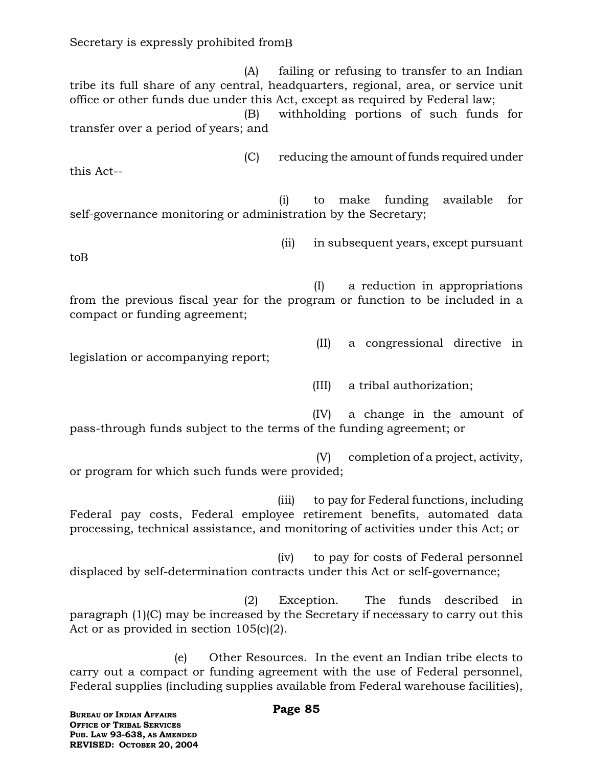Secretary is expressly prohibited fromB

(A) failing or refusing to transfer to an Indian tribe its full share of any central, headquarters, regional, area, or service unit office or other funds due under this Act, except as required by Federal law;

(B) withholding portions of such funds for transfer over a period of years; and

(C) reducing the amount of funds required under this Act--

(i) to make funding available for self-governance monitoring or administration by the Secretary;

(ii) in subsequent years, except pursuant toB

(I) a reduction in appropriations from the previous fiscal year for the program or function to be included in a compact or funding agreement;

(II) a congressional directive in legislation or accompanying report;

(III) a tribal authorization;

(IV) a change in the amount of pass-through funds subject to the terms of the funding agreement; or

(V) completion of a project, activity, or program for which such funds were provided;

(iii) to pay for Federal functions, including Federal pay costs, Federal employee retirement benefits, automated data processing, technical assistance, and monitoring of activities under this Act; or

(iv) to pay for costs of Federal personnel displaced by self-determination contracts under this Act or self-governance;

(2) Exception. The funds described in paragraph (1)(C) may be increased by the Secretary if necessary to carry out this Act or as provided in section 105(c)(2).

(e) Other Resources. In the event an Indian tribe elects to carry out a compact or funding agreement with the use of Federal personnel, Federal supplies (including supplies available from Federal warehouse facilities),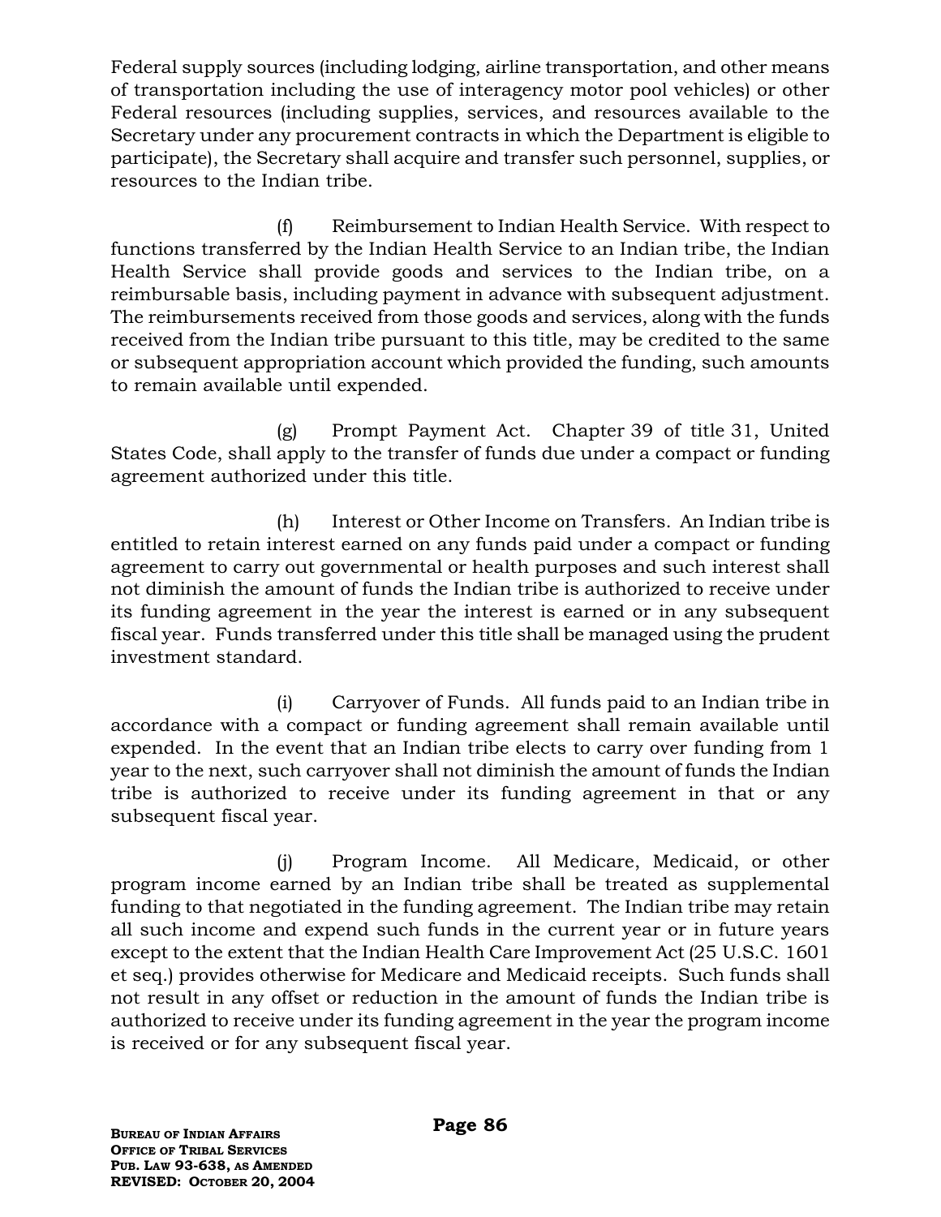Federal supply sources (including lodging, airline transportation, and other means of transportation including the use of interagency motor pool vehicles) or other Federal resources (including supplies, services, and resources available to the Secretary under any procurement contracts in which the Department is eligible to participate), the Secretary shall acquire and transfer such personnel, supplies, or resources to the Indian tribe.

(f) Reimbursement to Indian Health Service. With respect to functions transferred by the Indian Health Service to an Indian tribe, the Indian Health Service shall provide goods and services to the Indian tribe, on a reimbursable basis, including payment in advance with subsequent adjustment. The reimbursements received from those goods and services, along with the funds received from the Indian tribe pursuant to this title, may be credited to the same or subsequent appropriation account which provided the funding, such amounts to remain available until expended.

(g) Prompt Payment Act. Chapter 39 of title 31, United States Code, shall apply to the transfer of funds due under a compact or funding agreement authorized under this title.

(h) Interest or Other Income on Transfers. An Indian tribe is entitled to retain interest earned on any funds paid under a compact or funding agreement to carry out governmental or health purposes and such interest shall not diminish the amount of funds the Indian tribe is authorized to receive under its funding agreement in the year the interest is earned or in any subsequent fiscal year. Funds transferred under this title shall be managed using the prudent investment standard.

(i) Carryover of Funds. All funds paid to an Indian tribe in accordance with a compact or funding agreement shall remain available until expended. In the event that an Indian tribe elects to carry over funding from 1 year to the next, such carryover shall not diminish the amount of funds the Indian tribe is authorized to receive under its funding agreement in that or any subsequent fiscal year.

(j) Program Income. All Medicare, Medicaid, or other program income earned by an Indian tribe shall be treated as supplemental funding to that negotiated in the funding agreement. The Indian tribe may retain all such income and expend such funds in the current year or in future years except to the extent that the Indian Health Care Improvement Act (25 U.S.C. 1601 et seq.) provides otherwise for Medicare and Medicaid receipts. Such funds shall not result in any offset or reduction in the amount of funds the Indian tribe is authorized to receive under its funding agreement in the year the program income is received or for any subsequent fiscal year.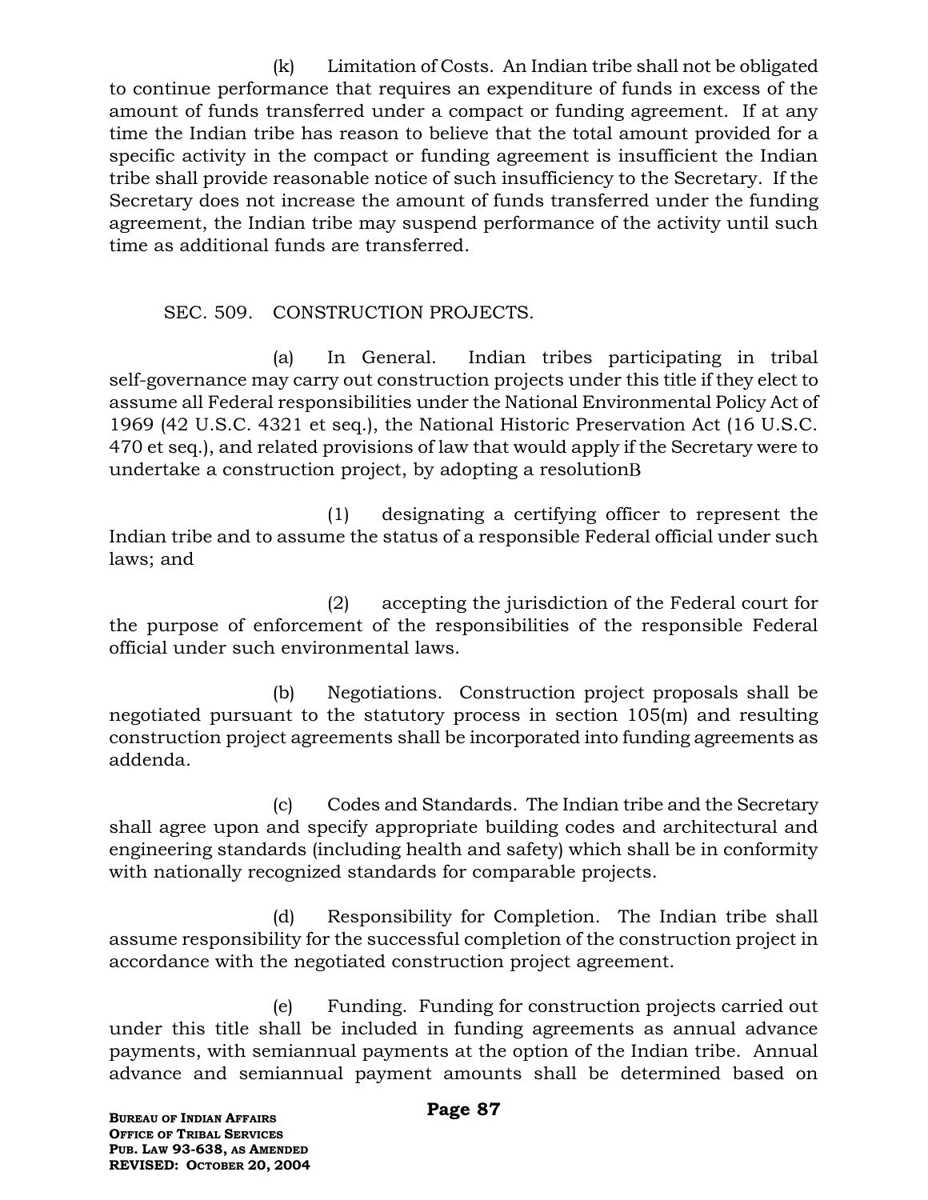(k) Limitation of Costs. An Indian tribe shall not be obligated to continue performance that requires an expenditure of funds in excess of the amount of funds transferred under a compact or funding agreement. If at any time the Indian tribe has reason to believe that the total amount provided for a specific activity in the compact or funding agreement is insufficient the Indian tribe shall provide reasonable notice of such insufficiency to the Secretary. If the Secretary does not increase the amount of funds transferred under the funding agreement, the Indian tribe may suspend performance of the activity until such time as additional funds are transferred.

SEC. 509. CONSTRUCTION PROJECTS.

(a) In General. Indian tribes participating in tribal self-governance may carry out construction projects under this title if they elect to assume all Federal responsibilities under the National Environmental Policy Act of 1969 (42 U.S.C. 4321 et seq.), the National Historic Preservation Act (16 U.S.C. 470 et seq.), and related provisions of law that would apply if the Secretary were to undertake a construction project, by adopting a resolutionB

(1) designating a certifying officer to represent the Indian tribe and to assume the status of a responsible Federal official under such laws; and

(2) accepting the jurisdiction of the Federal court for the purpose of enforcement of the responsibilities of the responsible Federal official under such environmental laws.

(b) Negotiations. Construction project proposals shall be negotiated pursuant to the statutory process in section 105(m) and resulting construction project agreements shall be incorporated into funding agreements as addenda.

(c) Codes and Standards. The Indian tribe and the Secretary shall agree upon and specify appropriate building codes and architectural and engineering standards (including health and safety) which shall be in conformity with nationally recognized standards for comparable projects.

(d) Responsibility for Completion. The Indian tribe shall assume responsibility for the successful completion of the construction project in accordance with the negotiated construction project agreement.

(e) Funding. Funding for construction projects carried out under this title shall be included in funding agreements as annual advance payments, with semiannual payments at the option of the Indian tribe. Annual advance and semiannual payment amounts shall be determined based on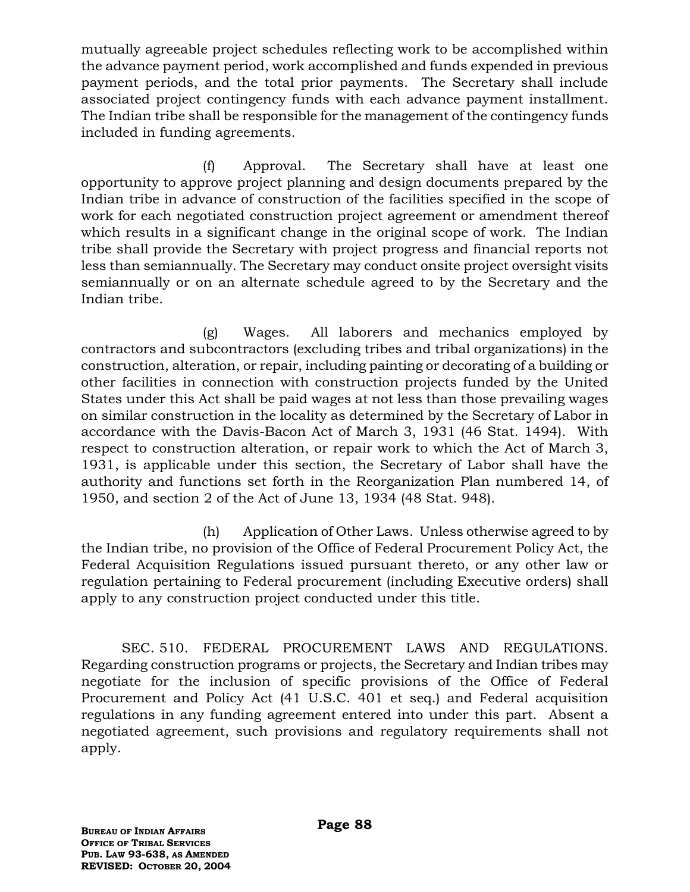mutually agreeable project schedules reflecting work to be accomplished within the advance payment period, work accomplished and funds expended in previous payment periods, and the total prior payments. The Secretary shall include associated project contingency funds with each advance payment installment. The Indian tribe shall be responsible for the management of the contingency funds included in funding agreements.

(f) Approval. The Secretary shall have at least one opportunity to approve project planning and design documents prepared by the Indian tribe in advance of construction of the facilities specified in the scope of work for each negotiated construction project agreement or amendment thereof which results in a significant change in the original scope of work. The Indian tribe shall provide the Secretary with project progress and financial reports not less than semiannually. The Secretary may conduct onsite project oversight visits semiannually or on an alternate schedule agreed to by the Secretary and the Indian tribe.

(g) Wages. All laborers and mechanics employed by contractors and subcontractors (excluding tribes and tribal organizations) in the construction, alteration, or repair, including painting or decorating of a building or other facilities in connection with construction projects funded by the United States under this Act shall be paid wages at not less than those prevailing wages on similar construction in the locality as determined by the Secretary of Labor in accordance with the Davis-Bacon Act of March 3, 1931 (46 Stat. 1494). With respect to construction alteration, or repair work to which the Act of March 3, 1931, is applicable under this section, the Secretary of Labor shall have the authority and functions set forth in the Reorganization Plan numbered 14, of 1950, and section 2 of the Act of June 13, 1934 (48 Stat. 948).

(h) Application of Other Laws. Unless otherwise agreed to by the Indian tribe, no provision of the Office of Federal Procurement Policy Act, the Federal Acquisition Regulations issued pursuant thereto, or any other law or regulation pertaining to Federal procurement (including Executive orders) shall apply to any construction project conducted under this title.

SEC. 510. FEDERAL PROCUREMENT LAWS AND REGULATIONS. Regarding construction programs or projects, the Secretary and Indian tribes may negotiate for the inclusion of specific provisions of the Office of Federal Procurement and Policy Act (41 U.S.C. 401 et seq.) and Federal acquisition regulations in any funding agreement entered into under this part. Absent a negotiated agreement, such provisions and regulatory requirements shall not apply.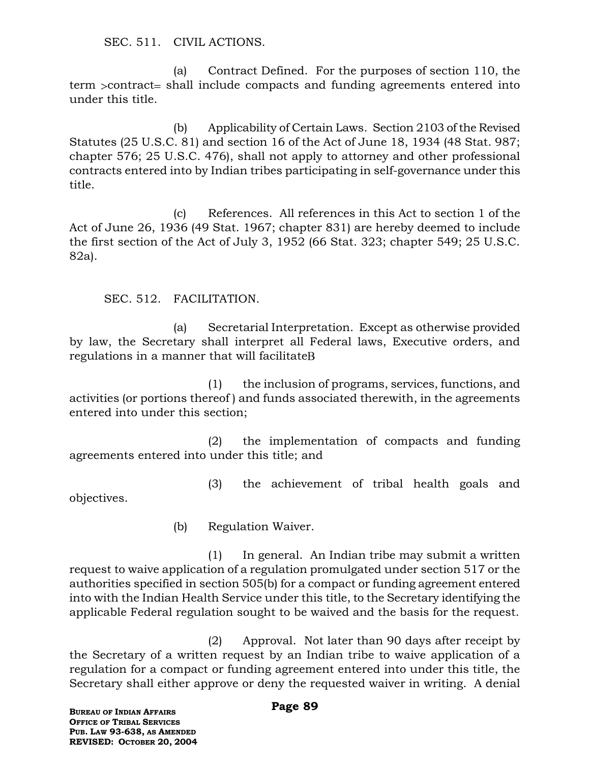SEC. 511. CIVIL ACTIONS.

(a) Contract Defined. For the purposes of section 110, the term >contract= shall include compacts and funding agreements entered into under this title.

(b) Applicability of Certain Laws. Section 2103 of the Revised Statutes (25 U.S.C. 81) and section 16 of the Act of June 18, 1934 (48 Stat. 987; chapter 576; 25 U.S.C. 476), shall not apply to attorney and other professional contracts entered into by Indian tribes participating in self-governance under this title.

(c) References. All references in this Act to section 1 of the Act of June 26, 1936 (49 Stat. 1967; chapter 831) are hereby deemed to include the first section of the Act of July 3, 1952 (66 Stat. 323; chapter 549; 25 U.S.C. 82a).

SEC. 512. FACILITATION.

(a) Secretarial Interpretation. Except as otherwise provided by law, the Secretary shall interpret all Federal laws, Executive orders, and regulations in a manner that will facilitateB

(1) the inclusion of programs, services, functions, and activities (or portions thereof ) and funds associated therewith, in the agreements entered into under this section;

(2) the implementation of compacts and funding agreements entered into under this title; and

(3) the achievement of tribal health goals and objectives.

(b) Regulation Waiver.

(1) In general. An Indian tribe may submit a written request to waive application of a regulation promulgated under section 517 or the authorities specified in section 505(b) for a compact or funding agreement entered into with the Indian Health Service under this title, to the Secretary identifying the applicable Federal regulation sought to be waived and the basis for the request.

(2) Approval. Not later than 90 days after receipt by the Secretary of a written request by an Indian tribe to waive application of a regulation for a compact or funding agreement entered into under this title, the Secretary shall either approve or deny the requested waiver in writing. A denial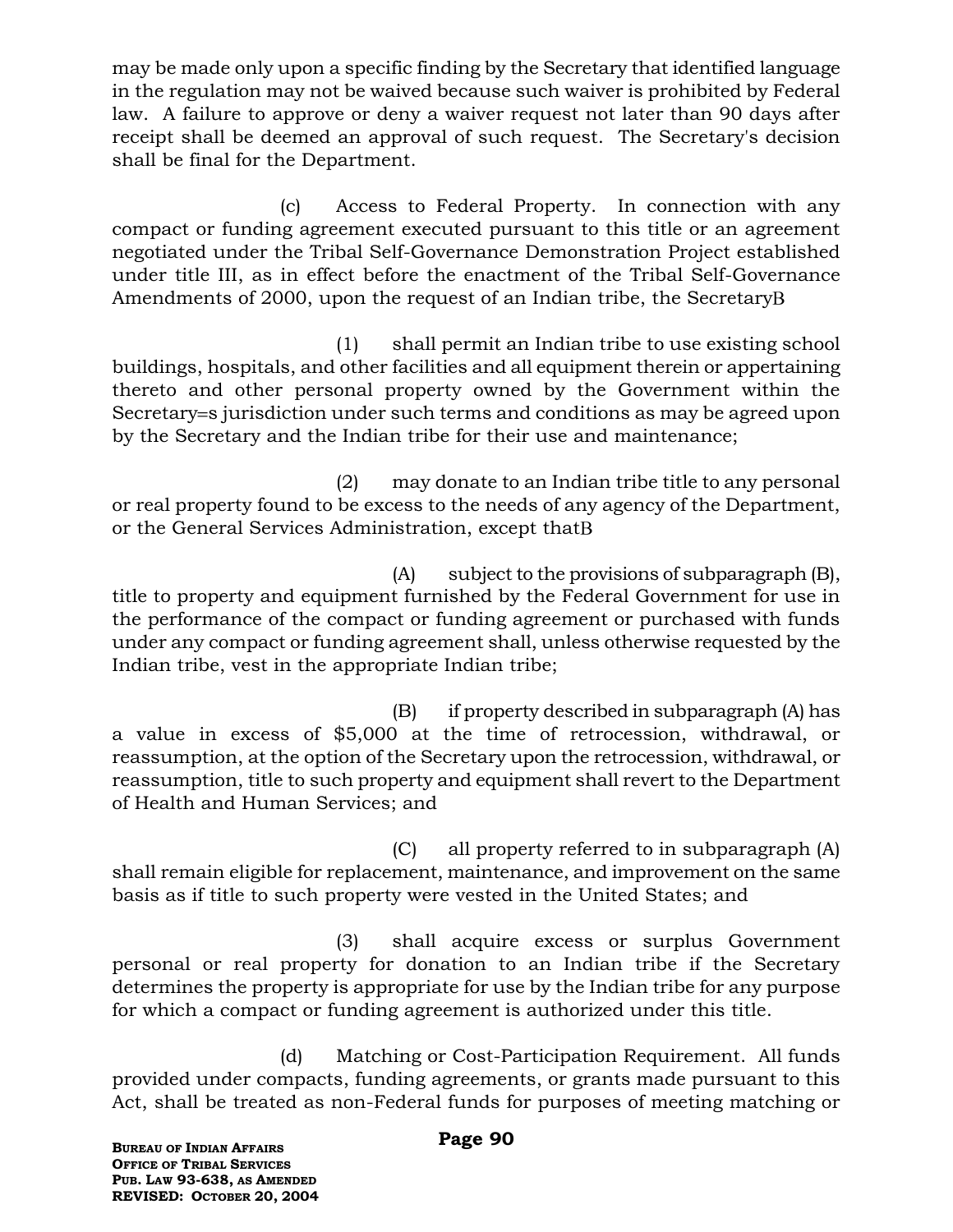may be made only upon a specific finding by the Secretary that identified language in the regulation may not be waived because such waiver is prohibited by Federal law. A failure to approve or deny a waiver request not later than 90 days after receipt shall be deemed an approval of such request. The Secretary's decision shall be final for the Department.

(c) Access to Federal Property. In connection with any compact or funding agreement executed pursuant to this title or an agreement negotiated under the Tribal Self-Governance Demonstration Project established under title III, as in effect before the enactment of the Tribal Self-Governance Amendments of 2000, upon the request of an Indian tribe, the SecretaryB

(1) shall permit an Indian tribe to use existing school buildings, hospitals, and other facilities and all equipment therein or appertaining thereto and other personal property owned by the Government within the Secretary=s jurisdiction under such terms and conditions as may be agreed upon by the Secretary and the Indian tribe for their use and maintenance;

(2) may donate to an Indian tribe title to any personal or real property found to be excess to the needs of any agency of the Department, or the General Services Administration, except thatB

(A) subject to the provisions of subparagraph (B), title to property and equipment furnished by the Federal Government for use in the performance of the compact or funding agreement or purchased with funds under any compact or funding agreement shall, unless otherwise requested by the Indian tribe, vest in the appropriate Indian tribe;

(B) if property described in subparagraph (A) has a value in excess of $5,000 at the time of retrocession, withdrawal, or reassumption, at the option of the Secretary upon the retrocession, withdrawal, or reassumption, title to such property and equipment shall revert to the Department of Health and Human Services; and

(C) all property referred to in subparagraph (A) shall remain eligible for replacement, maintenance, and improvement on the same basis as if title to such property were vested in the United States; and

(3) shall acquire excess or surplus Government personal or real property for donation to an Indian tribe if the Secretary determines the property is appropriate for use by the Indian tribe for any purpose for which a compact or funding agreement is authorized under this title.

(d) Matching or Cost-Participation Requirement. All funds provided under compacts, funding agreements, or grants made pursuant to this Act, shall be treated as non-Federal funds for purposes of meeting matching or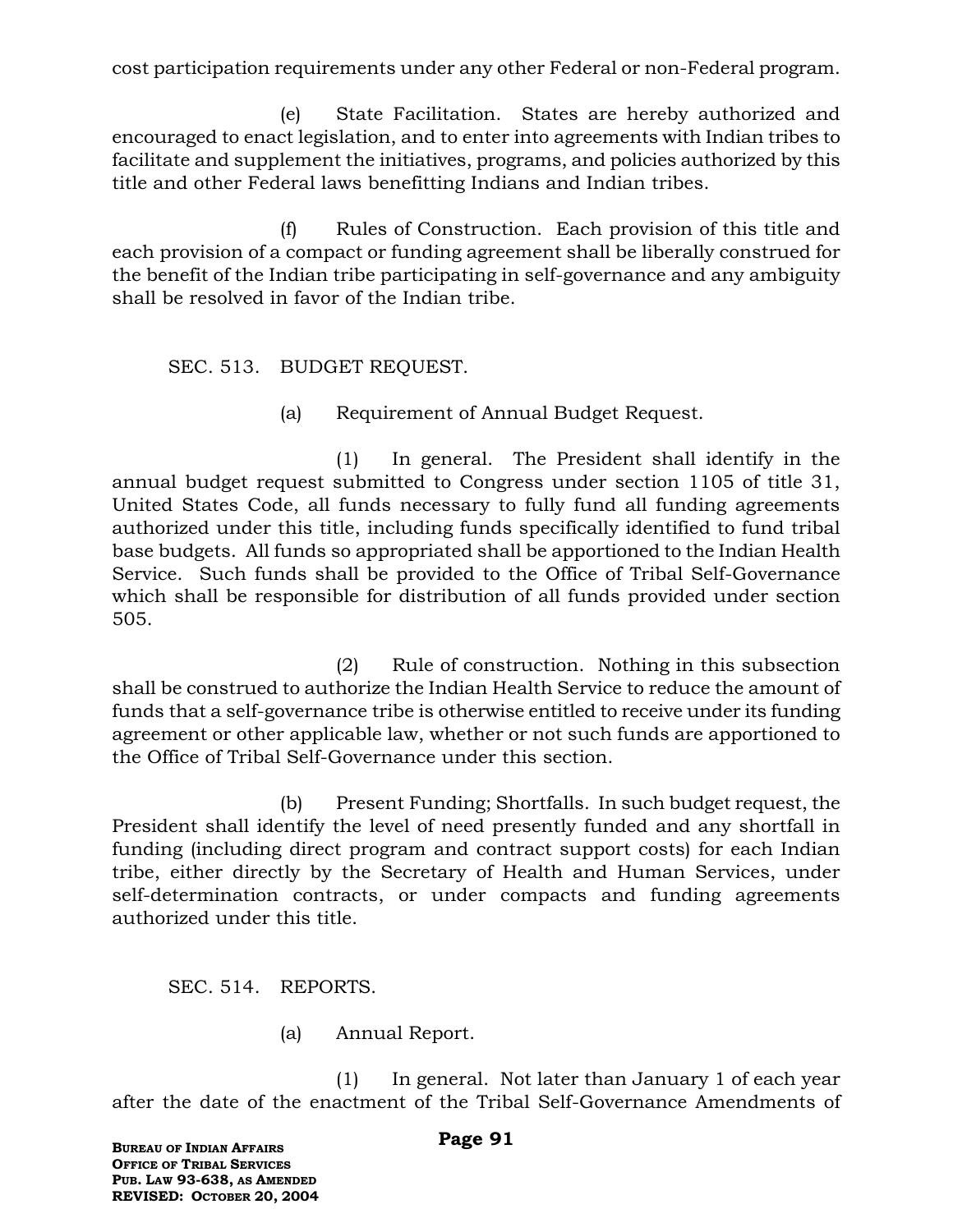cost participation requirements under any other Federal or non-Federal program.

(e) State Facilitation. States are hereby authorized and encouraged to enact legislation, and to enter into agreements with Indian tribes to facilitate and supplement the initiatives, programs, and policies authorized by this title and other Federal laws benefitting Indians and Indian tribes.

(f) Rules of Construction. Each provision of this title and each provision of a compact or funding agreement shall be liberally construed for the benefit of the Indian tribe participating in self-governance and any ambiguity shall be resolved in favor of the Indian tribe.

## SEC. 513. BUDGET REQUEST.

(a) Requirement of Annual Budget Request.

(1) In general. The President shall identify in the annual budget request submitted to Congress under section 1105 of title 31, United States Code, all funds necessary to fully fund all funding agreements authorized under this title, including funds specifically identified to fund tribal base budgets. All funds so appropriated shall be apportioned to the Indian Health Service. Such funds shall be provided to the Office of Tribal Self-Governance which shall be responsible for distribution of all funds provided under section 505.

(2) Rule of construction. Nothing in this subsection shall be construed to authorize the Indian Health Service to reduce the amount of funds that a self-governance tribe is otherwise entitled to receive under its funding agreement or other applicable law, whether or not such funds are apportioned to the Office of Tribal Self-Governance under this section.

(b) Present Funding; Shortfalls. In such budget request, the President shall identify the level of need presently funded and any shortfall in funding (including direct program and contract support costs) for each Indian tribe, either directly by the Secretary of Health and Human Services, under self-determination contracts, or under compacts and funding agreements authorized under this title.

## SEC. 514. REPORTS.

(a) Annual Report.

(1) In general. Not later than January 1 of each year after the date of the enactment of the Tribal Self-Governance Amendments of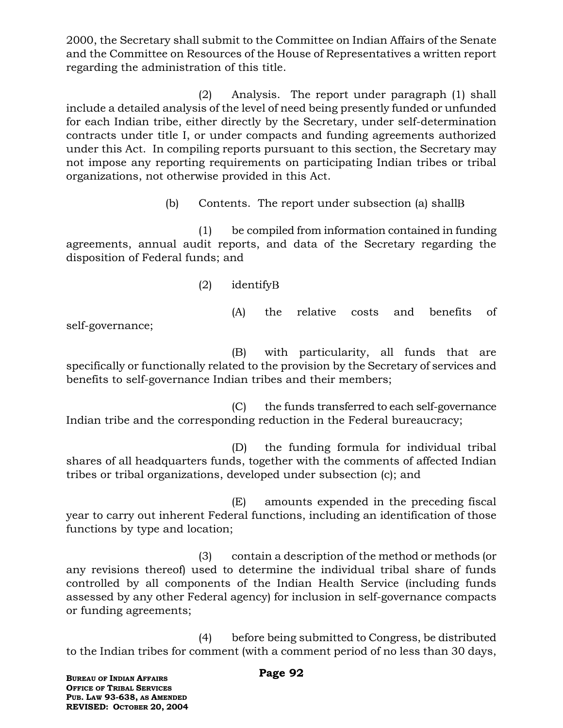2000, the Secretary shall submit to the Committee on Indian Affairs of the Senate and the Committee on Resources of the House of Representatives a written report regarding the administration of this title.

(2) Analysis. The report under paragraph (1) shall include a detailed analysis of the level of need being presently funded or unfunded for each Indian tribe, either directly by the Secretary, under self-determination contracts under title I, or under compacts and funding agreements authorized under this Act. In compiling reports pursuant to this section, the Secretary may not impose any reporting requirements on participating Indian tribes or tribal organizations, not otherwise provided in this Act.

(b) Contents. The report under subsection (a) shallB

(1) be compiled from information contained in funding agreements, annual audit reports, and data of the Secretary regarding the disposition of Federal funds; and

(2) identifyB

(A) the relative costs and benefits of self-governance;

(B) with particularity, all funds that are specifically or functionally related to the provision by the Secretary of services and benefits to self-governance Indian tribes and their members;

(C) the funds transferred to each self-governance Indian tribe and the corresponding reduction in the Federal bureaucracy;

(D) the funding formula for individual tribal shares of all headquarters funds, together with the comments of affected Indian tribes or tribal organizations, developed under subsection (c); and

(E) amounts expended in the preceding fiscal year to carry out inherent Federal functions, including an identification of those functions by type and location;

(3) contain a description of the method or methods (or any revisions thereof) used to determine the individual tribal share of funds controlled by all components of the Indian Health Service (including funds assessed by any other Federal agency) for inclusion in self-governance compacts or funding agreements;

(4) before being submitted to Congress, be distributed to the Indian tribes for comment (with a comment period of no less than 30 days,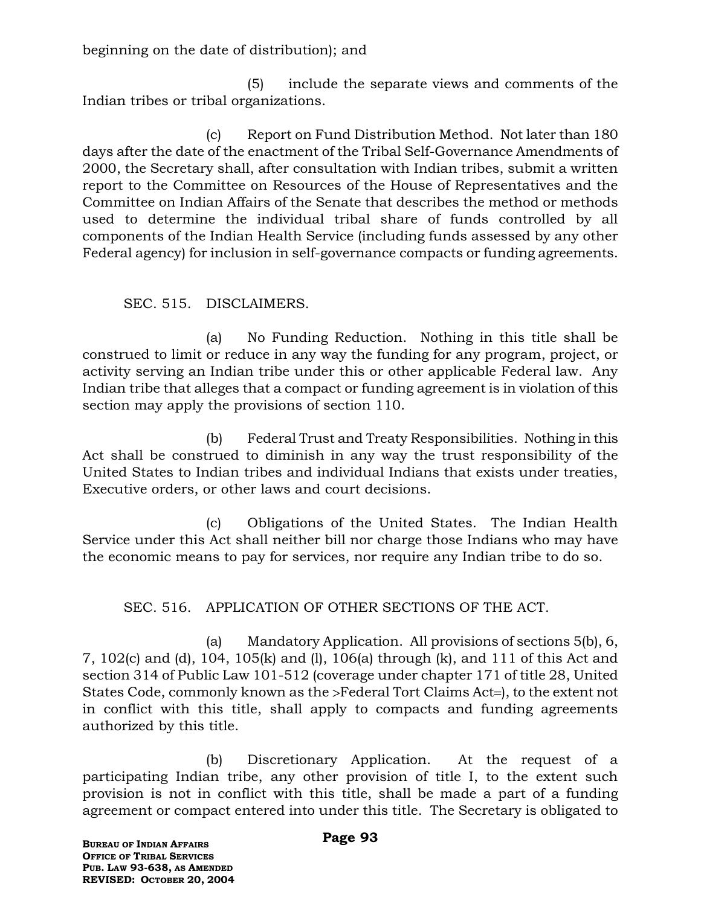beginning on the date of distribution); and

(5) include the separate views and comments of the Indian tribes or tribal organizations.

(c) Report on Fund Distribution Method. Not later than 180 days after the date of the enactment of the Tribal Self-Governance Amendments of 2000, the Secretary shall, after consultation with Indian tribes, submit a written report to the Committee on Resources of the House of Representatives and the Committee on Indian Affairs of the Senate that describes the method or methods used to determine the individual tribal share of funds controlled by all components of the Indian Health Service (including funds assessed by any other Federal agency) for inclusion in self-governance compacts or funding agreements.

## SEC. 515. DISCLAIMERS.

(a) No Funding Reduction. Nothing in this title shall be construed to limit or reduce in any way the funding for any program, project, or activity serving an Indian tribe under this or other applicable Federal law. Any Indian tribe that alleges that a compact or funding agreement is in violation of this section may apply the provisions of section 110.

(b) Federal Trust and Treaty Responsibilities. Nothing in this Act shall be construed to diminish in any way the trust responsibility of the United States to Indian tribes and individual Indians that exists under treaties, Executive orders, or other laws and court decisions.

(c) Obligations of the United States. The Indian Health Service under this Act shall neither bill nor charge those Indians who may have the economic means to pay for services, nor require any Indian tribe to do so.

## SEC. 516. APPLICATION OF OTHER SECTIONS OF THE ACT.

(a) Mandatory Application. All provisions of sections 5(b), 6, 7, 102(c) and (d), 104, 105(k) and (l), 106(a) through (k), and 111 of this Act and section 314 of Public Law 101-512 (coverage under chapter 171 of title 28, United States Code, commonly known as the >Federal Tort Claims Act=), to the extent not in conflict with this title, shall apply to compacts and funding agreements authorized by this title.

(b) Discretionary Application. At the request of a participating Indian tribe, any other provision of title I, to the extent such provision is not in conflict with this title, shall be made a part of a funding agreement or compact entered into under this title. The Secretary is obligated to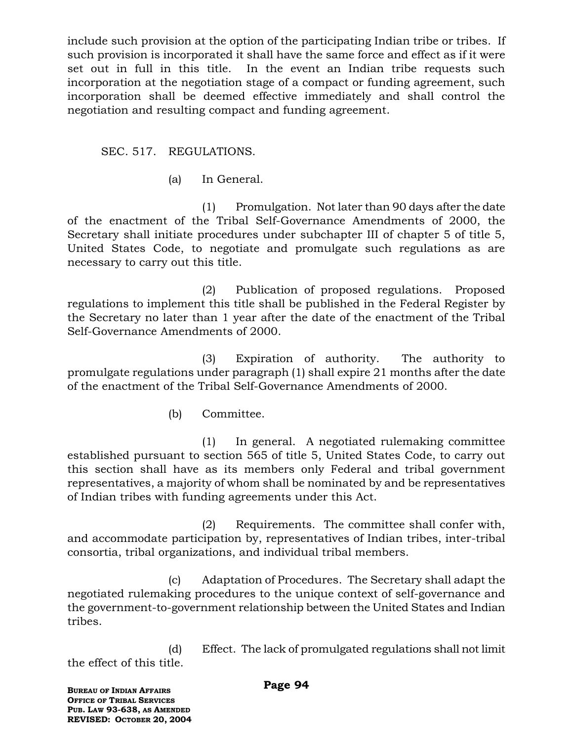include such provision at the option of the participating Indian tribe or tribes. If such provision is incorporated it shall have the same force and effect as if it were set out in full in this title. In the event an Indian tribe requests such incorporation at the negotiation stage of a compact or funding agreement, such incorporation shall be deemed effective immediately and shall control the negotiation and resulting compact and funding agreement.

SEC. 517. REGULATIONS.

(a) In General.

(1) Promulgation. Not later than 90 days after the date of the enactment of the Tribal Self-Governance Amendments of 2000, the Secretary shall initiate procedures under subchapter III of chapter 5 of title 5, United States Code, to negotiate and promulgate such regulations as are necessary to carry out this title.

(2) Publication of proposed regulations. Proposed regulations to implement this title shall be published in the Federal Register by the Secretary no later than 1 year after the date of the enactment of the Tribal Self-Governance Amendments of 2000.

(3) Expiration of authority. The authority to promulgate regulations under paragraph (1) shall expire 21 months after the date of the enactment of the Tribal Self-Governance Amendments of 2000.

(b) Committee.

(1) In general. A negotiated rulemaking committee established pursuant to section 565 of title 5, United States Code, to carry out this section shall have as its members only Federal and tribal government representatives, a majority of whom shall be nominated by and be representatives of Indian tribes with funding agreements under this Act.

(2) Requirements. The committee shall confer with, and accommodate participation by, representatives of Indian tribes, inter-tribal consortia, tribal organizations, and individual tribal members.

(c) Adaptation of Procedures. The Secretary shall adapt the negotiated rulemaking procedures to the unique context of self-governance and the government-to-government relationship between the United States and Indian tribes.

(d) Effect. The lack of promulgated regulations shall not limit the effect of this title.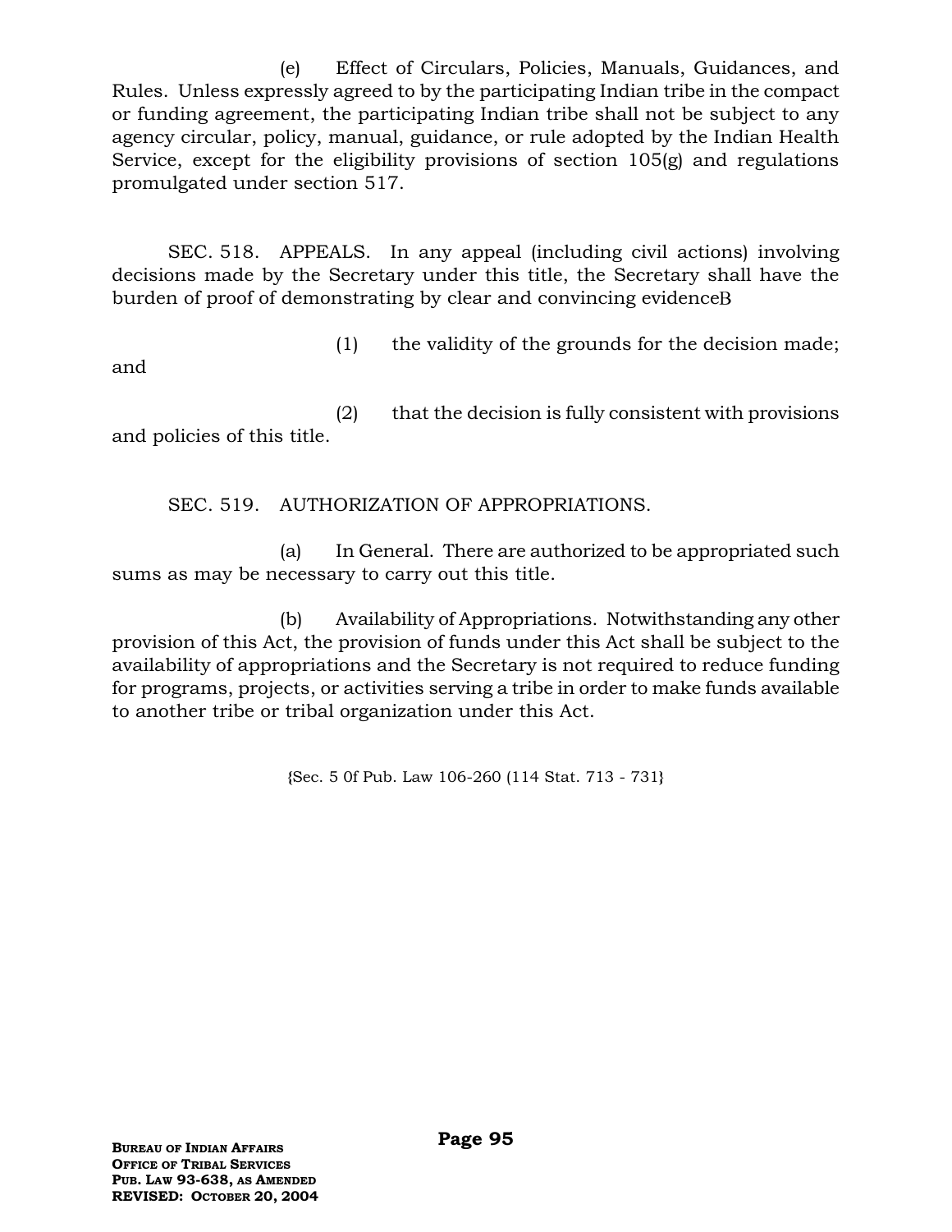(e) Effect of Circulars, Policies, Manuals, Guidances, and Rules. Unless expressly agreed to by the participating Indian tribe in the compact or funding agreement, the participating Indian tribe shall not be subject to any agency circular, policy, manual, guidance, or rule adopted by the Indian Health Service, except for the eligibility provisions of section 105(g) and regulations promulgated under section 517.

SEC. 518. APPEALS. In any appeal (including civil actions) involving decisions made by the Secretary under this title, the Secretary shall have the burden of proof of demonstrating by clear and convincing evidenceB

(1) the validity of the grounds for the decision made; and

(2) that the decision is fully consistent with provisions and policies of this title.

SEC. 519. AUTHORIZATION OF APPROPRIATIONS.

(a) In General. There are authorized to be appropriated such sums as may be necessary to carry out this title.

(b) Availability of Appropriations. Notwithstanding any other provision of this Act, the provision of funds under this Act shall be subject to the availability of appropriations and the Secretary is not required to reduce funding for programs, projects, or activities serving a tribe in order to make funds available to another tribe or tribal organization under this Act.

{Sec. 5 0f Pub. Law 106-260 (114 Stat. 713 - 731}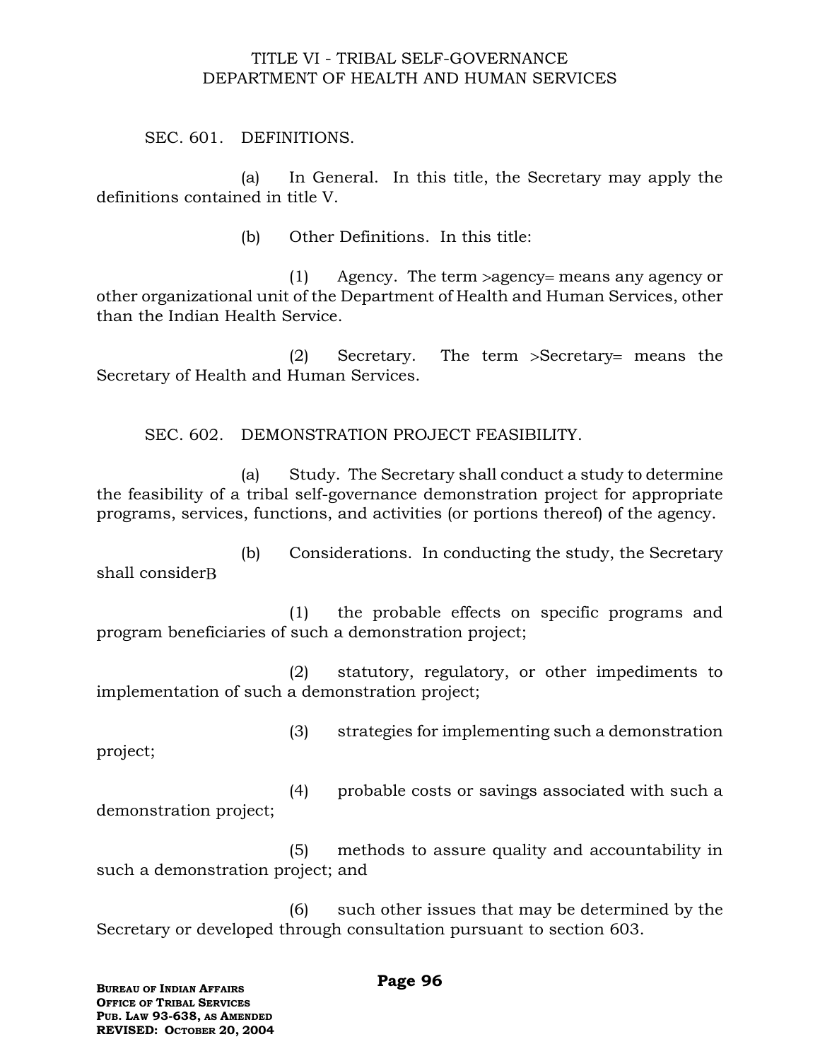# TITLE VI - TRIBAL SELF-GOVERNANCE
# DEPARTMENT OF HEALTH AND HUMAN SERVICES

## SEC. 601. DEFINITIONS.

(a) In General. In this title, the Secretary may apply the definitions contained in title V.

(b) Other Definitions. In this title:

(1) Agency. The term >agency= means any agency or other organizational unit of the Department of Health and Human Services, other than the Indian Health Service.

(2) Secretary. The term >Secretary= means the Secretary of Health and Human Services.

## SEC. 602. DEMONSTRATION PROJECT FEASIBILITY.

(a) Study. The Secretary shall conduct a study to determine the feasibility of a tribal self-governance demonstration project for appropriate programs, services, functions, and activities (or portions thereof) of the agency.

(b) Considerations. In conducting the study, the Secretary shall considerB

(1) the probable effects on specific programs and program beneficiaries of such a demonstration project;

(2) statutory, regulatory, or other impediments to implementation of such a demonstration project;

(3) strategies for implementing such a demonstration project;

(4) probable costs or savings associated with such a demonstration project;

(5) methods to assure quality and accountability in such a demonstration project; and

(6) such other issues that may be determined by the Secretary or developed through consultation pursuant to section 603.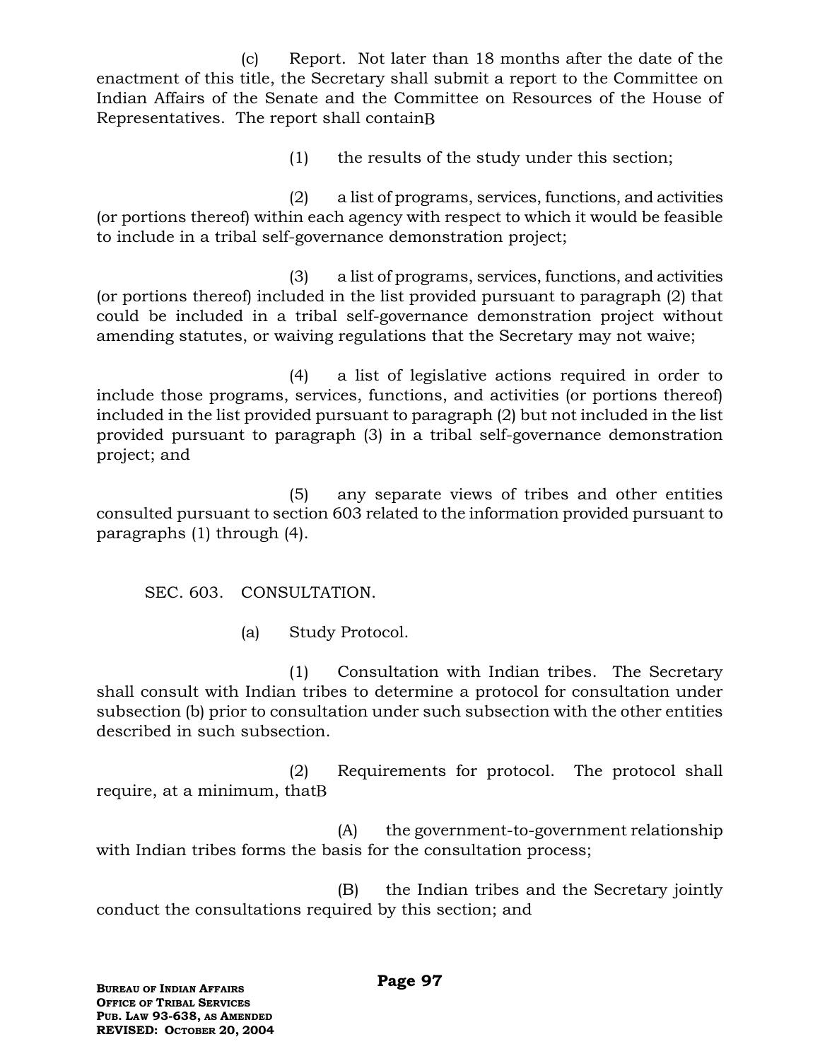(c) Report. Not later than 18 months after the date of the enactment of this title, the Secretary shall submit a report to the Committee on Indian Affairs of the Senate and the Committee on Resources of the House of Representatives. The report shall containB

(1) the results of the study under this section;

(2) a list of programs, services, functions, and activities (or portions thereof) within each agency with respect to which it would be feasible to include in a tribal self-governance demonstration project;

(3) a list of programs, services, functions, and activities (or portions thereof) included in the list provided pursuant to paragraph (2) that could be included in a tribal self-governance demonstration project without amending statutes, or waiving regulations that the Secretary may not waive;

(4) a list of legislative actions required in order to include those programs, services, functions, and activities (or portions thereof) included in the list provided pursuant to paragraph (2) but not included in the list provided pursuant to paragraph (3) in a tribal self-governance demonstration project; and

(5) any separate views of tribes and other entities consulted pursuant to section 603 related to the information provided pursuant to paragraphs (1) through (4).

SEC. 603. CONSULTATION.

(a) Study Protocol.

(1) Consultation with Indian tribes. The Secretary shall consult with Indian tribes to determine a protocol for consultation under subsection (b) prior to consultation under such subsection with the other entities described in such subsection.

(2) Requirements for protocol. The protocol shall require, at a minimum, thatB

(A) the government-to-government relationship with Indian tribes forms the basis for the consultation process;

(B) the Indian tribes and the Secretary jointly conduct the consultations required by this section; and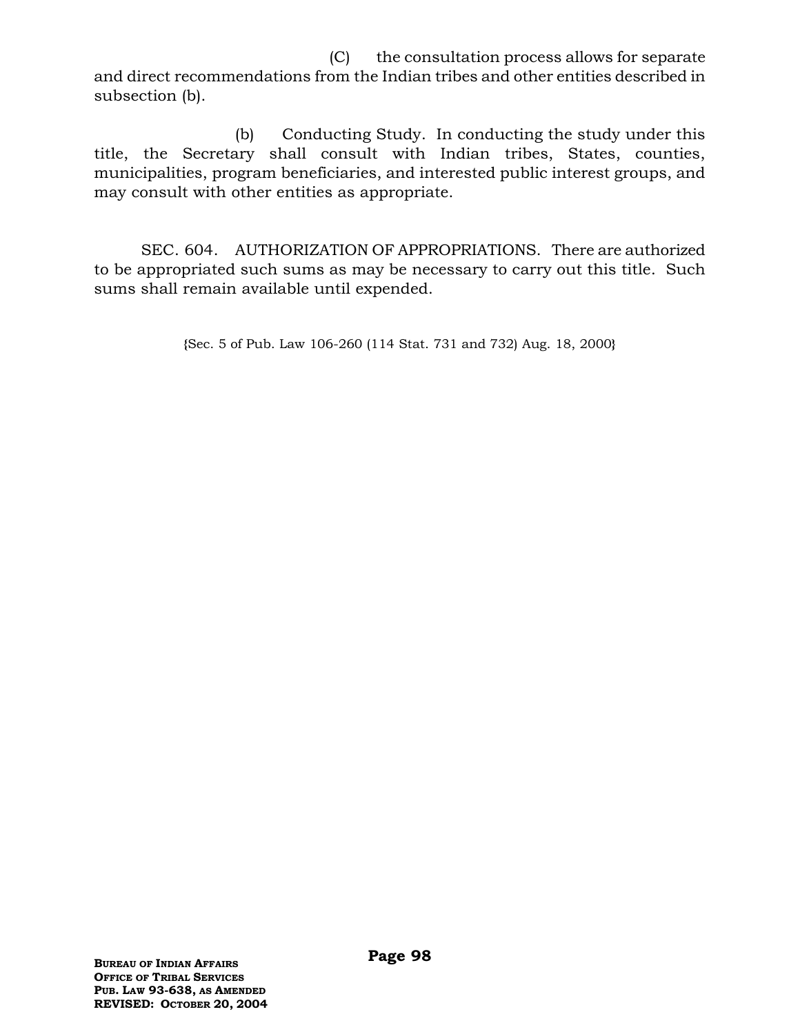(C) the consultation process allows for separate and direct recommendations from the Indian tribes and other entities described in subsection (b).

(b) Conducting Study. In conducting the study under this title, the Secretary shall consult with Indian tribes, States, counties, municipalities, program beneficiaries, and interested public interest groups, and may consult with other entities as appropriate.

SEC. 604. AUTHORIZATION OF APPROPRIATIONS. There are authorized to be appropriated such sums as may be necessary to carry out this title. Such sums shall remain available until expended.

{Sec. 5 of Pub. Law 106-260 (114 Stat. 731 and 732) Aug. 18, 2000}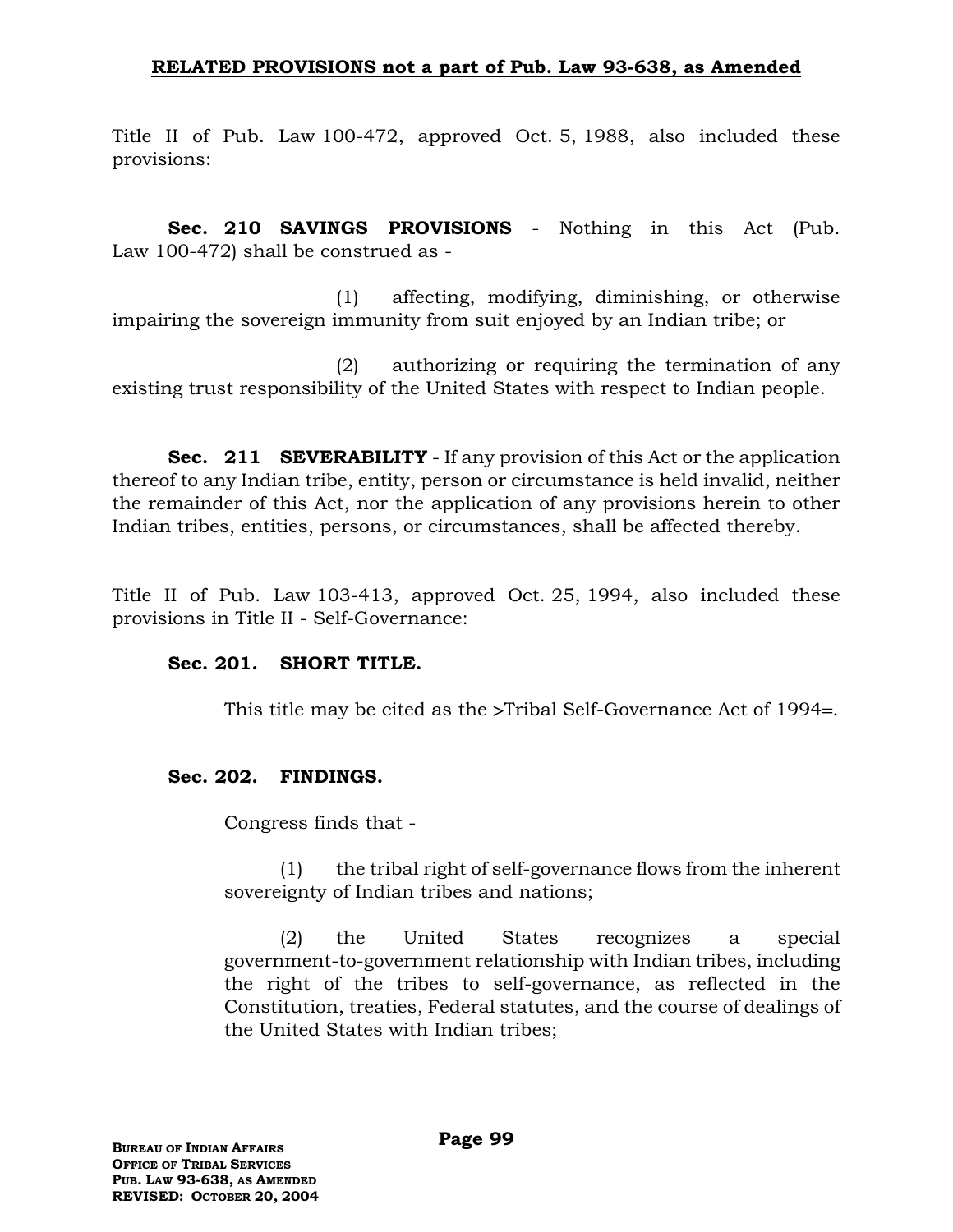**RELATED PROVISIONS not a part of Pub. Law 93-638, as Amended**

Title II of Pub. Law 100-472, approved Oct. 5, 1988, also included these provisions:

**Sec. 210 SAVINGS PROVISIONS** - Nothing in this Act (Pub. Law 100-472) shall be construed as -

(1) affecting, modifying, diminishing, or otherwise impairing the sovereign immunity from suit enjoyed by an Indian tribe; or

(2) authorizing or requiring the termination of any existing trust responsibility of the United States with respect to Indian people.

**Sec. 211 SEVERABILITY** - If any provision of this Act or the application thereof to any Indian tribe, entity, person or circumstance is held invalid, neither the remainder of this Act, nor the application of any provisions herein to other Indian tribes, entities, persons, or circumstances, shall be affected thereby.

Title II of Pub. Law 103-413, approved Oct. 25, 1994, also included these provisions in Title II - Self-Governance:

**Sec. 201. SHORT TITLE.**

This title may be cited as the >Tribal Self-Governance Act of 1994=.

**Sec. 202. FINDINGS.**

Congress finds that -

(1) the tribal right of self-governance flows from the inherent sovereignty of Indian tribes and nations;

(2) the United States recognizes a special government-to-government relationship with Indian tribes, including the right of the tribes to self-governance, as reflected in the Constitution, treaties, Federal statutes, and the course of dealings of the United States with Indian tribes;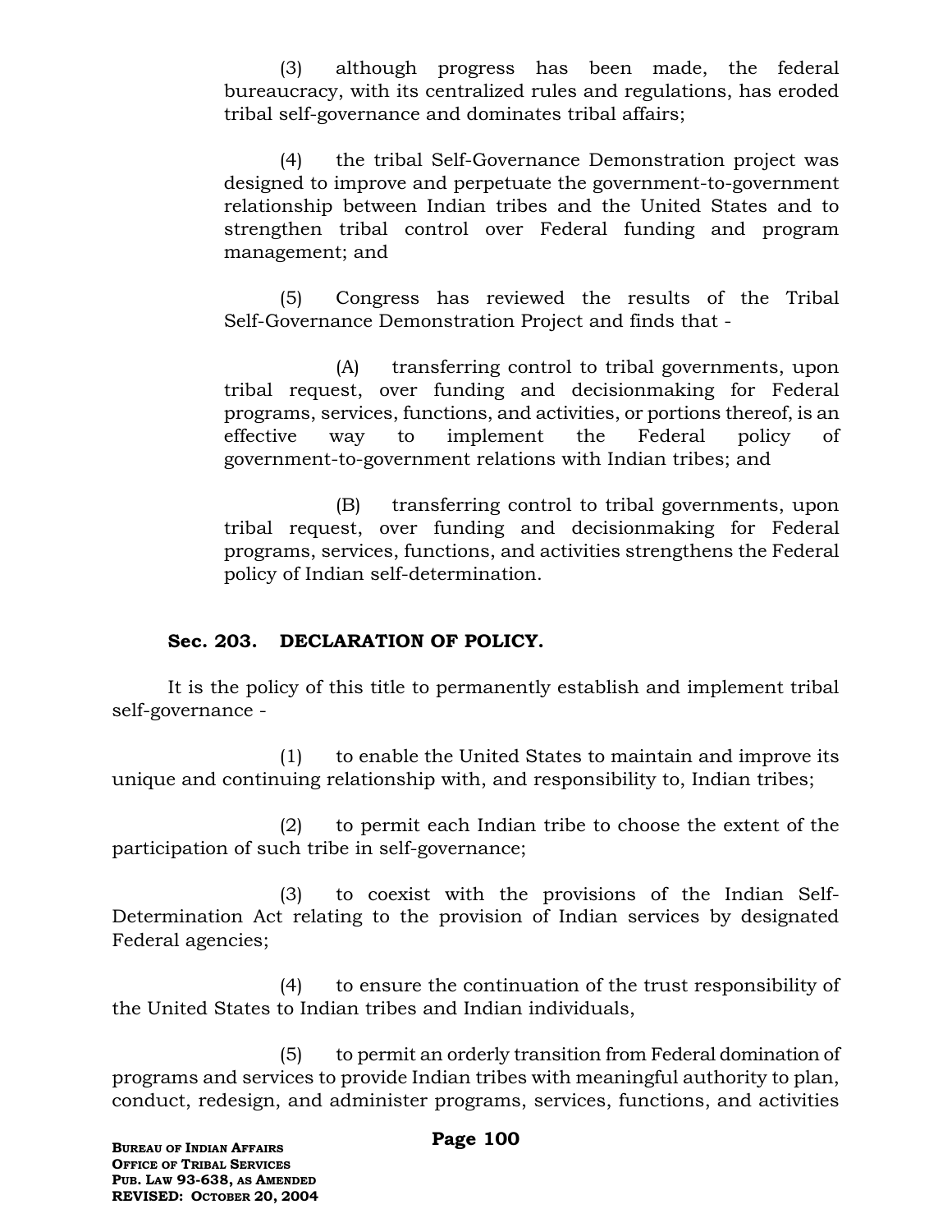(3) although progress has been made, the federal bureaucracy, with its centralized rules and regulations, has eroded tribal self-governance and dominates tribal affairs;

(4) the tribal Self-Governance Demonstration project was designed to improve and perpetuate the government-to-government relationship between Indian tribes and the United States and to strengthen tribal control over Federal funding and program management; and

(5) Congress has reviewed the results of the Tribal Self-Governance Demonstration Project and finds that -

(A) transferring control to tribal governments, upon tribal request, over funding and decisionmaking for Federal programs, services, functions, and activities, or portions thereof, is an effective way to implement the Federal policy of government-to-government relations with Indian tribes; and

(B) transferring control to tribal governments, upon tribal request, over funding and decisionmaking for Federal programs, services, functions, and activities strengthens the Federal policy of Indian self-determination.

### Sec. 203. DECLARATION OF POLICY.

It is the policy of this title to permanently establish and implement tribal self-governance -

(1) to enable the United States to maintain and improve its unique and continuing relationship with, and responsibility to, Indian tribes;

(2) to permit each Indian tribe to choose the extent of the participation of such tribe in self-governance;

(3) to coexist with the provisions of the Indian Self-Determination Act relating to the provision of Indian services by designated Federal agencies;

(4) to ensure the continuation of the trust responsibility of the United States to Indian tribes and Indian individuals,

(5) to permit an orderly transition from Federal domination of programs and services to provide Indian tribes with meaningful authority to plan, conduct, redesign, and administer programs, services, functions, and activities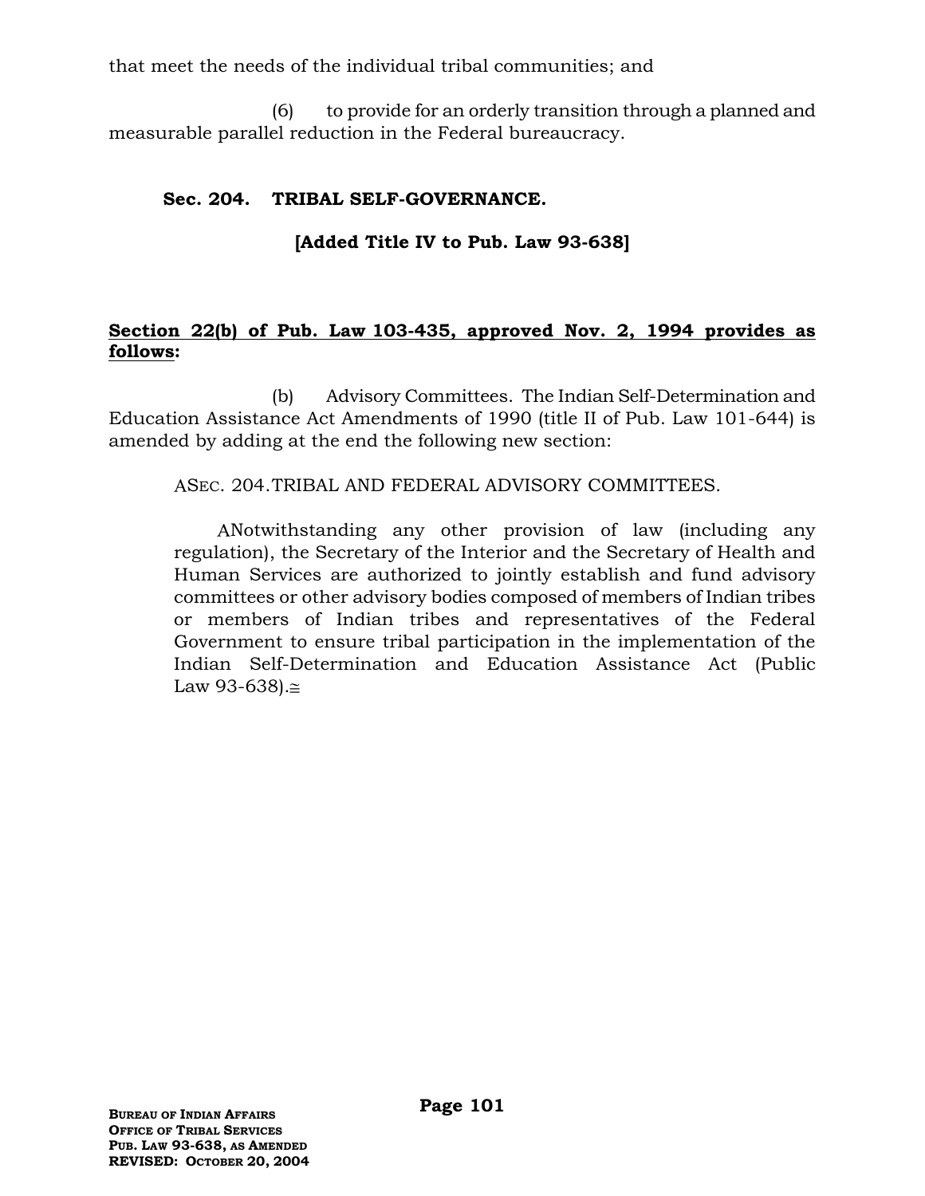that meet the needs of the individual tribal communities; and

(6) to provide for an orderly transition through a planned and measurable parallel reduction in the Federal bureaucracy.

### Sec. 204. TRIBAL SELF-GOVERNANCE.

**[Added Title IV to Pub. Law 93-638]**

**Section 22(b) of Pub. Law 103-435, approved Nov. 2, 1994 provides as follows:**

(b) Advisory Committees. The Indian Self-Determination and Education Assistance Act Amendments of 1990 (title II of Pub. Law 101-644) is amended by adding at the end the following new section:

> ASEC. 204. TRIBAL AND FEDERAL ADVISORY COMMITTEES.
>
> ANotwithstanding any other provision of law (including any regulation), the Secretary of the Interior and the Secretary of Health and Human Services are authorized to jointly establish and fund advisory committees or other advisory bodies composed of members of Indian tribes or members of Indian tribes and representatives of the Federal Government to ensure tribal participation in the implementation of the Indian Self-Determination and Education Assistance Act (Public Law 93-638).≅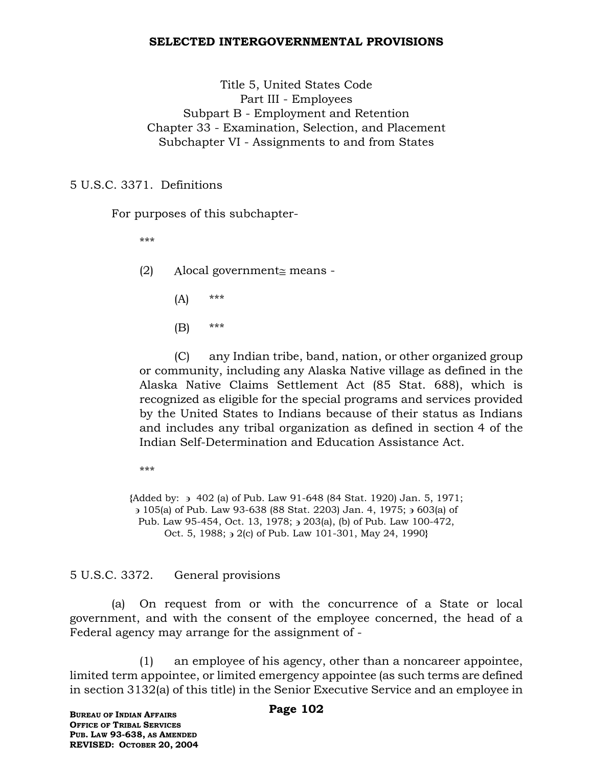**SELECTED INTERGOVERNMENTAL PROVISIONS**

Title 5, United States Code
Part III - Employees
Subpart B - Employment and Retention
Chapter 33 - Examination, Selection, and Placement
Subchapter VI - Assignments to and from States

5 U.S.C. 3371. Definitions

For purposes of this subchapter-

***

(2) Alocal government≅ means -

(A) ***

(B) ***

(C) any Indian tribe, band, nation, or other organized group or community, including any Alaska Native village as defined in the Alaska Native Claims Settlement Act (85 Stat. 688), which is recognized as eligible for the special programs and services provided by the United States to Indians because of their status as Indians and includes any tribal organization as defined in section 4 of the Indian Self-Determination and Education Assistance Act.

***

{Added by: ∋ 402 (a) of Pub. Law 91-648 (84 Stat. 1920) Jan. 5, 1971; ∋ 105(a) of Pub. Law 93-638 (88 Stat. 2203) Jan. 4, 1975; ∋ 603(a) of Pub. Law 95-454, Oct. 13, 1978; ∋ 203(a), (b) of Pub. Law 100-472, Oct. 5, 1988; ∋ 2(c) of Pub. Law 101-301, May 24, 1990}

5 U.S.C. 3372. General provisions

(a) On request from or with the concurrence of a State or local government, and with the consent of the employee concerned, the head of a Federal agency may arrange for the assignment of -

(1) an employee of his agency, other than a noncareer appointee, limited term appointee, or limited emergency appointee (as such terms are defined in section 3132(a) of this title) in the Senior Executive Service and an employee in

**Bureau of Indian Affairs**
**Office of Tribal Services**
**Pub. Law 93-638, as Amended**
**REVISED: October 20, 2004**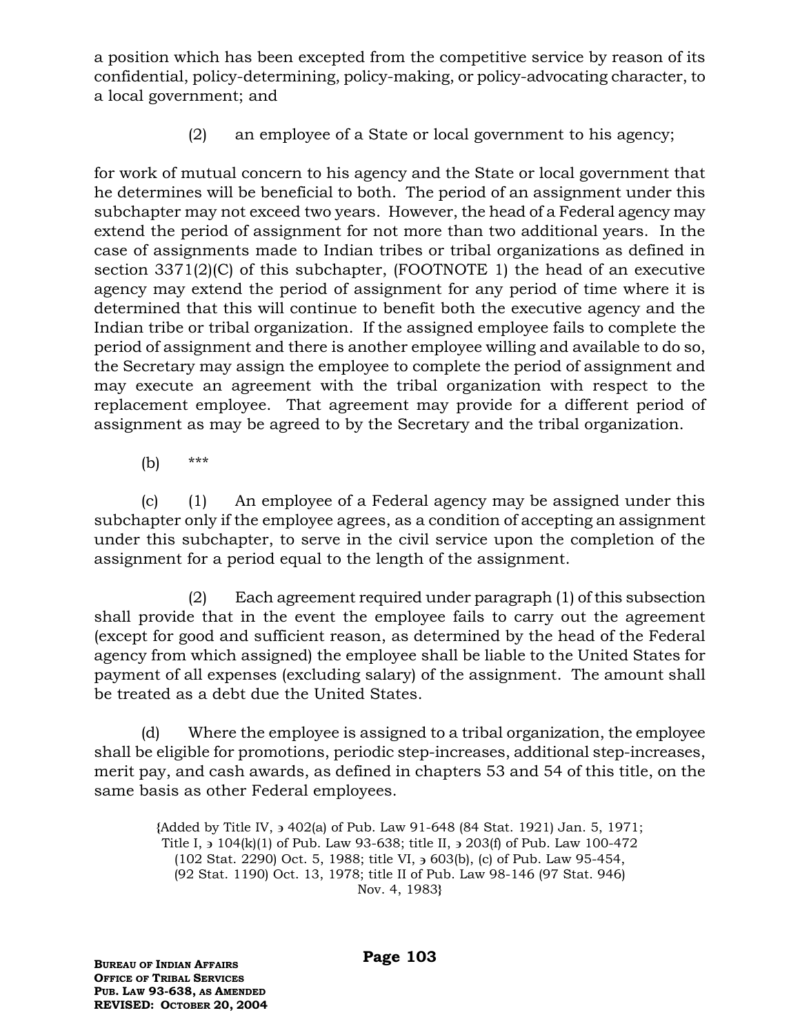a position which has been excepted from the competitive service by reason of its confidential, policy-determining, policy-making, or policy-advocating character, to a local government; and

(2) an employee of a State or local government to his agency;

for work of mutual concern to his agency and the State or local government that he determines will be beneficial to both. The period of an assignment under this subchapter may not exceed two years. However, the head of a Federal agency may extend the period of assignment for not more than two additional years. In the case of assignments made to Indian tribes or tribal organizations as defined in section 3371(2)(C) of this subchapter, (FOOTNOTE 1) the head of an executive agency may extend the period of assignment for any period of time where it is determined that this will continue to benefit both the executive agency and the Indian tribe or tribal organization. If the assigned employee fails to complete the period of assignment and there is another employee willing and available to do so, the Secretary may assign the employee to complete the period of assignment and may execute an agreement with the tribal organization with respect to the replacement employee. That agreement may provide for a different period of assignment as may be agreed to by the Secretary and the tribal organization.

(b) ***

(c) (1) An employee of a Federal agency may be assigned under this subchapter only if the employee agrees, as a condition of accepting an assignment under this subchapter, to serve in the civil service upon the completion of the assignment for a period equal to the length of the assignment.

(2) Each agreement required under paragraph (1) of this subsection shall provide that in the event the employee fails to carry out the agreement (except for good and sufficient reason, as determined by the head of the Federal agency from which assigned) the employee shall be liable to the United States for payment of all expenses (excluding salary) of the assignment. The amount shall be treated as a debt due the United States.

(d) Where the employee is assigned to a tribal organization, the employee shall be eligible for promotions, periodic step-increases, additional step-increases, merit pay, and cash awards, as defined in chapters 53 and 54 of this title, on the same basis as other Federal employees.

{Added by Title IV, § 402(a) of Pub. Law 91-648 (84 Stat. 1921) Jan. 5, 1971; Title I, § 104(k)(1) of Pub. Law 93-638; title II, § 203(f) of Pub. Law 100-472 (102 Stat. 2290) Oct. 5, 1988; title VI, § 603(b), (c) of Pub. Law 95-454, (92 Stat. 1190) Oct. 13, 1978; title II of Pub. Law 98-146 (97 Stat. 946) Nov. 4, 1983}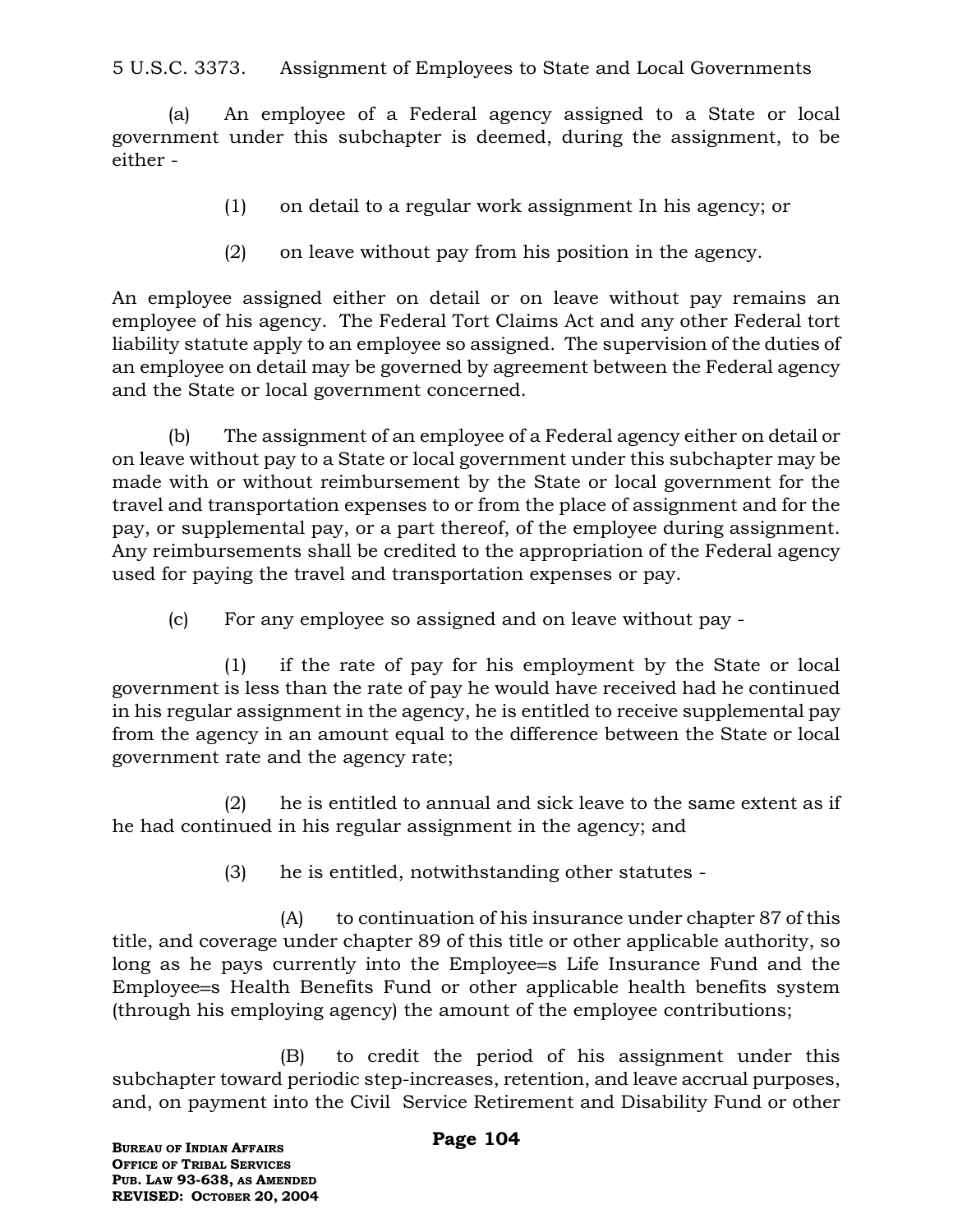5 U.S.C. 3373. Assignment of Employees to State and Local Governments

(a) An employee of a Federal agency assigned to a State or local government under this subchapter is deemed, during the assignment, to be either -

(1) on detail to a regular work assignment In his agency; or

(2) on leave without pay from his position in the agency.

An employee assigned either on detail or on leave without pay remains an employee of his agency. The Federal Tort Claims Act and any other Federal tort liability statute apply to an employee so assigned. The supervision of the duties of an employee on detail may be governed by agreement between the Federal agency and the State or local government concerned.

(b) The assignment of an employee of a Federal agency either on detail or on leave without pay to a State or local government under this subchapter may be made with or without reimbursement by the State or local government for the travel and transportation expenses to or from the place of assignment and for the pay, or supplemental pay, or a part thereof, of the employee during assignment. Any reimbursements shall be credited to the appropriation of the Federal agency used for paying the travel and transportation expenses or pay.

(c) For any employee so assigned and on leave without pay -

(1) if the rate of pay for his employment by the State or local government is less than the rate of pay he would have received had he continued in his regular assignment in the agency, he is entitled to receive supplemental pay from the agency in an amount equal to the difference between the State or local government rate and the agency rate;

(2) he is entitled to annual and sick leave to the same extent as if he had continued in his regular assignment in the agency; and

(3) he is entitled, notwithstanding other statutes -

(A) to continuation of his insurance under chapter 87 of this title, and coverage under chapter 89 of this title or other applicable authority, so long as he pays currently into the Employee=s Life Insurance Fund and the Employee=s Health Benefits Fund or other applicable health benefits system (through his employing agency) the amount of the employee contributions;

(B) to credit the period of his assignment under this subchapter toward periodic step-increases, retention, and leave accrual purposes, and, on payment into the Civil Service Retirement and Disability Fund or other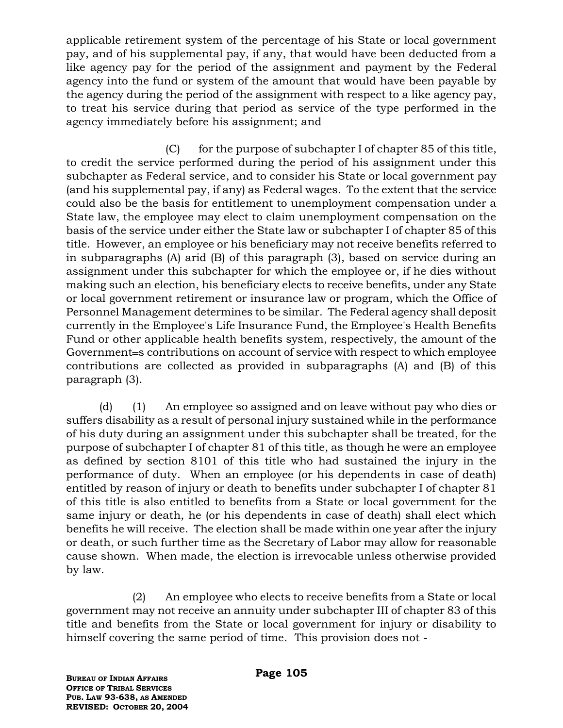applicable retirement system of the percentage of his State or local government pay, and of his supplemental pay, if any, that would have been deducted from a like agency pay for the period of the assignment and payment by the Federal agency into the fund or system of the amount that would have been payable by the agency during the period of the assignment with respect to a like agency pay, to treat his service during that period as service of the type performed in the agency immediately before his assignment; and

(C) for the purpose of subchapter I of chapter 85 of this title, to credit the service performed during the period of his assignment under this subchapter as Federal service, and to consider his State or local government pay (and his supplemental pay, if any) as Federal wages. To the extent that the service could also be the basis for entitlement to unemployment compensation under a State law, the employee may elect to claim unemployment compensation on the basis of the service under either the State law or subchapter I of chapter 85 of this title. However, an employee or his beneficiary may not receive benefits referred to in subparagraphs (A) arid (B) of this paragraph (3), based on service during an assignment under this subchapter for which the employee or, if he dies without making such an election, his beneficiary elects to receive benefits, under any State or local government retirement or insurance law or program, which the Office of Personnel Management determines to be similar. The Federal agency shall deposit currently in the Employee's Life Insurance Fund, the Employee's Health Benefits Fund or other applicable health benefits system, respectively, the amount of the Government=s contributions on account of service with respect to which employee contributions are collected as provided in subparagraphs (A) and (B) of this paragraph (3).

(d) (1) An employee so assigned and on leave without pay who dies or suffers disability as a result of personal injury sustained while in the performance of his duty during an assignment under this subchapter shall be treated, for the purpose of subchapter I of chapter 81 of this title, as though he were an employee as defined by section 8101 of this title who had sustained the injury in the performance of duty. When an employee (or his dependents in case of death) entitled by reason of injury or death to benefits under subchapter I of chapter 81 of this title is also entitled to benefits from a State or local government for the same injury or death, he (or his dependents in case of death) shall elect which benefits he will receive. The election shall be made within one year after the injury or death, or such further time as the Secretary of Labor may allow for reasonable cause shown. When made, the election is irrevocable unless otherwise provided by law.

(2) An employee who elects to receive benefits from a State or local government may not receive an annuity under subchapter III of chapter 83 of this title and benefits from the State or local government for injury or disability to himself covering the same period of time. This provision does not -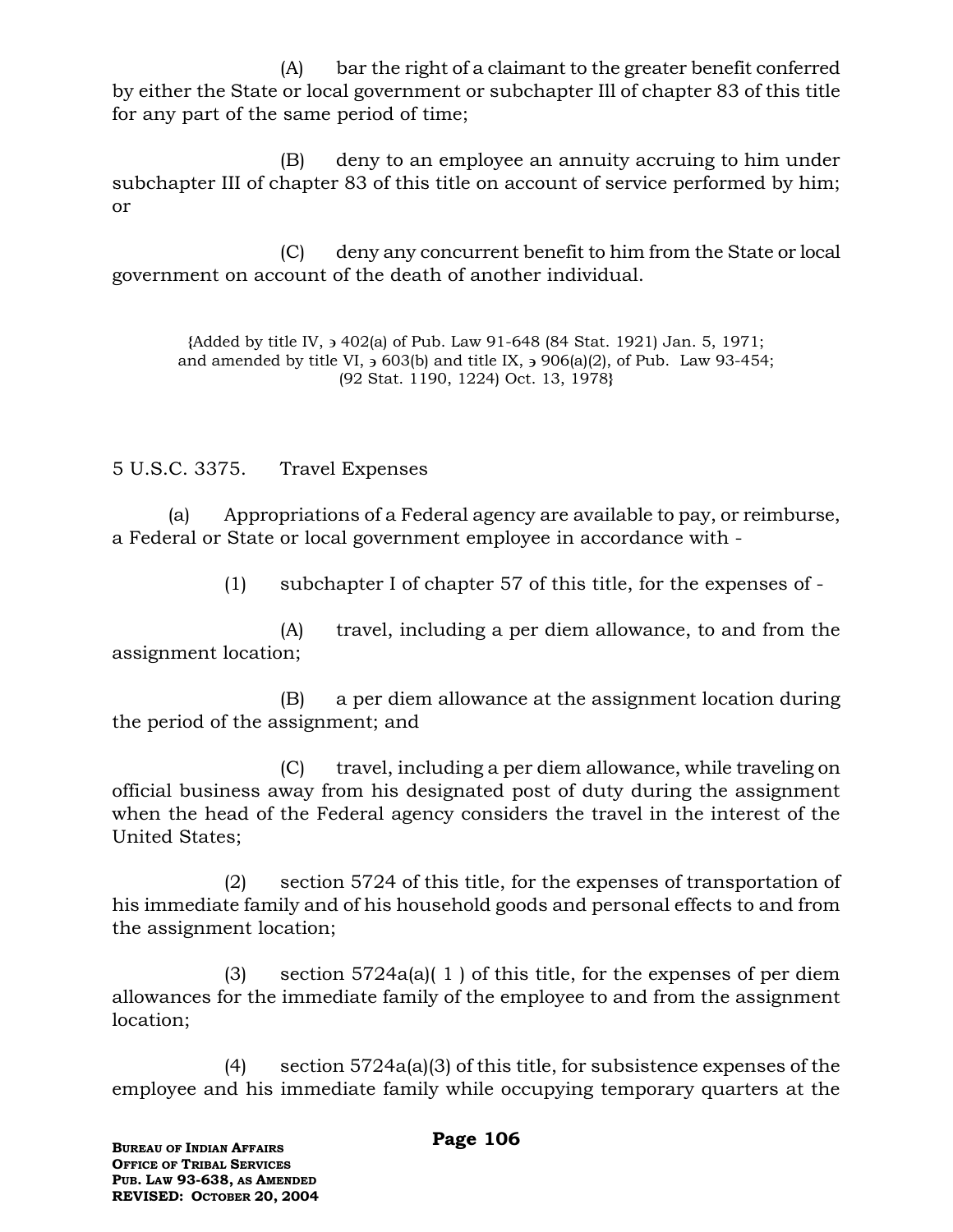(A) bar the right of a claimant to the greater benefit conferred by either the State or local government or subchapter Ill of chapter 83 of this title for any part of the same period of time;

(B) deny to an employee an annuity accruing to him under subchapter III of chapter 83 of this title on account of service performed by him; or

(C) deny any concurrent benefit to him from the State or local government on account of the death of another individual.

{Added by title IV, ∋ 402(a) of Pub. Law 91-648 (84 Stat. 1921) Jan. 5, 1971; and amended by title VI, ∋ 603(b) and title IX, ∋ 906(a)(2), of Pub. Law 93-454; (92 Stat. 1190, 1224) Oct. 13, 1978}

5 U.S.C. 3375. Travel Expenses

(a) Appropriations of a Federal agency are available to pay, or reimburse, a Federal or State or local government employee in accordance with -

(1) subchapter I of chapter 57 of this title, for the expenses of -

(A) travel, including a per diem allowance, to and from the assignment location;

(B) a per diem allowance at the assignment location during the period of the assignment; and

(C) travel, including a per diem allowance, while traveling on official business away from his designated post of duty during the assignment when the head of the Federal agency considers the travel in the interest of the United States;

(2) section 5724 of this title, for the expenses of transportation of his immediate family and of his household goods and personal effects to and from the assignment location;

(3) section 5724a(a)( 1 ) of this title, for the expenses of per diem allowances for the immediate family of the employee to and from the assignment location;

(4) section 5724a(a)(3) of this title, for subsistence expenses of the employee and his immediate family while occupying temporary quarters at the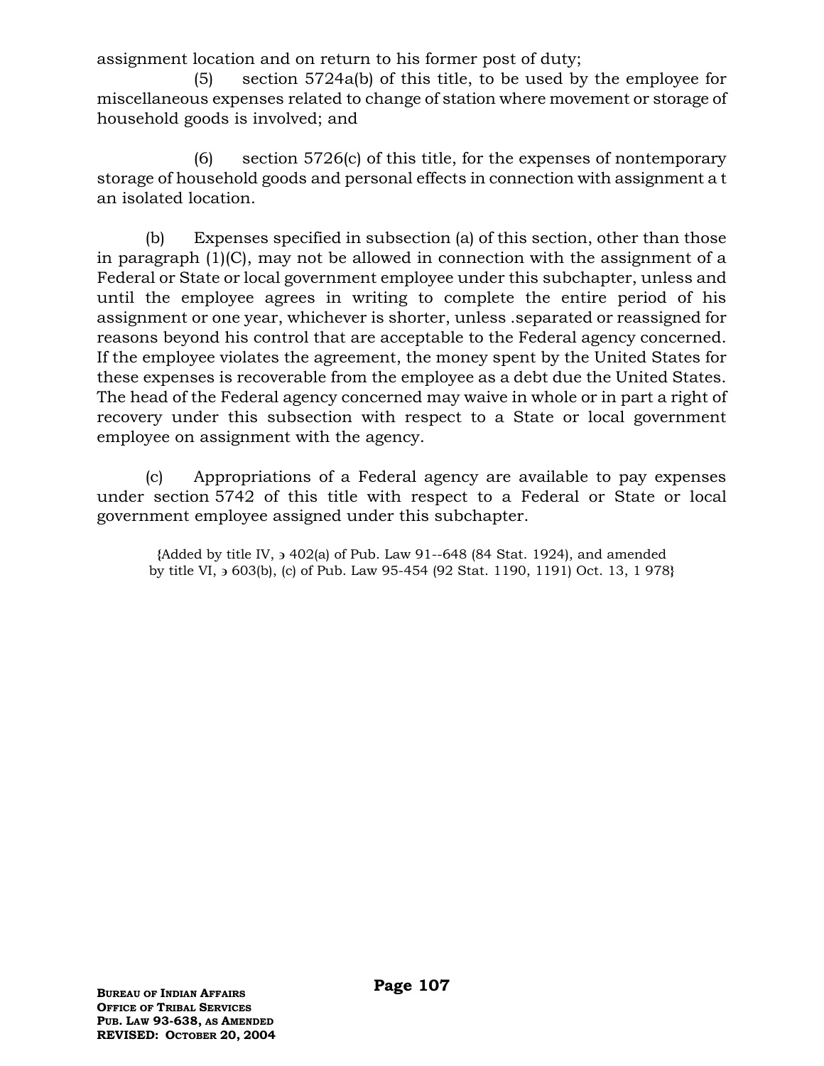assignment location and on return to his former post of duty;

(5) section 5724a(b) of this title, to be used by the employee for miscellaneous expenses related to change of station where movement or storage of household goods is involved; and

(6) section 5726(c) of this title, for the expenses of nontemporary storage of household goods and personal effects in connection with assignment a t an isolated location.

(b) Expenses specified in subsection (a) of this section, other than those in paragraph (1)(C), may not be allowed in connection with the assignment of a Federal or State or local government employee under this subchapter, unless and until the employee agrees in writing to complete the entire period of his assignment or one year, whichever is shorter, unless .separated or reassigned for reasons beyond his control that are acceptable to the Federal agency concerned. If the employee violates the agreement, the money spent by the United States for these expenses is recoverable from the employee as a debt due the United States. The head of the Federal agency concerned may waive in whole or in part a right of recovery under this subsection with respect to a State or local government employee on assignment with the agency.

(c) Appropriations of a Federal agency are available to pay expenses under section 5742 of this title with respect to a Federal or State or local government employee assigned under this subchapter.

{Added by title IV, ↄ 402(a) of Pub. Law 91--648 (84 Stat. 1924), and amended by title VI, ↄ 603(b), (c) of Pub. Law 95-454 (92 Stat. 1190, 1191) Oct. 13, 1 978}